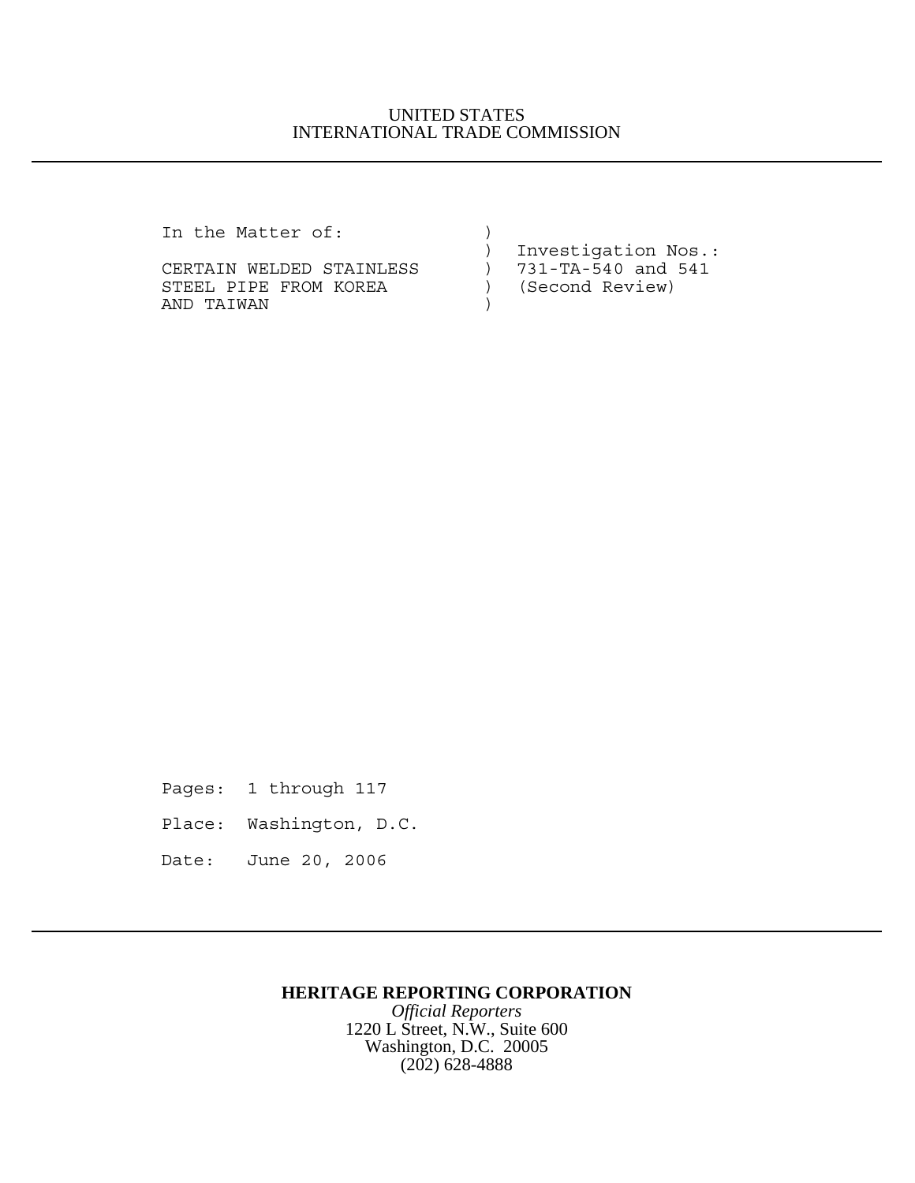UNITED STATES
INTERNATIONAL TRADE COMMISSION

---

```
In the Matter of:               )
                                )  Investigation Nos.:
CERTAIN WELDED STAINLESS        )  731-TA-540 and 541
STEEL PIPE FROM KOREA           )  (Second Review)
AND TAIWAN                      )
```

Pages: 1 through 117

Place: Washington, D.C.

Date: June 20, 2006

---

**HERITAGE REPORTING CORPORATION**
*Official Reporters*
1220 L Street, N.W., Suite 600
Washington, D.C. 20005
(202) 628-4888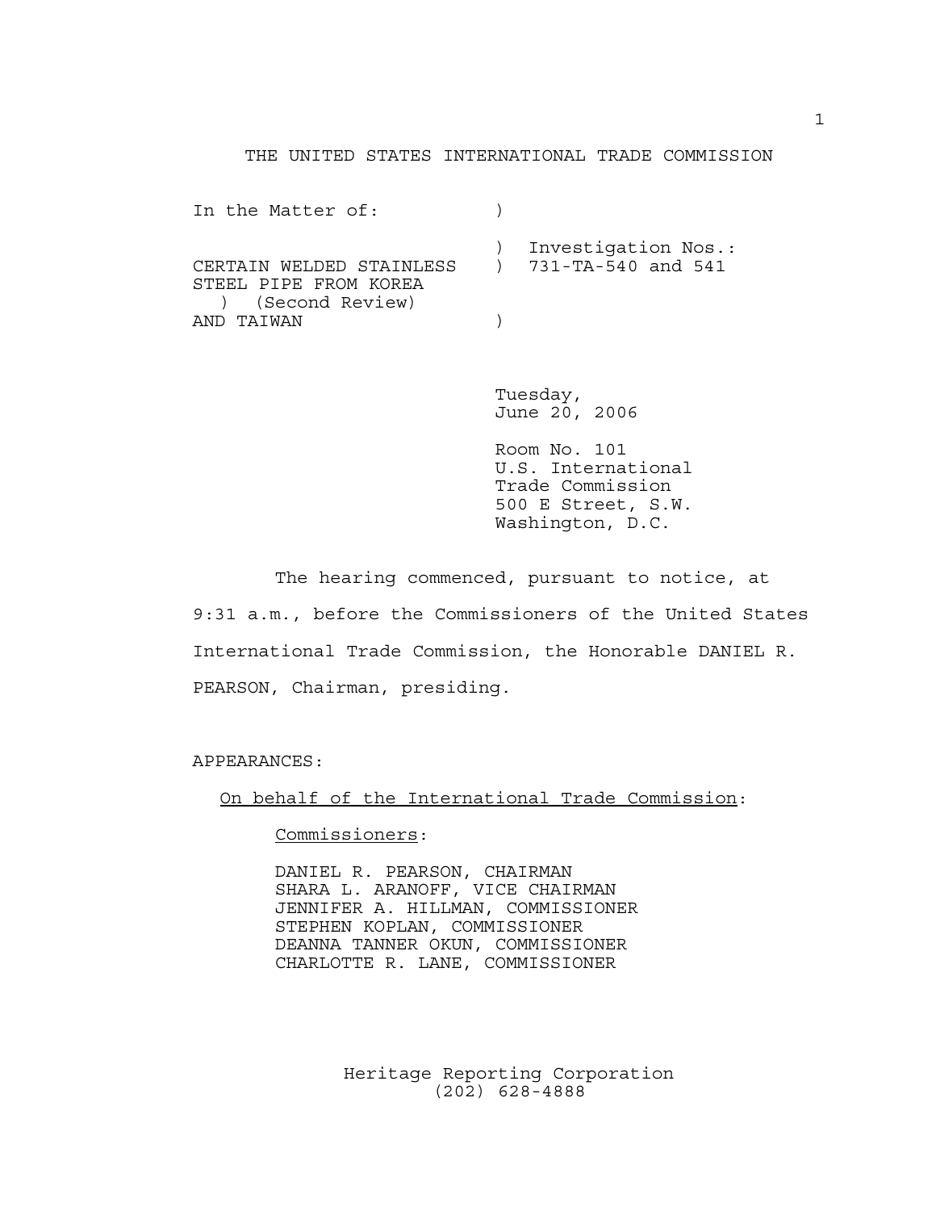THE UNITED STATES INTERNATIONAL TRADE COMMISSION

In the Matter of: )

) Investigation Nos.:
CERTAIN WELDED STAINLESS ) 731-TA-540 and 541
STEEL PIPE FROM KOREA ) (Second Review)
AND TAIWAN )

Tuesday,
June 20, 2006

Room No. 101
U.S. International
Trade Commission
500 E Street, S.W.
Washington, D.C.

The hearing commenced, pursuant to notice, at 9:31 a.m., before the Commissioners of the United States International Trade Commission, the Honorable DANIEL R. PEARSON, Chairman, presiding.

APPEARANCES:

On behalf of the International Trade Commission:

Commissioners:

DANIEL R. PEARSON, CHAIRMAN
SHARA L. ARANOFF, VICE CHAIRMAN
JENNIFER A. HILLMAN, COMMISSIONER
STEPHEN KOPLAN, COMMISSIONER
DEANNA TANNER OKUN, COMMISSIONER
CHARLOTTE R. LANE, COMMISSIONER

Heritage Reporting Corporation
(202) 628-4888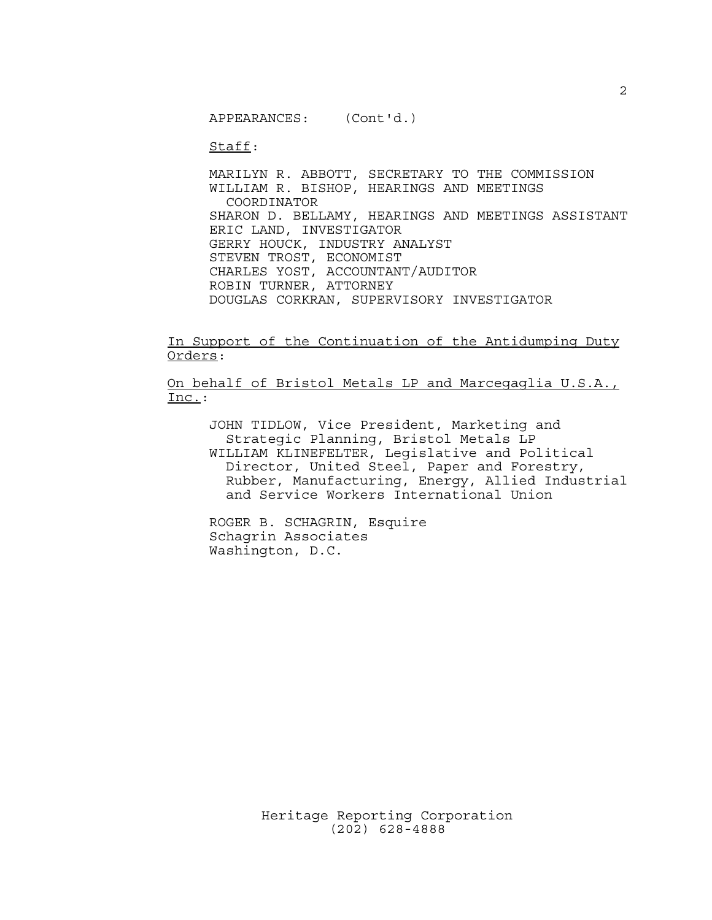APPEARANCES: (Cont'd.)

Staff:

MARILYN R. ABBOTT, SECRETARY TO THE COMMISSION
WILLIAM R. BISHOP, HEARINGS AND MEETINGS COORDINATOR
SHARON D. BELLAMY, HEARINGS AND MEETINGS ASSISTANT
ERIC LAND, INVESTIGATOR
GERRY HOUCK, INDUSTRY ANALYST
STEVEN TROST, ECONOMIST
CHARLES YOST, ACCOUNTANT/AUDITOR
ROBIN TURNER, ATTORNEY
DOUGLAS CORKRAN, SUPERVISORY INVESTIGATOR

In Support of the Continuation of the Antidumping Duty Orders:

On behalf of Bristol Metals LP and Marcegaglia U.S.A., Inc.:

JOHN TIDLOW, Vice President, Marketing and Strategic Planning, Bristol Metals LP
WILLIAM KLINEFELTER, Legislative and Political Director, United Steel, Paper and Forestry, Rubber, Manufacturing, Energy, Allied Industrial and Service Workers International Union

ROGER B. SCHAGRIN, Esquire
Schagrin Associates
Washington, D.C.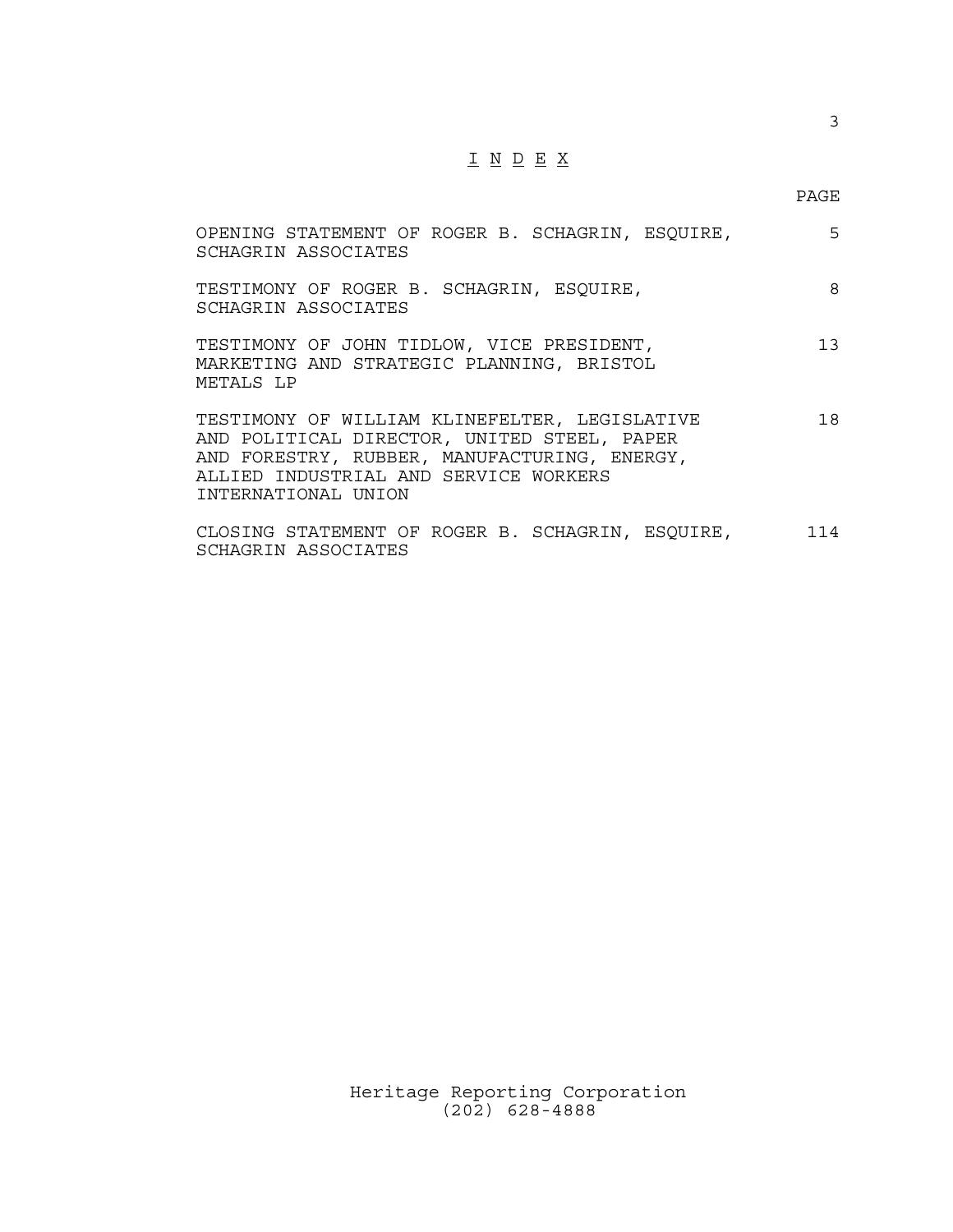# I N D E X

| | PAGE |
|---|---|
| OPENING STATEMENT OF ROGER B. SCHAGRIN, ESQUIRE, SCHAGRIN ASSOCIATES | 5 |
| TESTIMONY OF ROGER B. SCHAGRIN, ESQUIRE, SCHAGRIN ASSOCIATES | 8 |
| TESTIMONY OF JOHN TIDLOW, VICE PRESIDENT, MARKETING AND STRATEGIC PLANNING, BRISTOL METALS LP | 13 |
| TESTIMONY OF WILLIAM KLINEFELTER, LEGISLATIVE AND POLITICAL DIRECTOR, UNITED STEEL, PAPER AND FORESTRY, RUBBER, MANUFACTURING, ENERGY, ALLIED INDUSTRIAL AND SERVICE WORKERS INTERNATIONAL UNION | 18 |
| CLOSING STATEMENT OF ROGER B. SCHAGRIN, ESQUIRE, SCHAGRIN ASSOCIATES | 114 |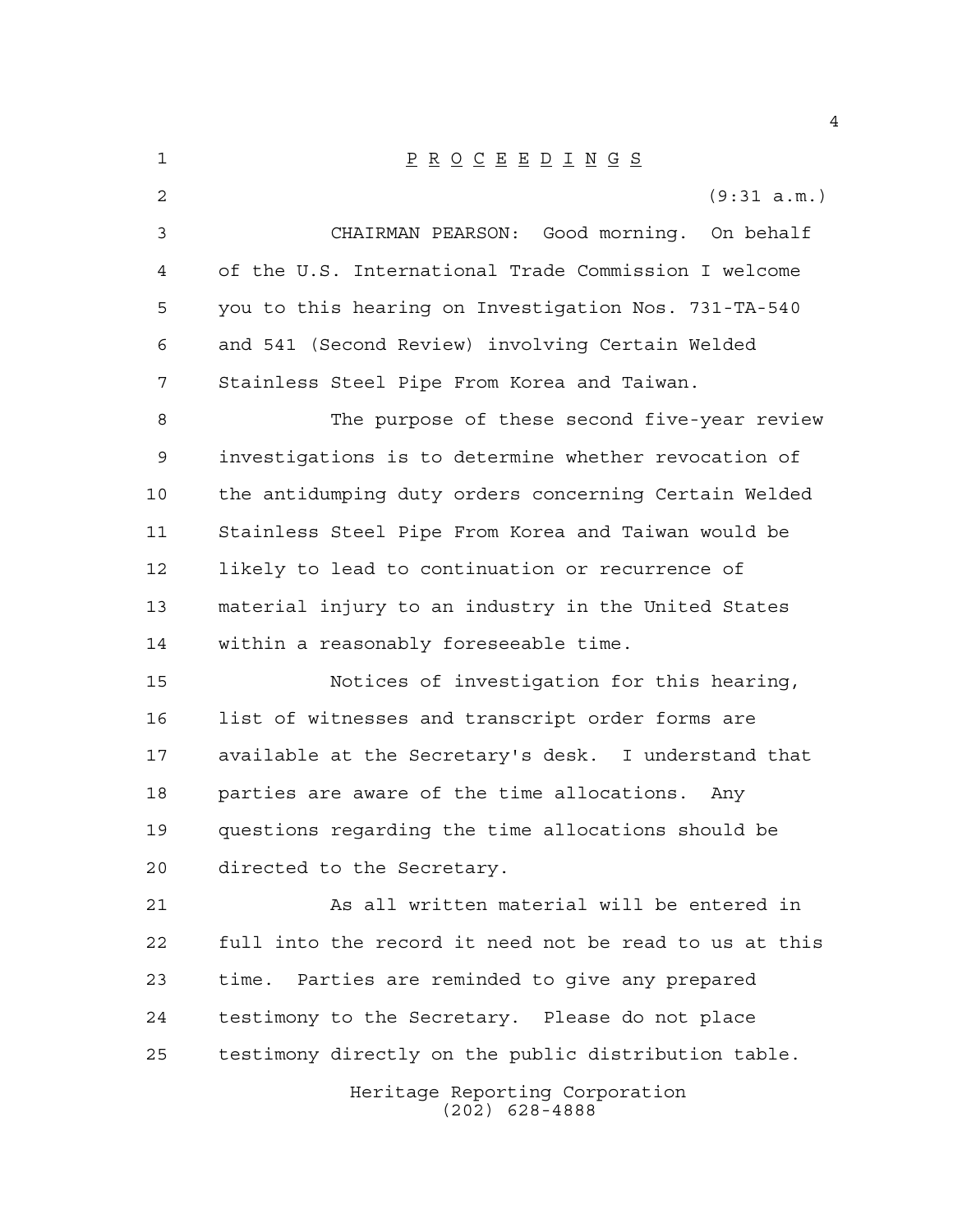# P R O C E E D I N G S

(9:31 a.m.)

CHAIRMAN PEARSON: Good morning. On behalf of the U.S. International Trade Commission I welcome you to this hearing on Investigation Nos. 731-TA-540 and 541 (Second Review) involving Certain Welded Stainless Steel Pipe From Korea and Taiwan.

The purpose of these second five-year review investigations is to determine whether revocation of the antidumping duty orders concerning Certain Welded Stainless Steel Pipe From Korea and Taiwan would be likely to lead to continuation or recurrence of material injury to an industry in the United States within a reasonably foreseeable time.

Notices of investigation for this hearing, list of witnesses and transcript order forms are available at the Secretary's desk. I understand that parties are aware of the time allocations. Any questions regarding the time allocations should be directed to the Secretary.

As all written material will be entered in full into the record it need not be read to us at this time. Parties are reminded to give any prepared testimony to the Secretary. Please do not place testimony directly on the public distribution table.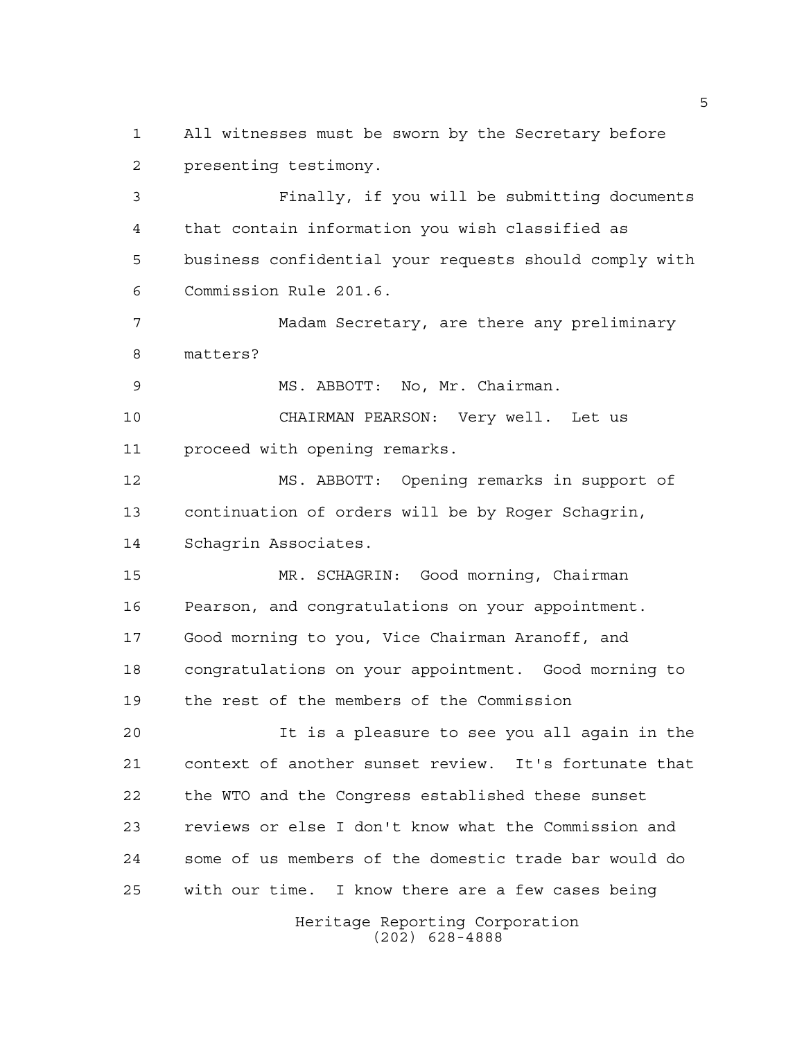All witnesses must be sworn by the Secretary before presenting testimony.

Finally, if you will be submitting documents that contain information you wish classified as business confidential your requests should comply with Commission Rule 201.6.

Madam Secretary, are there any preliminary matters?

MS. ABBOTT: No, Mr. Chairman.

CHAIRMAN PEARSON: Very well. Let us proceed with opening remarks.

MS. ABBOTT: Opening remarks in support of continuation of orders will be by Roger Schagrin, Schagrin Associates.

MR. SCHAGRIN: Good morning, Chairman Pearson, and congratulations on your appointment. Good morning to you, Vice Chairman Aranoff, and congratulations on your appointment. Good morning to the rest of the members of the Commission

It is a pleasure to see you all again in the context of another sunset review. It's fortunate that the WTO and the Congress established these sunset reviews or else I don't know what the Commission and some of us members of the domestic trade bar would do with our time. I know there are a few cases being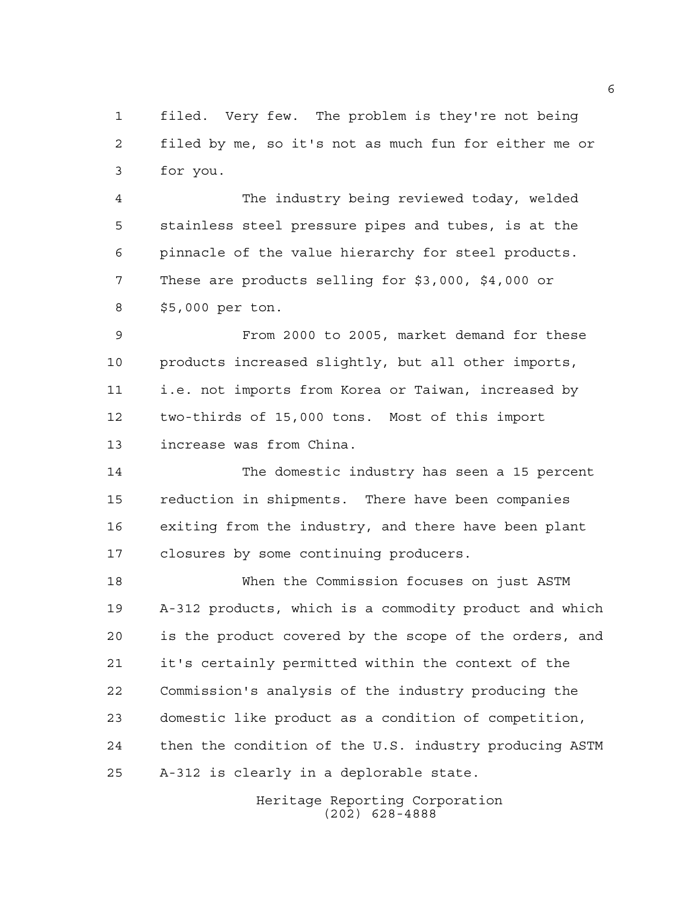filed. Very few. The problem is they're not being filed by me, so it's not as much fun for either me or for you.

The industry being reviewed today, welded stainless steel pressure pipes and tubes, is at the pinnacle of the value hierarchy for steel products. These are products selling for $3,000, $4,000 or $5,000 per ton.

From 2000 to 2005, market demand for these products increased slightly, but all other imports, i.e. not imports from Korea or Taiwan, increased by two-thirds of 15,000 tons. Most of this import increase was from China.

The domestic industry has seen a 15 percent reduction in shipments. There have been companies exiting from the industry, and there have been plant closures by some continuing producers.

When the Commission focuses on just ASTM A-312 products, which is a commodity product and which is the product covered by the scope of the orders, and it's certainly permitted within the context of the Commission's analysis of the industry producing the domestic like product as a condition of competition, then the condition of the U.S. industry producing ASTM A-312 is clearly in a deplorable state.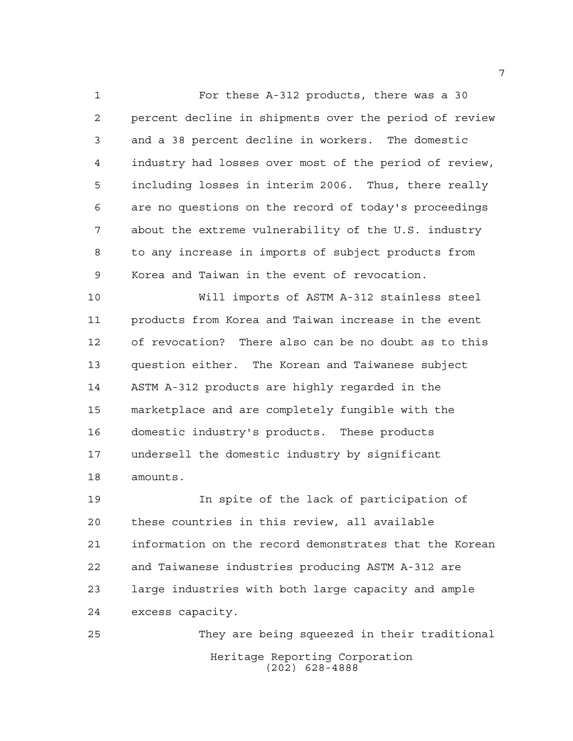For these A-312 products, there was a 30 percent decline in shipments over the period of review and a 38 percent decline in workers. The domestic industry had losses over most of the period of review, including losses in interim 2006. Thus, there really are no questions on the record of today's proceedings about the extreme vulnerability of the U.S. industry to any increase in imports of subject products from Korea and Taiwan in the event of revocation.

Will imports of ASTM A-312 stainless steel products from Korea and Taiwan increase in the event of revocation? There also can be no doubt as to this question either. The Korean and Taiwanese subject ASTM A-312 products are highly regarded in the marketplace and are completely fungible with the domestic industry's products. These products undersell the domestic industry by significant amounts.

In spite of the lack of participation of these countries in this review, all available information on the record demonstrates that the Korean and Taiwanese industries producing ASTM A-312 are large industries with both large capacity and ample excess capacity.

They are being squeezed in their traditional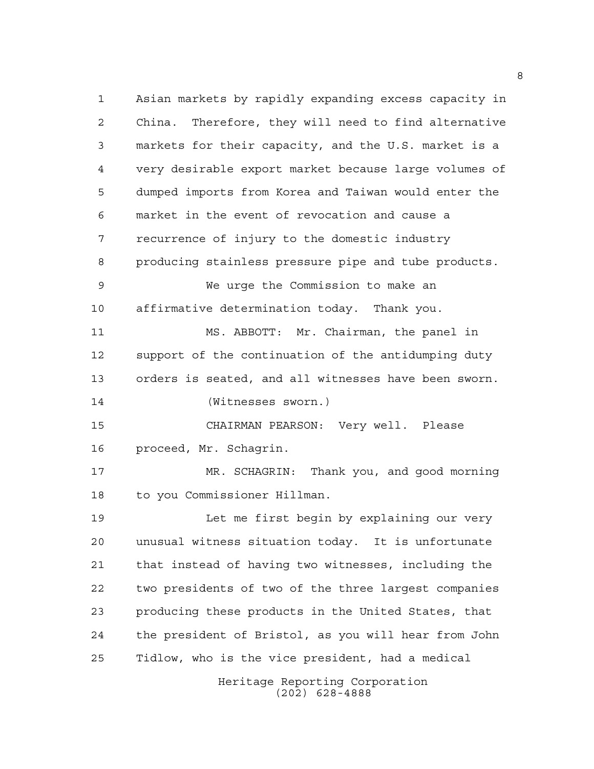Asian markets by rapidly expanding excess capacity in China. Therefore, they will need to find alternative markets for their capacity, and the U.S. market is a very desirable export market because large volumes of dumped imports from Korea and Taiwan would enter the market in the event of revocation and cause a recurrence of injury to the domestic industry producing stainless pressure pipe and tube products.

We urge the Commission to make an affirmative determination today. Thank you.

MS. ABBOTT: Mr. Chairman, the panel in support of the continuation of the antidumping duty orders is seated, and all witnesses have been sworn.

(Witnesses sworn.)

CHAIRMAN PEARSON: Very well. Please proceed, Mr. Schagrin.

MR. SCHAGRIN: Thank you, and good morning to you Commissioner Hillman.

Let me first begin by explaining our very unusual witness situation today. It is unfortunate that instead of having two witnesses, including the two presidents of two of the three largest companies producing these products in the United States, that the president of Bristol, as you will hear from John Tidlow, who is the vice president, had a medical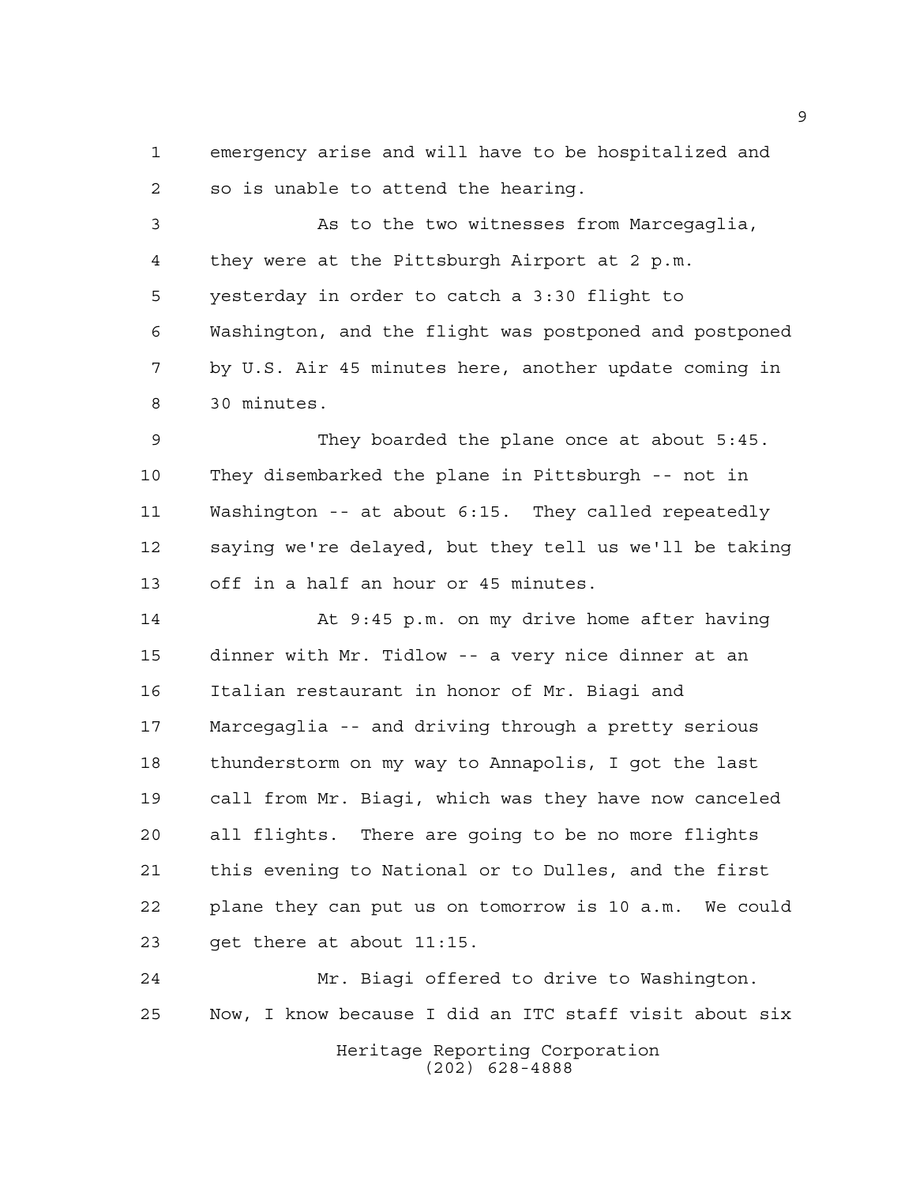emergency arise and will have to be hospitalized and so is unable to attend the hearing.

As to the two witnesses from Marcegaglia, they were at the Pittsburgh Airport at 2 p.m. yesterday in order to catch a 3:30 flight to Washington, and the flight was postponed and postponed by U.S. Air 45 minutes here, another update coming in 30 minutes.

They boarded the plane once at about 5:45. They disembarked the plane in Pittsburgh -- not in Washington -- at about 6:15. They called repeatedly saying we're delayed, but they tell us we'll be taking off in a half an hour or 45 minutes.

At 9:45 p.m. on my drive home after having dinner with Mr. Tidlow -- a very nice dinner at an Italian restaurant in honor of Mr. Biagi and Marcegaglia -- and driving through a pretty serious thunderstorm on my way to Annapolis, I got the last call from Mr. Biagi, which was they have now canceled all flights. There are going to be no more flights this evening to National or to Dulles, and the first plane they can put us on tomorrow is 10 a.m. We could get there at about 11:15.

Mr. Biagi offered to drive to Washington. Now, I know because I did an ITC staff visit about six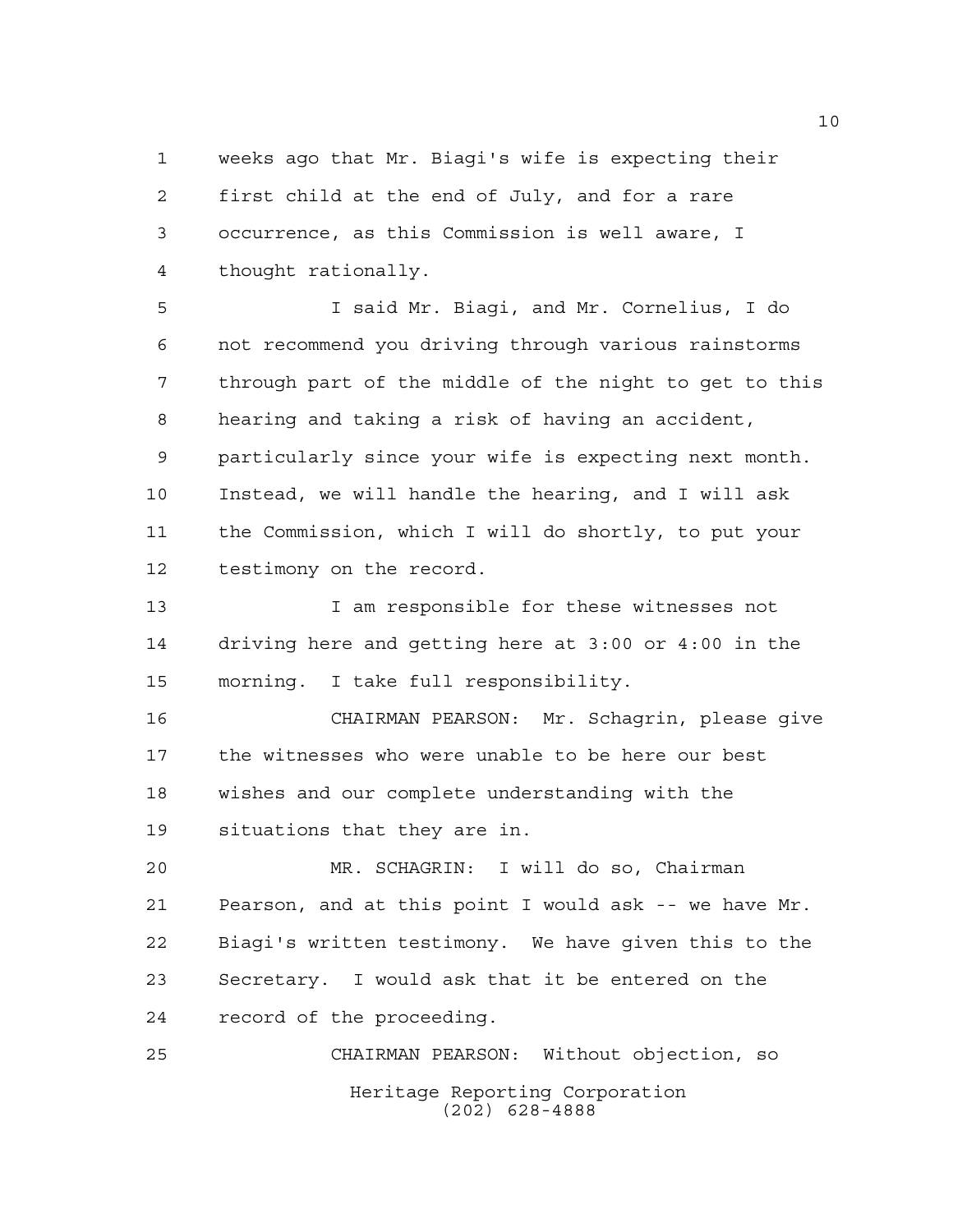weeks ago that Mr. Biagi's wife is expecting their first child at the end of July, and for a rare occurrence, as this Commission is well aware, I thought rationally.

I said Mr. Biagi, and Mr. Cornelius, I do not recommend you driving through various rainstorms through part of the middle of the night to get to this hearing and taking a risk of having an accident, particularly since your wife is expecting next month. Instead, we will handle the hearing, and I will ask the Commission, which I will do shortly, to put your testimony on the record.

I am responsible for these witnesses not driving here and getting here at 3:00 or 4:00 in the morning. I take full responsibility.

CHAIRMAN PEARSON: Mr. Schagrin, please give the witnesses who were unable to be here our best wishes and our complete understanding with the situations that they are in.

MR. SCHAGRIN: I will do so, Chairman Pearson, and at this point I would ask -- we have Mr. Biagi's written testimony. We have given this to the Secretary. I would ask that it be entered on the record of the proceeding.

CHAIRMAN PEARSON: Without objection, so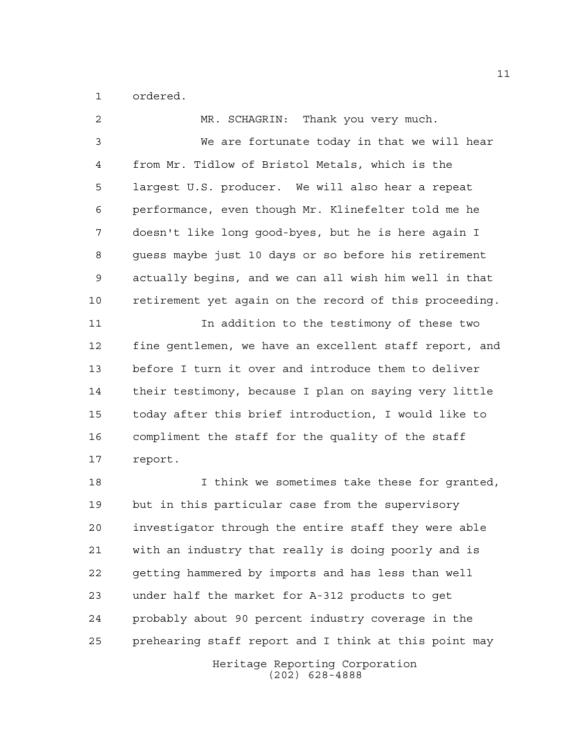ordered.

MR. SCHAGRIN: Thank you very much.

We are fortunate today in that we will hear from Mr. Tidlow of Bristol Metals, which is the largest U.S. producer. We will also hear a repeat performance, even though Mr. Klinefelter told me he doesn't like long good-byes, but he is here again I guess maybe just 10 days or so before his retirement actually begins, and we can all wish him well in that retirement yet again on the record of this proceeding.

In addition to the testimony of these two fine gentlemen, we have an excellent staff report, and before I turn it over and introduce them to deliver their testimony, because I plan on saying very little today after this brief introduction, I would like to compliment the staff for the quality of the staff report.

I think we sometimes take these for granted, but in this particular case from the supervisory investigator through the entire staff they were able with an industry that really is doing poorly and is getting hammered by imports and has less than well under half the market for A-312 products to get probably about 90 percent industry coverage in the prehearing staff report and I think at this point may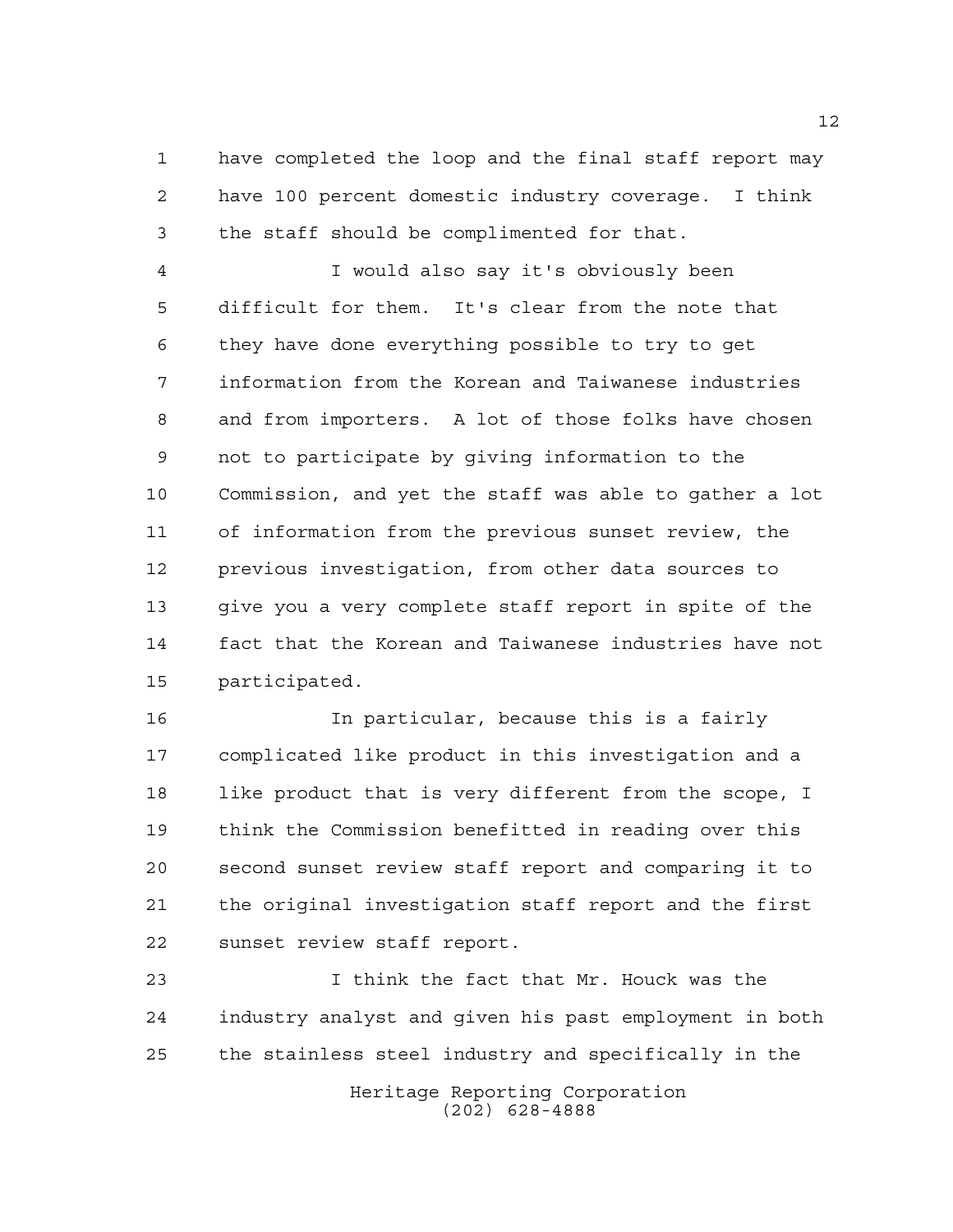have completed the loop and the final staff report may have 100 percent domestic industry coverage. I think the staff should be complimented for that.

I would also say it's obviously been difficult for them. It's clear from the note that they have done everything possible to try to get information from the Korean and Taiwanese industries and from importers. A lot of those folks have chosen not to participate by giving information to the Commission, and yet the staff was able to gather a lot of information from the previous sunset review, the previous investigation, from other data sources to give you a very complete staff report in spite of the fact that the Korean and Taiwanese industries have not participated.

In particular, because this is a fairly complicated like product in this investigation and a like product that is very different from the scope, I think the Commission benefitted in reading over this second sunset review staff report and comparing it to the original investigation staff report and the first sunset review staff report.

I think the fact that Mr. Houck was the industry analyst and given his past employment in both the stainless steel industry and specifically in the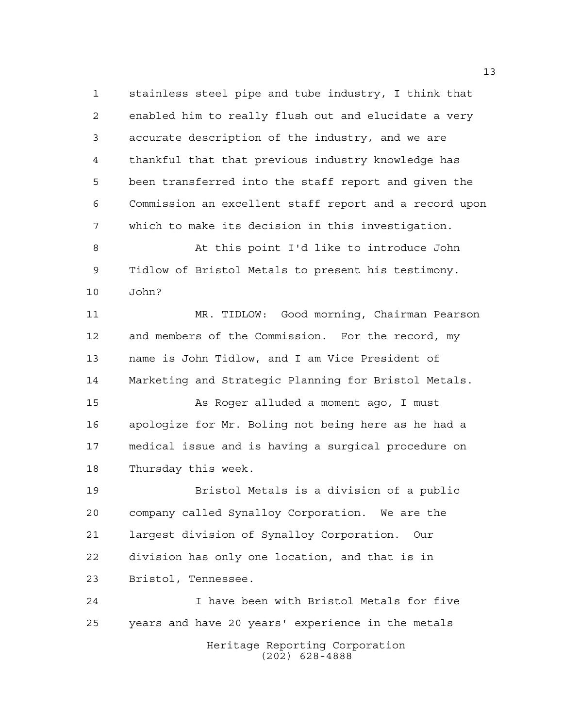stainless steel pipe and tube industry, I think that enabled him to really flush out and elucidate a very accurate description of the industry, and we are thankful that that previous industry knowledge has been transferred into the staff report and given the Commission an excellent staff report and a record upon which to make its decision in this investigation.

At this point I'd like to introduce John Tidlow of Bristol Metals to present his testimony. John?

MR. TIDLOW: Good morning, Chairman Pearson and members of the Commission. For the record, my name is John Tidlow, and I am Vice President of Marketing and Strategic Planning for Bristol Metals.

As Roger alluded a moment ago, I must apologize for Mr. Boling not being here as he had a medical issue and is having a surgical procedure on Thursday this week.

Bristol Metals is a division of a public company called Synalloy Corporation. We are the largest division of Synalloy Corporation. Our division has only one location, and that is in Bristol, Tennessee.

I have been with Bristol Metals for five years and have 20 years' experience in the metals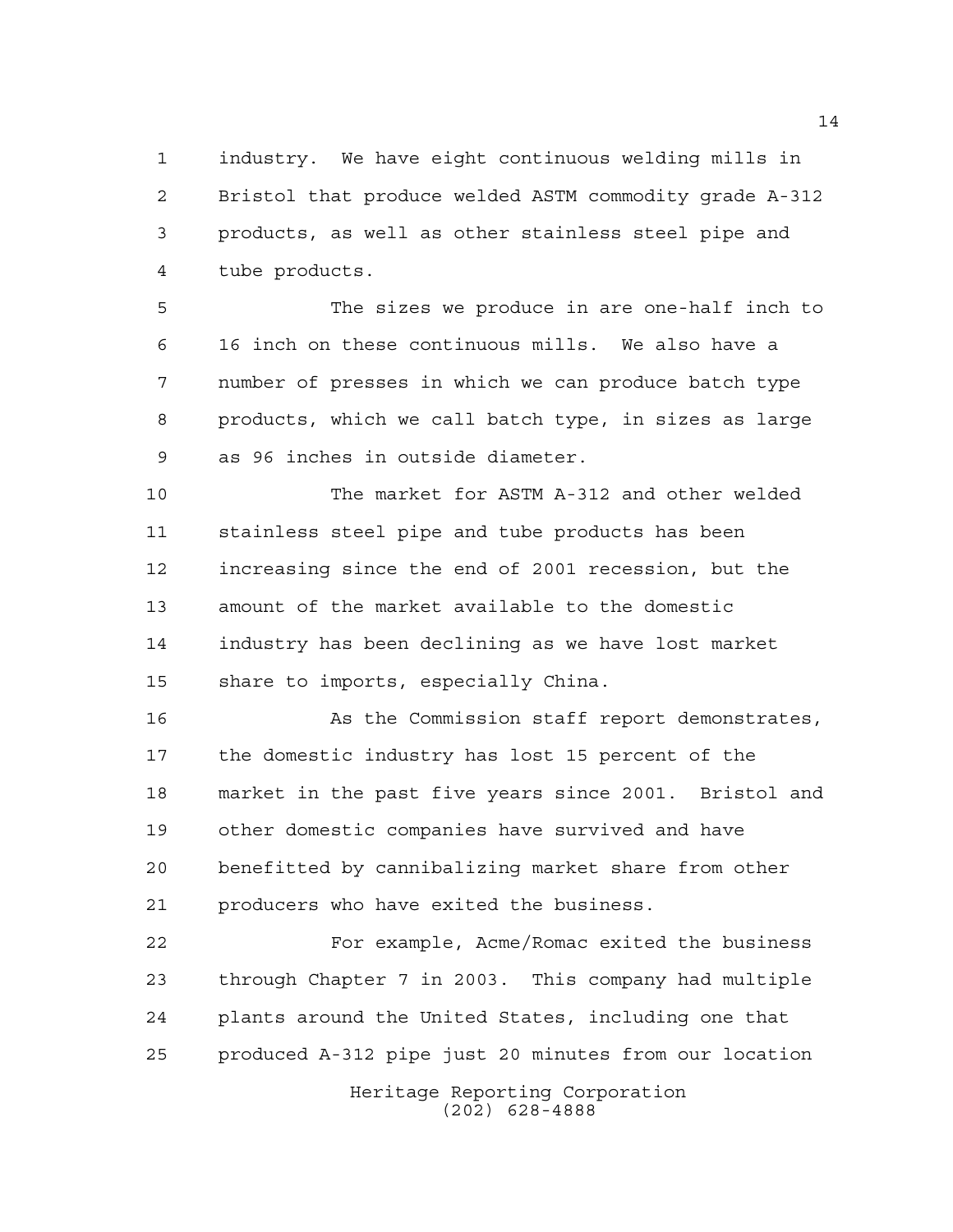industry. We have eight continuous welding mills in Bristol that produce welded ASTM commodity grade A-312 products, as well as other stainless steel pipe and tube products.

The sizes we produce in are one-half inch to 16 inch on these continuous mills. We also have a number of presses in which we can produce batch type products, which we call batch type, in sizes as large as 96 inches in outside diameter.

The market for ASTM A-312 and other welded stainless steel pipe and tube products has been increasing since the end of 2001 recession, but the amount of the market available to the domestic industry has been declining as we have lost market share to imports, especially China.

As the Commission staff report demonstrates, the domestic industry has lost 15 percent of the market in the past five years since 2001. Bristol and other domestic companies have survived and have benefitted by cannibalizing market share from other producers who have exited the business.

For example, Acme/Romac exited the business through Chapter 7 in 2003. This company had multiple plants around the United States, including one that produced A-312 pipe just 20 minutes from our location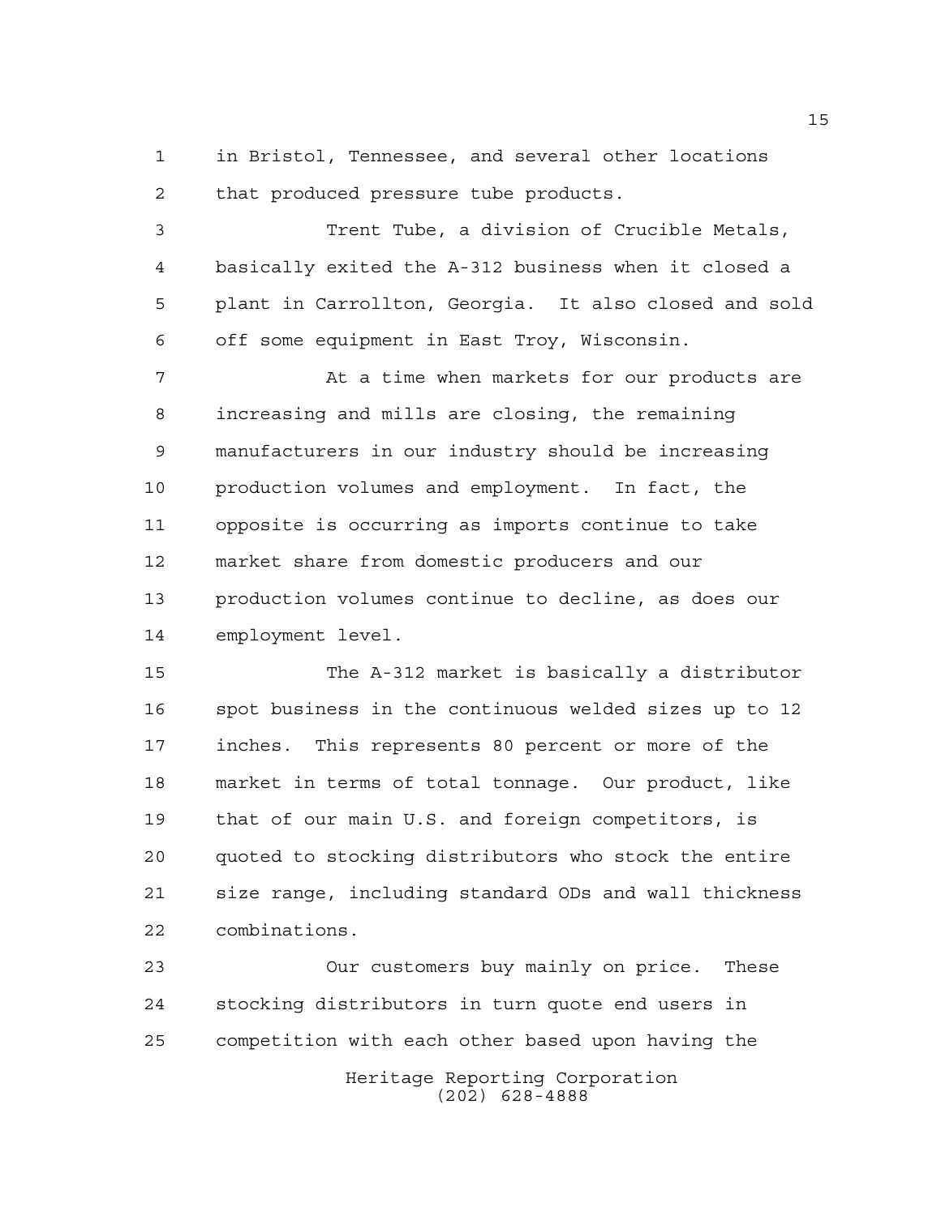in Bristol, Tennessee, and several other locations that produced pressure tube products.

Trent Tube, a division of Crucible Metals, basically exited the A-312 business when it closed a plant in Carrollton, Georgia. It also closed and sold off some equipment in East Troy, Wisconsin.

At a time when markets for our products are increasing and mills are closing, the remaining manufacturers in our industry should be increasing production volumes and employment. In fact, the opposite is occurring as imports continue to take market share from domestic producers and our production volumes continue to decline, as does our employment level.

The A-312 market is basically a distributor spot business in the continuous welded sizes up to 12 inches. This represents 80 percent or more of the market in terms of total tonnage. Our product, like that of our main U.S. and foreign competitors, is quoted to stocking distributors who stock the entire size range, including standard ODs and wall thickness combinations.

Our customers buy mainly on price. These stocking distributors in turn quote end users in competition with each other based upon having the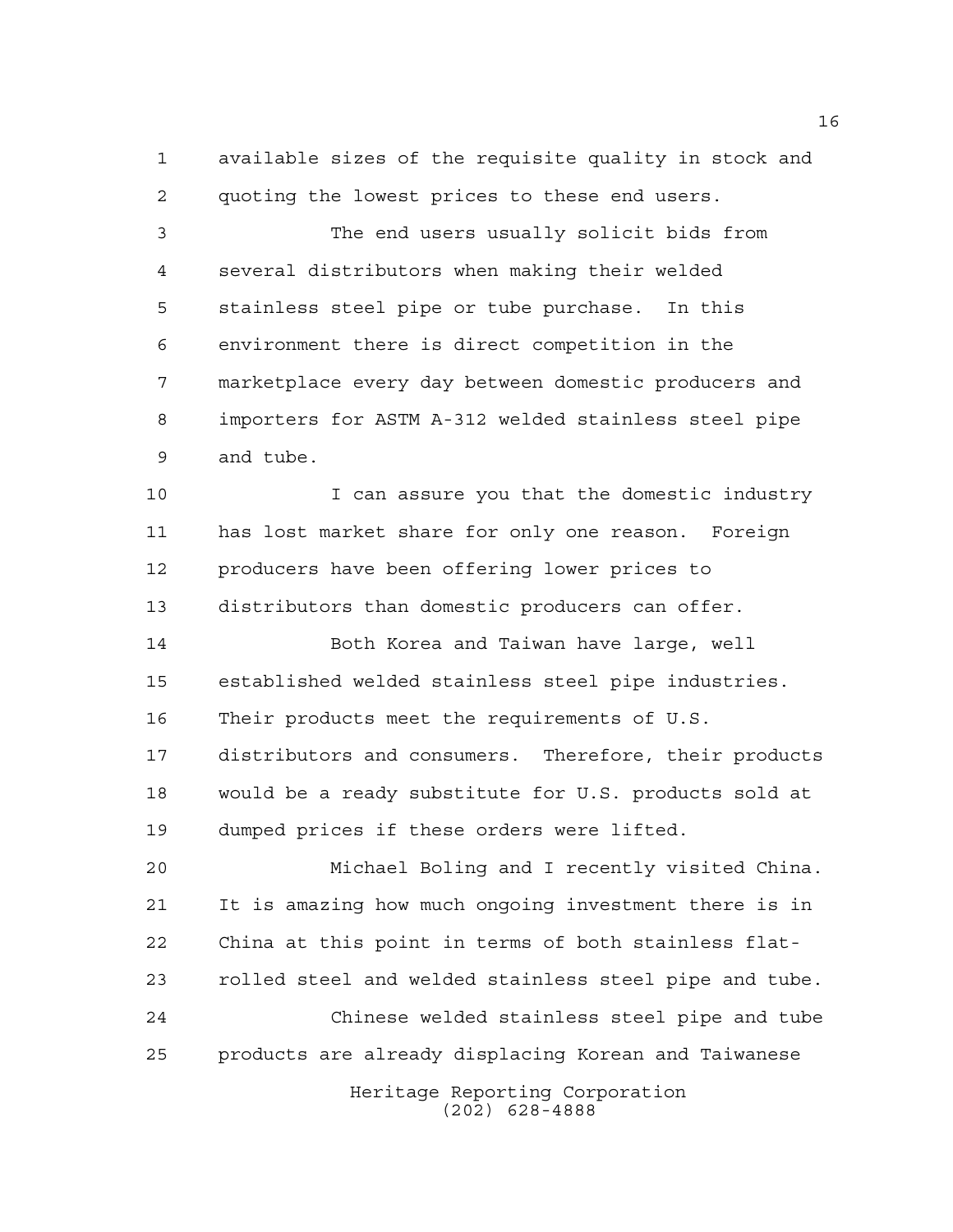available sizes of the requisite quality in stock and quoting the lowest prices to these end users.

The end users usually solicit bids from several distributors when making their welded stainless steel pipe or tube purchase. In this environment there is direct competition in the marketplace every day between domestic producers and importers for ASTM A-312 welded stainless steel pipe and tube.

I can assure you that the domestic industry has lost market share for only one reason. Foreign producers have been offering lower prices to distributors than domestic producers can offer.

Both Korea and Taiwan have large, well established welded stainless steel pipe industries. Their products meet the requirements of U.S. distributors and consumers. Therefore, their products would be a ready substitute for U.S. products sold at dumped prices if these orders were lifted.

Michael Boling and I recently visited China. It is amazing how much ongoing investment there is in China at this point in terms of both stainless flat-rolled steel and welded stainless steel pipe and tube.

Chinese welded stainless steel pipe and tube products are already displacing Korean and Taiwanese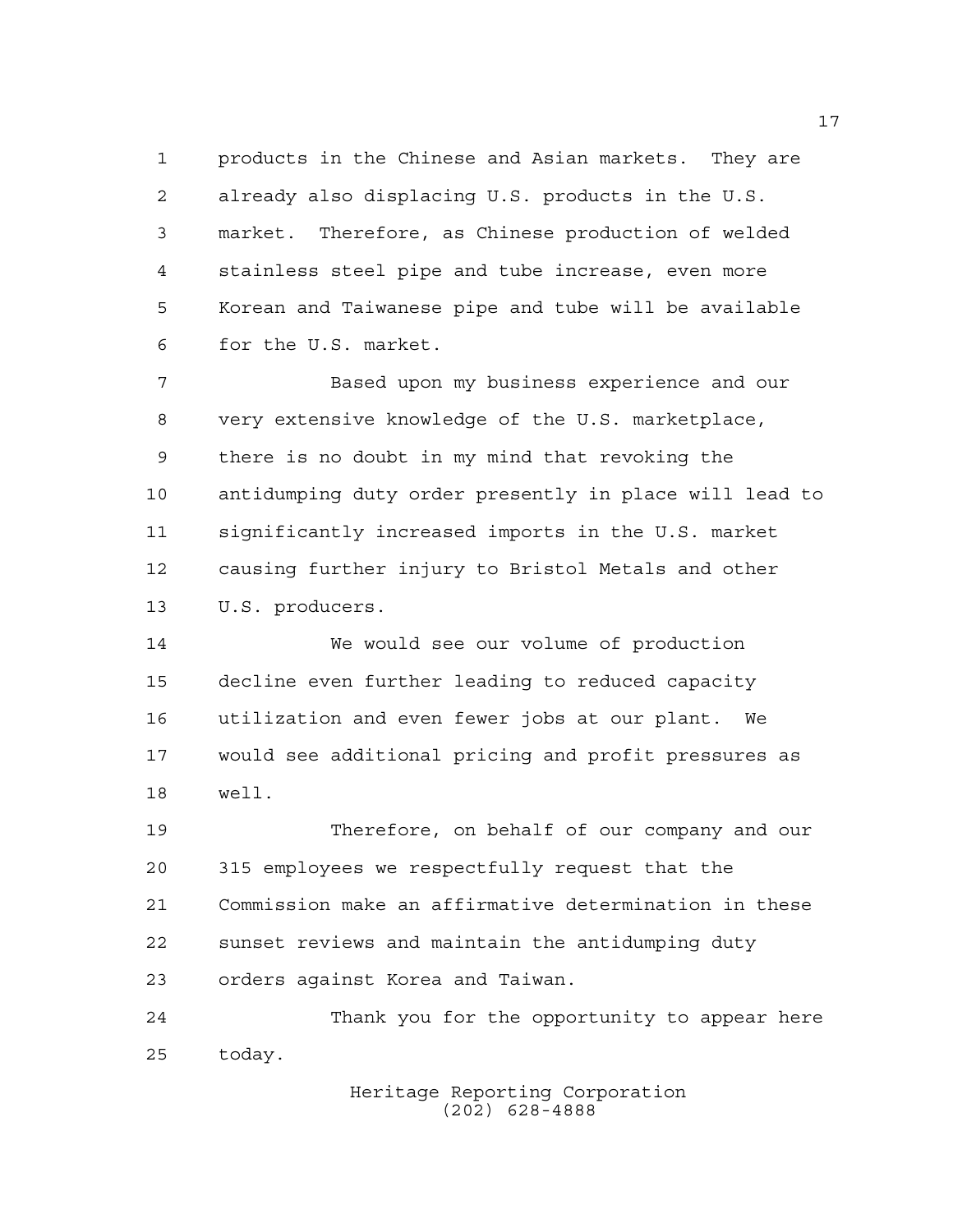products in the Chinese and Asian markets. They are already also displacing U.S. products in the U.S. market. Therefore, as Chinese production of welded stainless steel pipe and tube increase, even more Korean and Taiwanese pipe and tube will be available for the U.S. market.

Based upon my business experience and our very extensive knowledge of the U.S. marketplace, there is no doubt in my mind that revoking the antidumping duty order presently in place will lead to significantly increased imports in the U.S. market causing further injury to Bristol Metals and other U.S. producers.

We would see our volume of production decline even further leading to reduced capacity utilization and even fewer jobs at our plant. We would see additional pricing and profit pressures as well.

Therefore, on behalf of our company and our 315 employees we respectfully request that the Commission make an affirmative determination in these sunset reviews and maintain the antidumping duty orders against Korea and Taiwan.

Thank you for the opportunity to appear here today.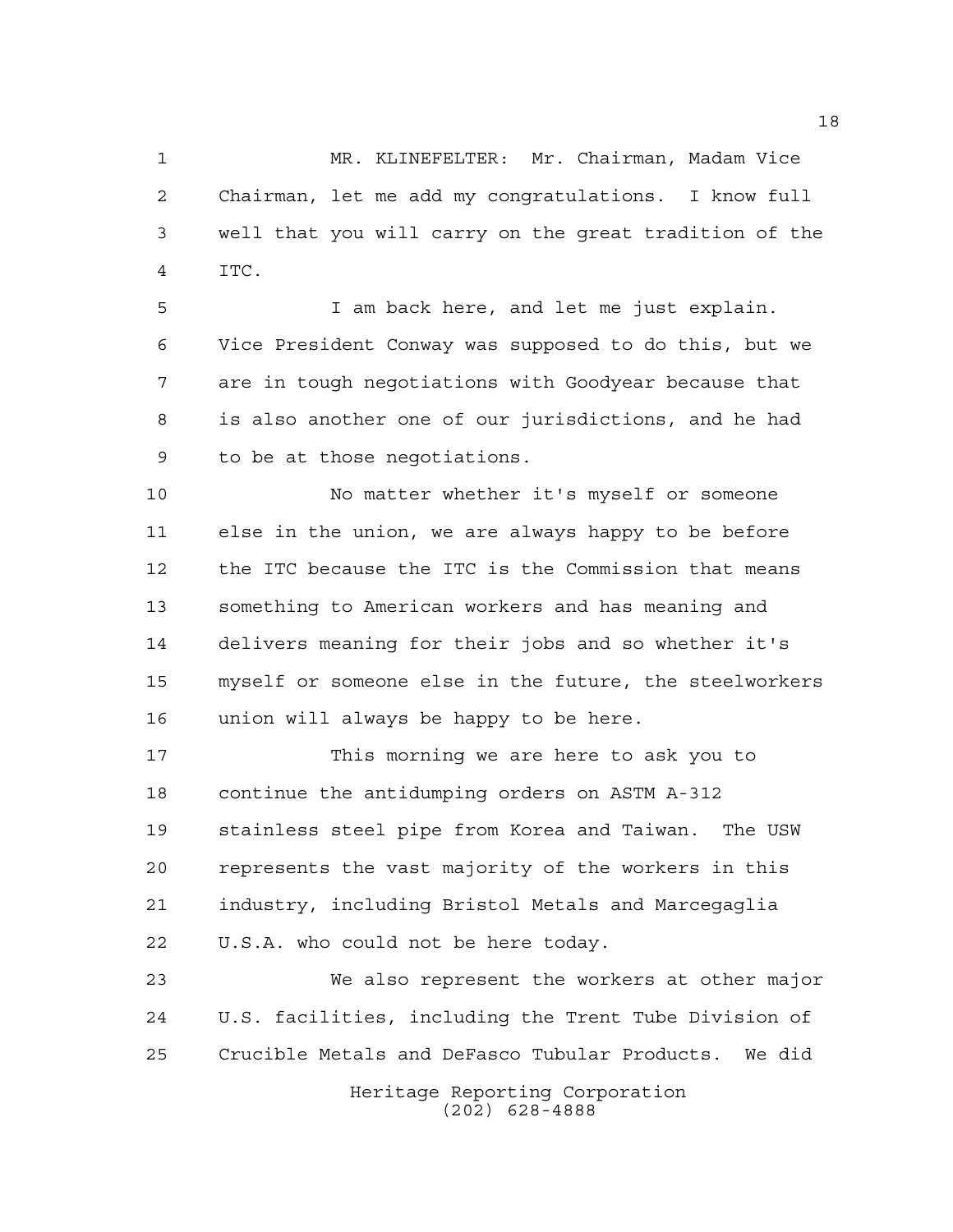MR. KLINEFELTER: Mr. Chairman, Madam Vice Chairman, let me add my congratulations. I know full well that you will carry on the great tradition of the ITC.

I am back here, and let me just explain. Vice President Conway was supposed to do this, but we are in tough negotiations with Goodyear because that is also another one of our jurisdictions, and he had to be at those negotiations.

No matter whether it's myself or someone else in the union, we are always happy to be before the ITC because the ITC is the Commission that means something to American workers and has meaning and delivers meaning for their jobs and so whether it's myself or someone else in the future, the steelworkers union will always be happy to be here.

This morning we are here to ask you to continue the antidumping orders on ASTM A-312 stainless steel pipe from Korea and Taiwan. The USW represents the vast majority of the workers in this industry, including Bristol Metals and Marcegaglia U.S.A. who could not be here today.

We also represent the workers at other major U.S. facilities, including the Trent Tube Division of Crucible Metals and DeFasco Tubular Products. We did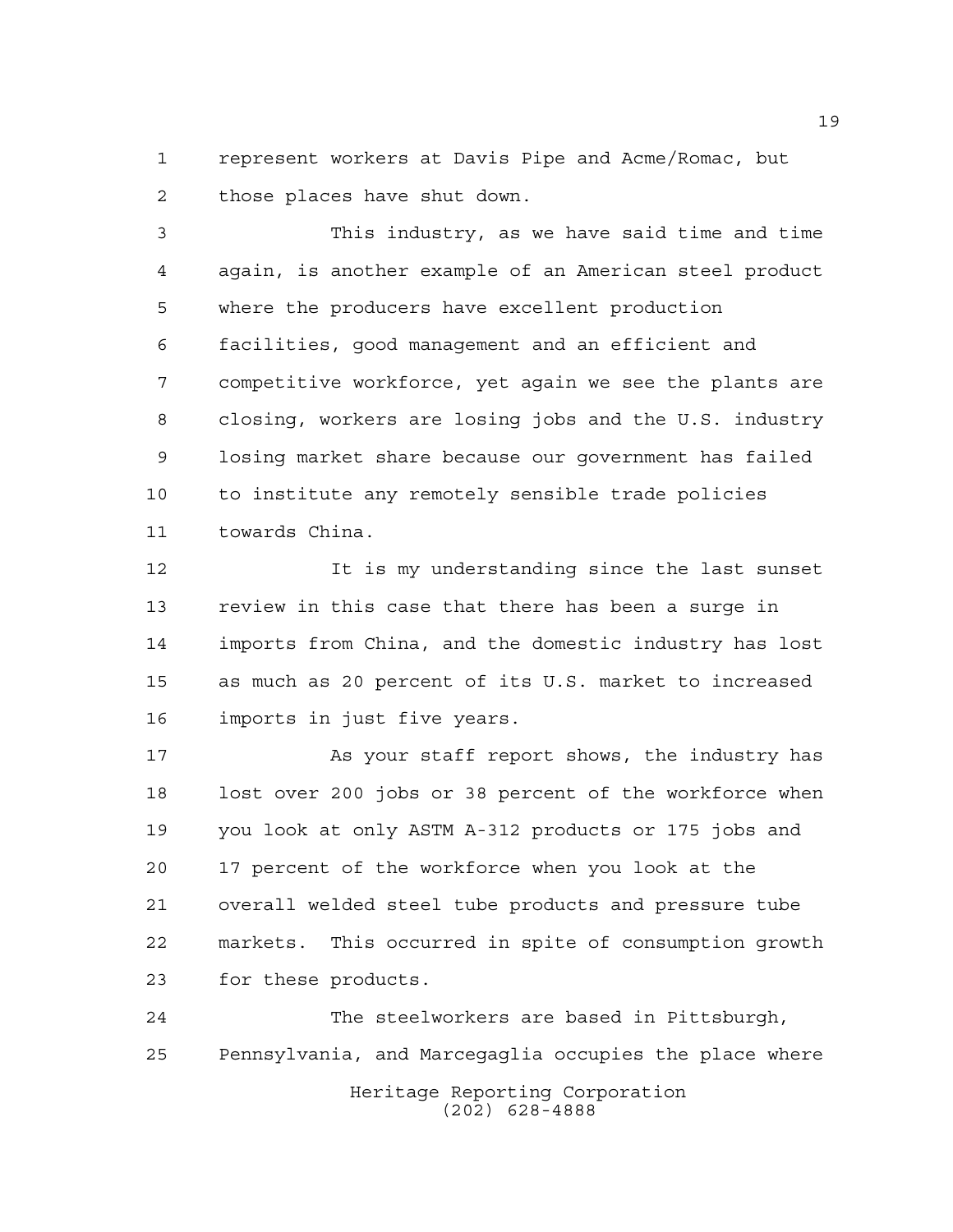represent workers at Davis Pipe and Acme/Romac, but those places have shut down.

This industry, as we have said time and time again, is another example of an American steel product where the producers have excellent production facilities, good management and an efficient and competitive workforce, yet again we see the plants are closing, workers are losing jobs and the U.S. industry losing market share because our government has failed to institute any remotely sensible trade policies towards China.

It is my understanding since the last sunset review in this case that there has been a surge in imports from China, and the domestic industry has lost as much as 20 percent of its U.S. market to increased imports in just five years.

As your staff report shows, the industry has lost over 200 jobs or 38 percent of the workforce when you look at only ASTM A-312 products or 175 jobs and 17 percent of the workforce when you look at the overall welded steel tube products and pressure tube markets. This occurred in spite of consumption growth for these products.

The steelworkers are based in Pittsburgh, Pennsylvania, and Marcegaglia occupies the place where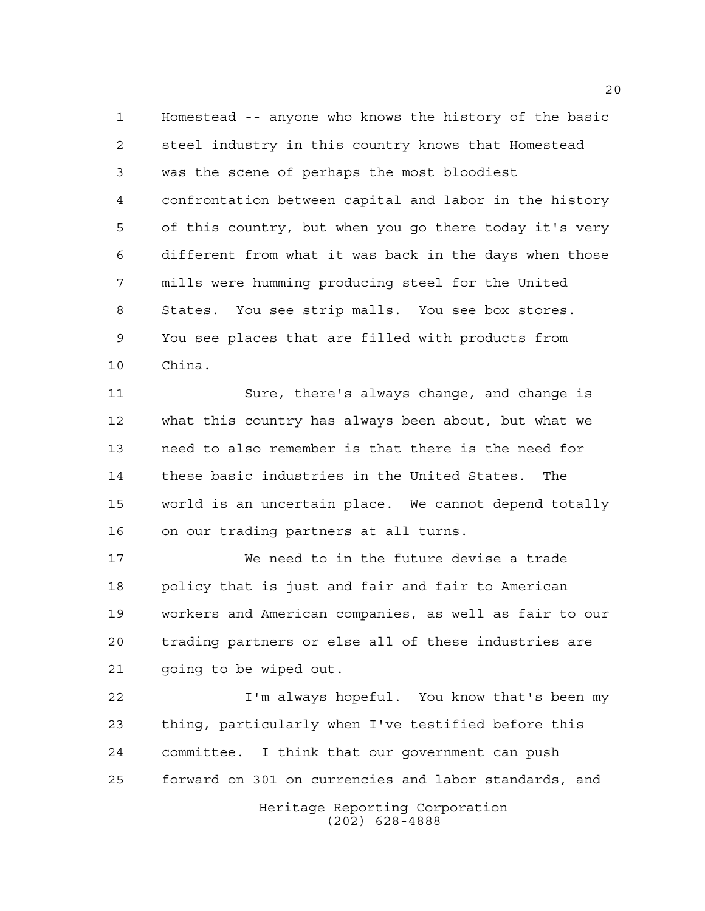Homestead -- anyone who knows the history of the basic steel industry in this country knows that Homestead was the scene of perhaps the most bloodiest confrontation between capital and labor in the history of this country, but when you go there today it's very different from what it was back in the days when those mills were humming producing steel for the United States. You see strip malls. You see box stores. You see places that are filled with products from China.

Sure, there's always change, and change is what this country has always been about, but what we need to also remember is that there is the need for these basic industries in the United States. The world is an uncertain place. We cannot depend totally on our trading partners at all turns.

We need to in the future devise a trade policy that is just and fair and fair to American workers and American companies, as well as fair to our trading partners or else all of these industries are going to be wiped out.

I'm always hopeful. You know that's been my thing, particularly when I've testified before this committee. I think that our government can push forward on 301 on currencies and labor standards, and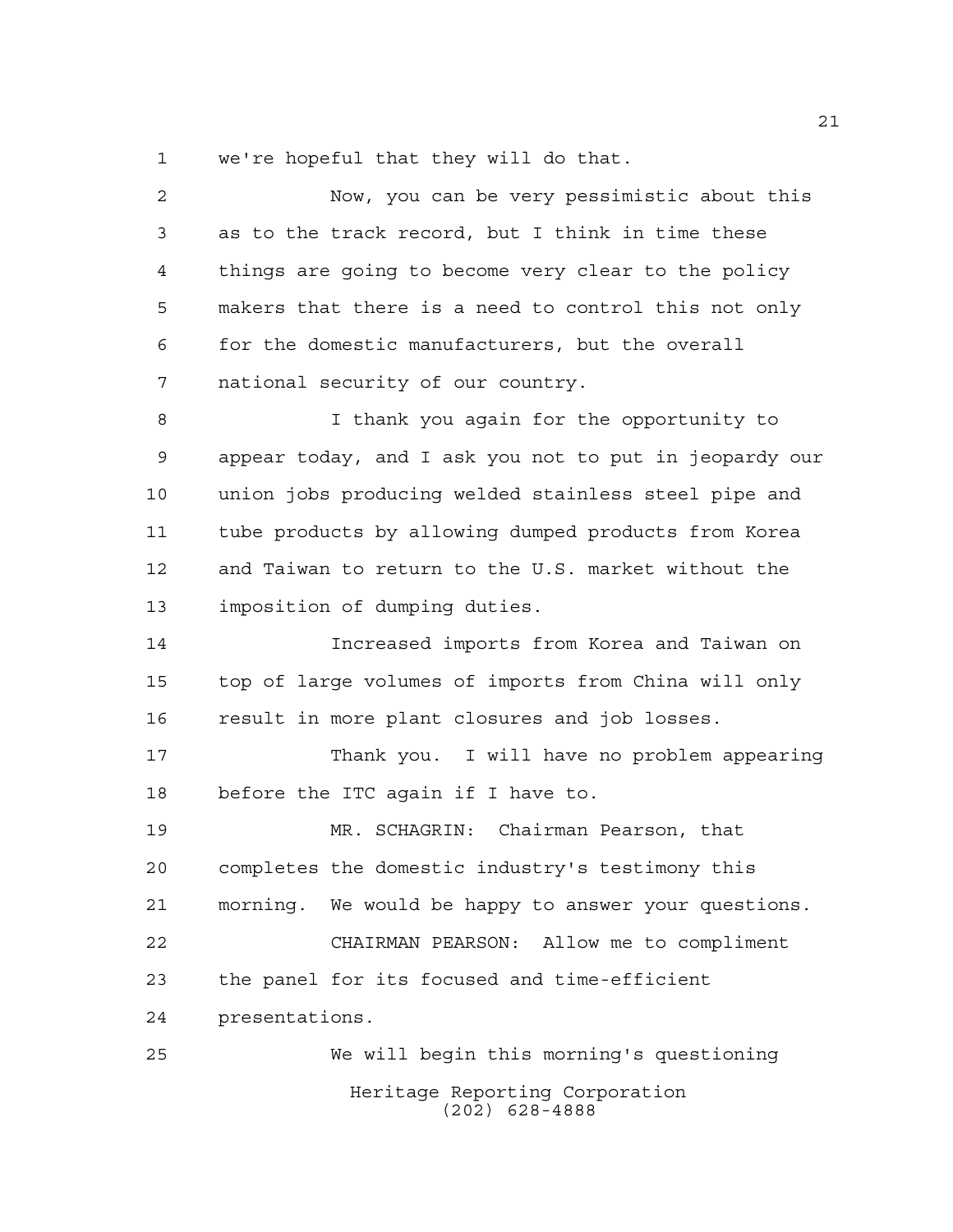we're hopeful that they will do that.

Now, you can be very pessimistic about this as to the track record, but I think in time these things are going to become very clear to the policy makers that there is a need to control this not only for the domestic manufacturers, but the overall national security of our country.

I thank you again for the opportunity to appear today, and I ask you not to put in jeopardy our union jobs producing welded stainless steel pipe and tube products by allowing dumped products from Korea and Taiwan to return to the U.S. market without the imposition of dumping duties.

Increased imports from Korea and Taiwan on top of large volumes of imports from China will only result in more plant closures and job losses.

Thank you. I will have no problem appearing before the ITC again if I have to.

MR. SCHAGRIN: Chairman Pearson, that completes the domestic industry's testimony this morning. We would be happy to answer your questions.

CHAIRMAN PEARSON: Allow me to compliment the panel for its focused and time-efficient presentations.

We will begin this morning's questioning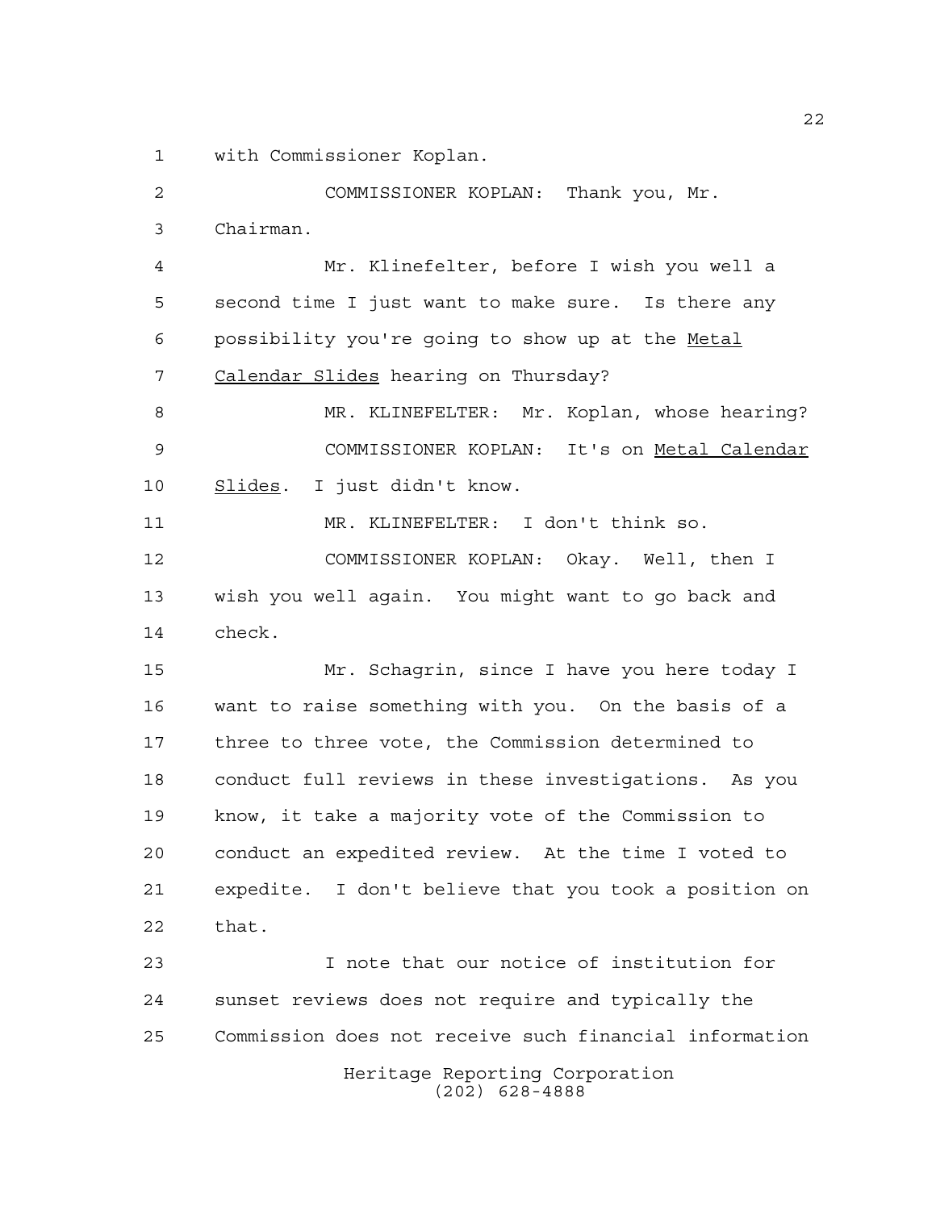with Commissioner Koplan.

COMMISSIONER KOPLAN: Thank you, Mr. Chairman.

Mr. Klinefelter, before I wish you well a second time I just want to make sure. Is there any possibility you're going to show up at the _Metal Calendar Slides_ hearing on Thursday?

MR. KLINEFELTER: Mr. Koplan, whose hearing?

COMMISSIONER KOPLAN: It's on _Metal Calendar Slides_. I just didn't know.

MR. KLINEFELTER: I don't think so.

COMMISSIONER KOPLAN: Okay. Well, then I wish you well again. You might want to go back and check.

Mr. Schagrin, since I have you here today I want to raise something with you. On the basis of a three to three vote, the Commission determined to conduct full reviews in these investigations. As you know, it take a majority vote of the Commission to conduct an expedited review. At the time I voted to expedite. I don't believe that you took a position on that.

I note that our notice of institution for sunset reviews does not require and typically the Commission does not receive such financial information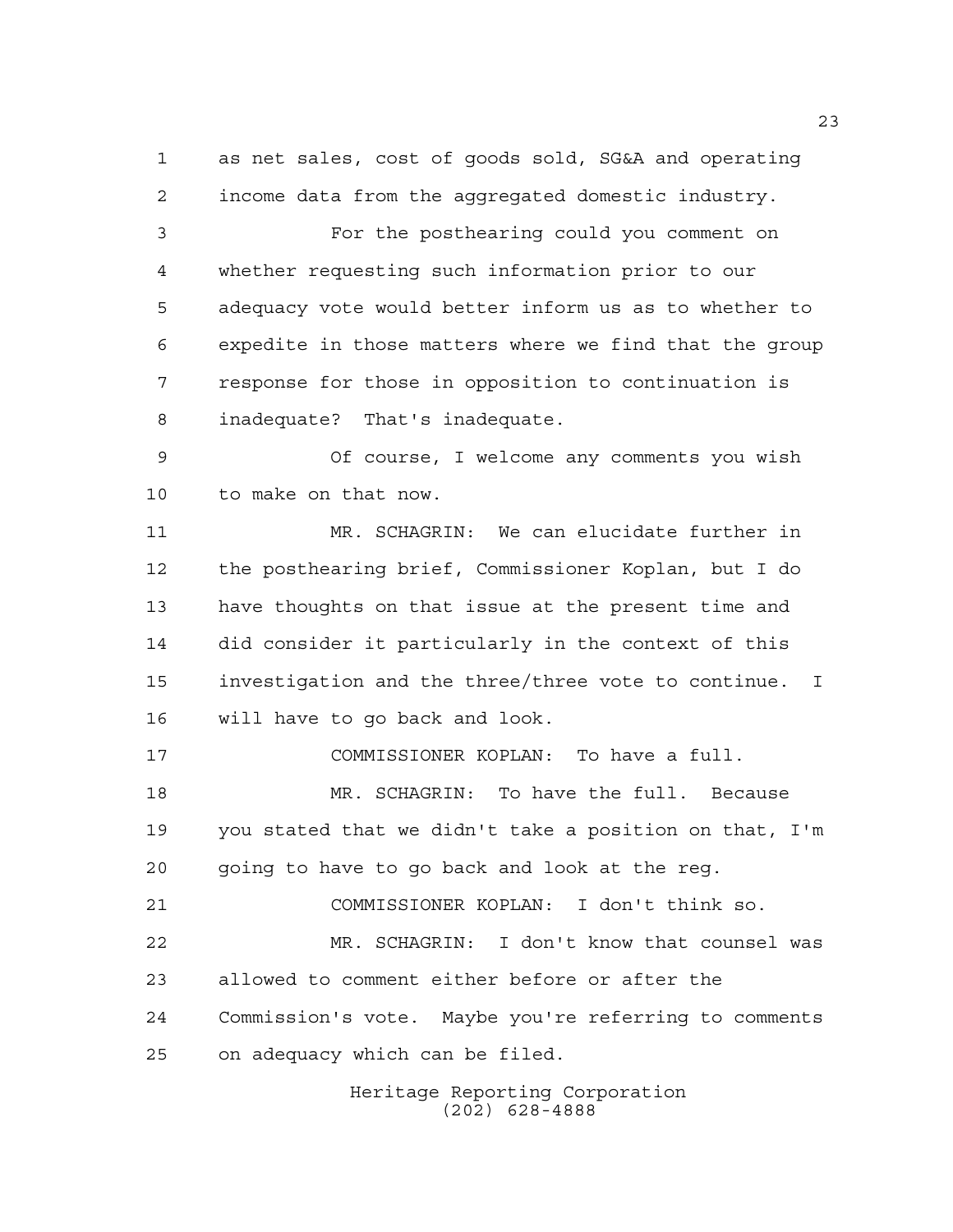as net sales, cost of goods sold, SG&A and operating income data from the aggregated domestic industry.

For the posthearing could you comment on whether requesting such information prior to our adequacy vote would better inform us as to whether to expedite in those matters where we find that the group response for those in opposition to continuation is inadequate? That's inadequate.

Of course, I welcome any comments you wish to make on that now.

MR. SCHAGRIN: We can elucidate further in the posthearing brief, Commissioner Koplan, but I do have thoughts on that issue at the present time and did consider it particularly in the context of this investigation and the three/three vote to continue. I will have to go back and look.

COMMISSIONER KOPLAN: To have a full.

MR. SCHAGRIN: To have the full. Because you stated that we didn't take a position on that, I'm going to have to go back and look at the reg.

COMMISSIONER KOPLAN: I don't think so.

MR. SCHAGRIN: I don't know that counsel was allowed to comment either before or after the Commission's vote. Maybe you're referring to comments on adequacy which can be filed.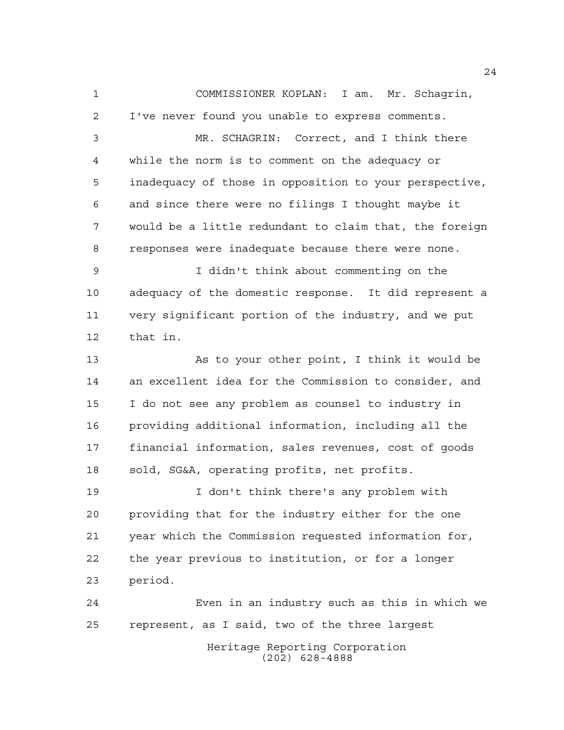COMMISSIONER KOPLAN: I am. Mr. Schagrin, I've never found you unable to express comments.

MR. SCHAGRIN: Correct, and I think there while the norm is to comment on the adequacy or inadequacy of those in opposition to your perspective, and since there were no filings I thought maybe it would be a little redundant to claim that, the foreign responses were inadequate because there were none.

I didn't think about commenting on the adequacy of the domestic response. It did represent a very significant portion of the industry, and we put that in.

As to your other point, I think it would be an excellent idea for the Commission to consider, and I do not see any problem as counsel to industry in providing additional information, including all the financial information, sales revenues, cost of goods sold, SG&A, operating profits, net profits.

I don't think there's any problem with providing that for the industry either for the one year which the Commission requested information for, the year previous to institution, or for a longer period.

Even in an industry such as this in which we represent, as I said, two of the three largest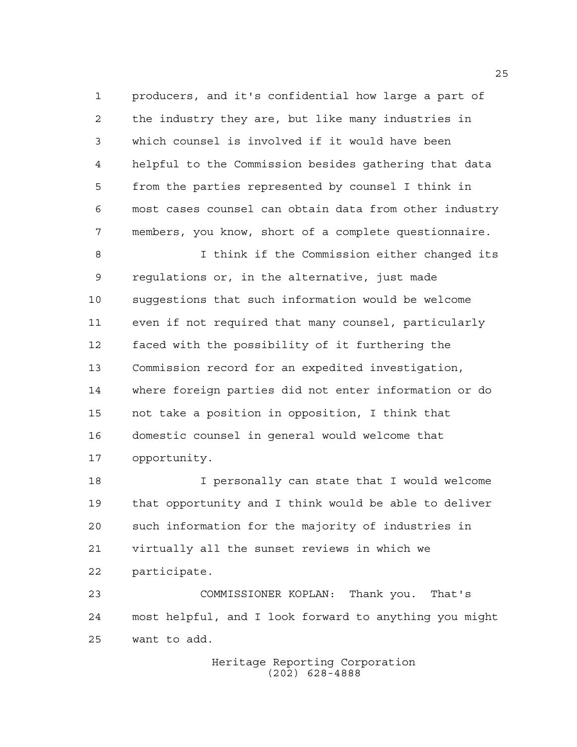producers, and it's confidential how large a part of the industry they are, but like many industries in which counsel is involved if it would have been helpful to the Commission besides gathering that data from the parties represented by counsel I think in most cases counsel can obtain data from other industry members, you know, short of a complete questionnaire.

I think if the Commission either changed its regulations or, in the alternative, just made suggestions that such information would be welcome even if not required that many counsel, particularly faced with the possibility of it furthering the Commission record for an expedited investigation, where foreign parties did not enter information or do not take a position in opposition, I think that domestic counsel in general would welcome that opportunity.

I personally can state that I would welcome that opportunity and I think would be able to deliver such information for the majority of industries in virtually all the sunset reviews in which we participate.

COMMISSIONER KOPLAN: Thank you. That's most helpful, and I look forward to anything you might want to add.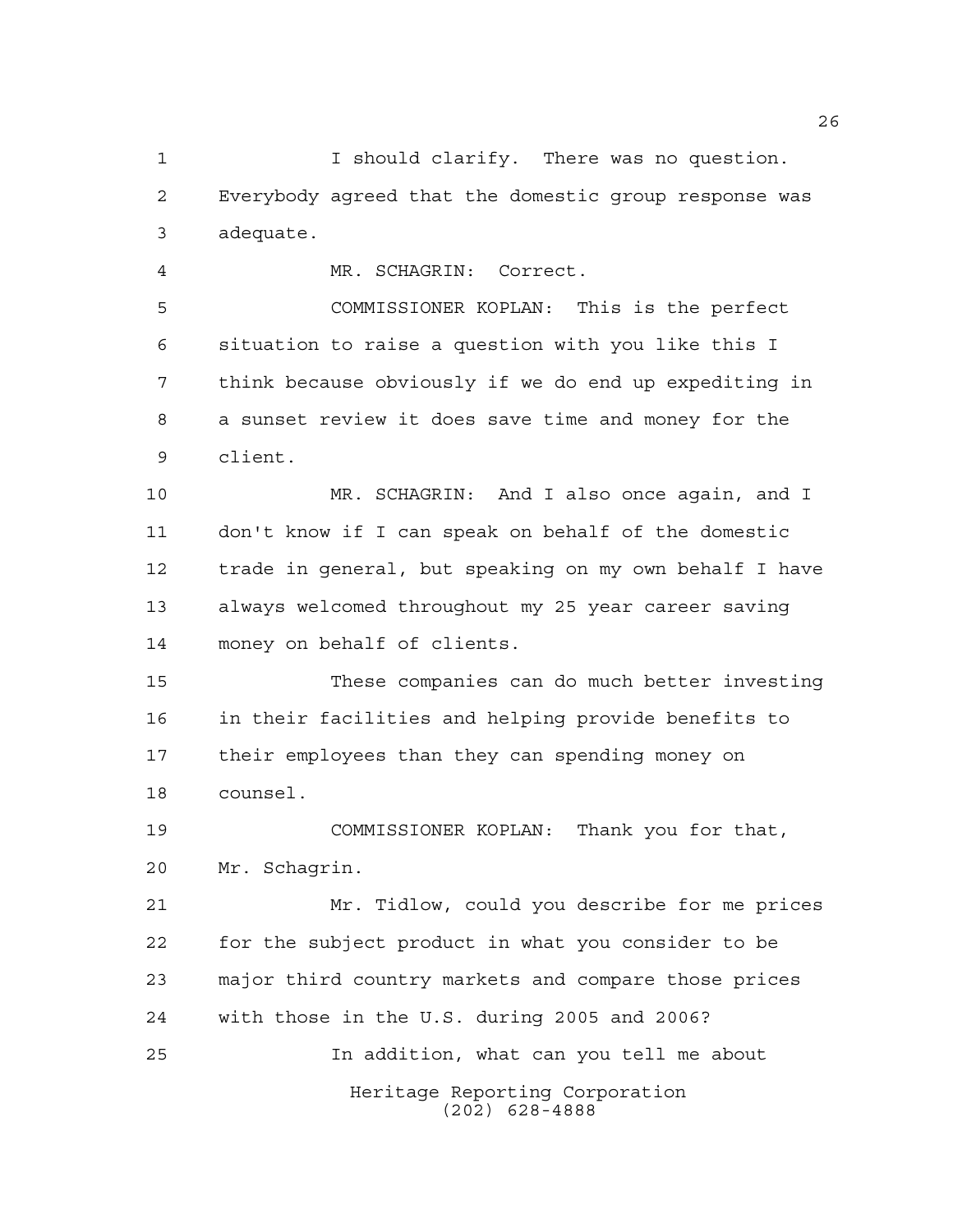I should clarify. There was no question. Everybody agreed that the domestic group response was adequate.

MR. SCHAGRIN: Correct.

COMMISSIONER KOPLAN: This is the perfect situation to raise a question with you like this I think because obviously if we do end up expediting in a sunset review it does save time and money for the client.

MR. SCHAGRIN: And I also once again, and I don't know if I can speak on behalf of the domestic trade in general, but speaking on my own behalf I have always welcomed throughout my 25 year career saving money on behalf of clients.

These companies can do much better investing in their facilities and helping provide benefits to their employees than they can spending money on counsel.

COMMISSIONER KOPLAN: Thank you for that, Mr. Schagrin.

Mr. Tidlow, could you describe for me prices for the subject product in what you consider to be major third country markets and compare those prices with those in the U.S. during 2005 and 2006?

In addition, what can you tell me about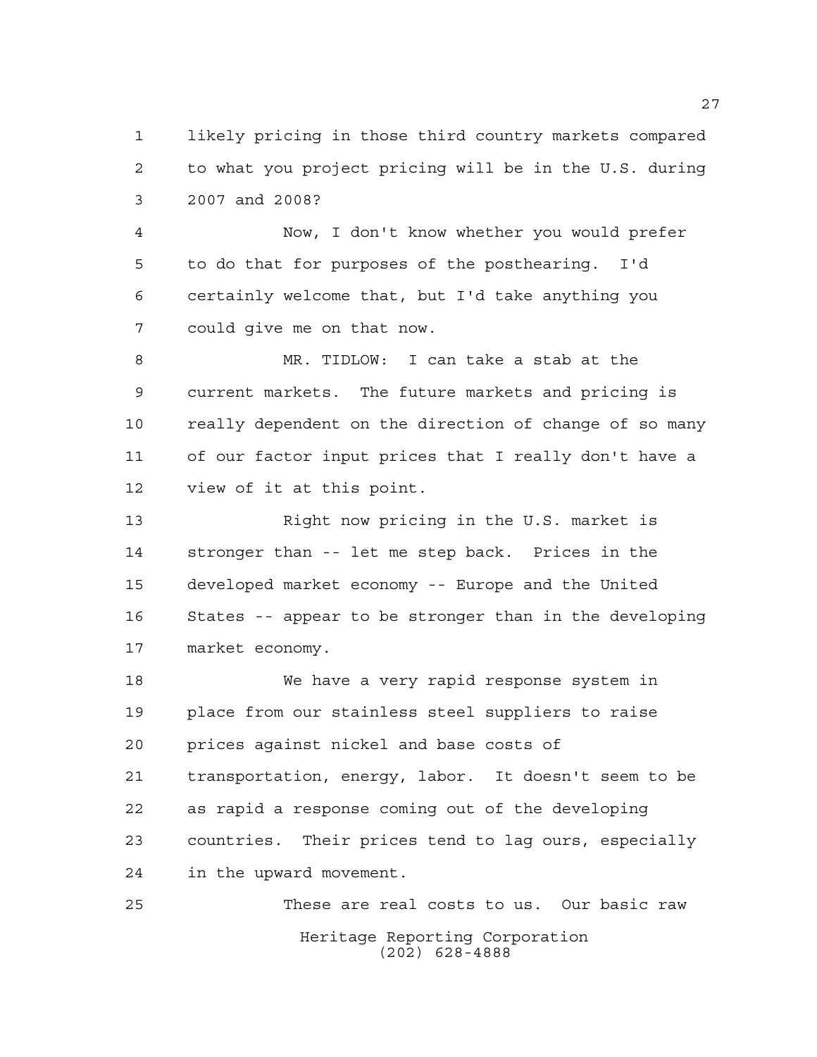likely pricing in those third country markets compared to what you project pricing will be in the U.S. during 2007 and 2008?

Now, I don't know whether you would prefer to do that for purposes of the posthearing. I'd certainly welcome that, but I'd take anything you could give me on that now.

MR. TIDLOW: I can take a stab at the current markets. The future markets and pricing is really dependent on the direction of change of so many of our factor input prices that I really don't have a view of it at this point.

Right now pricing in the U.S. market is stronger than -- let me step back. Prices in the developed market economy -- Europe and the United States -- appear to be stronger than in the developing market economy.

We have a very rapid response system in place from our stainless steel suppliers to raise prices against nickel and base costs of transportation, energy, labor. It doesn't seem to be as rapid a response coming out of the developing countries. Their prices tend to lag ours, especially in the upward movement.

These are real costs to us. Our basic raw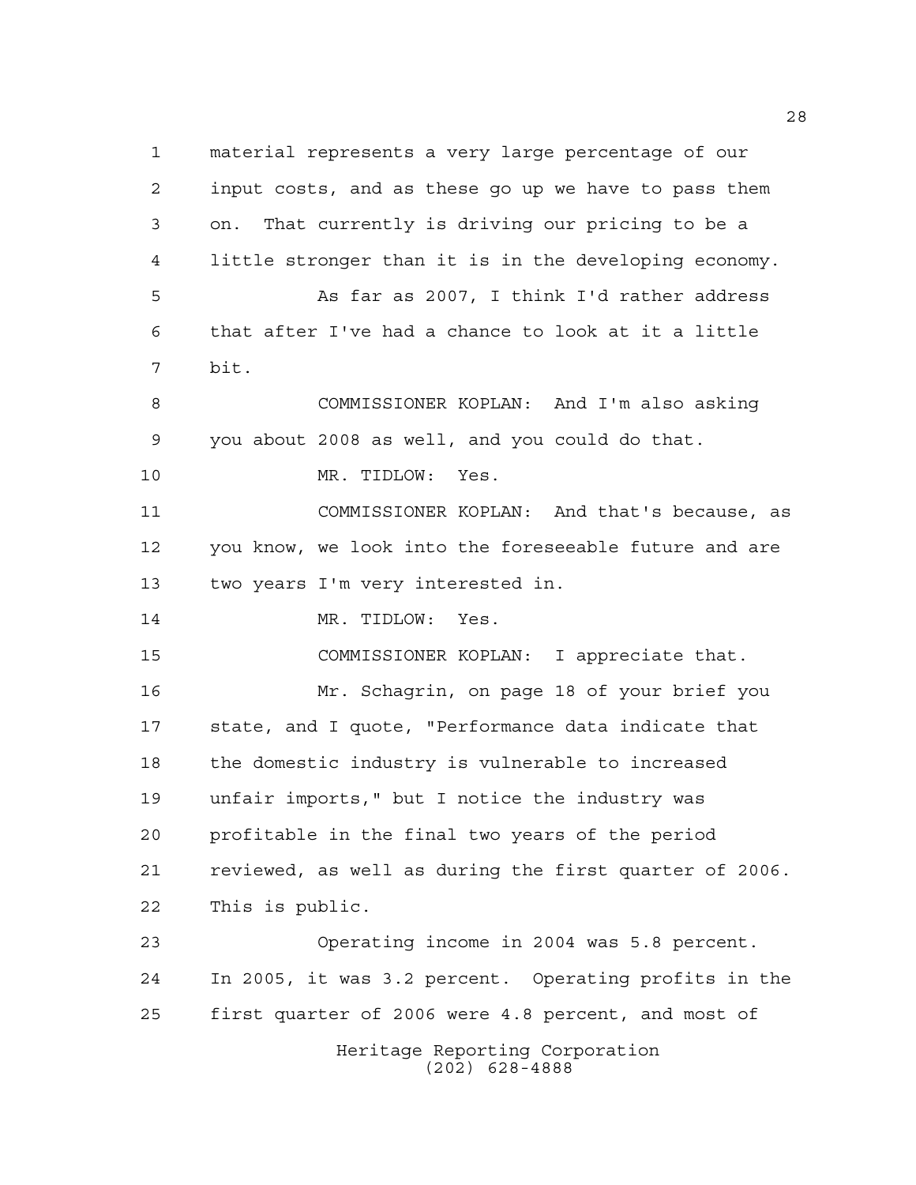material represents a very large percentage of our input costs, and as these go up we have to pass them on. That currently is driving our pricing to be a little stronger than it is in the developing economy.

As far as 2007, I think I'd rather address that after I've had a chance to look at it a little bit.

COMMISSIONER KOPLAN: And I'm also asking you about 2008 as well, and you could do that.

MR. TIDLOW: Yes.

COMMISSIONER KOPLAN: And that's because, as you know, we look into the foreseeable future and are two years I'm very interested in.

MR. TIDLOW: Yes.

COMMISSIONER KOPLAN: I appreciate that.

Mr. Schagrin, on page 18 of your brief you state, and I quote, "Performance data indicate that the domestic industry is vulnerable to increased unfair imports," but I notice the industry was profitable in the final two years of the period reviewed, as well as during the first quarter of 2006. This is public.

Operating income in 2004 was 5.8 percent. In 2005, it was 3.2 percent. Operating profits in the first quarter of 2006 were 4.8 percent, and most of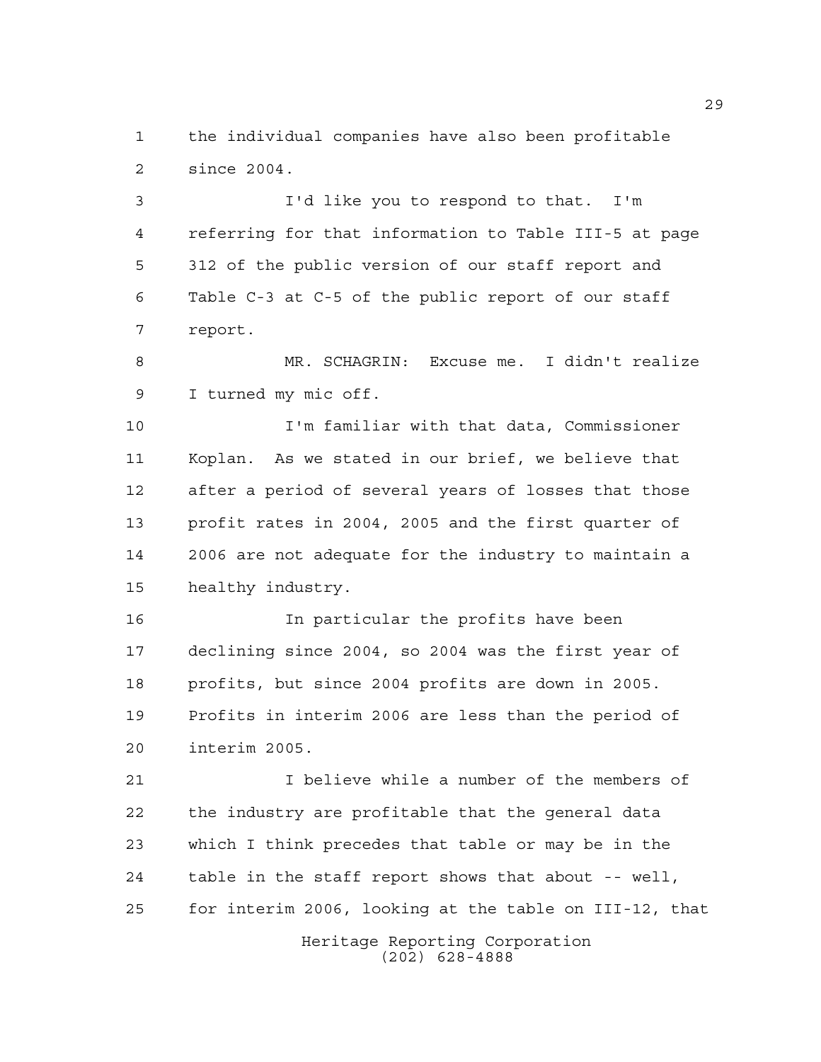the individual companies have also been profitable since 2004.

I'd like you to respond to that. I'm referring for that information to Table III-5 at page 312 of the public version of our staff report and Table C-3 at C-5 of the public report of our staff report.

MR. SCHAGRIN: Excuse me. I didn't realize I turned my mic off.

I'm familiar with that data, Commissioner Koplan. As we stated in our brief, we believe that after a period of several years of losses that those profit rates in 2004, 2005 and the first quarter of 2006 are not adequate for the industry to maintain a healthy industry.

In particular the profits have been declining since 2004, so 2004 was the first year of profits, but since 2004 profits are down in 2005. Profits in interim 2006 are less than the period of interim 2005.

I believe while a number of the members of the industry are profitable that the general data which I think precedes that table or may be in the table in the staff report shows that about -- well, for interim 2006, looking at the table on III-12, that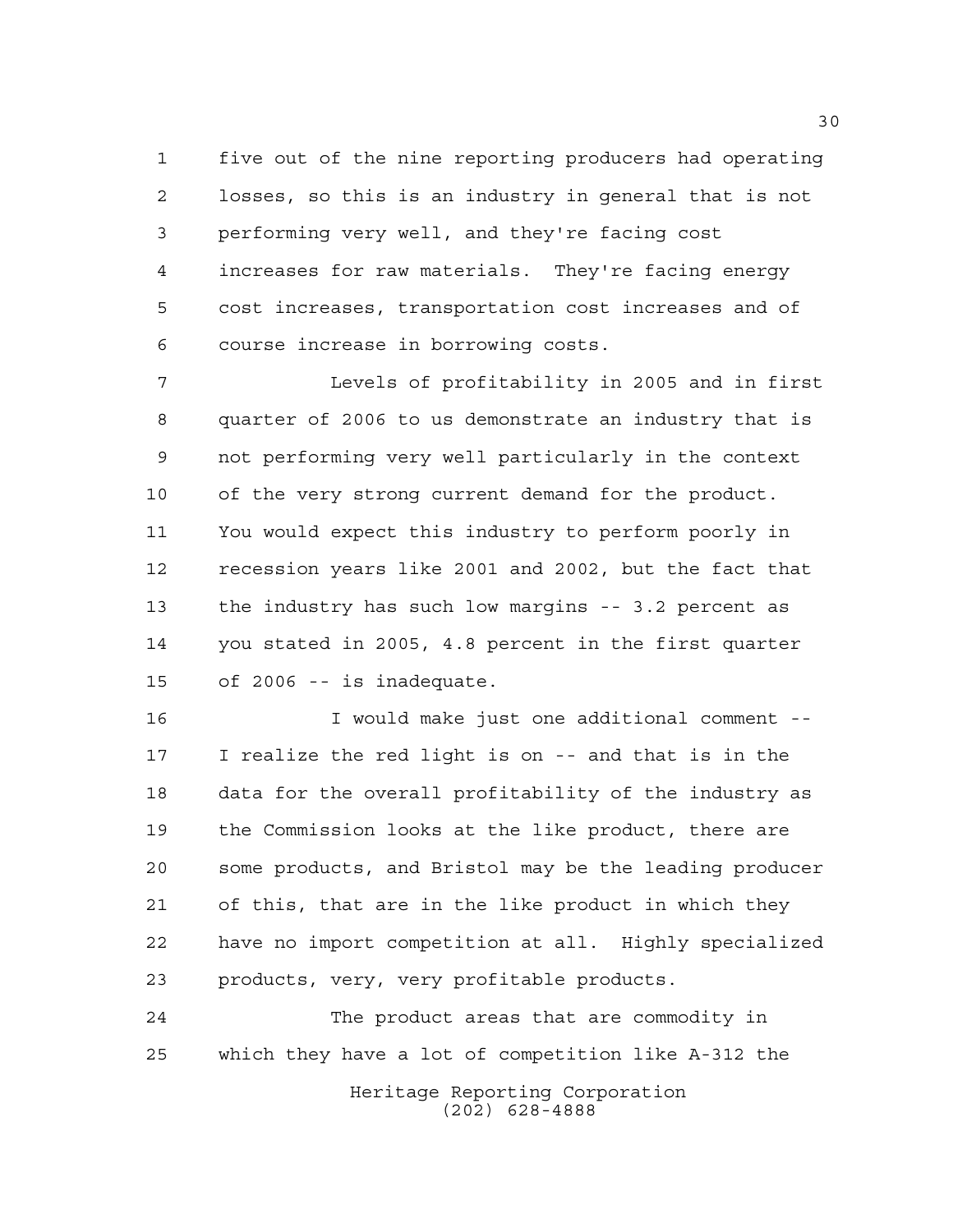five out of the nine reporting producers had operating losses, so this is an industry in general that is not performing very well, and they're facing cost increases for raw materials. They're facing energy cost increases, transportation cost increases and of course increase in borrowing costs.

Levels of profitability in 2005 and in first quarter of 2006 to us demonstrate an industry that is not performing very well particularly in the context of the very strong current demand for the product. You would expect this industry to perform poorly in recession years like 2001 and 2002, but the fact that the industry has such low margins -- 3.2 percent as you stated in 2005, 4.8 percent in the first quarter of 2006 -- is inadequate.

I would make just one additional comment -- I realize the red light is on -- and that is in the data for the overall profitability of the industry as the Commission looks at the like product, there are some products, and Bristol may be the leading producer of this, that are in the like product in which they have no import competition at all. Highly specialized products, very, very profitable products.

The product areas that are commodity in which they have a lot of competition like A-312 the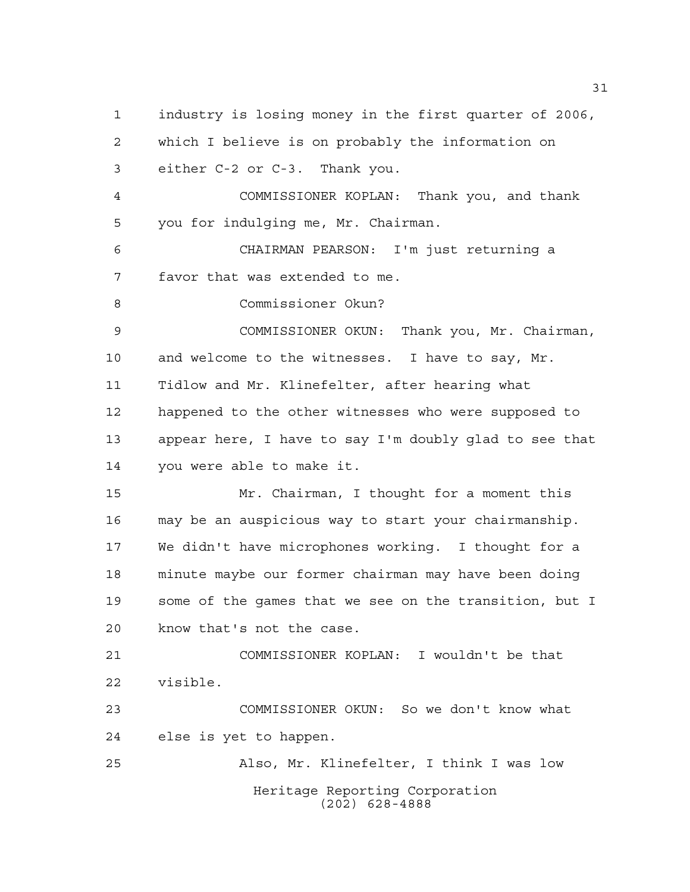industry is losing money in the first quarter of 2006, which I believe is on probably the information on either C-2 or C-3. Thank you.

COMMISSIONER KOPLAN: Thank you, and thank you for indulging me, Mr. Chairman.

CHAIRMAN PEARSON: I'm just returning a favor that was extended to me.

Commissioner Okun?

COMMISSIONER OKUN: Thank you, Mr. Chairman, and welcome to the witnesses. I have to say, Mr. Tidlow and Mr. Klinefelter, after hearing what happened to the other witnesses who were supposed to appear here, I have to say I'm doubly glad to see that you were able to make it.

Mr. Chairman, I thought for a moment this may be an auspicious way to start your chairmanship. We didn't have microphones working. I thought for a minute maybe our former chairman may have been doing some of the games that we see on the transition, but I know that's not the case.

COMMISSIONER KOPLAN: I wouldn't be that visible.

COMMISSIONER OKUN: So we don't know what else is yet to happen.

Also, Mr. Klinefelter, I think I was low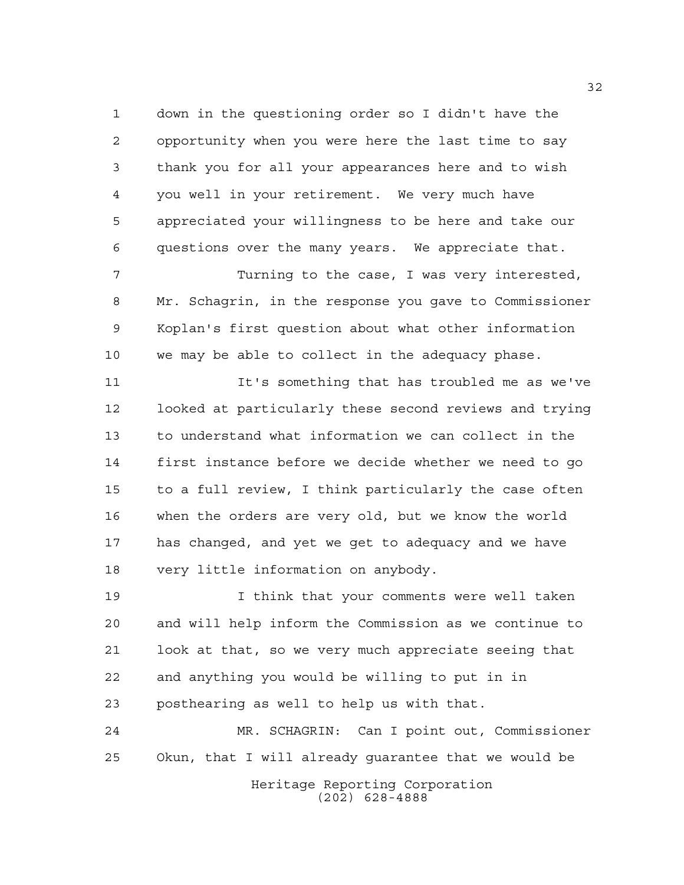down in the questioning order so I didn't have the opportunity when you were here the last time to say thank you for all your appearances here and to wish you well in your retirement. We very much have appreciated your willingness to be here and take our questions over the many years. We appreciate that.

Turning to the case, I was very interested, Mr. Schagrin, in the response you gave to Commissioner Koplan's first question about what other information we may be able to collect in the adequacy phase.

It's something that has troubled me as we've looked at particularly these second reviews and trying to understand what information we can collect in the first instance before we decide whether we need to go to a full review, I think particularly the case often when the orders are very old, but we know the world has changed, and yet we get to adequacy and we have very little information on anybody.

I think that your comments were well taken and will help inform the Commission as we continue to look at that, so we very much appreciate seeing that and anything you would be willing to put in in posthearing as well to help us with that.

MR. SCHAGRIN: Can I point out, Commissioner Okun, that I will already guarantee that we would be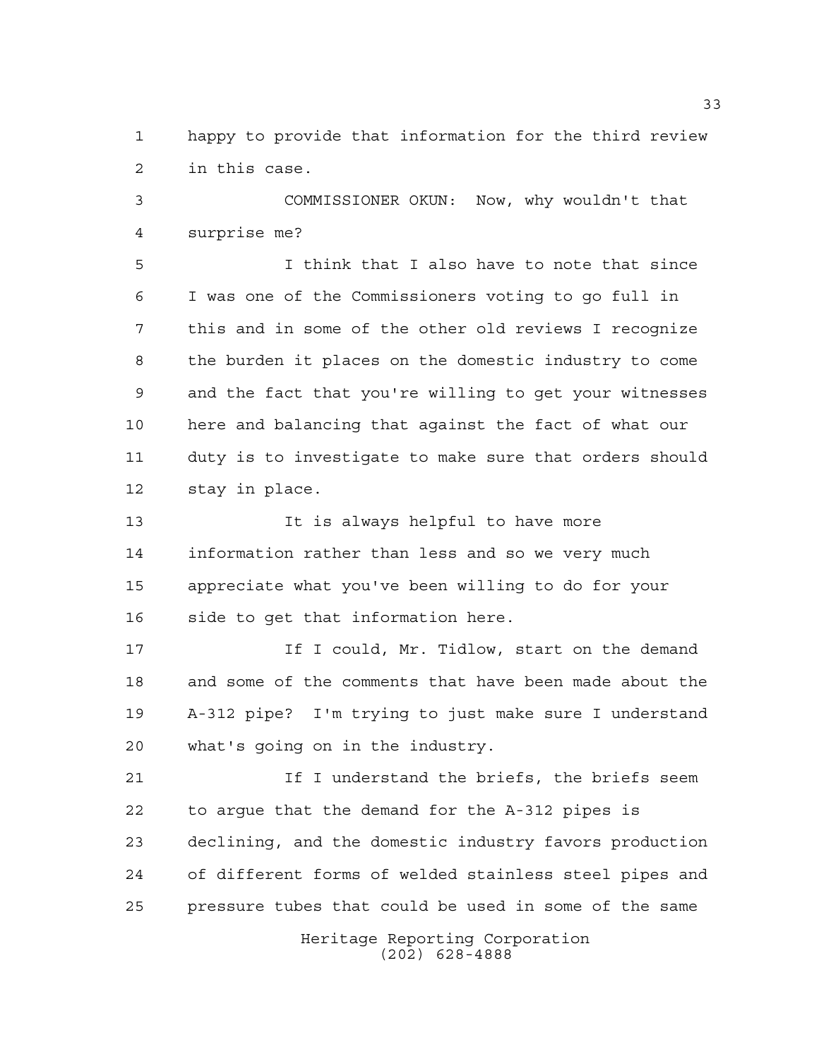happy to provide that information for the third review in this case.

COMMISSIONER OKUN: Now, why wouldn't that surprise me?

I think that I also have to note that since I was one of the Commissioners voting to go full in this and in some of the other old reviews I recognize the burden it places on the domestic industry to come and the fact that you're willing to get your witnesses here and balancing that against the fact of what our duty is to investigate to make sure that orders should stay in place.

It is always helpful to have more information rather than less and so we very much appreciate what you've been willing to do for your side to get that information here.

If I could, Mr. Tidlow, start on the demand and some of the comments that have been made about the A-312 pipe? I'm trying to just make sure I understand what's going on in the industry.

If I understand the briefs, the briefs seem to argue that the demand for the A-312 pipes is declining, and the domestic industry favors production of different forms of welded stainless steel pipes and pressure tubes that could be used in some of the same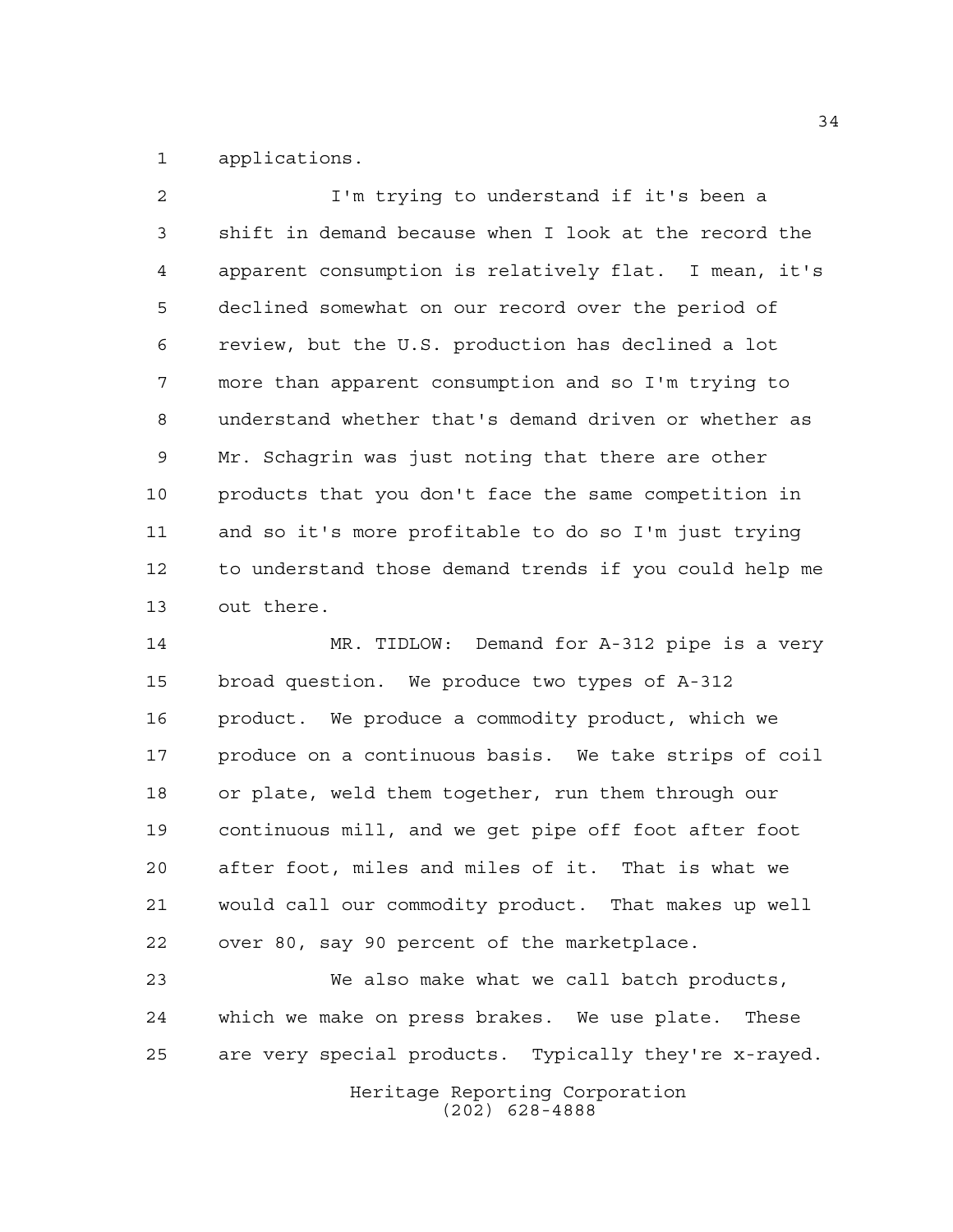applications.

I'm trying to understand if it's been a shift in demand because when I look at the record the apparent consumption is relatively flat. I mean, it's declined somewhat on our record over the period of review, but the U.S. production has declined a lot more than apparent consumption and so I'm trying to understand whether that's demand driven or whether as Mr. Schagrin was just noting that there are other products that you don't face the same competition in and so it's more profitable to do so I'm just trying to understand those demand trends if you could help me out there.

MR. TIDLOW: Demand for A-312 pipe is a very broad question. We produce two types of A-312 product. We produce a commodity product, which we produce on a continuous basis. We take strips of coil or plate, weld them together, run them through our continuous mill, and we get pipe off foot after foot after foot, miles and miles of it. That is what we would call our commodity product. That makes up well over 80, say 90 percent of the marketplace.

We also make what we call batch products, which we make on press brakes. We use plate. These are very special products. Typically they're x-rayed.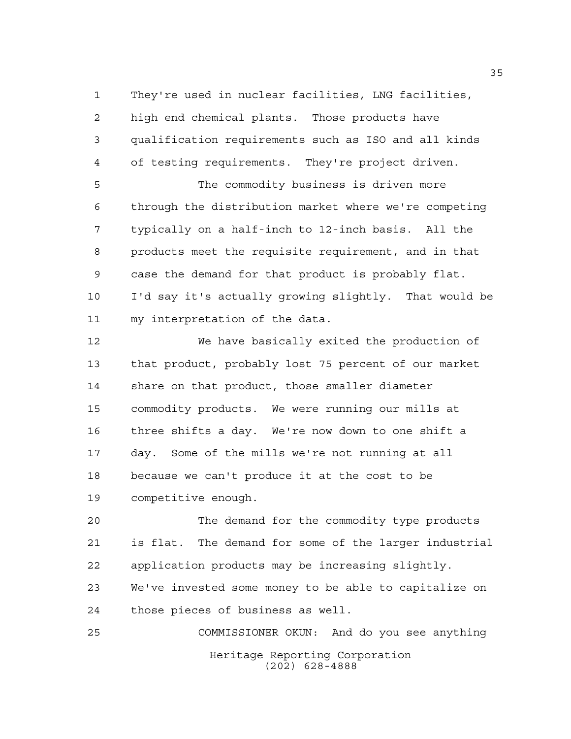They're used in nuclear facilities, LNG facilities, high end chemical plants. Those products have qualification requirements such as ISO and all kinds of testing requirements. They're project driven.

The commodity business is driven more through the distribution market where we're competing typically on a half-inch to 12-inch basis. All the products meet the requisite requirement, and in that case the demand for that product is probably flat. I'd say it's actually growing slightly. That would be my interpretation of the data.

We have basically exited the production of that product, probably lost 75 percent of our market share on that product, those smaller diameter commodity products. We were running our mills at three shifts a day. We're now down to one shift a day. Some of the mills we're not running at all because we can't produce it at the cost to be competitive enough.

The demand for the commodity type products is flat. The demand for some of the larger industrial application products may be increasing slightly. We've invested some money to be able to capitalize on those pieces of business as well.

COMMISSIONER OKUN: And do you see anything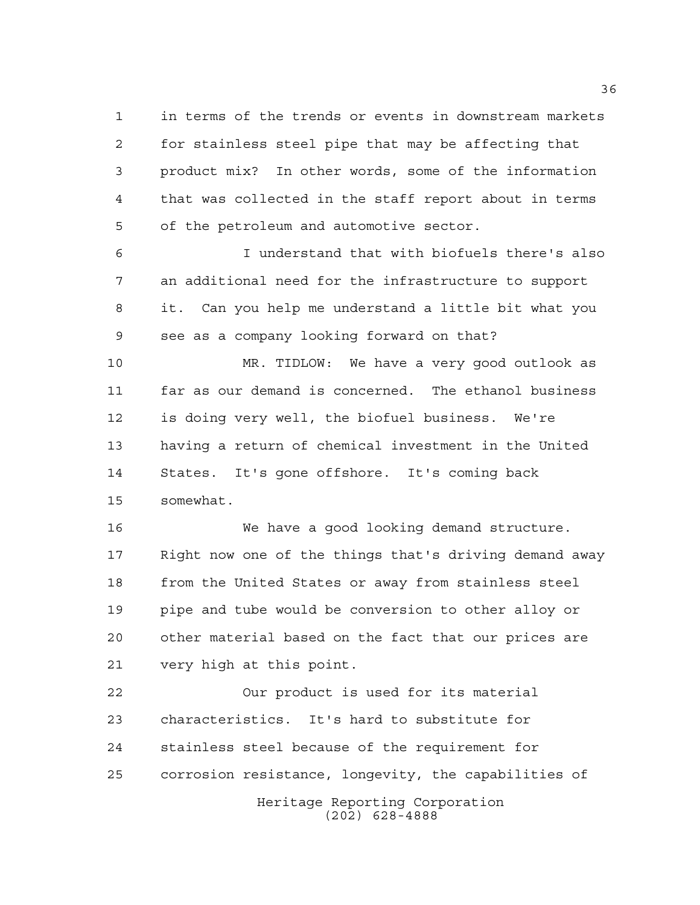in terms of the trends or events in downstream markets for stainless steel pipe that may be affecting that product mix? In other words, some of the information that was collected in the staff report about in terms of the petroleum and automotive sector.

I understand that with biofuels there's also an additional need for the infrastructure to support it. Can you help me understand a little bit what you see as a company looking forward on that?

MR. TIDLOW: We have a very good outlook as far as our demand is concerned. The ethanol business is doing very well, the biofuel business. We're having a return of chemical investment in the United States. It's gone offshore. It's coming back somewhat.

We have a good looking demand structure. Right now one of the things that's driving demand away from the United States or away from stainless steel pipe and tube would be conversion to other alloy or other material based on the fact that our prices are very high at this point.

Our product is used for its material characteristics. It's hard to substitute for stainless steel because of the requirement for corrosion resistance, longevity, the capabilities of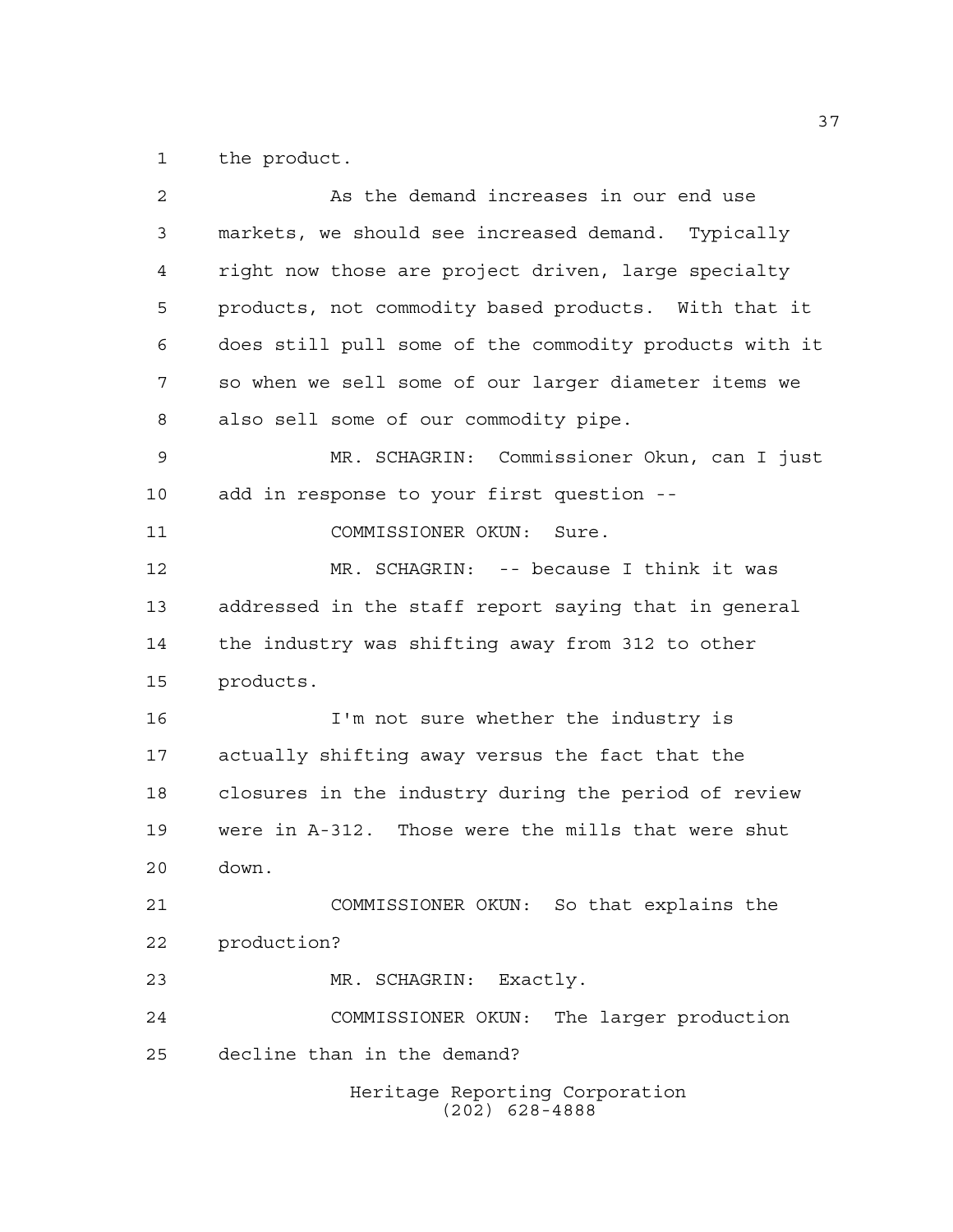the product.

As the demand increases in our end use markets, we should see increased demand. Typically right now those are project driven, large specialty products, not commodity based products. With that it does still pull some of the commodity products with it so when we sell some of our larger diameter items we also sell some of our commodity pipe.

MR. SCHAGRIN: Commissioner Okun, can I just add in response to your first question --

COMMISSIONER OKUN: Sure.

MR. SCHAGRIN: -- because I think it was addressed in the staff report saying that in general the industry was shifting away from 312 to other products.

I'm not sure whether the industry is actually shifting away versus the fact that the closures in the industry during the period of review were in A-312. Those were the mills that were shut down.

COMMISSIONER OKUN: So that explains the production?

MR. SCHAGRIN: Exactly.

COMMISSIONER OKUN: The larger production decline than in the demand?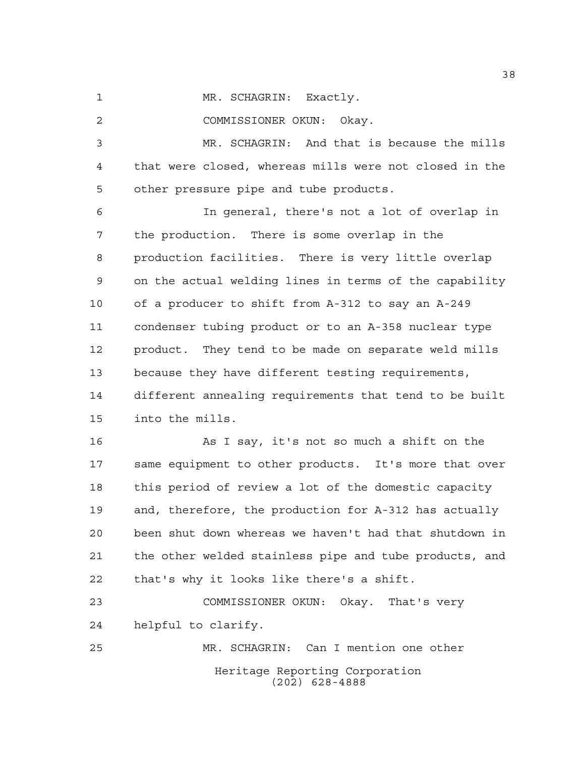MR. SCHAGRIN: Exactly.

COMMISSIONER OKUN: Okay.

MR. SCHAGRIN: And that is because the mills that were closed, whereas mills were not closed in the other pressure pipe and tube products.

In general, there's not a lot of overlap in the production. There is some overlap in the production facilities. There is very little overlap on the actual welding lines in terms of the capability of a producer to shift from A-312 to say an A-249 condenser tubing product or to an A-358 nuclear type product. They tend to be made on separate weld mills because they have different testing requirements, different annealing requirements that tend to be built into the mills.

As I say, it's not so much a shift on the same equipment to other products. It's more that over this period of review a lot of the domestic capacity and, therefore, the production for A-312 has actually been shut down whereas we haven't had that shutdown in the other welded stainless pipe and tube products, and that's why it looks like there's a shift.

COMMISSIONER OKUN: Okay. That's very helpful to clarify.

MR. SCHAGRIN: Can I mention one other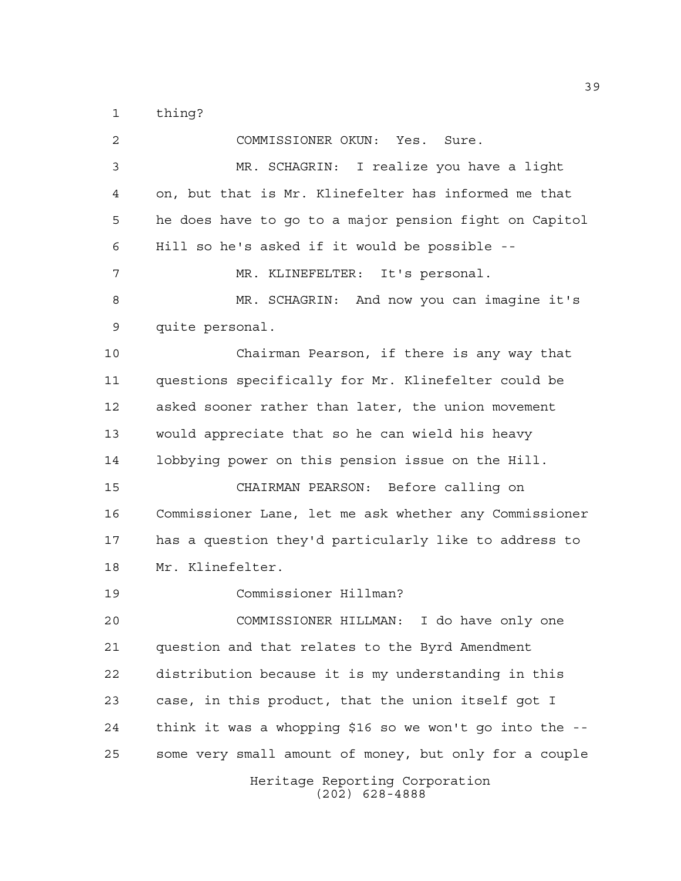thing?

COMMISSIONER OKUN: Yes. Sure.

MR. SCHAGRIN: I realize you have a light on, but that is Mr. Klinefelter has informed me that he does have to go to a major pension fight on Capitol Hill so he's asked if it would be possible --

MR. KLINEFELTER: It's personal.

MR. SCHAGRIN: And now you can imagine it's quite personal.

Chairman Pearson, if there is any way that questions specifically for Mr. Klinefelter could be asked sooner rather than later, the union movement would appreciate that so he can wield his heavy lobbying power on this pension issue on the Hill.

CHAIRMAN PEARSON: Before calling on Commissioner Lane, let me ask whether any Commissioner has a question they'd particularly like to address to Mr. Klinefelter.

Commissioner Hillman?

COMMISSIONER HILLMAN: I do have only one question and that relates to the Byrd Amendment distribution because it is my understanding in this case, in this product, that the union itself got I think it was a whopping $16 so we won't go into the -- some very small amount of money, but only for a couple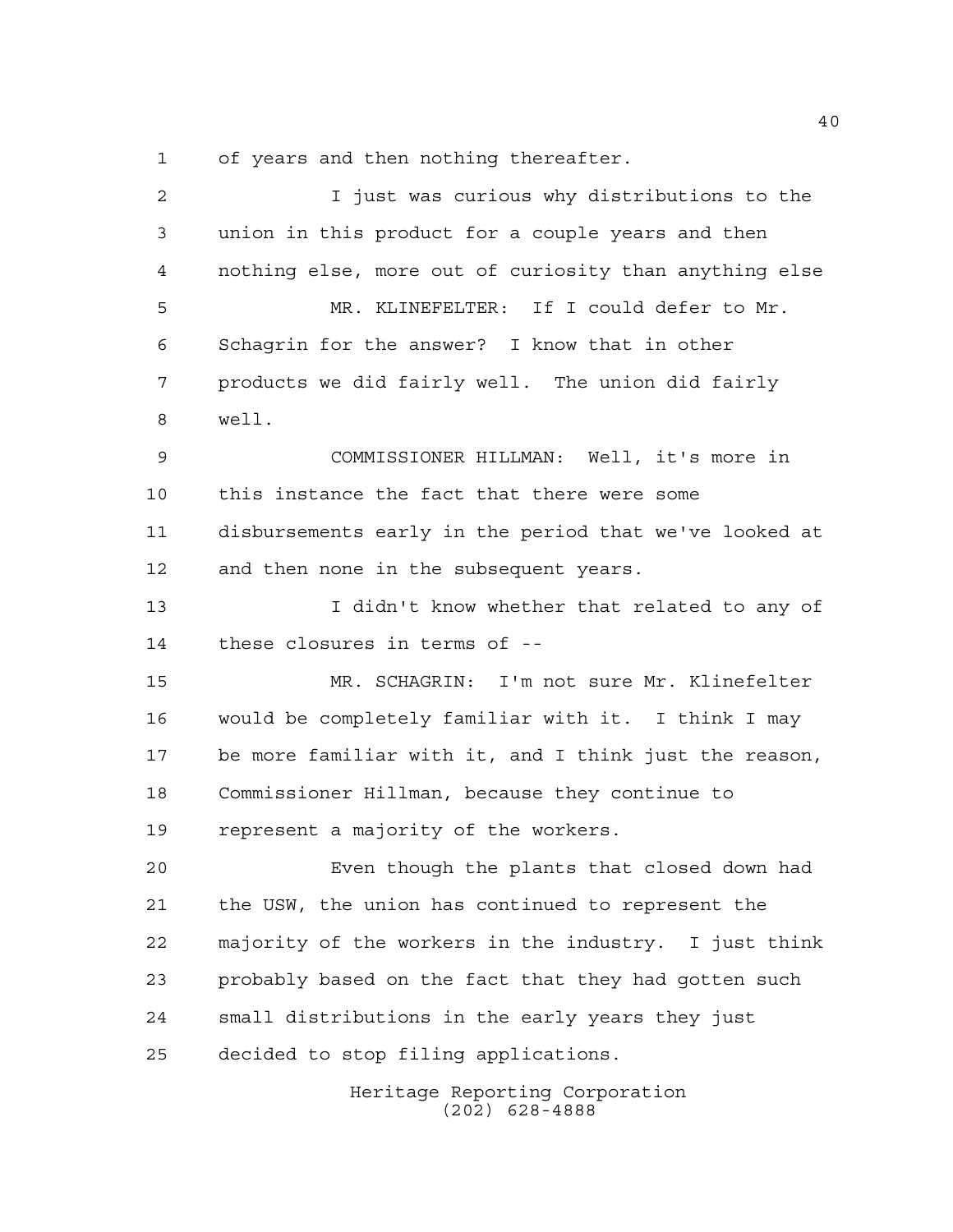of years and then nothing thereafter.

I just was curious why distributions to the union in this product for a couple years and then nothing else, more out of curiosity than anything else

MR. KLINEFELTER: If I could defer to Mr. Schagrin for the answer? I know that in other products we did fairly well. The union did fairly well.

COMMISSIONER HILLMAN: Well, it's more in this instance the fact that there were some disbursements early in the period that we've looked at and then none in the subsequent years.

I didn't know whether that related to any of these closures in terms of --

MR. SCHAGRIN: I'm not sure Mr. Klinefelter would be completely familiar with it. I think I may be more familiar with it, and I think just the reason, Commissioner Hillman, because they continue to represent a majority of the workers.

Even though the plants that closed down had the USW, the union has continued to represent the majority of the workers in the industry. I just think probably based on the fact that they had gotten such small distributions in the early years they just decided to stop filing applications.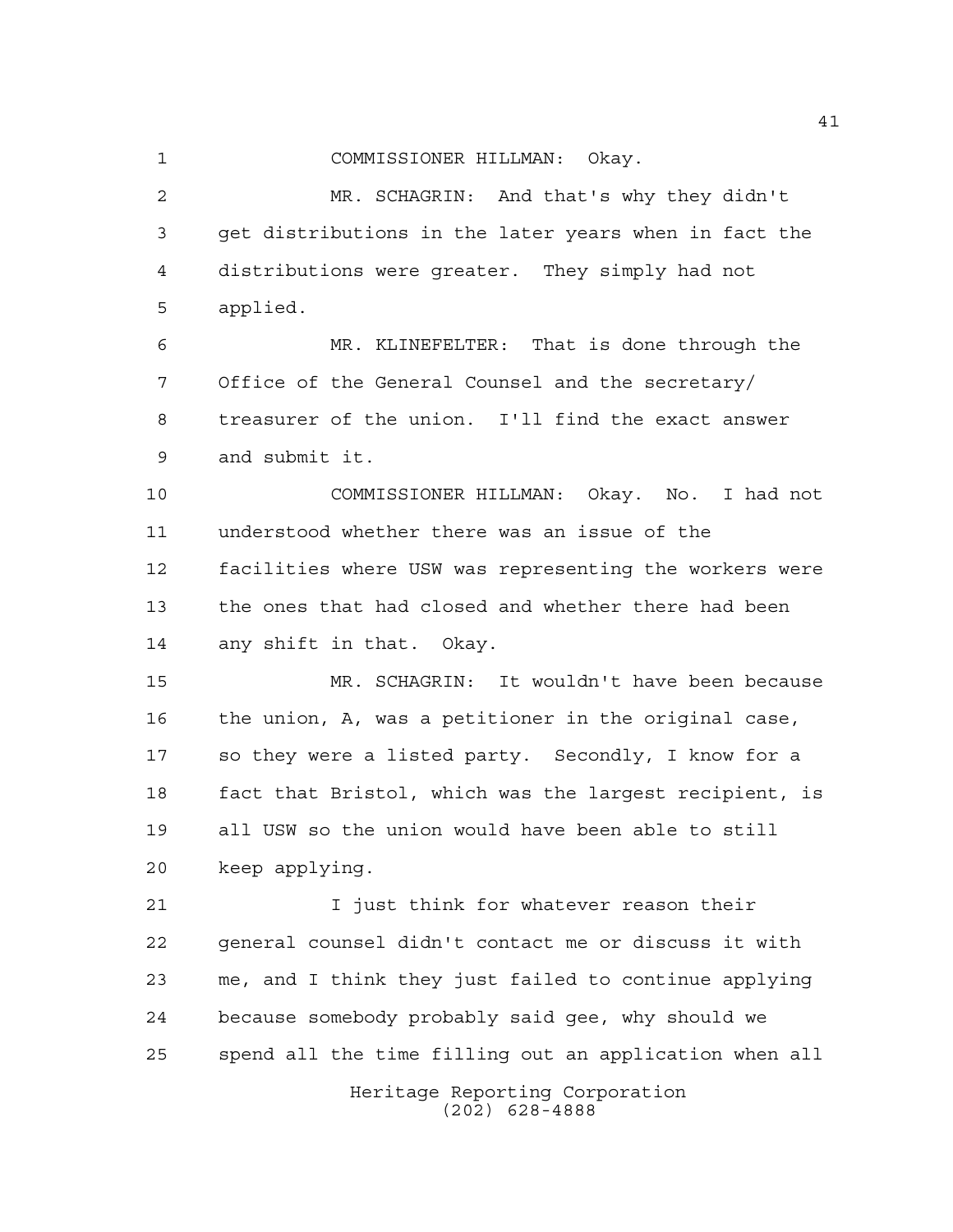COMMISSIONER HILLMAN: Okay.

MR. SCHAGRIN: And that's why they didn't get distributions in the later years when in fact the distributions were greater. They simply had not applied.

MR. KLINEFELTER: That is done through the Office of the General Counsel and the secretary/treasurer of the union. I'll find the exact answer and submit it.

COMMISSIONER HILLMAN: Okay. No. I had not understood whether there was an issue of the facilities where USW was representing the workers were the ones that had closed and whether there had been any shift in that. Okay.

MR. SCHAGRIN: It wouldn't have been because the union, A, was a petitioner in the original case, so they were a listed party. Secondly, I know for a fact that Bristol, which was the largest recipient, is all USW so the union would have been able to still keep applying.

I just think for whatever reason their general counsel didn't contact me or discuss it with me, and I think they just failed to continue applying because somebody probably said gee, why should we spend all the time filling out an application when all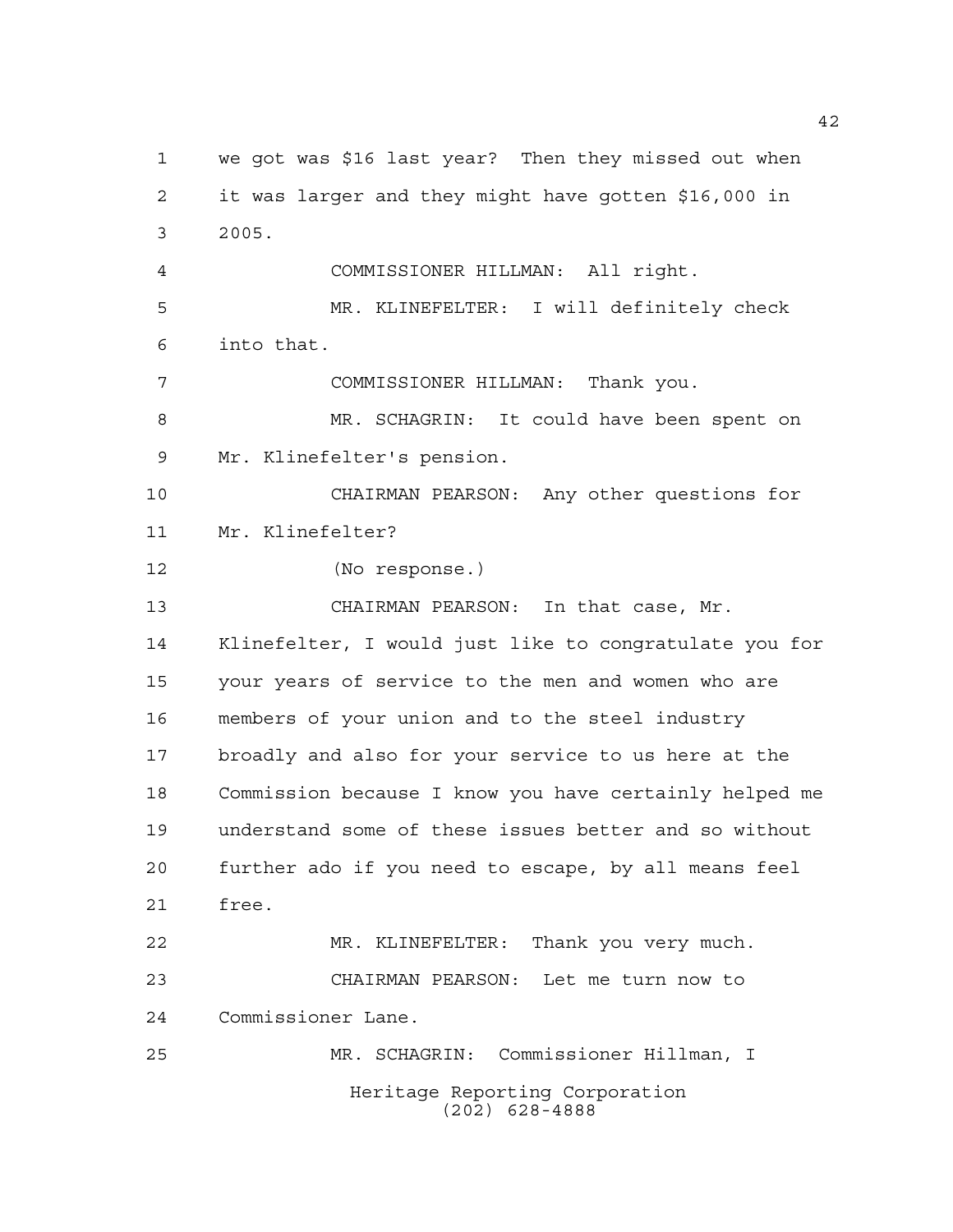we got was $16 last year? Then they missed out when it was larger and they might have gotten $16,000 in 2005.

COMMISSIONER HILLMAN: All right.

MR. KLINEFELTER: I will definitely check into that.

COMMISSIONER HILLMAN: Thank you.

MR. SCHAGRIN: It could have been spent on Mr. Klinefelter's pension.

CHAIRMAN PEARSON: Any other questions for Mr. Klinefelter?

(No response.)

CHAIRMAN PEARSON: In that case, Mr. Klinefelter, I would just like to congratulate you for your years of service to the men and women who are members of your union and to the steel industry broadly and also for your service to us here at the Commission because I know you have certainly helped me understand some of these issues better and so without further ado if you need to escape, by all means feel free.

MR. KLINEFELTER: Thank you very much.

CHAIRMAN PEARSON: Let me turn now to Commissioner Lane.

MR. SCHAGRIN: Commissioner Hillman, I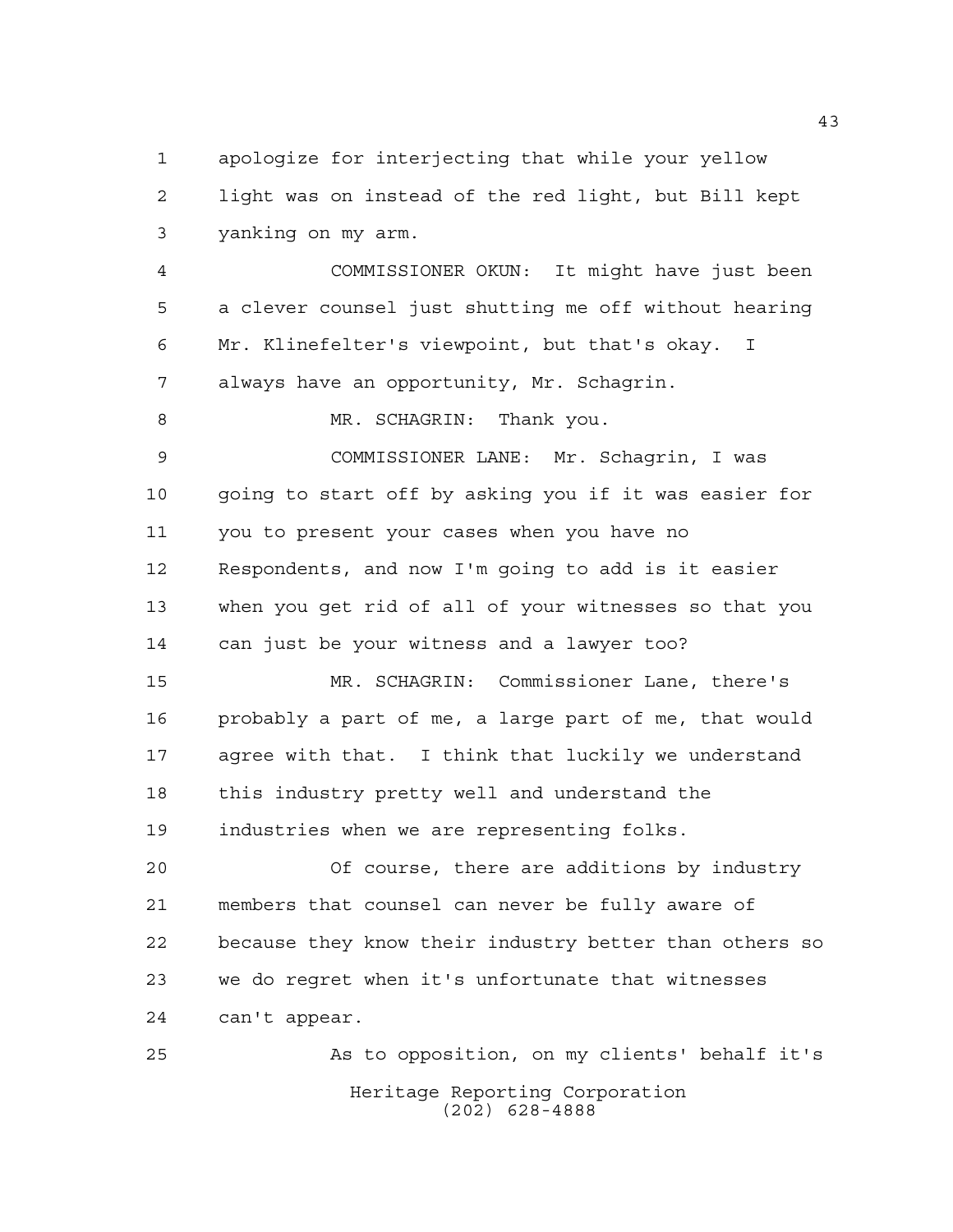apologize for interjecting that while your yellow light was on instead of the red light, but Bill kept yanking on my arm.

COMMISSIONER OKUN: It might have just been a clever counsel just shutting me off without hearing Mr. Klinefelter's viewpoint, but that's okay. I always have an opportunity, Mr. Schagrin.

MR. SCHAGRIN: Thank you.

COMMISSIONER LANE: Mr. Schagrin, I was going to start off by asking you if it was easier for you to present your cases when you have no Respondents, and now I'm going to add is it easier when you get rid of all of your witnesses so that you can just be your witness and a lawyer too?

MR. SCHAGRIN: Commissioner Lane, there's probably a part of me, a large part of me, that would agree with that. I think that luckily we understand this industry pretty well and understand the industries when we are representing folks.

Of course, there are additions by industry members that counsel can never be fully aware of because they know their industry better than others so we do regret when it's unfortunate that witnesses can't appear.

As to opposition, on my clients' behalf it's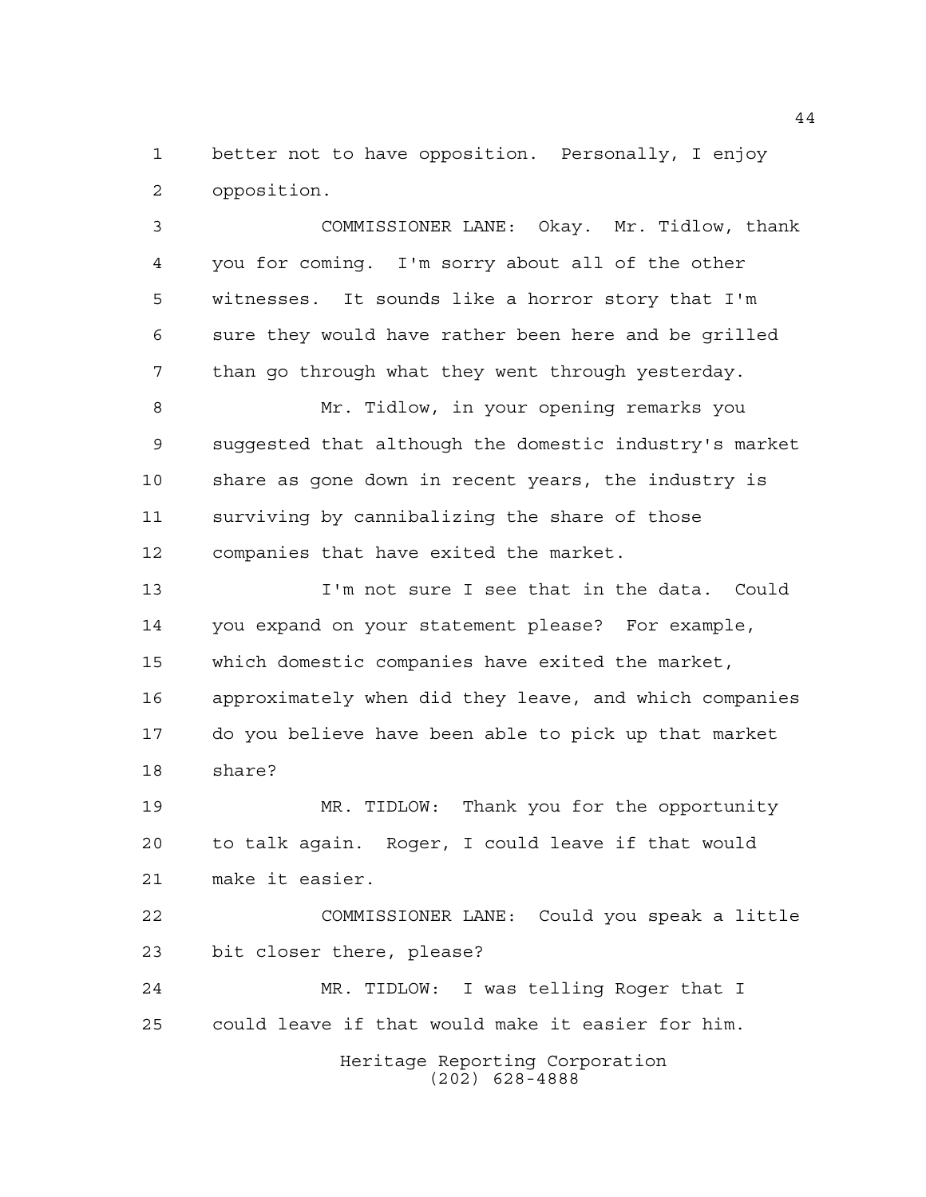better not to have opposition. Personally, I enjoy opposition.

COMMISSIONER LANE: Okay. Mr. Tidlow, thank you for coming. I'm sorry about all of the other witnesses. It sounds like a horror story that I'm sure they would have rather been here and be grilled than go through what they went through yesterday.

Mr. Tidlow, in your opening remarks you suggested that although the domestic industry's market share as gone down in recent years, the industry is surviving by cannibalizing the share of those companies that have exited the market.

I'm not sure I see that in the data. Could you expand on your statement please? For example, which domestic companies have exited the market, approximately when did they leave, and which companies do you believe have been able to pick up that market share?

MR. TIDLOW: Thank you for the opportunity to talk again. Roger, I could leave if that would make it easier.

COMMISSIONER LANE: Could you speak a little bit closer there, please?

MR. TIDLOW: I was telling Roger that I could leave if that would make it easier for him.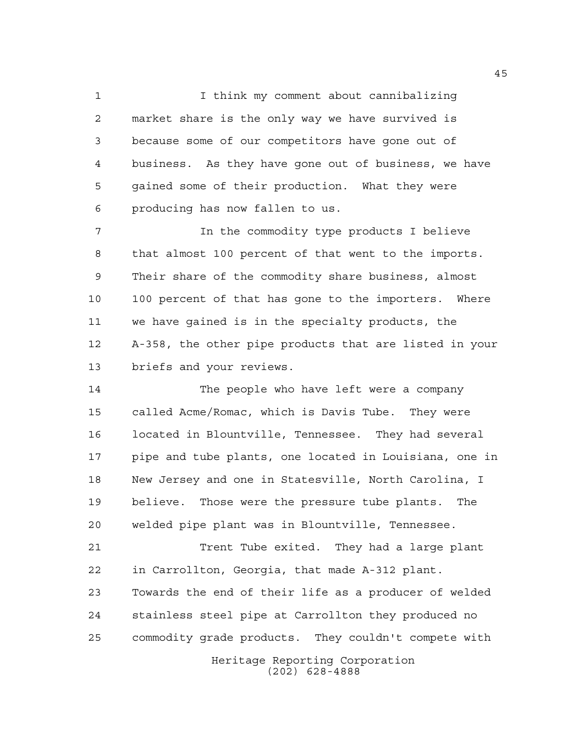I think my comment about cannibalizing market share is the only way we have survived is because some of our competitors have gone out of business. As they have gone out of business, we have gained some of their production. What they were producing has now fallen to us.

In the commodity type products I believe that almost 100 percent of that went to the imports. Their share of the commodity share business, almost 100 percent of that has gone to the importers. Where we have gained is in the specialty products, the A-358, the other pipe products that are listed in your briefs and your reviews.

The people who have left were a company called Acme/Romac, which is Davis Tube. They were located in Blountville, Tennessee. They had several pipe and tube plants, one located in Louisiana, one in New Jersey and one in Statesville, North Carolina, I believe. Those were the pressure tube plants. The welded pipe plant was in Blountville, Tennessee.

Trent Tube exited. They had a large plant in Carrollton, Georgia, that made A-312 plant. Towards the end of their life as a producer of welded stainless steel pipe at Carrollton they produced no commodity grade products. They couldn't compete with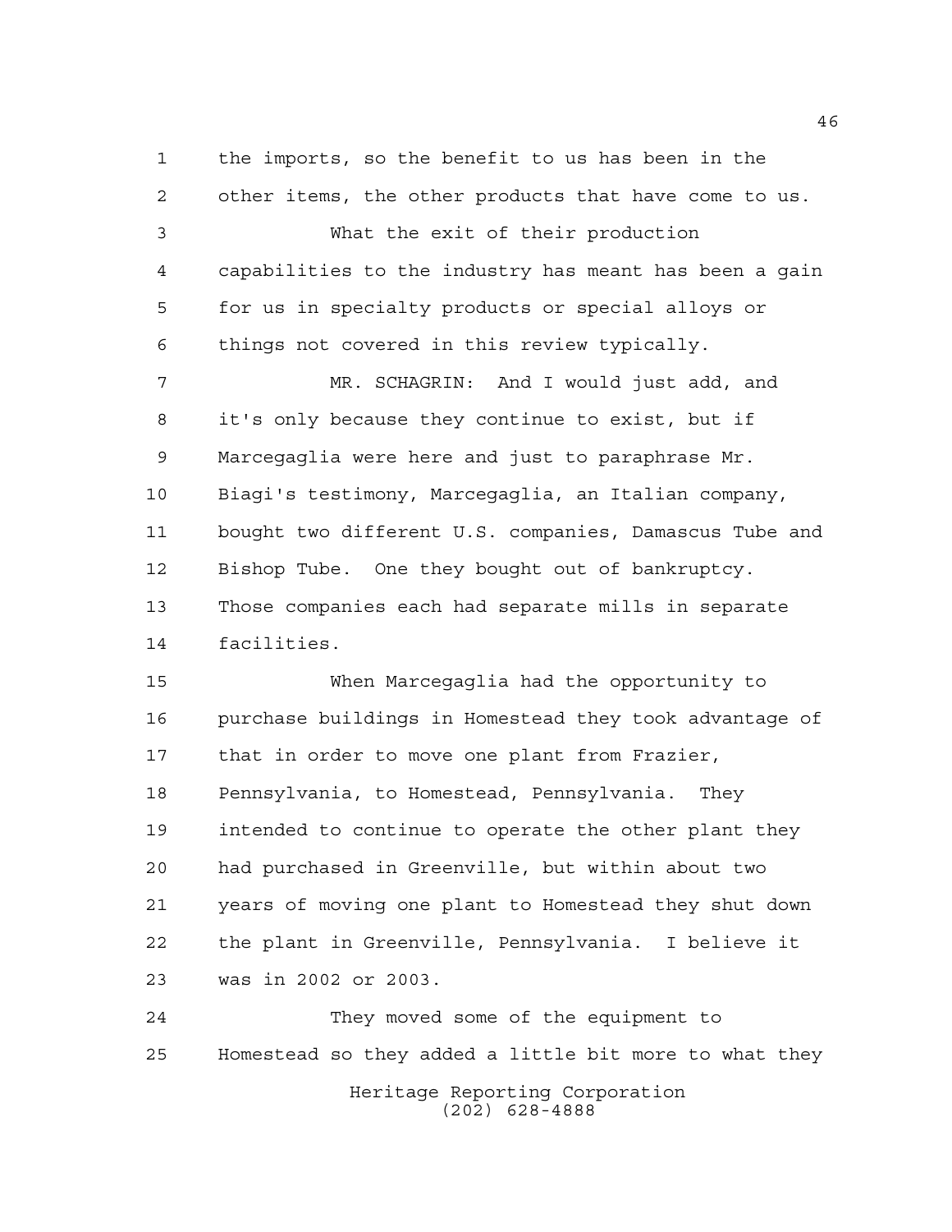the imports, so the benefit to us has been in the other items, the other products that have come to us.

What the exit of their production capabilities to the industry has meant has been a gain for us in specialty products or special alloys or things not covered in this review typically.

MR. SCHAGRIN: And I would just add, and it's only because they continue to exist, but if Marcegaglia were here and just to paraphrase Mr. Biagi's testimony, Marcegaglia, an Italian company, bought two different U.S. companies, Damascus Tube and Bishop Tube. One they bought out of bankruptcy. Those companies each had separate mills in separate facilities.

When Marcegaglia had the opportunity to purchase buildings in Homestead they took advantage of that in order to move one plant from Frazier, Pennsylvania, to Homestead, Pennsylvania. They intended to continue to operate the other plant they had purchased in Greenville, but within about two years of moving one plant to Homestead they shut down the plant in Greenville, Pennsylvania. I believe it was in 2002 or 2003.

They moved some of the equipment to Homestead so they added a little bit more to what they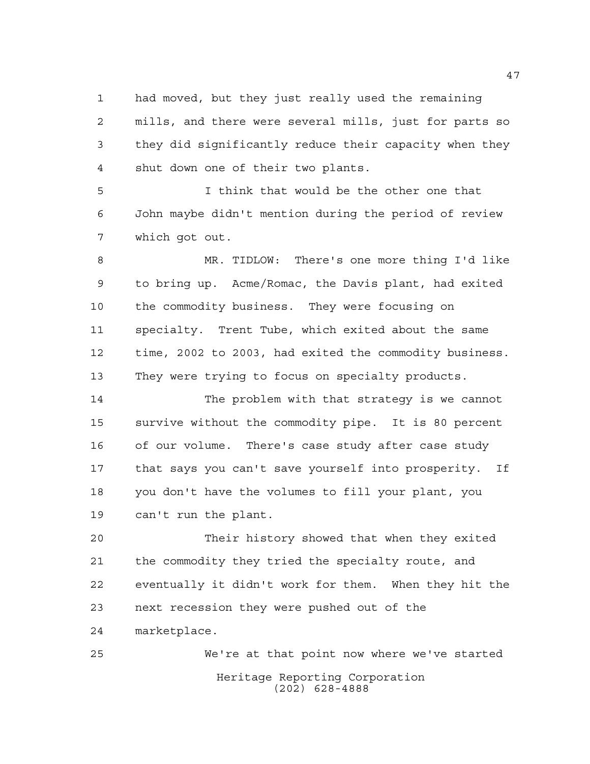had moved, but they just really used the remaining mills, and there were several mills, just for parts so they did significantly reduce their capacity when they shut down one of their two plants.

I think that would be the other one that John maybe didn't mention during the period of review which got out.

MR. TIDLOW: There's one more thing I'd like to bring up. Acme/Romac, the Davis plant, had exited the commodity business. They were focusing on specialty. Trent Tube, which exited about the same time, 2002 to 2003, had exited the commodity business. They were trying to focus on specialty products.

The problem with that strategy is we cannot survive without the commodity pipe. It is 80 percent of our volume. There's case study after case study that says you can't save yourself into prosperity. If you don't have the volumes to fill your plant, you can't run the plant.

Their history showed that when they exited the commodity they tried the specialty route, and eventually it didn't work for them. When they hit the next recession they were pushed out of the marketplace.

We're at that point now where we've started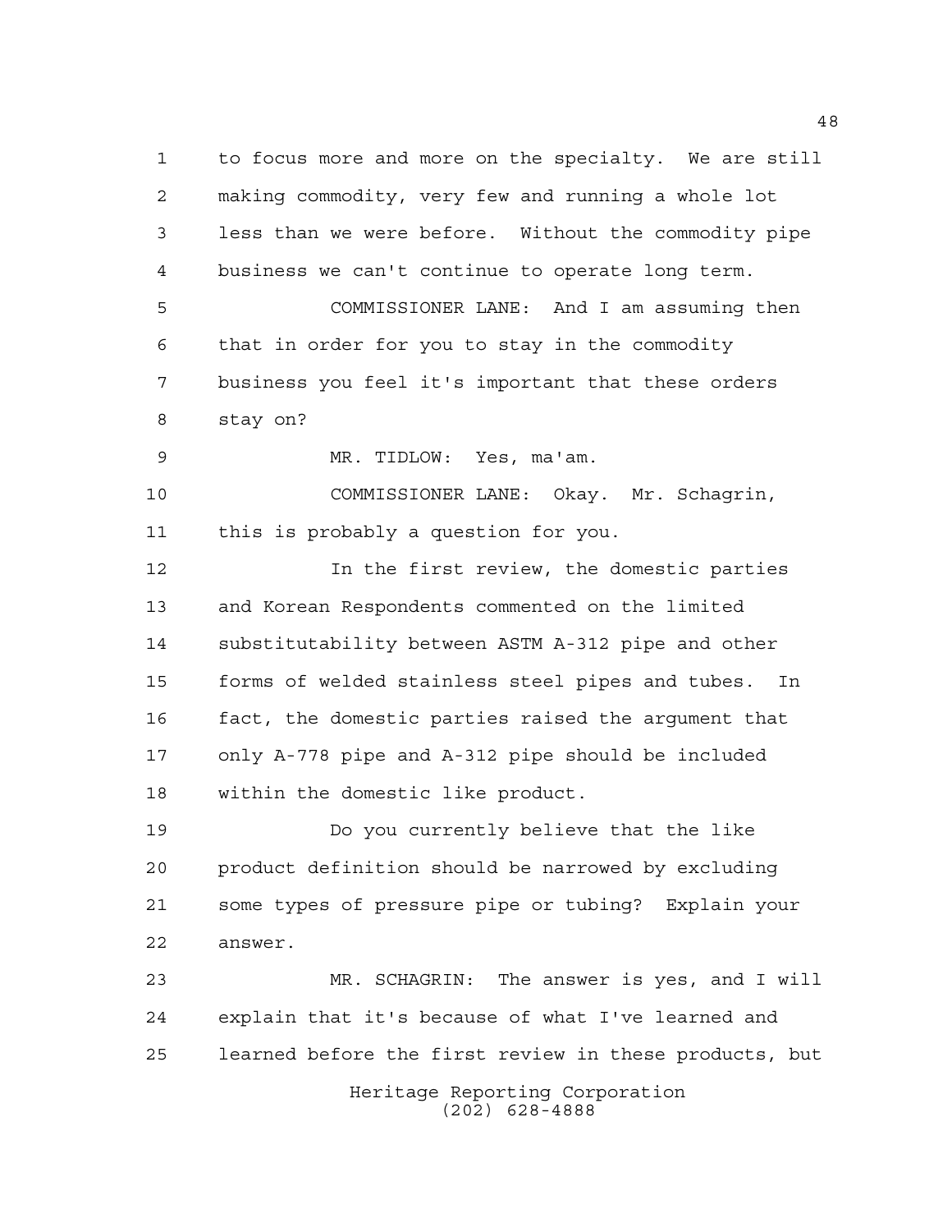to focus more and more on the specialty. We are still making commodity, very few and running a whole lot less than we were before. Without the commodity pipe business we can't continue to operate long term.

COMMISSIONER LANE: And I am assuming then that in order for you to stay in the commodity business you feel it's important that these orders stay on?

MR. TIDLOW: Yes, ma'am.

COMMISSIONER LANE: Okay. Mr. Schagrin, this is probably a question for you.

In the first review, the domestic parties and Korean Respondents commented on the limited substitutability between ASTM A-312 pipe and other forms of welded stainless steel pipes and tubes. In fact, the domestic parties raised the argument that only A-778 pipe and A-312 pipe should be included within the domestic like product.

Do you currently believe that the like product definition should be narrowed by excluding some types of pressure pipe or tubing? Explain your answer.

MR. SCHAGRIN: The answer is yes, and I will explain that it's because of what I've learned and learned before the first review in these products, but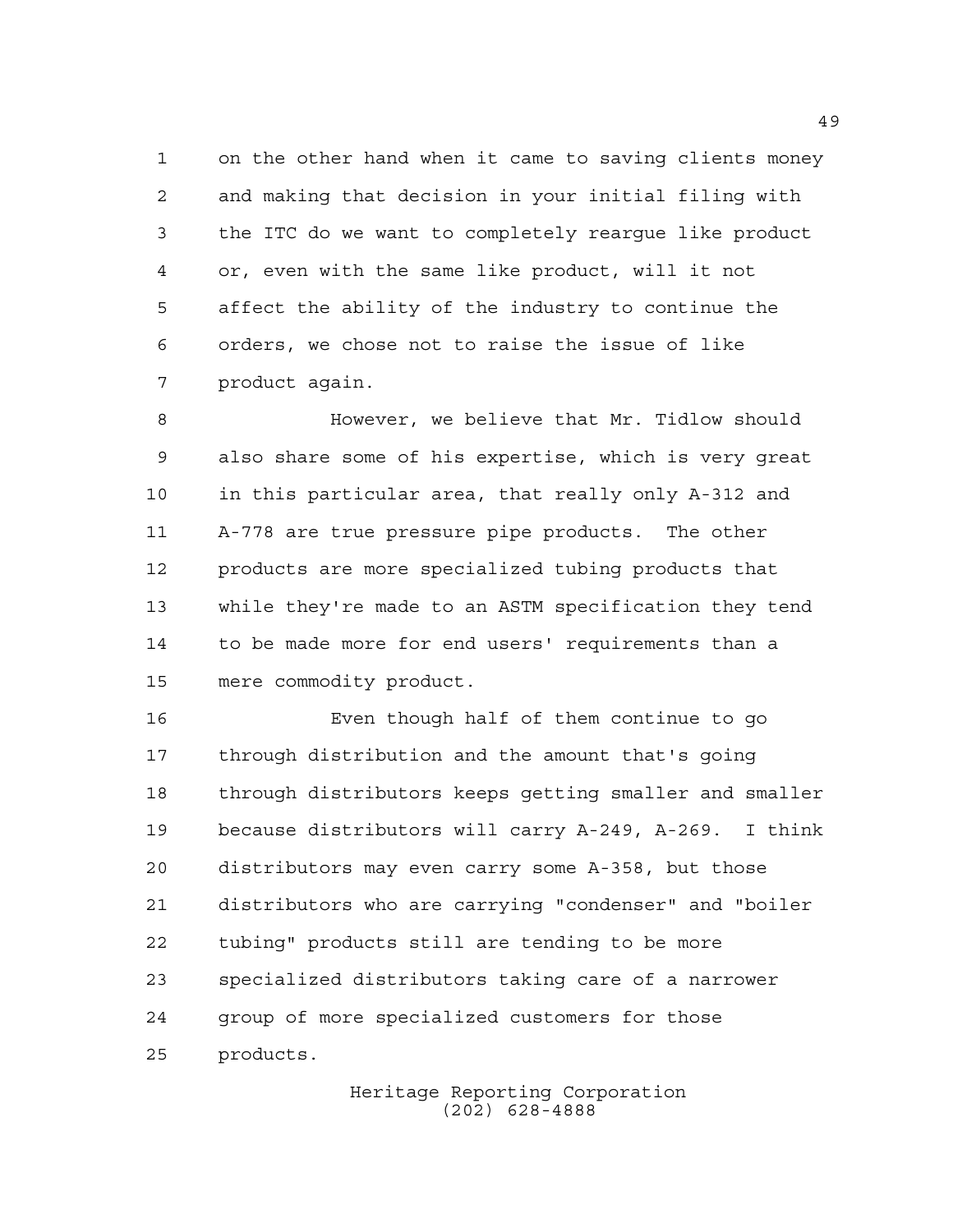on the other hand when it came to saving clients money and making that decision in your initial filing with the ITC do we want to completely reargue like product or, even with the same like product, will it not affect the ability of the industry to continue the orders, we chose not to raise the issue of like product again.

However, we believe that Mr. Tidlow should also share some of his expertise, which is very great in this particular area, that really only A-312 and A-778 are true pressure pipe products. The other products are more specialized tubing products that while they're made to an ASTM specification they tend to be made more for end users' requirements than a mere commodity product.

Even though half of them continue to go through distribution and the amount that's going through distributors keeps getting smaller and smaller because distributors will carry A-249, A-269. I think distributors may even carry some A-358, but those distributors who are carrying "condenser" and "boiler tubing" products still are tending to be more specialized distributors taking care of a narrower group of more specialized customers for those products.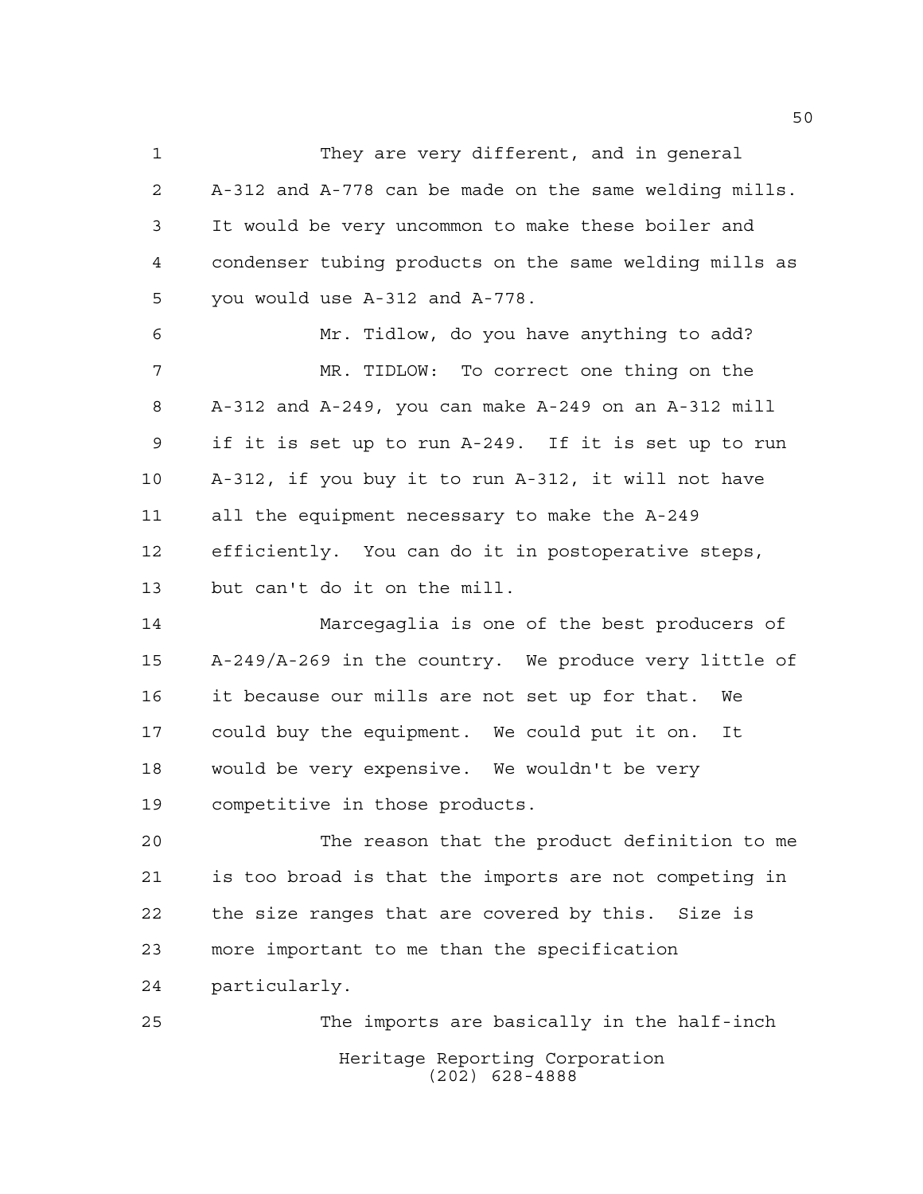They are very different, and in general A-312 and A-778 can be made on the same welding mills. It would be very uncommon to make these boiler and condenser tubing products on the same welding mills as you would use A-312 and A-778.

Mr. Tidlow, do you have anything to add?

MR. TIDLOW: To correct one thing on the A-312 and A-249, you can make A-249 on an A-312 mill if it is set up to run A-249. If it is set up to run A-312, if you buy it to run A-312, it will not have all the equipment necessary to make the A-249 efficiently. You can do it in postoperative steps, but can't do it on the mill.

Marcegaglia is one of the best producers of A-249/A-269 in the country. We produce very little of it because our mills are not set up for that. We could buy the equipment. We could put it on. It would be very expensive. We wouldn't be very competitive in those products.

The reason that the product definition to me is too broad is that the imports are not competing in the size ranges that are covered by this. Size is more important to me than the specification particularly.

The imports are basically in the half-inch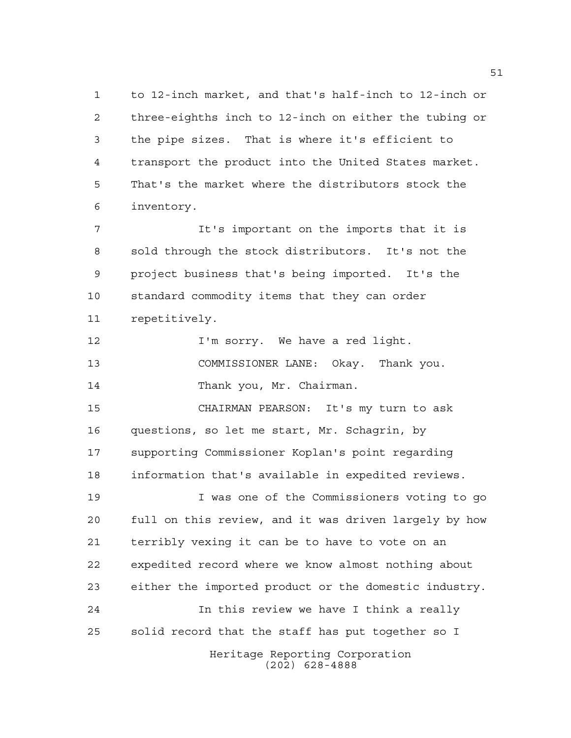to 12-inch market, and that's half-inch to 12-inch or three-eighths inch to 12-inch on either the tubing or the pipe sizes. That is where it's efficient to transport the product into the United States market. That's the market where the distributors stock the inventory.

It's important on the imports that it is sold through the stock distributors. It's not the project business that's being imported. It's the standard commodity items that they can order repetitively.

I'm sorry. We have a red light.

COMMISSIONER LANE: Okay. Thank you.

Thank you, Mr. Chairman.

CHAIRMAN PEARSON: It's my turn to ask questions, so let me start, Mr. Schagrin, by supporting Commissioner Koplan's point regarding information that's available in expedited reviews.

I was one of the Commissioners voting to go full on this review, and it was driven largely by how terribly vexing it can be to have to vote on an expedited record where we know almost nothing about either the imported product or the domestic industry.

In this review we have I think a really solid record that the staff has put together so I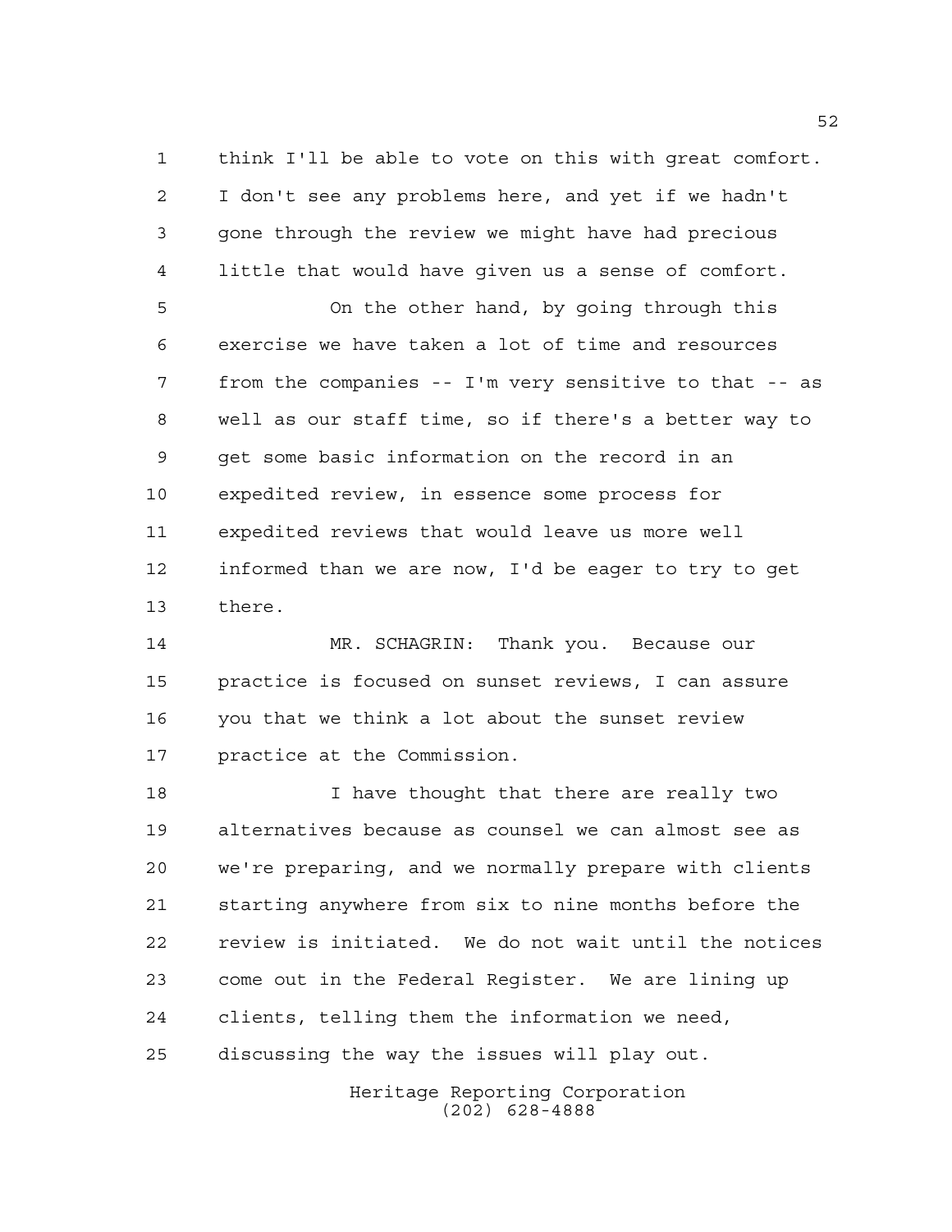think I'll be able to vote on this with great comfort. I don't see any problems here, and yet if we hadn't gone through the review we might have had precious little that would have given us a sense of comfort.

On the other hand, by going through this exercise we have taken a lot of time and resources from the companies -- I'm very sensitive to that -- as well as our staff time, so if there's a better way to get some basic information on the record in an expedited review, in essence some process for expedited reviews that would leave us more well informed than we are now, I'd be eager to try to get there.

MR. SCHAGRIN: Thank you. Because our practice is focused on sunset reviews, I can assure you that we think a lot about the sunset review practice at the Commission.

I have thought that there are really two alternatives because as counsel we can almost see as we're preparing, and we normally prepare with clients starting anywhere from six to nine months before the review is initiated. We do not wait until the notices come out in the Federal Register. We are lining up clients, telling them the information we need, discussing the way the issues will play out.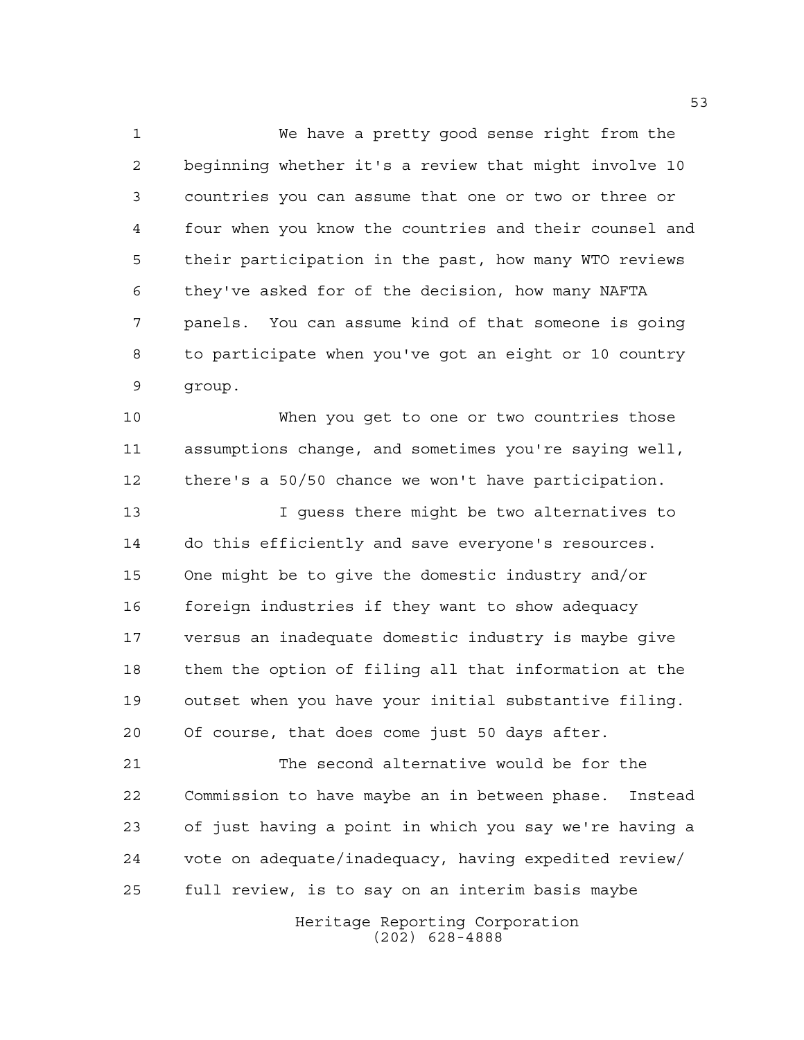We have a pretty good sense right from the beginning whether it's a review that might involve 10 countries you can assume that one or two or three or four when you know the countries and their counsel and their participation in the past, how many WTO reviews they've asked for of the decision, how many NAFTA panels. You can assume kind of that someone is going to participate when you've got an eight or 10 country group.

When you get to one or two countries those assumptions change, and sometimes you're saying well, there's a 50/50 chance we won't have participation.

I guess there might be two alternatives to do this efficiently and save everyone's resources. One might be to give the domestic industry and/or foreign industries if they want to show adequacy versus an inadequate domestic industry is maybe give them the option of filing all that information at the outset when you have your initial substantive filing. Of course, that does come just 50 days after.

The second alternative would be for the Commission to have maybe an in between phase. Instead of just having a point in which you say we're having a vote on adequate/inadequacy, having expedited review/ full review, is to say on an interim basis maybe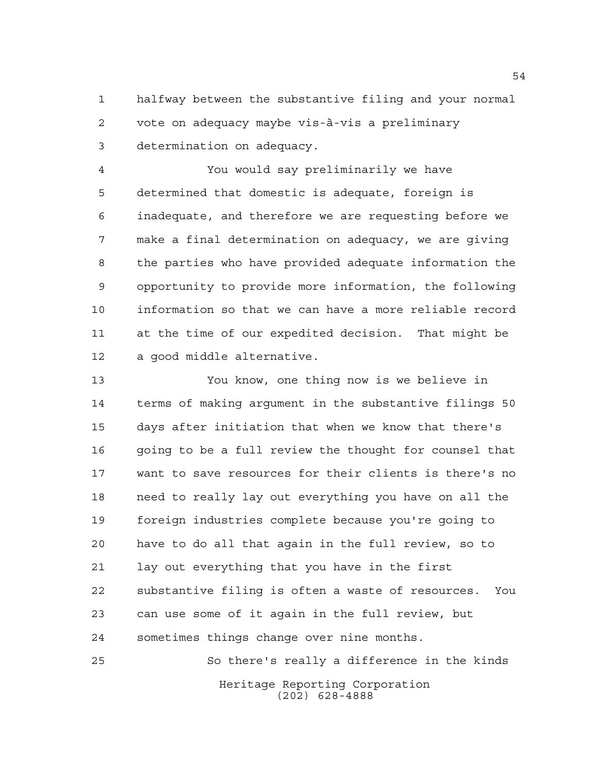halfway between the substantive filing and your normal vote on adequacy maybe vis-à-vis a preliminary determination on adequacy.

You would say preliminarily we have determined that domestic is adequate, foreign is inadequate, and therefore we are requesting before we make a final determination on adequacy, we are giving the parties who have provided adequate information the opportunity to provide more information, the following information so that we can have a more reliable record at the time of our expedited decision. That might be a good middle alternative.

You know, one thing now is we believe in terms of making argument in the substantive filings 50 days after initiation that when we know that there's going to be a full review the thought for counsel that want to save resources for their clients is there's no need to really lay out everything you have on all the foreign industries complete because you're going to have to do all that again in the full review, so to lay out everything that you have in the first substantive filing is often a waste of resources. You can use some of it again in the full review, but sometimes things change over nine months.

So there's really a difference in the kinds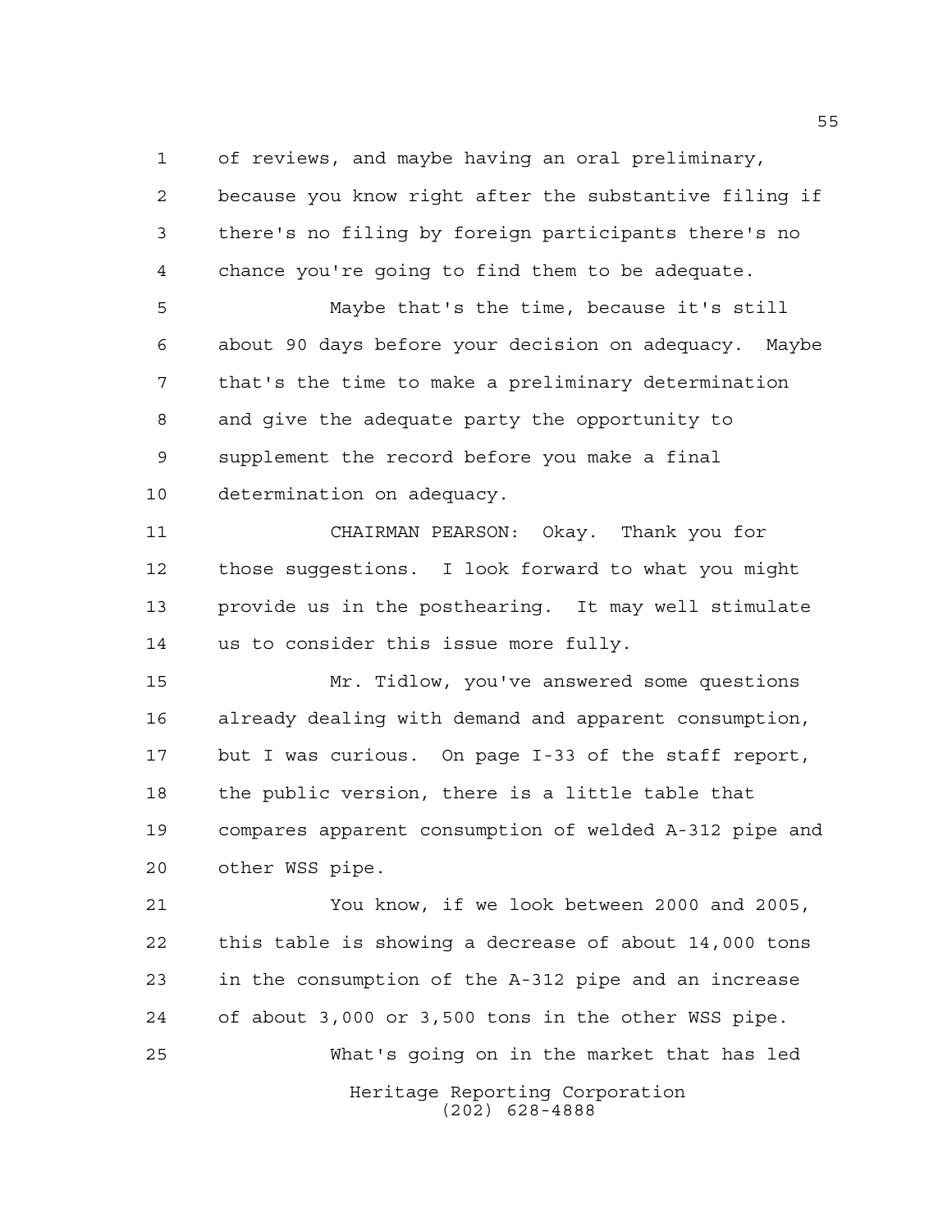of reviews, and maybe having an oral preliminary, because you know right after the substantive filing if there's no filing by foreign participants there's no chance you're going to find them to be adequate.

Maybe that's the time, because it's still about 90 days before your decision on adequacy. Maybe that's the time to make a preliminary determination and give the adequate party the opportunity to supplement the record before you make a final determination on adequacy.

CHAIRMAN PEARSON: Okay. Thank you for those suggestions. I look forward to what you might provide us in the posthearing. It may well stimulate us to consider this issue more fully.

Mr. Tidlow, you've answered some questions already dealing with demand and apparent consumption, but I was curious. On page I-33 of the staff report, the public version, there is a little table that compares apparent consumption of welded A-312 pipe and other WSS pipe.

You know, if we look between 2000 and 2005, this table is showing a decrease of about 14,000 tons in the consumption of the A-312 pipe and an increase of about 3,000 or 3,500 tons in the other WSS pipe.

What's going on in the market that has led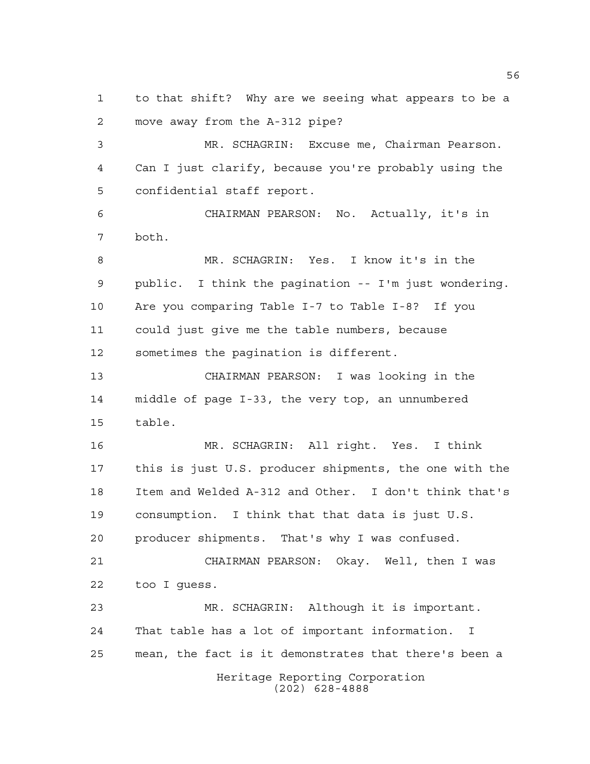to that shift? Why are we seeing what appears to be a move away from the A-312 pipe?

MR. SCHAGRIN: Excuse me, Chairman Pearson. Can I just clarify, because you're probably using the confidential staff report.

CHAIRMAN PEARSON: No. Actually, it's in both.

MR. SCHAGRIN: Yes. I know it's in the public. I think the pagination -- I'm just wondering. Are you comparing Table I-7 to Table I-8? If you could just give me the table numbers, because sometimes the pagination is different.

CHAIRMAN PEARSON: I was looking in the middle of page I-33, the very top, an unnumbered table.

MR. SCHAGRIN: All right. Yes. I think this is just U.S. producer shipments, the one with the Item and Welded A-312 and Other. I don't think that's consumption. I think that that data is just U.S. producer shipments. That's why I was confused.

CHAIRMAN PEARSON: Okay. Well, then I was too I guess.

MR. SCHAGRIN: Although it is important. That table has a lot of important information. I mean, the fact is it demonstrates that there's been a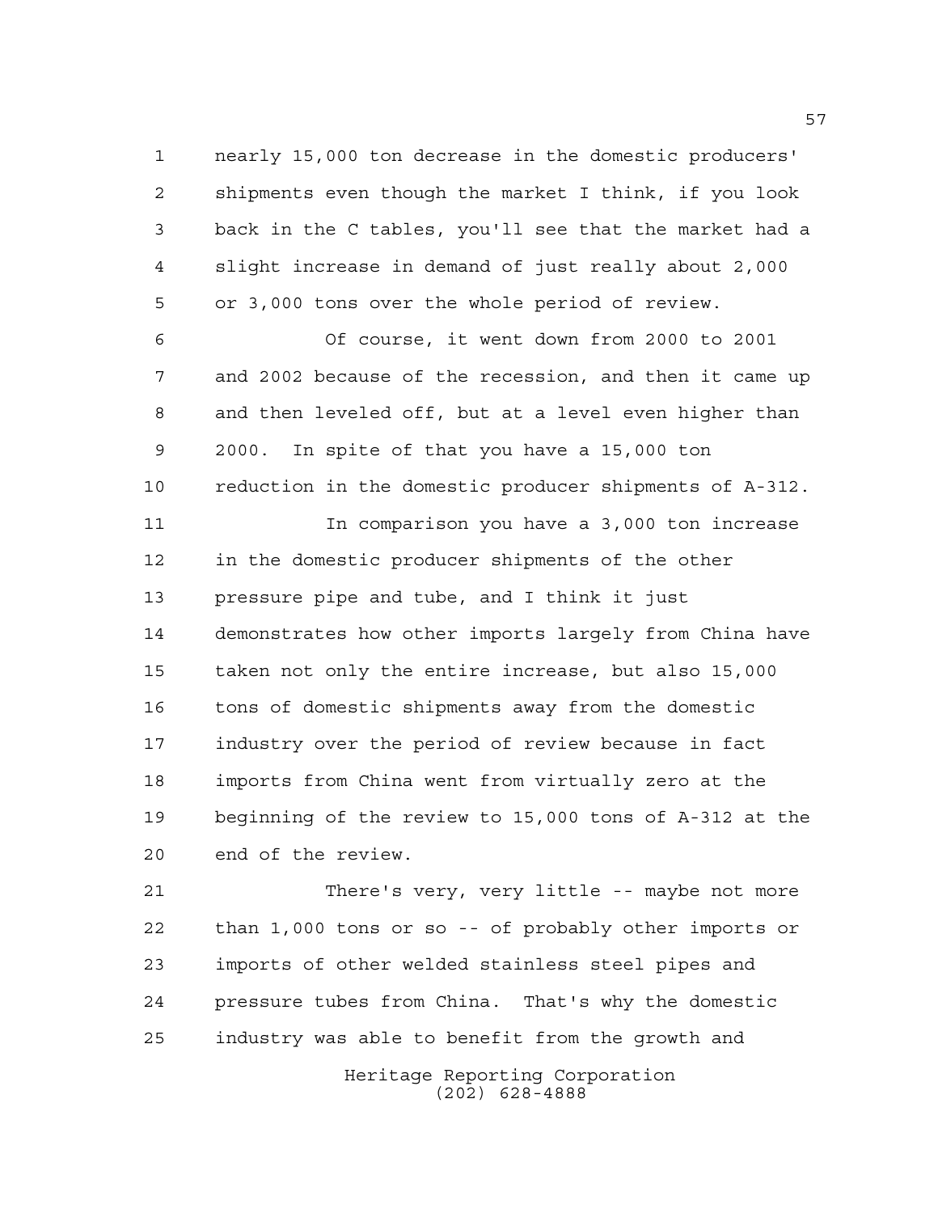nearly 15,000 ton decrease in the domestic producers' shipments even though the market I think, if you look back in the C tables, you'll see that the market had a slight increase in demand of just really about 2,000 or 3,000 tons over the whole period of review.

Of course, it went down from 2000 to 2001 and 2002 because of the recession, and then it came up and then leveled off, but at a level even higher than 2000. In spite of that you have a 15,000 ton reduction in the domestic producer shipments of A-312.

In comparison you have a 3,000 ton increase in the domestic producer shipments of the other pressure pipe and tube, and I think it just demonstrates how other imports largely from China have taken not only the entire increase, but also 15,000 tons of domestic shipments away from the domestic industry over the period of review because in fact imports from China went from virtually zero at the beginning of the review to 15,000 tons of A-312 at the end of the review.

There's very, very little -- maybe not more than 1,000 tons or so -- of probably other imports or imports of other welded stainless steel pipes and pressure tubes from China. That's why the domestic industry was able to benefit from the growth and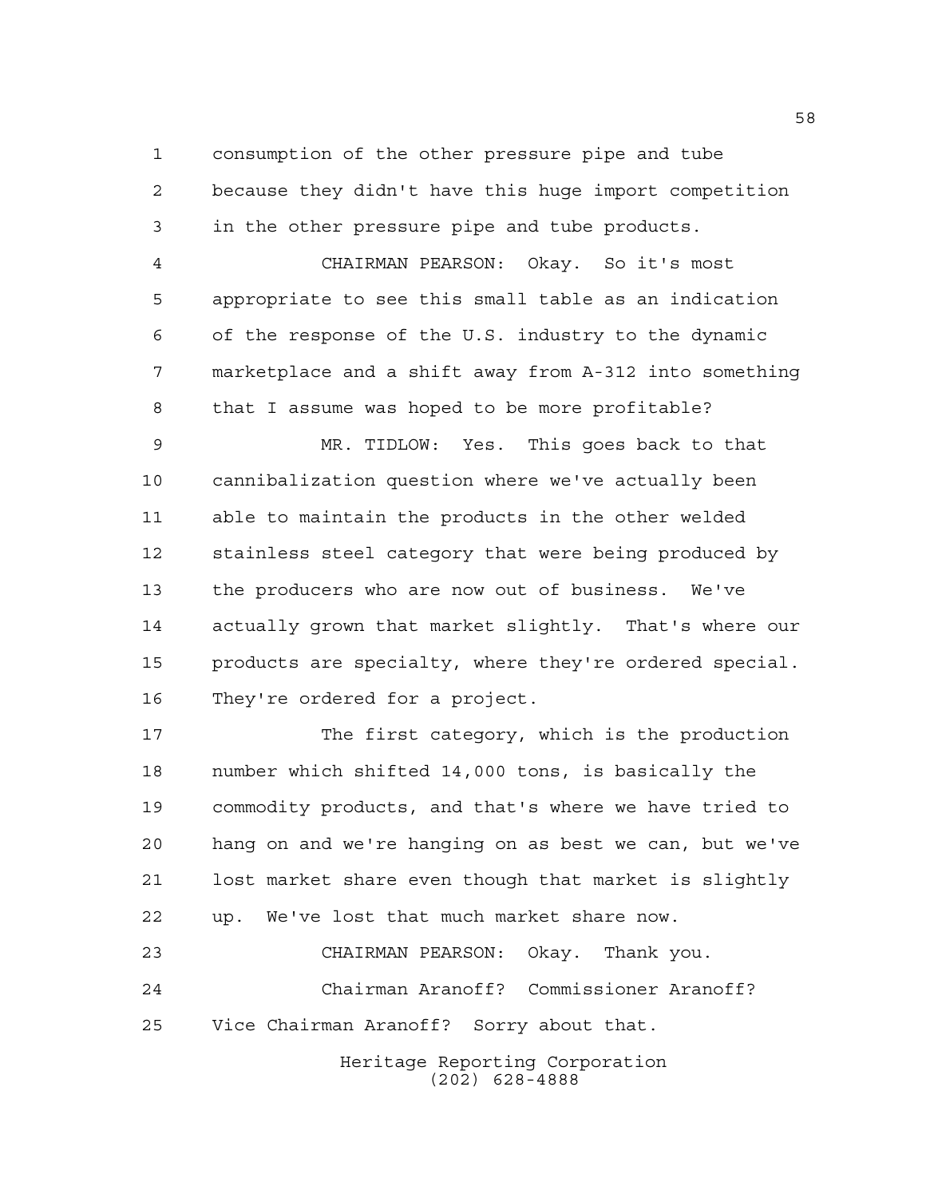consumption of the other pressure pipe and tube because they didn't have this huge import competition in the other pressure pipe and tube products.

CHAIRMAN PEARSON: Okay. So it's most appropriate to see this small table as an indication of the response of the U.S. industry to the dynamic marketplace and a shift away from A-312 into something that I assume was hoped to be more profitable?

MR. TIDLOW: Yes. This goes back to that cannibalization question where we've actually been able to maintain the products in the other welded stainless steel category that were being produced by the producers who are now out of business. We've actually grown that market slightly. That's where our products are specialty, where they're ordered special. They're ordered for a project.

The first category, which is the production number which shifted 14,000 tons, is basically the commodity products, and that's where we have tried to hang on and we're hanging on as best we can, but we've lost market share even though that market is slightly up. We've lost that much market share now.

CHAIRMAN PEARSON: Okay. Thank you.

Chairman Aranoff? Commissioner Aranoff? Vice Chairman Aranoff? Sorry about that.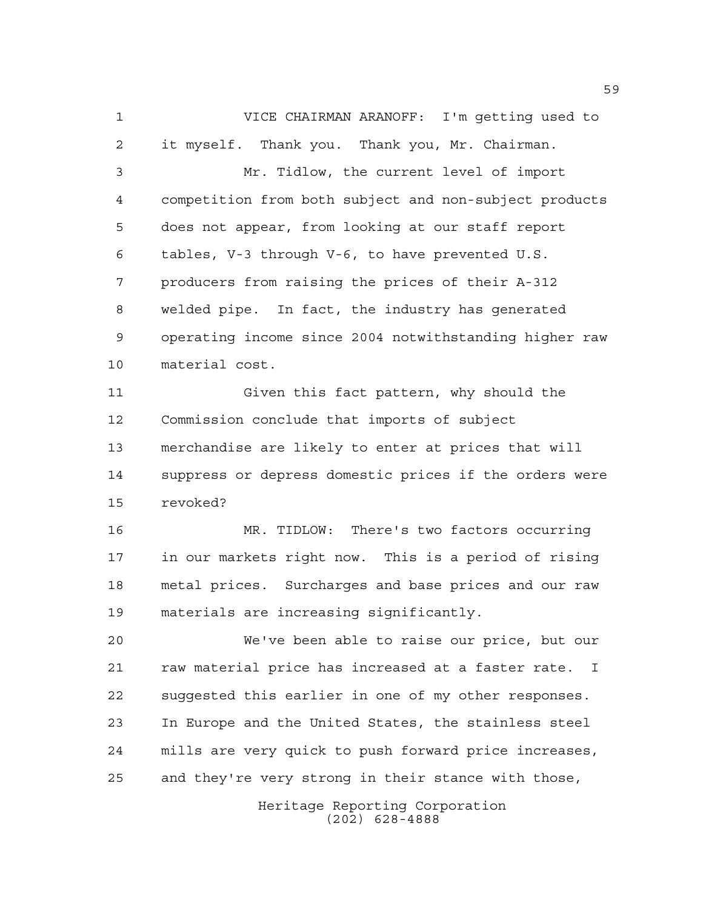VICE CHAIRMAN ARANOFF: I'm getting used to it myself. Thank you. Thank you, Mr. Chairman.

Mr. Tidlow, the current level of import competition from both subject and non-subject products does not appear, from looking at our staff report tables, V-3 through V-6, to have prevented U.S. producers from raising the prices of their A-312 welded pipe. In fact, the industry has generated operating income since 2004 notwithstanding higher raw material cost.

Given this fact pattern, why should the Commission conclude that imports of subject merchandise are likely to enter at prices that will suppress or depress domestic prices if the orders were revoked?

MR. TIDLOW: There's two factors occurring in our markets right now. This is a period of rising metal prices. Surcharges and base prices and our raw materials are increasing significantly.

We've been able to raise our price, but our raw material price has increased at a faster rate. I suggested this earlier in one of my other responses. In Europe and the United States, the stainless steel mills are very quick to push forward price increases, and they're very strong in their stance with those,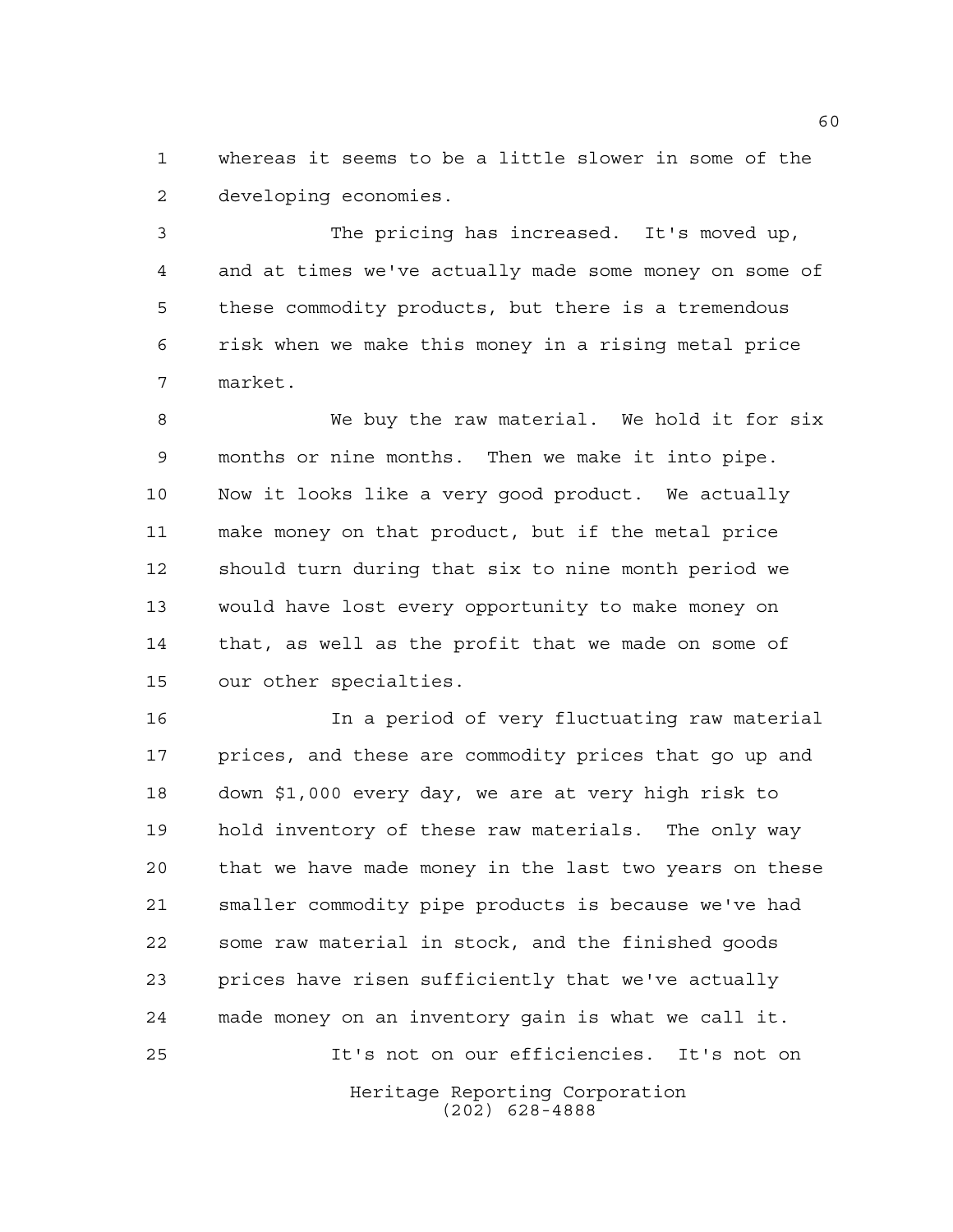whereas it seems to be a little slower in some of the developing economies.

The pricing has increased. It's moved up, and at times we've actually made some money on some of these commodity products, but there is a tremendous risk when we make this money in a rising metal price market.

We buy the raw material. We hold it for six months or nine months. Then we make it into pipe. Now it looks like a very good product. We actually make money on that product, but if the metal price should turn during that six to nine month period we would have lost every opportunity to make money on that, as well as the profit that we made on some of our other specialties.

In a period of very fluctuating raw material prices, and these are commodity prices that go up and down $1,000 every day, we are at very high risk to hold inventory of these raw materials. The only way that we have made money in the last two years on these smaller commodity pipe products is because we've had some raw material in stock, and the finished goods prices have risen sufficiently that we've actually made money on an inventory gain is what we call it.

It's not on our efficiencies. It's not on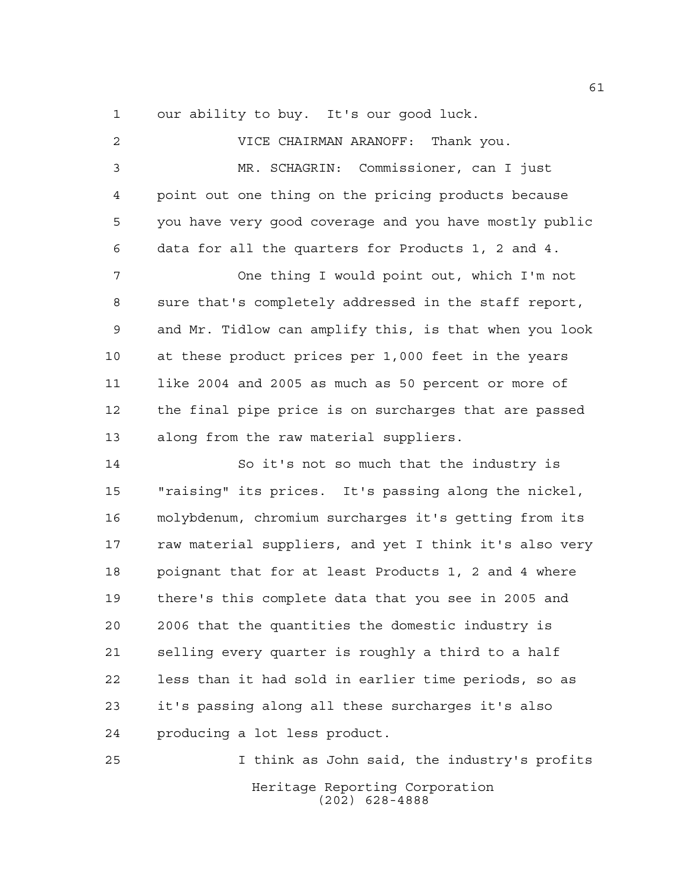our ability to buy. It's our good luck.

VICE CHAIRMAN ARANOFF: Thank you.

MR. SCHAGRIN: Commissioner, can I just point out one thing on the pricing products because you have very good coverage and you have mostly public data for all the quarters for Products 1, 2 and 4.

One thing I would point out, which I'm not sure that's completely addressed in the staff report, and Mr. Tidlow can amplify this, is that when you look at these product prices per 1,000 feet in the years like 2004 and 2005 as much as 50 percent or more of the final pipe price is on surcharges that are passed along from the raw material suppliers.

So it's not so much that the industry is "raising" its prices. It's passing along the nickel, molybdenum, chromium surcharges it's getting from its raw material suppliers, and yet I think it's also very poignant that for at least Products 1, 2 and 4 where there's this complete data that you see in 2005 and 2006 that the quantities the domestic industry is selling every quarter is roughly a third to a half less than it had sold in earlier time periods, so as it's passing along all these surcharges it's also producing a lot less product.

I think as John said, the industry's profits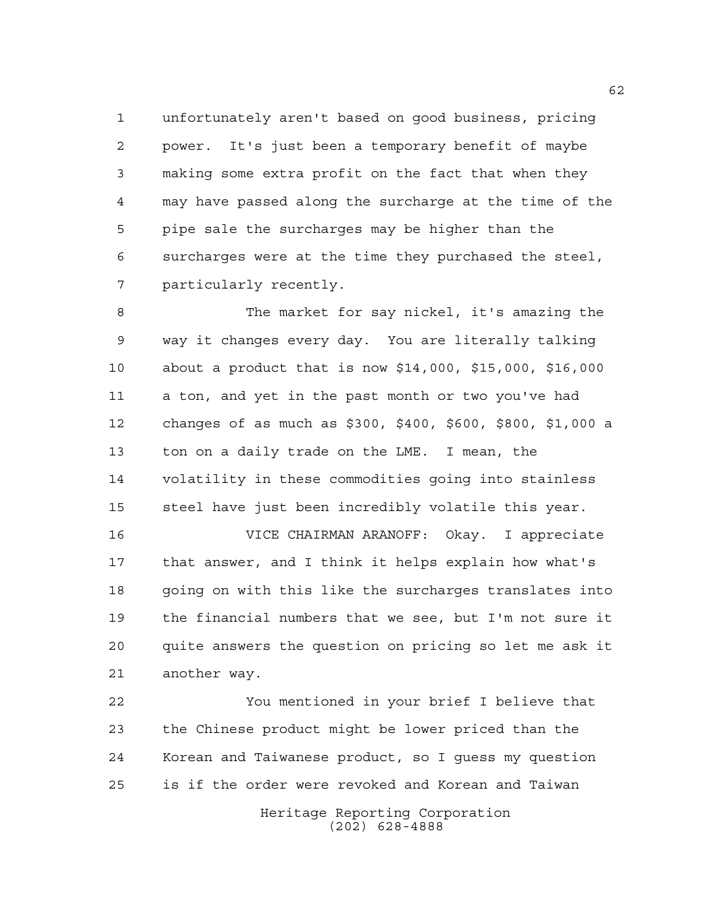unfortunately aren't based on good business, pricing power. It's just been a temporary benefit of maybe making some extra profit on the fact that when they may have passed along the surcharge at the time of the pipe sale the surcharges may be higher than the surcharges were at the time they purchased the steel, particularly recently.

The market for say nickel, it's amazing the way it changes every day. You are literally talking about a product that is now $14,000, $15,000, $16,000 a ton, and yet in the past month or two you've had changes of as much as $300, $400, $600, $800, $1,000 a ton on a daily trade on the LME. I mean, the volatility in these commodities going into stainless steel have just been incredibly volatile this year.

VICE CHAIRMAN ARANOFF: Okay. I appreciate that answer, and I think it helps explain how what's going on with this like the surcharges translates into the financial numbers that we see, but I'm not sure it quite answers the question on pricing so let me ask it another way.

You mentioned in your brief I believe that the Chinese product might be lower priced than the Korean and Taiwanese product, so I guess my question is if the order were revoked and Korean and Taiwan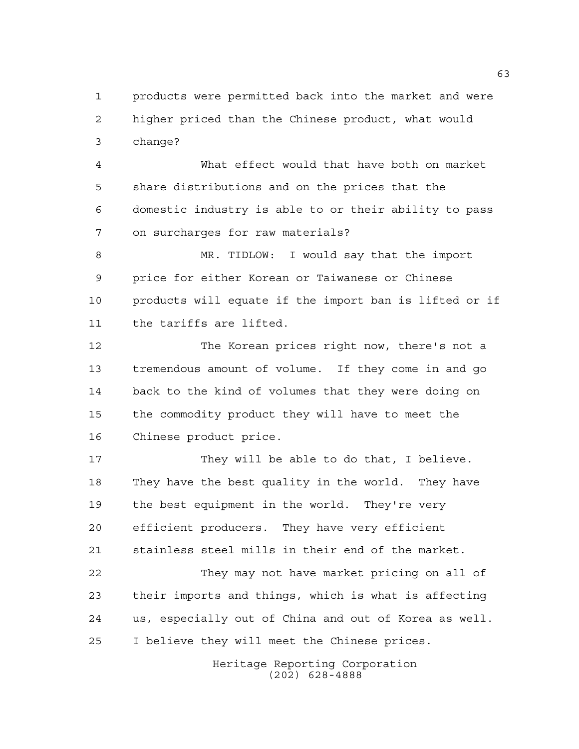products were permitted back into the market and were higher priced than the Chinese product, what would change?

What effect would that have both on market share distributions and on the prices that the domestic industry is able to or their ability to pass on surcharges for raw materials?

MR. TIDLOW: I would say that the import price for either Korean or Taiwanese or Chinese products will equate if the import ban is lifted or if the tariffs are lifted.

The Korean prices right now, there's not a tremendous amount of volume. If they come in and go back to the kind of volumes that they were doing on the commodity product they will have to meet the Chinese product price.

They will be able to do that, I believe. They have the best quality in the world. They have the best equipment in the world. They're very efficient producers. They have very efficient stainless steel mills in their end of the market.

They may not have market pricing on all of their imports and things, which is what is affecting us, especially out of China and out of Korea as well. I believe they will meet the Chinese prices.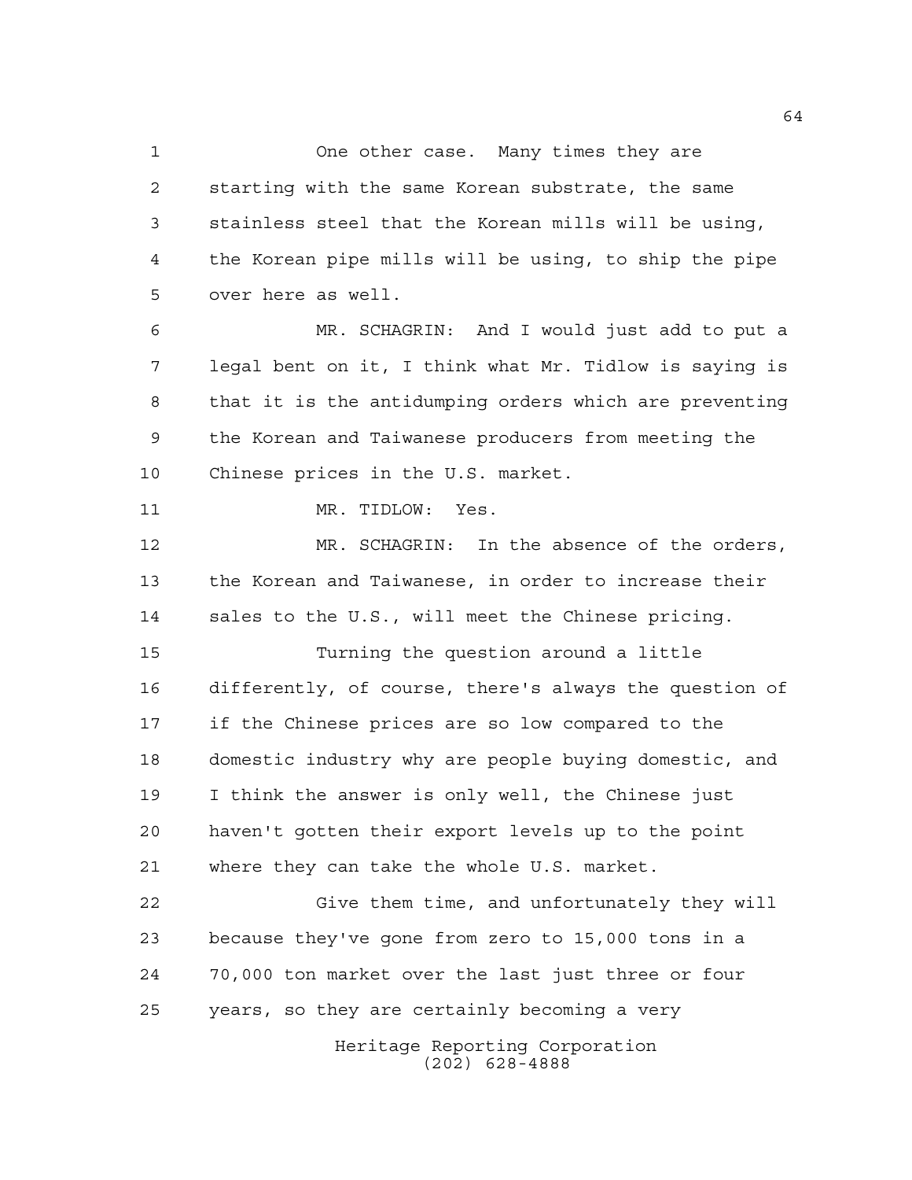One other case. Many times they are starting with the same Korean substrate, the same stainless steel that the Korean mills will be using, the Korean pipe mills will be using, to ship the pipe over here as well.

MR. SCHAGRIN: And I would just add to put a legal bent on it, I think what Mr. Tidlow is saying is that it is the antidumping orders which are preventing the Korean and Taiwanese producers from meeting the Chinese prices in the U.S. market.

MR. TIDLOW: Yes.

MR. SCHAGRIN: In the absence of the orders, the Korean and Taiwanese, in order to increase their sales to the U.S., will meet the Chinese pricing.

Turning the question around a little differently, of course, there's always the question of if the Chinese prices are so low compared to the domestic industry why are people buying domestic, and I think the answer is only well, the Chinese just haven't gotten their export levels up to the point where they can take the whole U.S. market.

Give them time, and unfortunately they will because they've gone from zero to 15,000 tons in a 70,000 ton market over the last just three or four years, so they are certainly becoming a very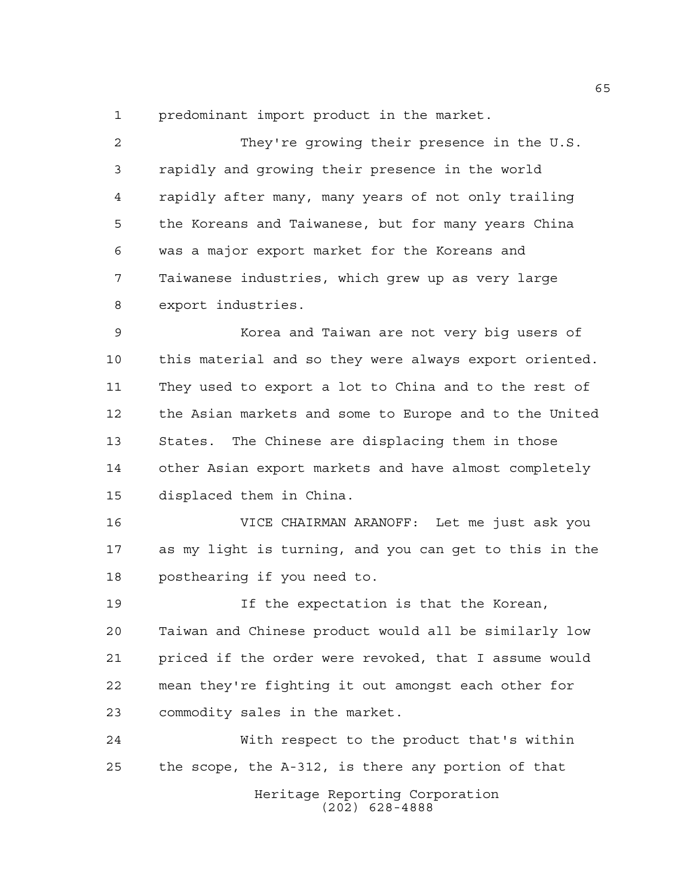predominant import product in the market.

They're growing their presence in the U.S. rapidly and growing their presence in the world rapidly after many, many years of not only trailing the Koreans and Taiwanese, but for many years China was a major export market for the Koreans and Taiwanese industries, which grew up as very large export industries.

Korea and Taiwan are not very big users of this material and so they were always export oriented. They used to export a lot to China and to the rest of the Asian markets and some to Europe and to the United States. The Chinese are displacing them in those other Asian export markets and have almost completely displaced them in China.

VICE CHAIRMAN ARANOFF: Let me just ask you as my light is turning, and you can get to this in the posthearing if you need to.

If the expectation is that the Korean, Taiwan and Chinese product would all be similarly low priced if the order were revoked, that I assume would mean they're fighting it out amongst each other for commodity sales in the market.

With respect to the product that's within the scope, the A-312, is there any portion of that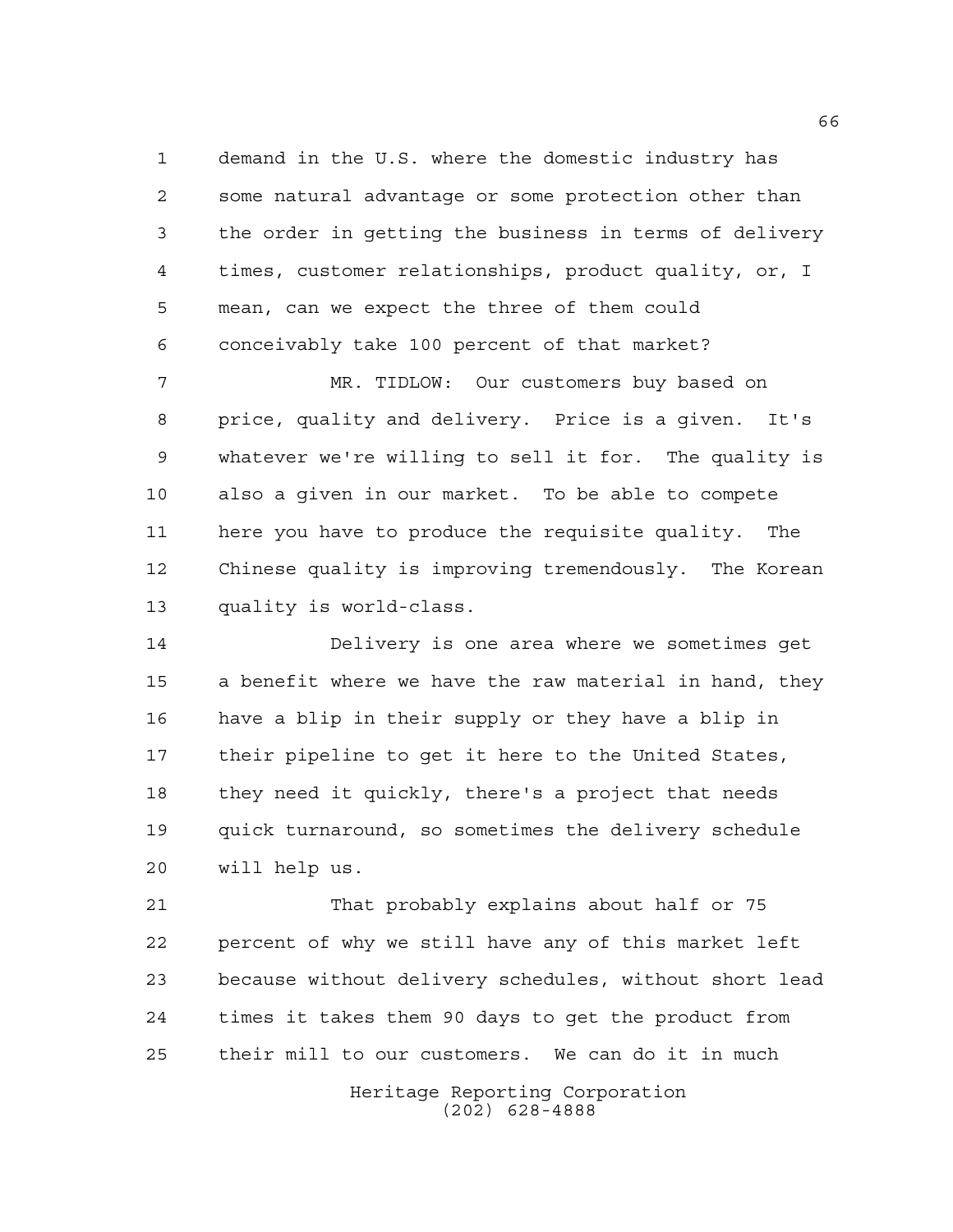demand in the U.S. where the domestic industry has some natural advantage or some protection other than the order in getting the business in terms of delivery times, customer relationships, product quality, or, I mean, can we expect the three of them could conceivably take 100 percent of that market?

MR. TIDLOW: Our customers buy based on price, quality and delivery. Price is a given. It's whatever we're willing to sell it for. The quality is also a given in our market. To be able to compete here you have to produce the requisite quality. The Chinese quality is improving tremendously. The Korean quality is world-class.

Delivery is one area where we sometimes get a benefit where we have the raw material in hand, they have a blip in their supply or they have a blip in their pipeline to get it here to the United States, they need it quickly, there's a project that needs quick turnaround, so sometimes the delivery schedule will help us.

That probably explains about half or 75 percent of why we still have any of this market left because without delivery schedules, without short lead times it takes them 90 days to get the product from their mill to our customers. We can do it in much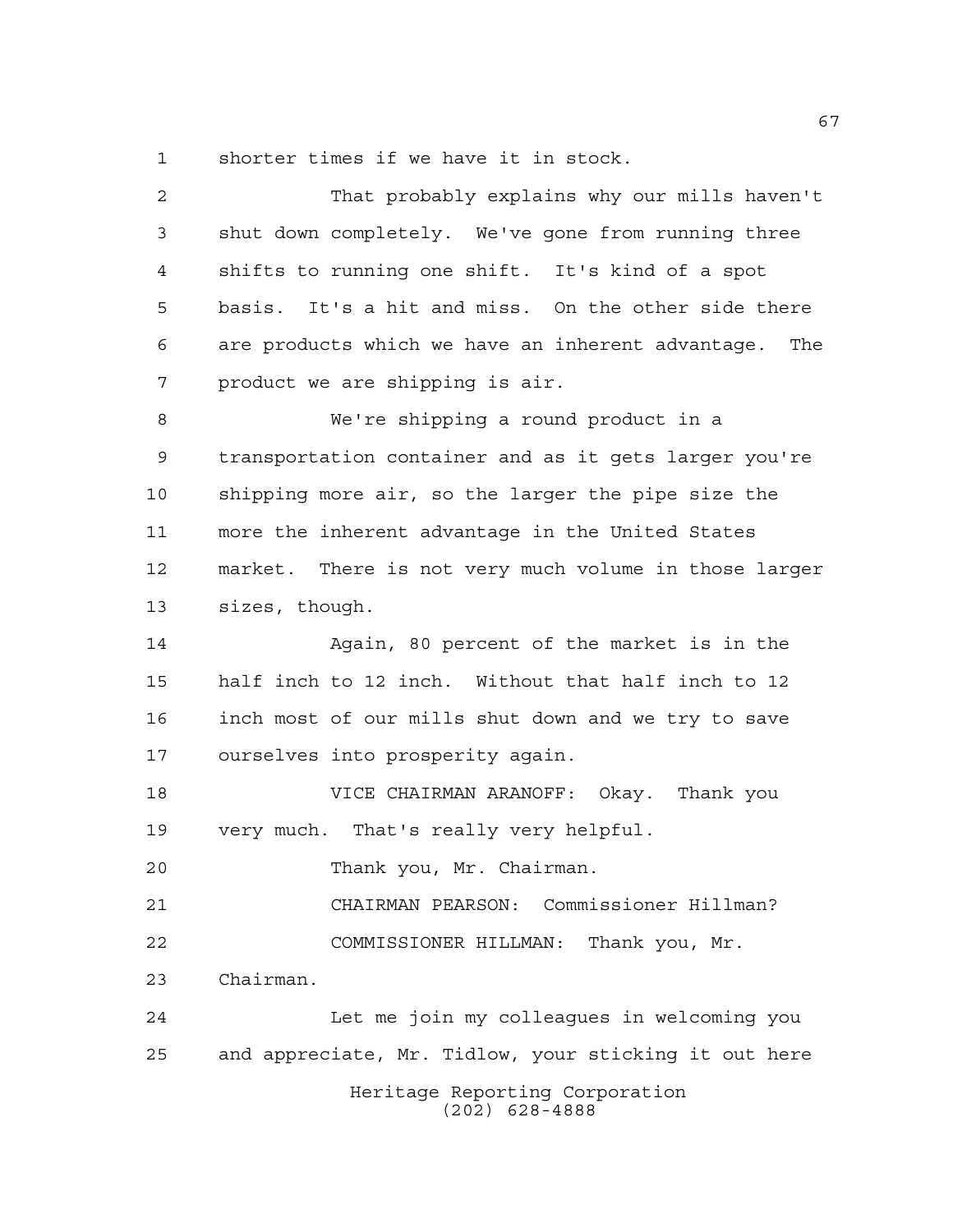shorter times if we have it in stock.

That probably explains why our mills haven't shut down completely. We've gone from running three shifts to running one shift. It's kind of a spot basis. It's a hit and miss. On the other side there are products which we have an inherent advantage. The product we are shipping is air.

We're shipping a round product in a transportation container and as it gets larger you're shipping more air, so the larger the pipe size the more the inherent advantage in the United States market. There is not very much volume in those larger sizes, though.

Again, 80 percent of the market is in the half inch to 12 inch. Without that half inch to 12 inch most of our mills shut down and we try to save ourselves into prosperity again.

VICE CHAIRMAN ARANOFF: Okay. Thank you very much. That's really very helpful.

Thank you, Mr. Chairman.

CHAIRMAN PEARSON: Commissioner Hillman?

COMMISSIONER HILLMAN: Thank you, Mr. Chairman.

Let me join my colleagues in welcoming you and appreciate, Mr. Tidlow, your sticking it out here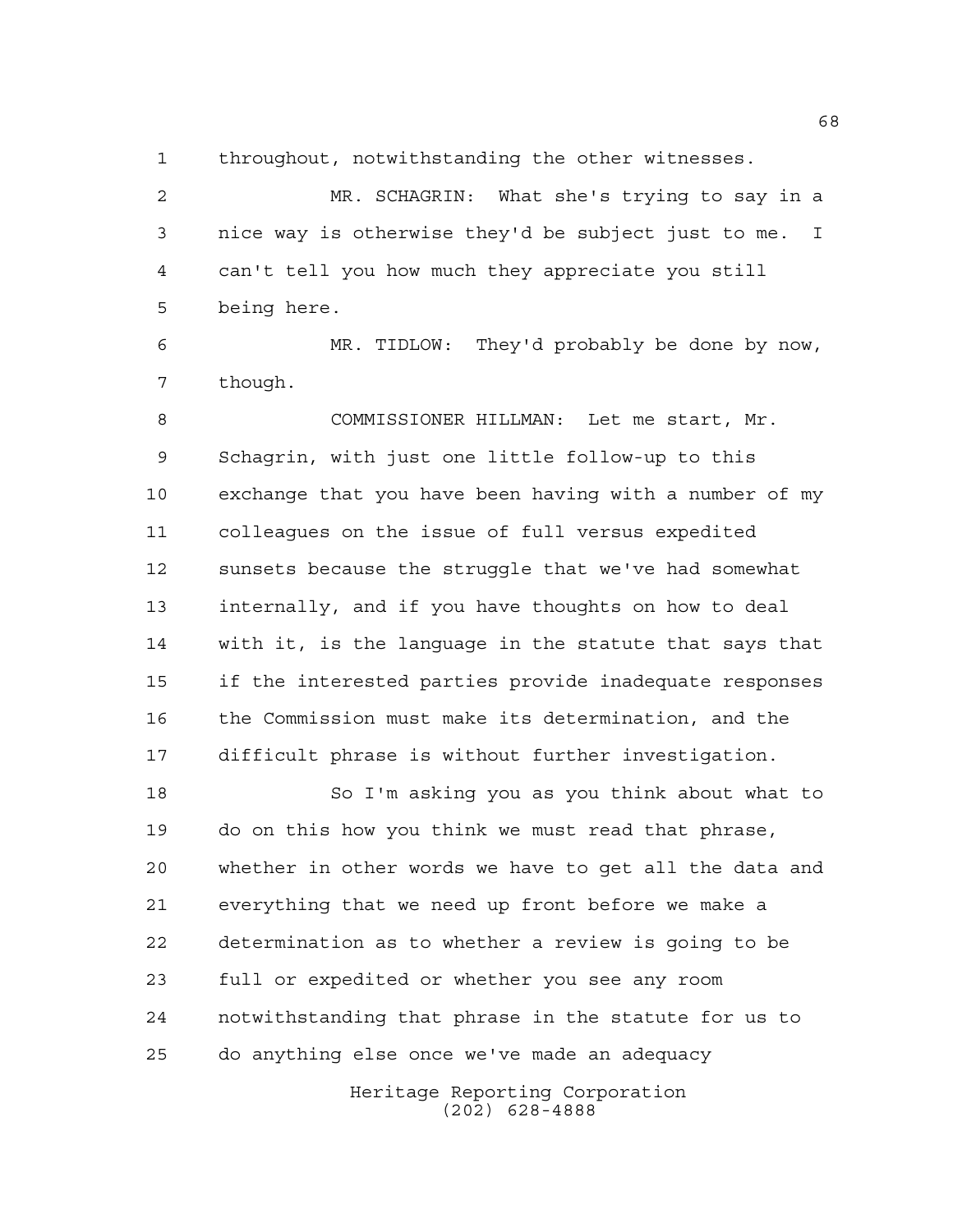throughout, notwithstanding the other witnesses.

MR. SCHAGRIN: What she's trying to say in a nice way is otherwise they'd be subject just to me. I can't tell you how much they appreciate you still being here.

MR. TIDLOW: They'd probably be done by now, though.

COMMISSIONER HILLMAN: Let me start, Mr. Schagrin, with just one little follow-up to this exchange that you have been having with a number of my colleagues on the issue of full versus expedited sunsets because the struggle that we've had somewhat internally, and if you have thoughts on how to deal with it, is the language in the statute that says that if the interested parties provide inadequate responses the Commission must make its determination, and the difficult phrase is without further investigation.

So I'm asking you as you think about what to do on this how you think we must read that phrase, whether in other words we have to get all the data and everything that we need up front before we make a determination as to whether a review is going to be full or expedited or whether you see any room notwithstanding that phrase in the statute for us to do anything else once we've made an adequacy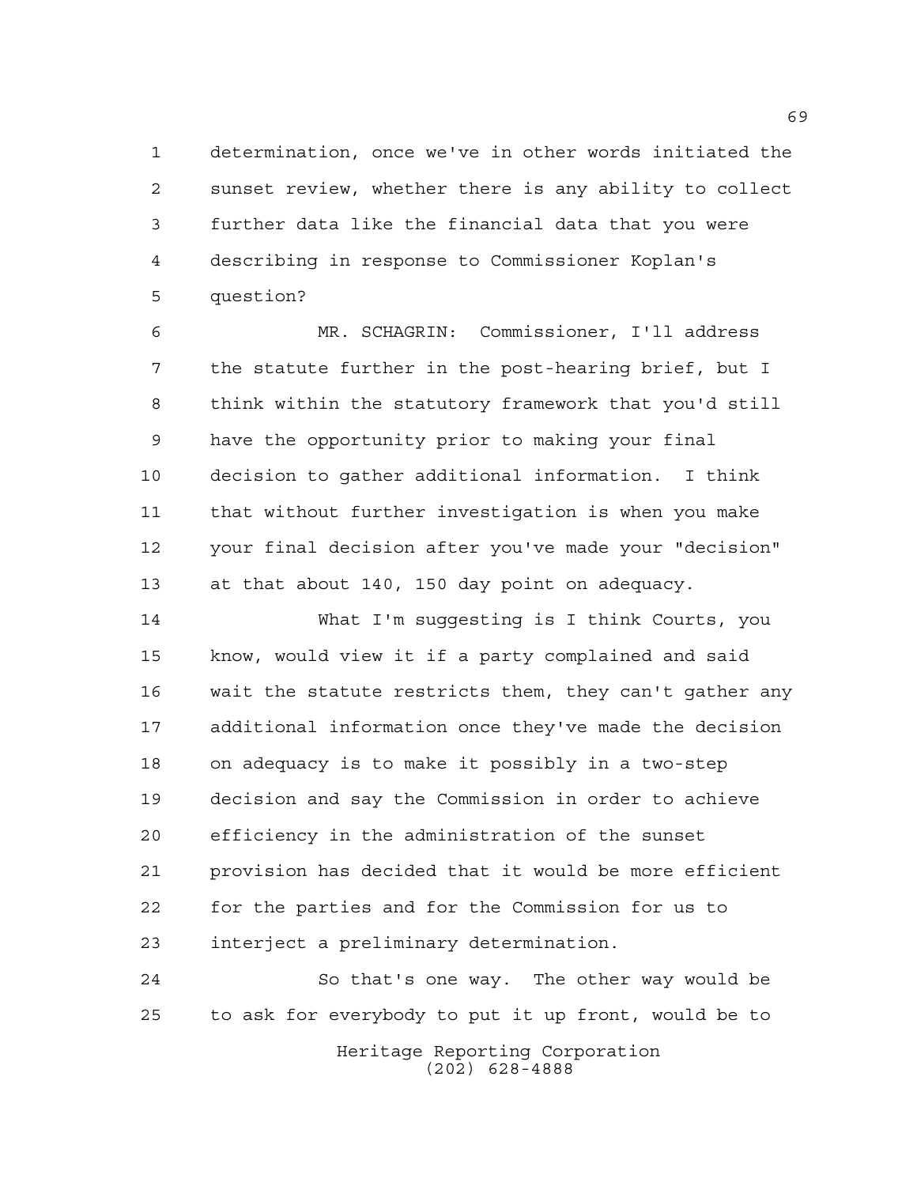determination, once we've in other words initiated the sunset review, whether there is any ability to collect further data like the financial data that you were describing in response to Commissioner Koplan's question?

MR. SCHAGRIN: Commissioner, I'll address the statute further in the post-hearing brief, but I think within the statutory framework that you'd still have the opportunity prior to making your final decision to gather additional information. I think that without further investigation is when you make your final decision after you've made your "decision" at that about 140, 150 day point on adequacy.

What I'm suggesting is I think Courts, you know, would view it if a party complained and said wait the statute restricts them, they can't gather any additional information once they've made the decision on adequacy is to make it possibly in a two-step decision and say the Commission in order to achieve efficiency in the administration of the sunset provision has decided that it would be more efficient for the parties and for the Commission for us to interject a preliminary determination.

So that's one way. The other way would be to ask for everybody to put it up front, would be to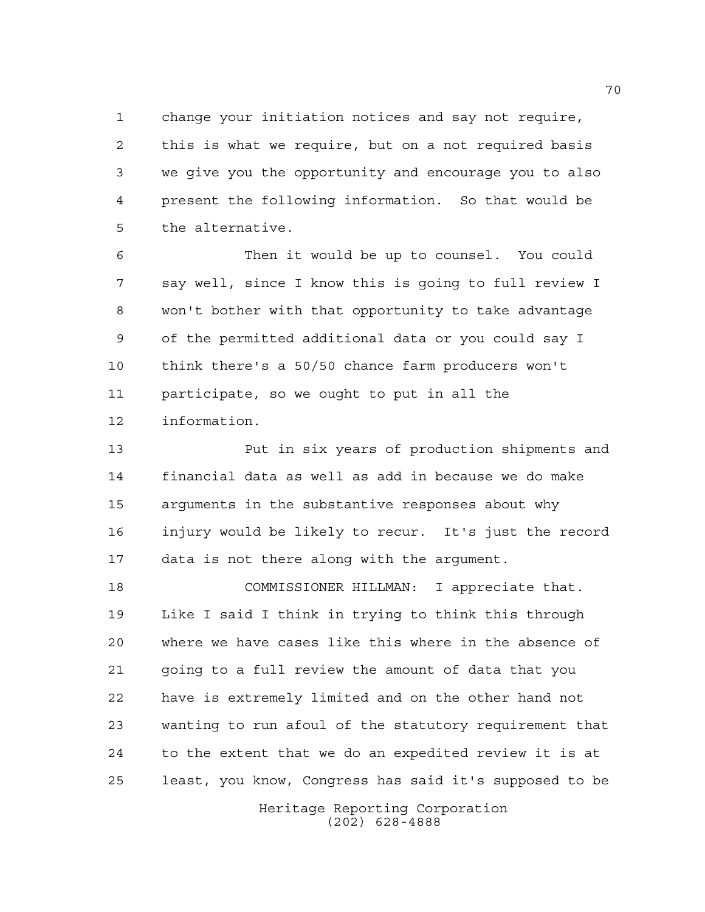change your initiation notices and say not require, this is what we require, but on a not required basis we give you the opportunity and encourage you to also present the following information. So that would be the alternative.

Then it would be up to counsel. You could say well, since I know this is going to full review I won't bother with that opportunity to take advantage of the permitted additional data or you could say I think there's a 50/50 chance farm producers won't participate, so we ought to put in all the information.

Put in six years of production shipments and financial data as well as add in because we do make arguments in the substantive responses about why injury would be likely to recur. It's just the record data is not there along with the argument.

COMMISSIONER HILLMAN: I appreciate that. Like I said I think in trying to think this through where we have cases like this where in the absence of going to a full review the amount of data that you have is extremely limited and on the other hand not wanting to run afoul of the statutory requirement that to the extent that we do an expedited review it is at least, you know, Congress has said it's supposed to be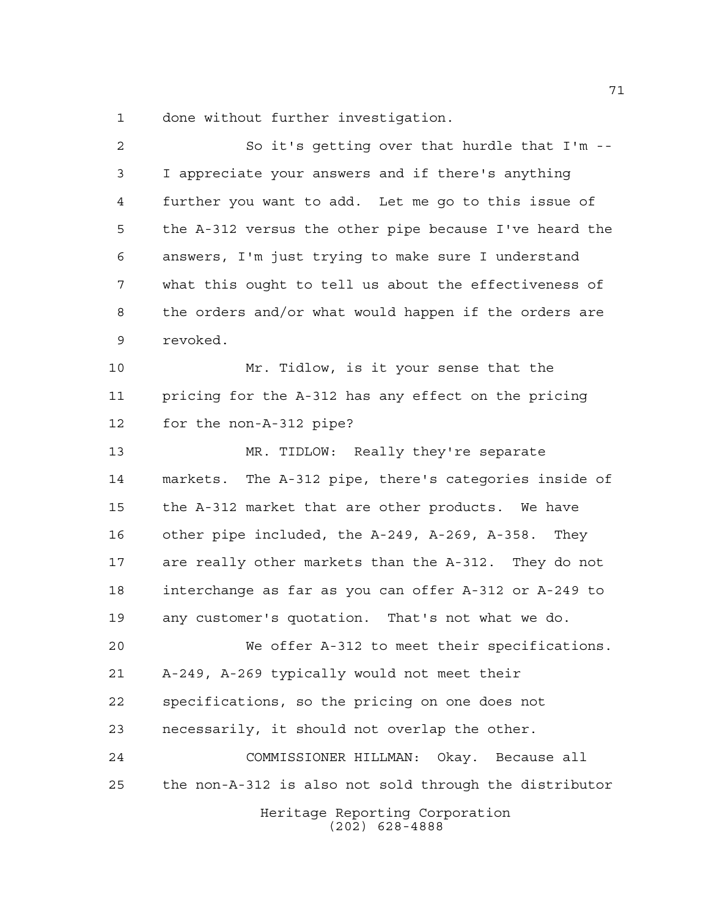done without further investigation.

So it's getting over that hurdle that I'm -- I appreciate your answers and if there's anything further you want to add. Let me go to this issue of the A-312 versus the other pipe because I've heard the answers, I'm just trying to make sure I understand what this ought to tell us about the effectiveness of the orders and/or what would happen if the orders are revoked.

Mr. Tidlow, is it your sense that the pricing for the A-312 has any effect on the pricing for the non-A-312 pipe?

MR. TIDLOW: Really they're separate markets. The A-312 pipe, there's categories inside of the A-312 market that are other products. We have other pipe included, the A-249, A-269, A-358. They are really other markets than the A-312. They do not interchange as far as you can offer A-312 or A-249 to any customer's quotation. That's not what we do.

We offer A-312 to meet their specifications. A-249, A-269 typically would not meet their specifications, so the pricing on one does not necessarily, it should not overlap the other.

COMMISSIONER HILLMAN: Okay. Because all the non-A-312 is also not sold through the distributor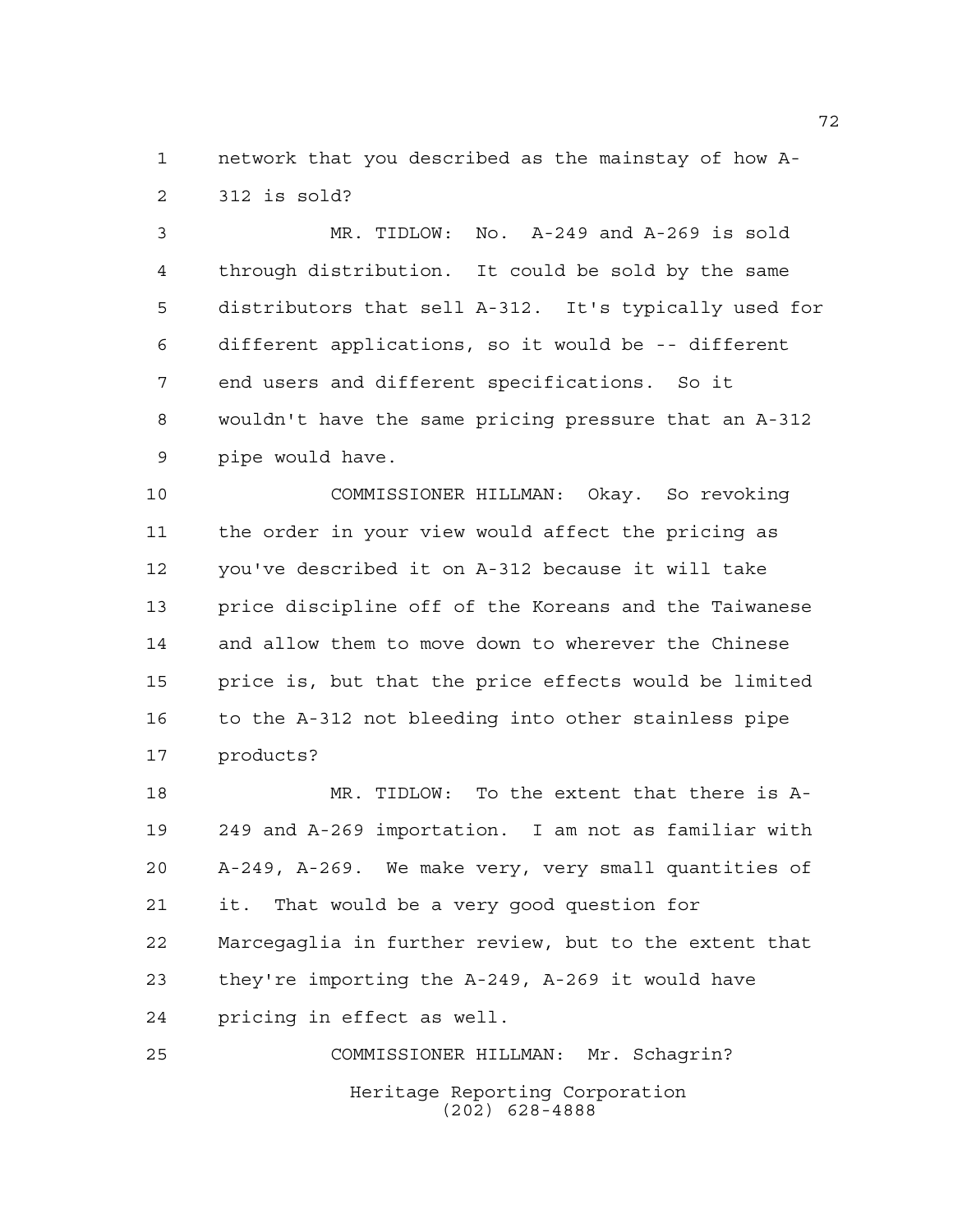network that you described as the mainstay of how A-312 is sold?

MR. TIDLOW: No. A-249 and A-269 is sold through distribution. It could be sold by the same distributors that sell A-312. It's typically used for different applications, so it would be -- different end users and different specifications. So it wouldn't have the same pricing pressure that an A-312 pipe would have.

COMMISSIONER HILLMAN: Okay. So revoking the order in your view would affect the pricing as you've described it on A-312 because it will take price discipline off of the Koreans and the Taiwanese and allow them to move down to wherever the Chinese price is, but that the price effects would be limited to the A-312 not bleeding into other stainless pipe products?

MR. TIDLOW: To the extent that there is A-249 and A-269 importation. I am not as familiar with A-249, A-269. We make very, very small quantities of it. That would be a very good question for Marcegaglia in further review, but to the extent that they're importing the A-249, A-269 it would have pricing in effect as well.

COMMISSIONER HILLMAN: Mr. Schagrin?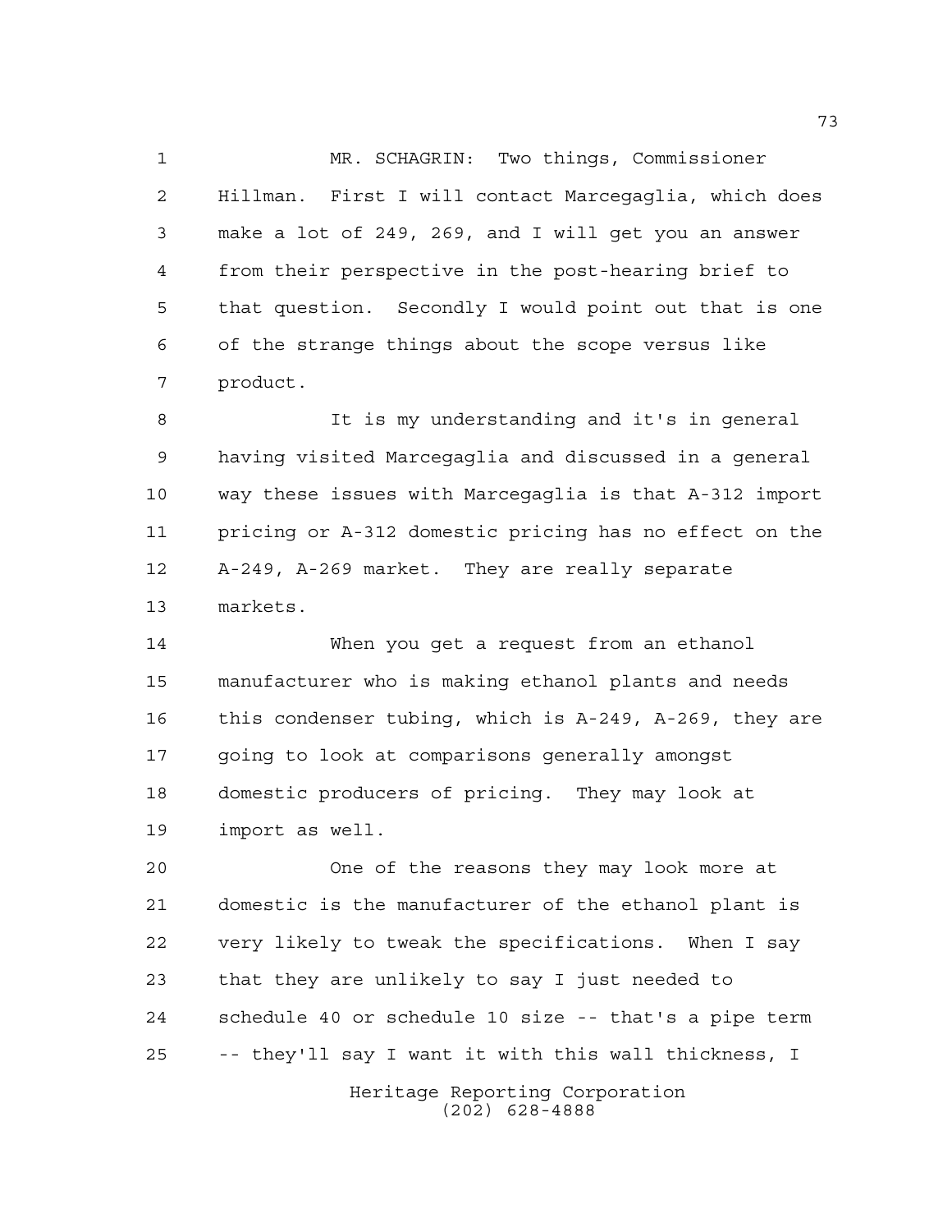MR. SCHAGRIN: Two things, Commissioner Hillman. First I will contact Marcegaglia, which does make a lot of 249, 269, and I will get you an answer from their perspective in the post-hearing brief to that question. Secondly I would point out that is one of the strange things about the scope versus like product.

It is my understanding and it's in general having visited Marcegaglia and discussed in a general way these issues with Marcegaglia is that A-312 import pricing or A-312 domestic pricing has no effect on the A-249, A-269 market. They are really separate markets.

When you get a request from an ethanol manufacturer who is making ethanol plants and needs this condenser tubing, which is A-249, A-269, they are going to look at comparisons generally amongst domestic producers of pricing. They may look at import as well.

One of the reasons they may look more at domestic is the manufacturer of the ethanol plant is very likely to tweak the specifications. When I say that they are unlikely to say I just needed to schedule 40 or schedule 10 size -- that's a pipe term -- they'll say I want it with this wall thickness, I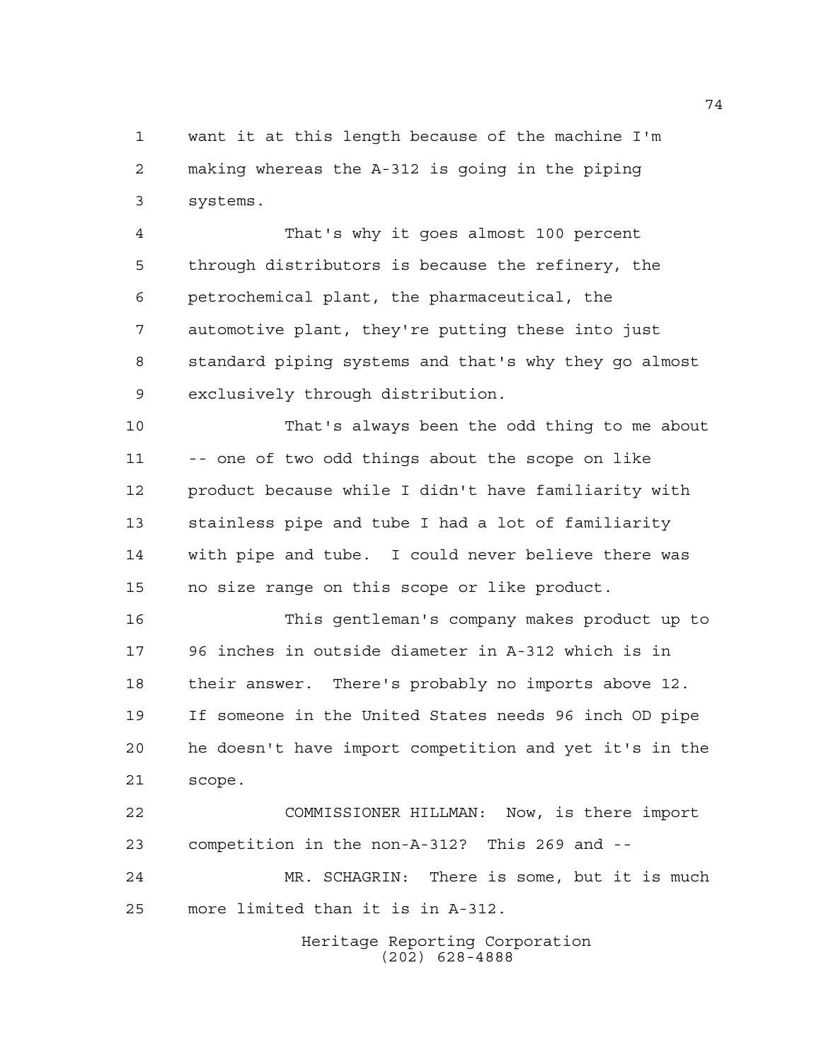want it at this length because of the machine I'm making whereas the A-312 is going in the piping systems.

That's why it goes almost 100 percent through distributors is because the refinery, the petrochemical plant, the pharmaceutical, the automotive plant, they're putting these into just standard piping systems and that's why they go almost exclusively through distribution.

That's always been the odd thing to me about -- one of two odd things about the scope on like product because while I didn't have familiarity with stainless pipe and tube I had a lot of familiarity with pipe and tube. I could never believe there was no size range on this scope or like product.

This gentleman's company makes product up to 96 inches in outside diameter in A-312 which is in their answer. There's probably no imports above 12. If someone in the United States needs 96 inch OD pipe he doesn't have import competition and yet it's in the scope.

COMMISSIONER HILLMAN: Now, is there import competition in the non-A-312? This 269 and --

MR. SCHAGRIN: There is some, but it is much more limited than it is in A-312.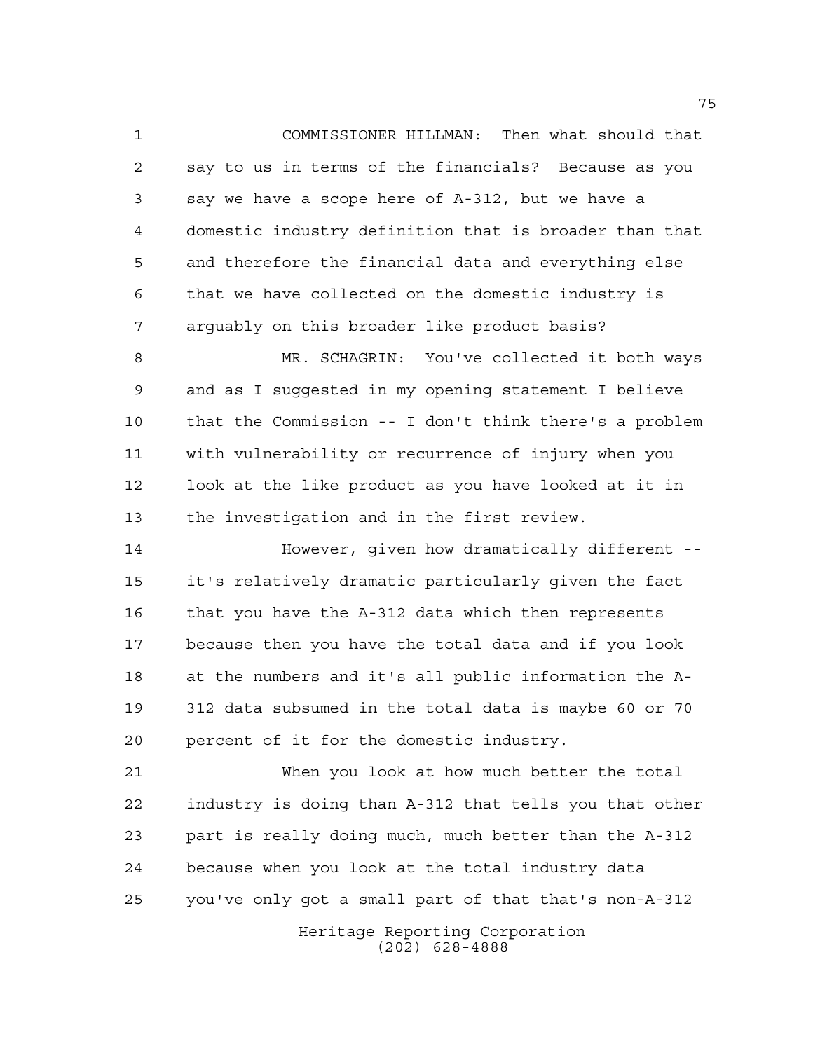COMMISSIONER HILLMAN: Then what should that say to us in terms of the financials? Because as you say we have a scope here of A-312, but we have a domestic industry definition that is broader than that and therefore the financial data and everything else that we have collected on the domestic industry is arguably on this broader like product basis?

MR. SCHAGRIN: You've collected it both ways and as I suggested in my opening statement I believe that the Commission -- I don't think there's a problem with vulnerability or recurrence of injury when you look at the like product as you have looked at it in the investigation and in the first review.

However, given how dramatically different -- it's relatively dramatic particularly given the fact that you have the A-312 data which then represents because then you have the total data and if you look at the numbers and it's all public information the A-312 data subsumed in the total data is maybe 60 or 70 percent of it for the domestic industry.

When you look at how much better the total industry is doing than A-312 that tells you that other part is really doing much, much better than the A-312 because when you look at the total industry data you've only got a small part of that that's non-A-312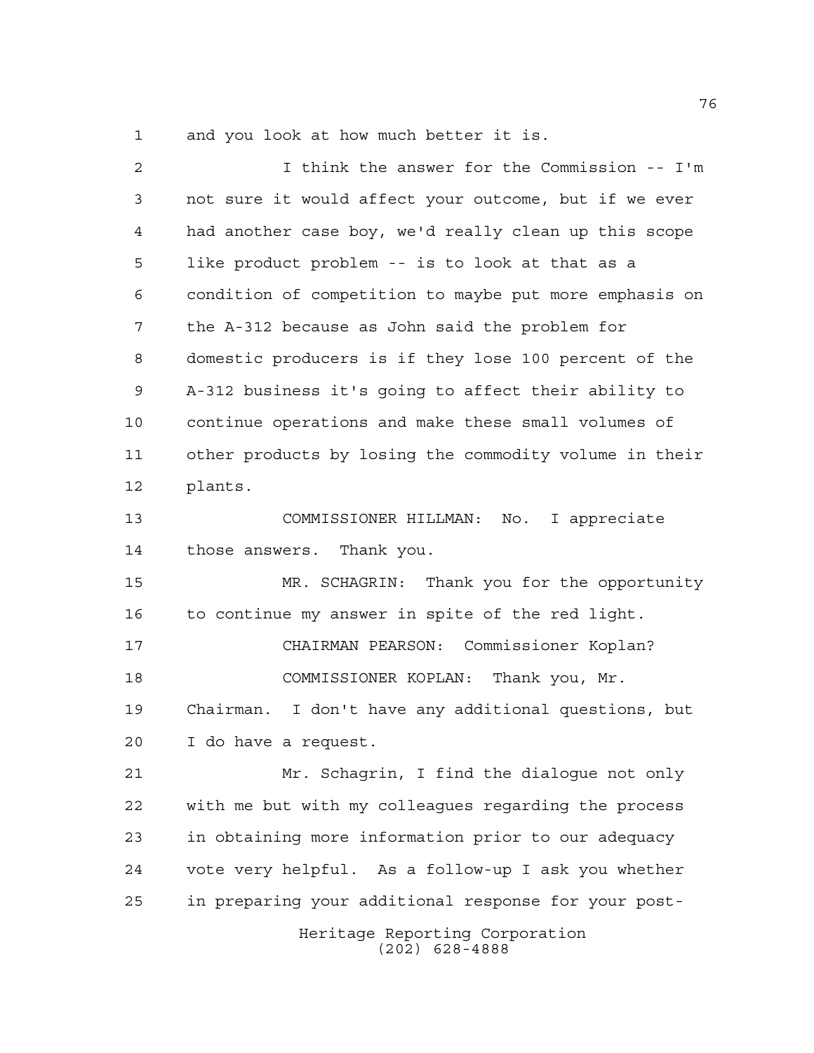and you look at how much better it is.

I think the answer for the Commission -- I'm not sure it would affect your outcome, but if we ever had another case boy, we'd really clean up this scope like product problem -- is to look at that as a condition of competition to maybe put more emphasis on the A-312 because as John said the problem for domestic producers is if they lose 100 percent of the A-312 business it's going to affect their ability to continue operations and make these small volumes of other products by losing the commodity volume in their plants.

COMMISSIONER HILLMAN: No. I appreciate those answers. Thank you.

MR. SCHAGRIN: Thank you for the opportunity to continue my answer in spite of the red light.

CHAIRMAN PEARSON: Commissioner Koplan?

COMMISSIONER KOPLAN: Thank you, Mr. Chairman. I don't have any additional questions, but I do have a request.

Mr. Schagrin, I find the dialogue not only with me but with my colleagues regarding the process in obtaining more information prior to our adequacy vote very helpful. As a follow-up I ask you whether in preparing your additional response for your post-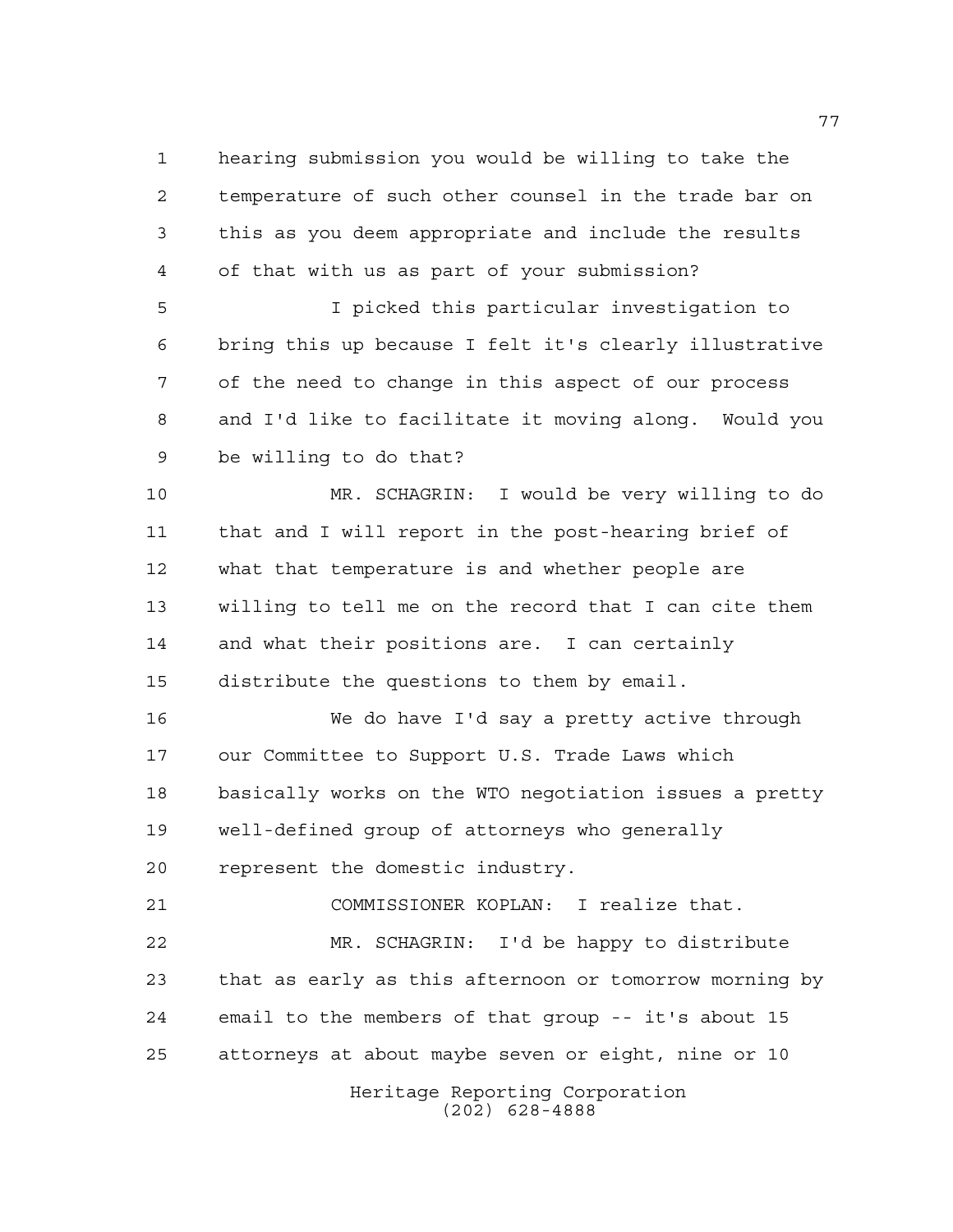hearing submission you would be willing to take the temperature of such other counsel in the trade bar on this as you deem appropriate and include the results of that with us as part of your submission?

I picked this particular investigation to bring this up because I felt it's clearly illustrative of the need to change in this aspect of our process and I'd like to facilitate it moving along. Would you be willing to do that?

MR. SCHAGRIN: I would be very willing to do that and I will report in the post-hearing brief of what that temperature is and whether people are willing to tell me on the record that I can cite them and what their positions are. I can certainly distribute the questions to them by email.

We do have I'd say a pretty active through our Committee to Support U.S. Trade Laws which basically works on the WTO negotiation issues a pretty well-defined group of attorneys who generally represent the domestic industry.

COMMISSIONER KOPLAN: I realize that.

MR. SCHAGRIN: I'd be happy to distribute that as early as this afternoon or tomorrow morning by email to the members of that group -- it's about 15 attorneys at about maybe seven or eight, nine or 10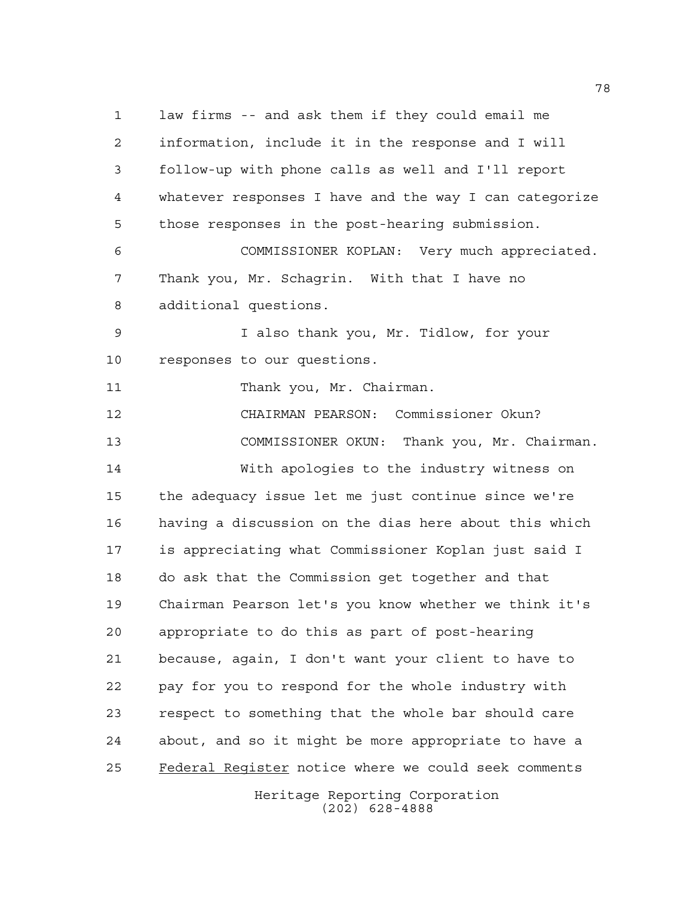law firms -- and ask them if they could email me information, include it in the response and I will follow-up with phone calls as well and I'll report whatever responses I have and the way I can categorize those responses in the post-hearing submission.

COMMISSIONER KOPLAN: Very much appreciated. Thank you, Mr. Schagrin. With that I have no additional questions.

I also thank you, Mr. Tidlow, for your responses to our questions.

Thank you, Mr. Chairman.

CHAIRMAN PEARSON: Commissioner Okun?

COMMISSIONER OKUN: Thank you, Mr. Chairman.

With apologies to the industry witness on the adequacy issue let me just continue since we're having a discussion on the dias here about this which is appreciating what Commissioner Koplan just said I do ask that the Commission get together and that Chairman Pearson let's you know whether we think it's appropriate to do this as part of post-hearing because, again, I don't want your client to have to pay for you to respond for the whole industry with respect to something that the whole bar should care about, and so it might be more appropriate to have a Federal Register notice where we could seek comments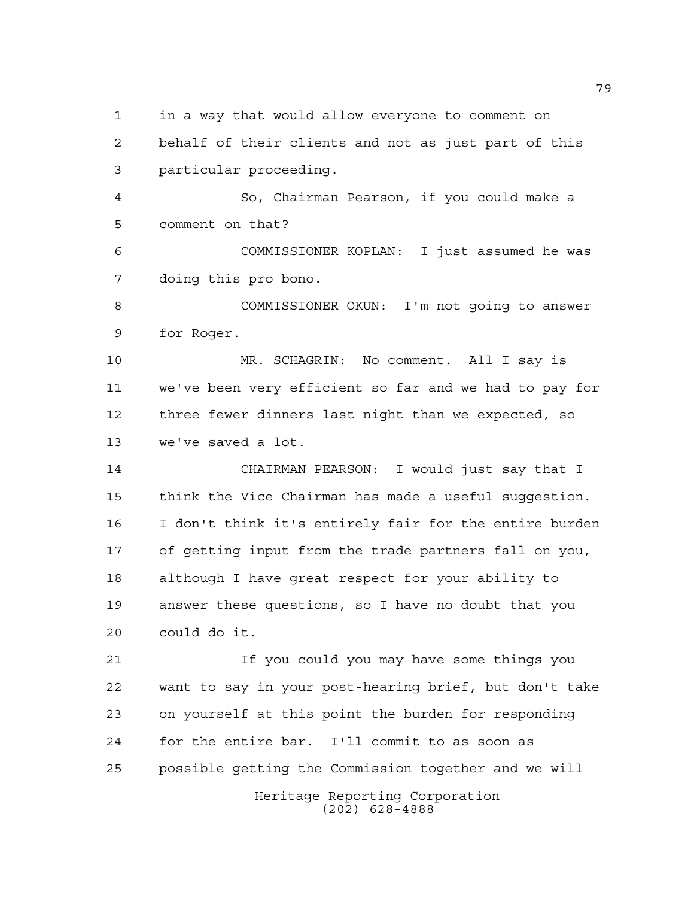in a way that would allow everyone to comment on behalf of their clients and not as just part of this particular proceeding.

So, Chairman Pearson, if you could make a comment on that?

COMMISSIONER KOPLAN: I just assumed he was doing this pro bono.

COMMISSIONER OKUN: I'm not going to answer for Roger.

MR. SCHAGRIN: No comment. All I say is we've been very efficient so far and we had to pay for three fewer dinners last night than we expected, so we've saved a lot.

CHAIRMAN PEARSON: I would just say that I think the Vice Chairman has made a useful suggestion. I don't think it's entirely fair for the entire burden of getting input from the trade partners fall on you, although I have great respect for your ability to answer these questions, so I have no doubt that you could do it.

If you could you may have some things you want to say in your post-hearing brief, but don't take on yourself at this point the burden for responding for the entire bar. I'll commit to as soon as possible getting the Commission together and we will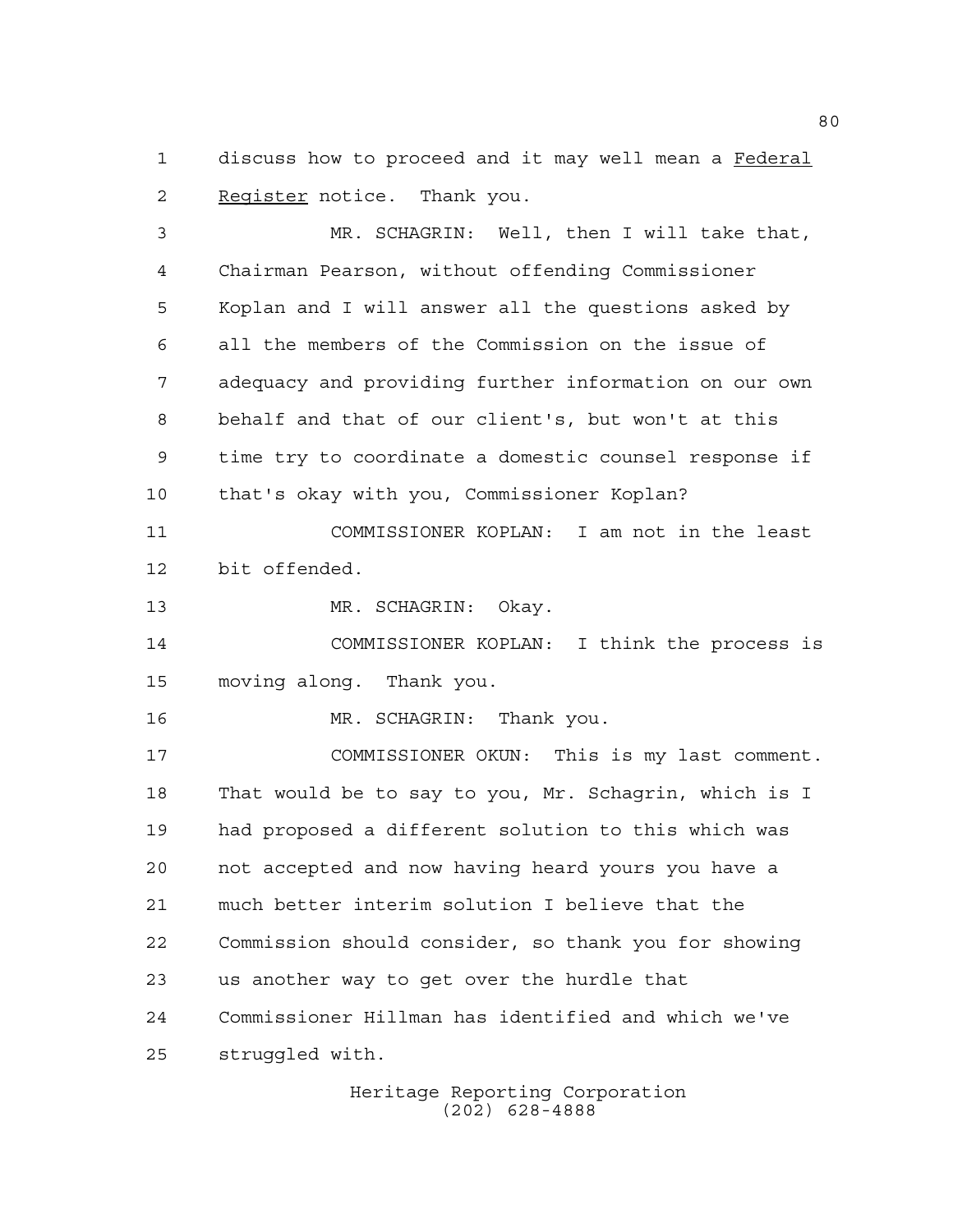discuss how to proceed and it may well mean a *Federal Register* notice. Thank you.

MR. SCHAGRIN: Well, then I will take that, Chairman Pearson, without offending Commissioner Koplan and I will answer all the questions asked by all the members of the Commission on the issue of adequacy and providing further information on our own behalf and that of our client's, but won't at this time try to coordinate a domestic counsel response if that's okay with you, Commissioner Koplan?

COMMISSIONER KOPLAN: I am not in the least bit offended.

MR. SCHAGRIN: Okay.

COMMISSIONER KOPLAN: I think the process is moving along. Thank you.

MR. SCHAGRIN: Thank you.

COMMISSIONER OKUN: This is my last comment. That would be to say to you, Mr. Schagrin, which is I had proposed a different solution to this which was not accepted and now having heard yours you have a much better interim solution I believe that the Commission should consider, so thank you for showing us another way to get over the hurdle that Commissioner Hillman has identified and which we've struggled with.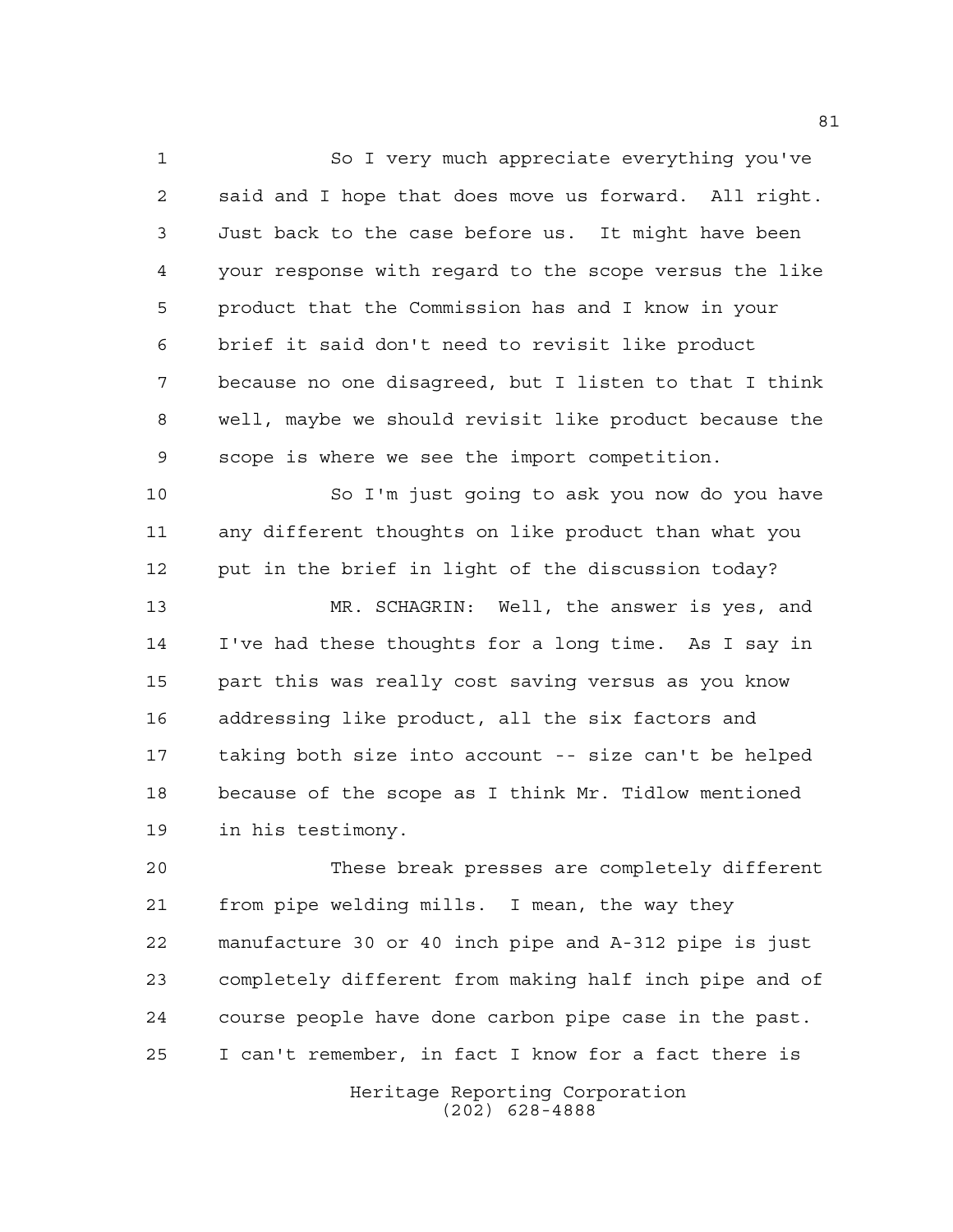So I very much appreciate everything you've said and I hope that does move us forward. All right. Just back to the case before us. It might have been your response with regard to the scope versus the like product that the Commission has and I know in your brief it said don't need to revisit like product because no one disagreed, but I listen to that I think well, maybe we should revisit like product because the scope is where we see the import competition.

So I'm just going to ask you now do you have any different thoughts on like product than what you put in the brief in light of the discussion today?

MR. SCHAGRIN: Well, the answer is yes, and I've had these thoughts for a long time. As I say in part this was really cost saving versus as you know addressing like product, all the six factors and taking both size into account -- size can't be helped because of the scope as I think Mr. Tidlow mentioned in his testimony.

These break presses are completely different from pipe welding mills. I mean, the way they manufacture 30 or 40 inch pipe and A-312 pipe is just completely different from making half inch pipe and of course people have done carbon pipe case in the past. I can't remember, in fact I know for a fact there is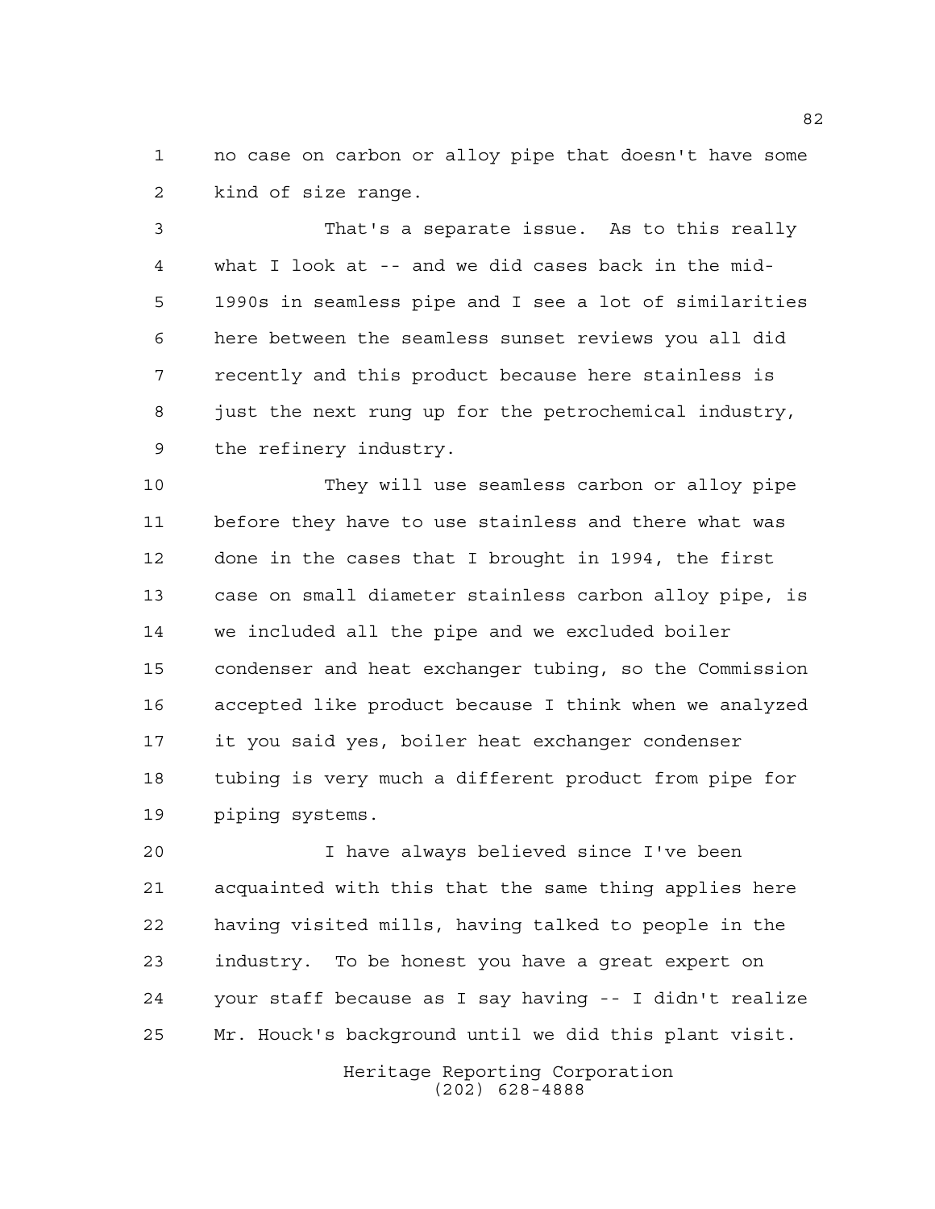no case on carbon or alloy pipe that doesn't have some kind of size range.

That's a separate issue. As to this really what I look at -- and we did cases back in the mid-1990s in seamless pipe and I see a lot of similarities here between the seamless sunset reviews you all did recently and this product because here stainless is just the next rung up for the petrochemical industry, the refinery industry.

They will use seamless carbon or alloy pipe before they have to use stainless and there what was done in the cases that I brought in 1994, the first case on small diameter stainless carbon alloy pipe, is we included all the pipe and we excluded boiler condenser and heat exchanger tubing, so the Commission accepted like product because I think when we analyzed it you said yes, boiler heat exchanger condenser tubing is very much a different product from pipe for piping systems.

I have always believed since I've been acquainted with this that the same thing applies here having visited mills, having talked to people in the industry. To be honest you have a great expert on your staff because as I say having -- I didn't realize Mr. Houck's background until we did this plant visit.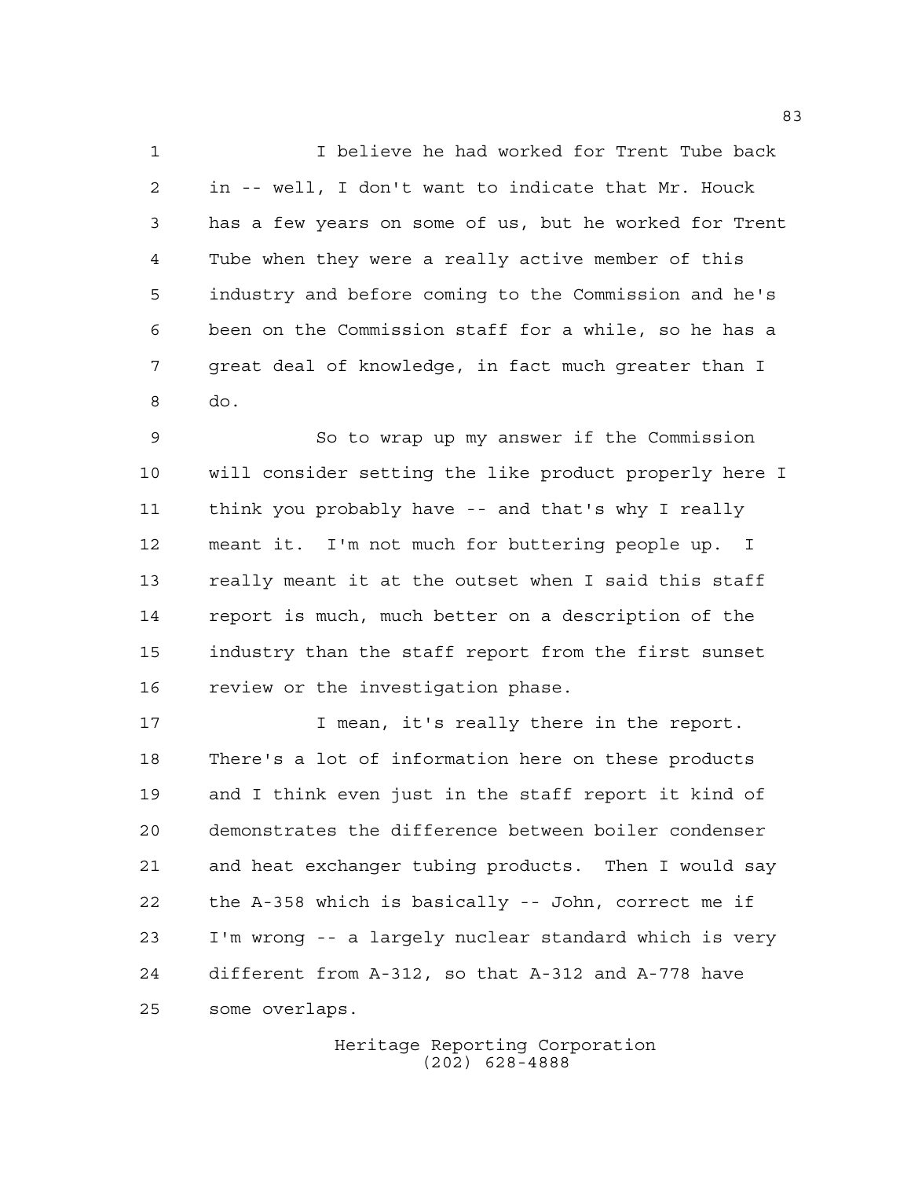I believe he had worked for Trent Tube back in -- well, I don't want to indicate that Mr. Houck has a few years on some of us, but he worked for Trent Tube when they were a really active member of this industry and before coming to the Commission and he's been on the Commission staff for a while, so he has a great deal of knowledge, in fact much greater than I do.

So to wrap up my answer if the Commission will consider setting the like product properly here I think you probably have -- and that's why I really meant it. I'm not much for buttering people up. I really meant it at the outset when I said this staff report is much, much better on a description of the industry than the staff report from the first sunset review or the investigation phase.

I mean, it's really there in the report. There's a lot of information here on these products and I think even just in the staff report it kind of demonstrates the difference between boiler condenser and heat exchanger tubing products. Then I would say the A-358 which is basically -- John, correct me if I'm wrong -- a largely nuclear standard which is very different from A-312, so that A-312 and A-778 have some overlaps.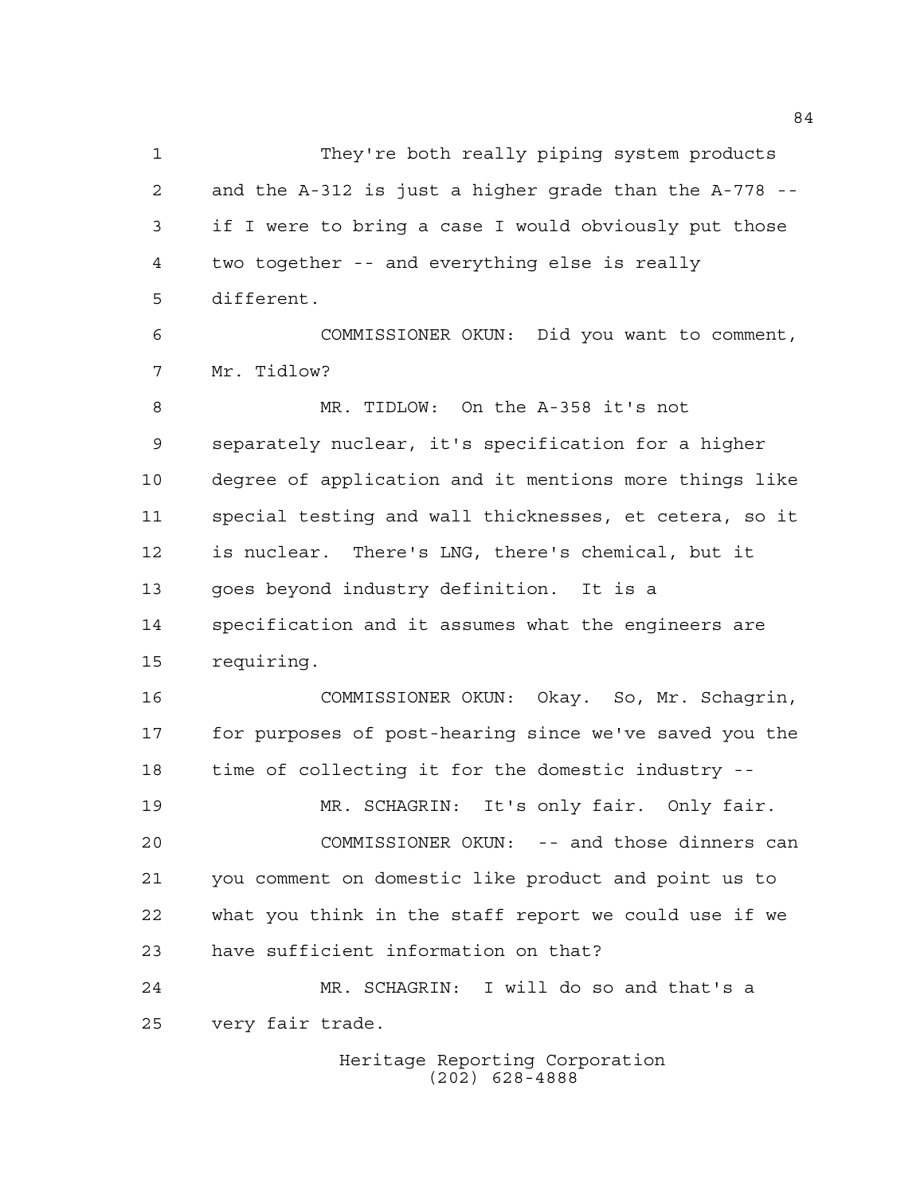They're both really piping system products and the A-312 is just a higher grade than the A-778 -- if I were to bring a case I would obviously put those two together -- and everything else is really different.

COMMISSIONER OKUN: Did you want to comment, Mr. Tidlow?

MR. TIDLOW: On the A-358 it's not separately nuclear, it's specification for a higher degree of application and it mentions more things like special testing and wall thicknesses, et cetera, so it is nuclear. There's LNG, there's chemical, but it goes beyond industry definition. It is a specification and it assumes what the engineers are requiring.

COMMISSIONER OKUN: Okay. So, Mr. Schagrin, for purposes of post-hearing since we've saved you the time of collecting it for the domestic industry --

MR. SCHAGRIN: It's only fair. Only fair.

COMMISSIONER OKUN: -- and those dinners can you comment on domestic like product and point us to what you think in the staff report we could use if we have sufficient information on that?

MR. SCHAGRIN: I will do so and that's a very fair trade.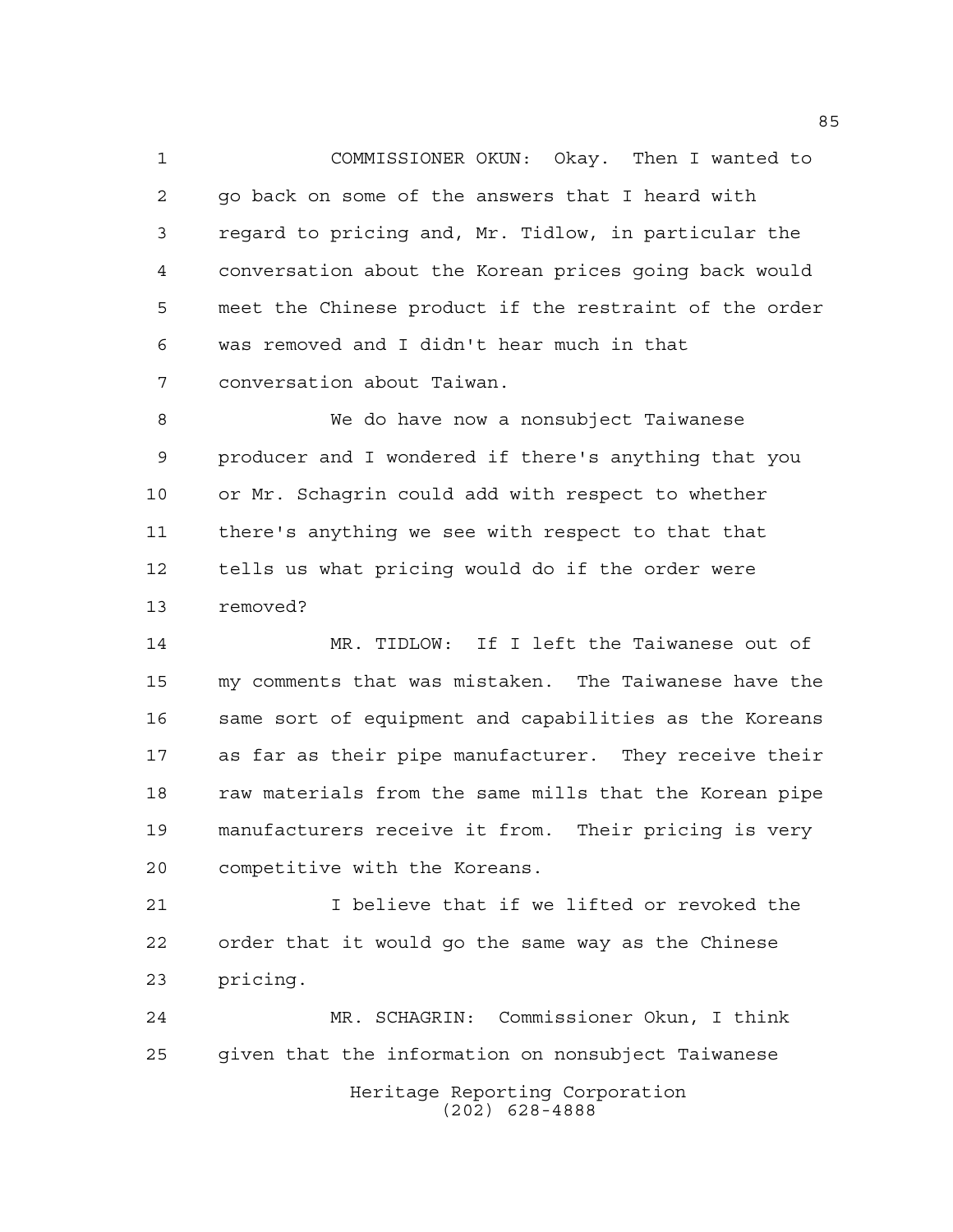COMMISSIONER OKUN: Okay. Then I wanted to go back on some of the answers that I heard with regard to pricing and, Mr. Tidlow, in particular the conversation about the Korean prices going back would meet the Chinese product if the restraint of the order was removed and I didn't hear much in that conversation about Taiwan.

We do have now a nonsubject Taiwanese producer and I wondered if there's anything that you or Mr. Schagrin could add with respect to whether there's anything we see with respect to that that tells us what pricing would do if the order were removed?

MR. TIDLOW: If I left the Taiwanese out of my comments that was mistaken. The Taiwanese have the same sort of equipment and capabilities as the Koreans as far as their pipe manufacturer. They receive their raw materials from the same mills that the Korean pipe manufacturers receive it from. Their pricing is very competitive with the Koreans.

I believe that if we lifted or revoked the order that it would go the same way as the Chinese pricing.

MR. SCHAGRIN: Commissioner Okun, I think given that the information on nonsubject Taiwanese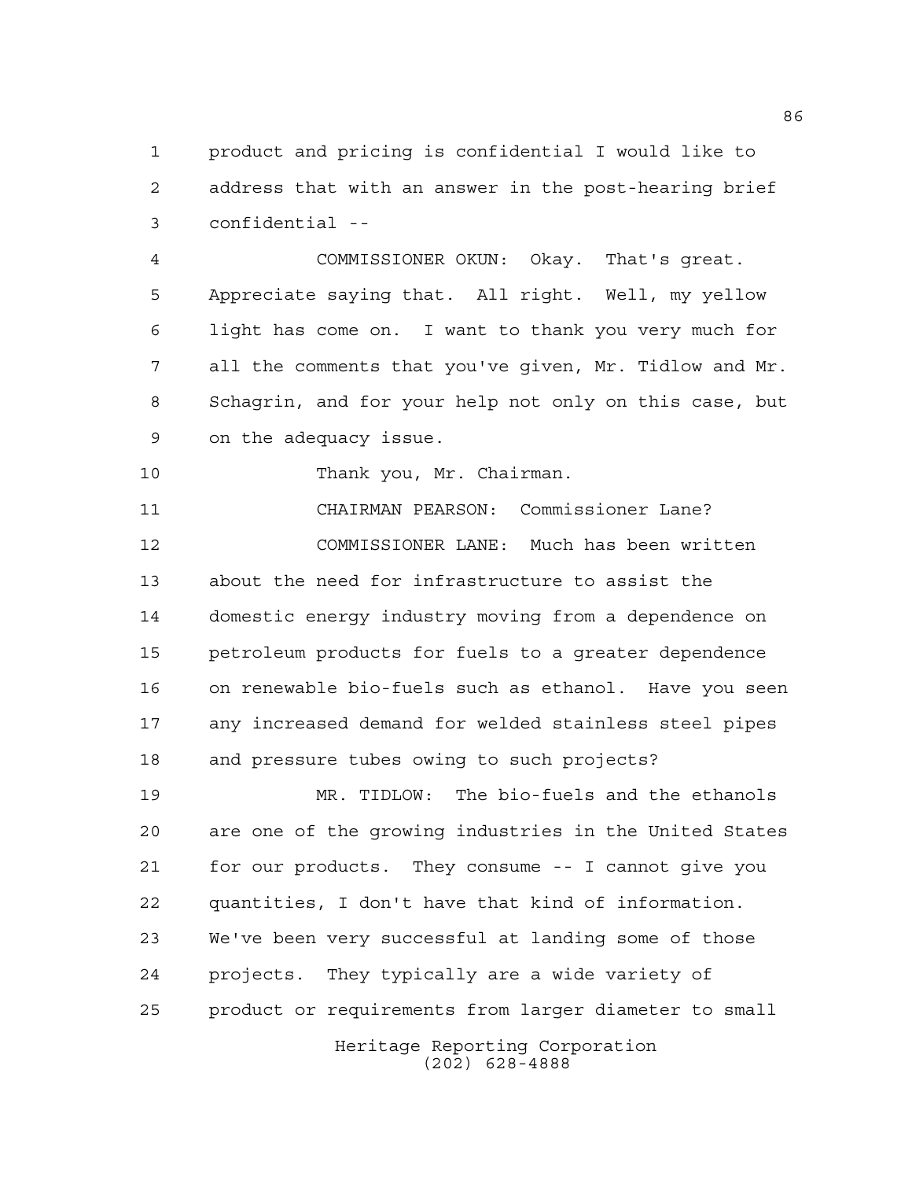product and pricing is confidential I would like to address that with an answer in the post-hearing brief confidential --

COMMISSIONER OKUN: Okay. That's great. Appreciate saying that. All right. Well, my yellow light has come on. I want to thank you very much for all the comments that you've given, Mr. Tidlow and Mr. Schagrin, and for your help not only on this case, but on the adequacy issue.

Thank you, Mr. Chairman.

CHAIRMAN PEARSON: Commissioner Lane?

COMMISSIONER LANE: Much has been written about the need for infrastructure to assist the domestic energy industry moving from a dependence on petroleum products for fuels to a greater dependence on renewable bio-fuels such as ethanol. Have you seen any increased demand for welded stainless steel pipes and pressure tubes owing to such projects?

MR. TIDLOW: The bio-fuels and the ethanols are one of the growing industries in the United States for our products. They consume -- I cannot give you quantities, I don't have that kind of information. We've been very successful at landing some of those projects. They typically are a wide variety of product or requirements from larger diameter to small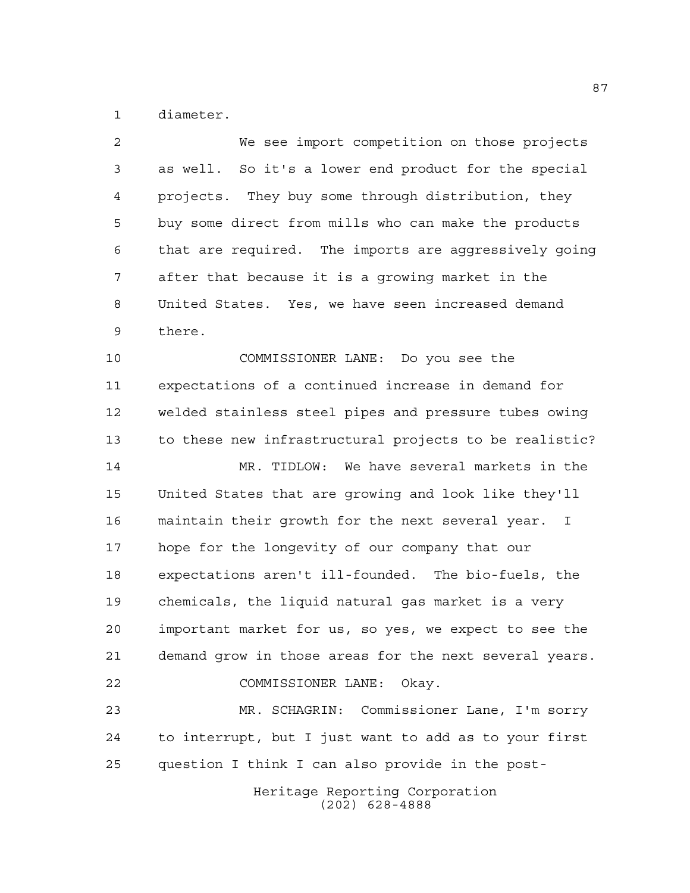diameter.

We see import competition on those projects as well. So it's a lower end product for the special projects. They buy some through distribution, they buy some direct from mills who can make the products that are required. The imports are aggressively going after that because it is a growing market in the United States. Yes, we have seen increased demand there.

COMMISSIONER LANE: Do you see the expectations of a continued increase in demand for welded stainless steel pipes and pressure tubes owing to these new infrastructural projects to be realistic?

MR. TIDLOW: We have several markets in the United States that are growing and look like they'll maintain their growth for the next several year. I hope for the longevity of our company that our expectations aren't ill-founded. The bio-fuels, the chemicals, the liquid natural gas market is a very important market for us, so yes, we expect to see the demand grow in those areas for the next several years.

COMMISSIONER LANE: Okay.

MR. SCHAGRIN: Commissioner Lane, I'm sorry to interrupt, but I just want to add as to your first question I think I can also provide in the post-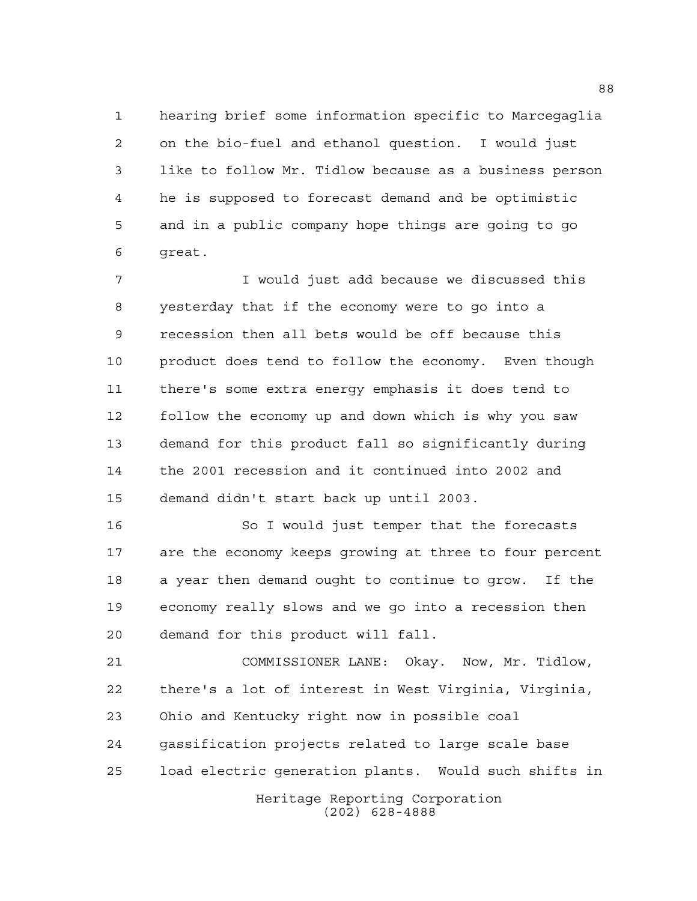hearing brief some information specific to Marcegaglia on the bio-fuel and ethanol question. I would just like to follow Mr. Tidlow because as a business person he is supposed to forecast demand and be optimistic and in a public company hope things are going to go great.

I would just add because we discussed this yesterday that if the economy were to go into a recession then all bets would be off because this product does tend to follow the economy. Even though there's some extra energy emphasis it does tend to follow the economy up and down which is why you saw demand for this product fall so significantly during the 2001 recession and it continued into 2002 and demand didn't start back up until 2003.

So I would just temper that the forecasts are the economy keeps growing at three to four percent a year then demand ought to continue to grow. If the economy really slows and we go into a recession then demand for this product will fall.

COMMISSIONER LANE: Okay. Now, Mr. Tidlow, there's a lot of interest in West Virginia, Virginia, Ohio and Kentucky right now in possible coal gassification projects related to large scale base load electric generation plants. Would such shifts in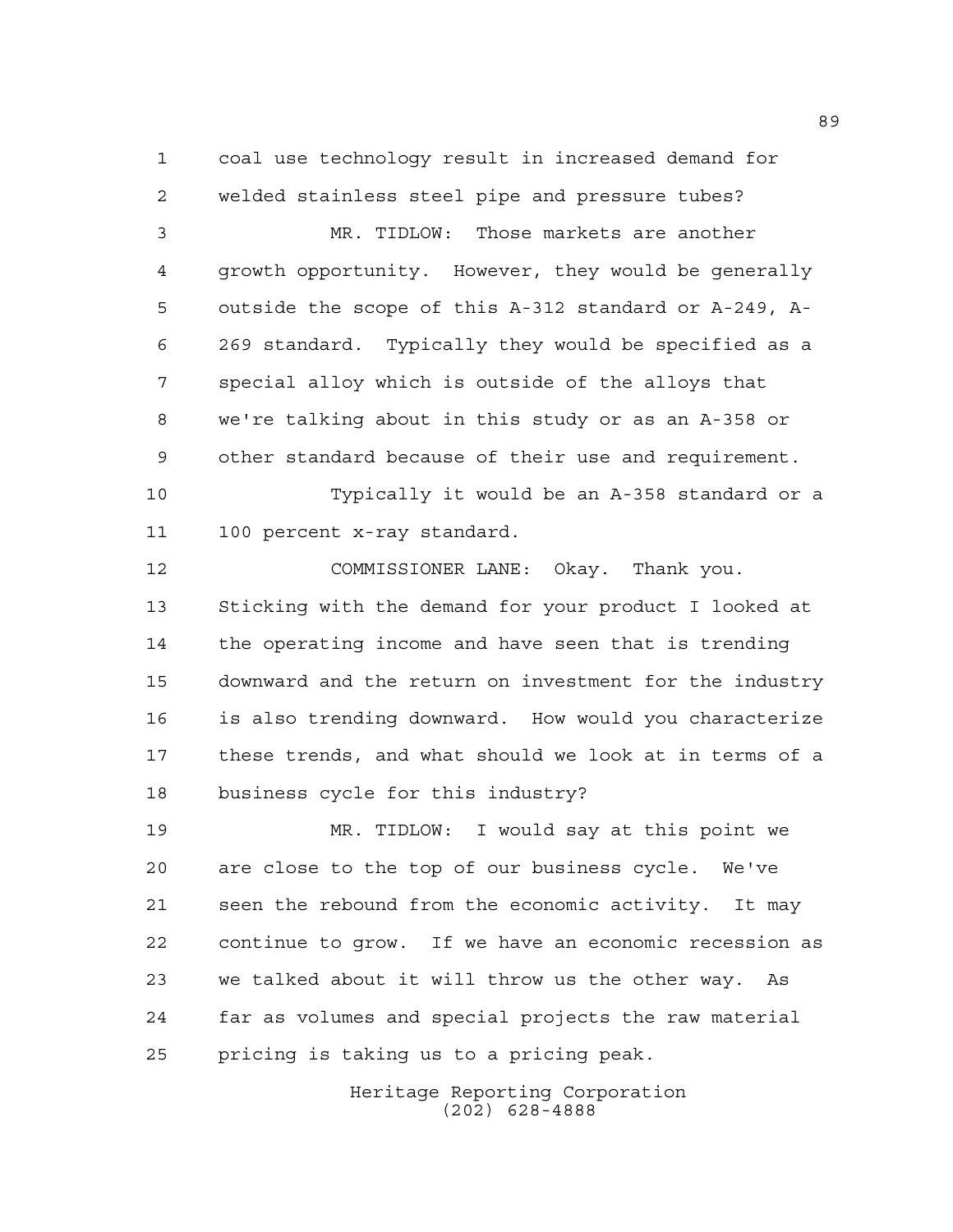coal use technology result in increased demand for welded stainless steel pipe and pressure tubes?

MR. TIDLOW: Those markets are another growth opportunity. However, they would be generally outside the scope of this A-312 standard or A-249, A-269 standard. Typically they would be specified as a special alloy which is outside of the alloys that we're talking about in this study or as an A-358 or other standard because of their use and requirement.

Typically it would be an A-358 standard or a 100 percent x-ray standard.

COMMISSIONER LANE: Okay. Thank you. Sticking with the demand for your product I looked at the operating income and have seen that is trending downward and the return on investment for the industry is also trending downward. How would you characterize these trends, and what should we look at in terms of a business cycle for this industry?

MR. TIDLOW: I would say at this point we are close to the top of our business cycle. We've seen the rebound from the economic activity. It may continue to grow. If we have an economic recession as we talked about it will throw us the other way. As far as volumes and special projects the raw material pricing is taking us to a pricing peak.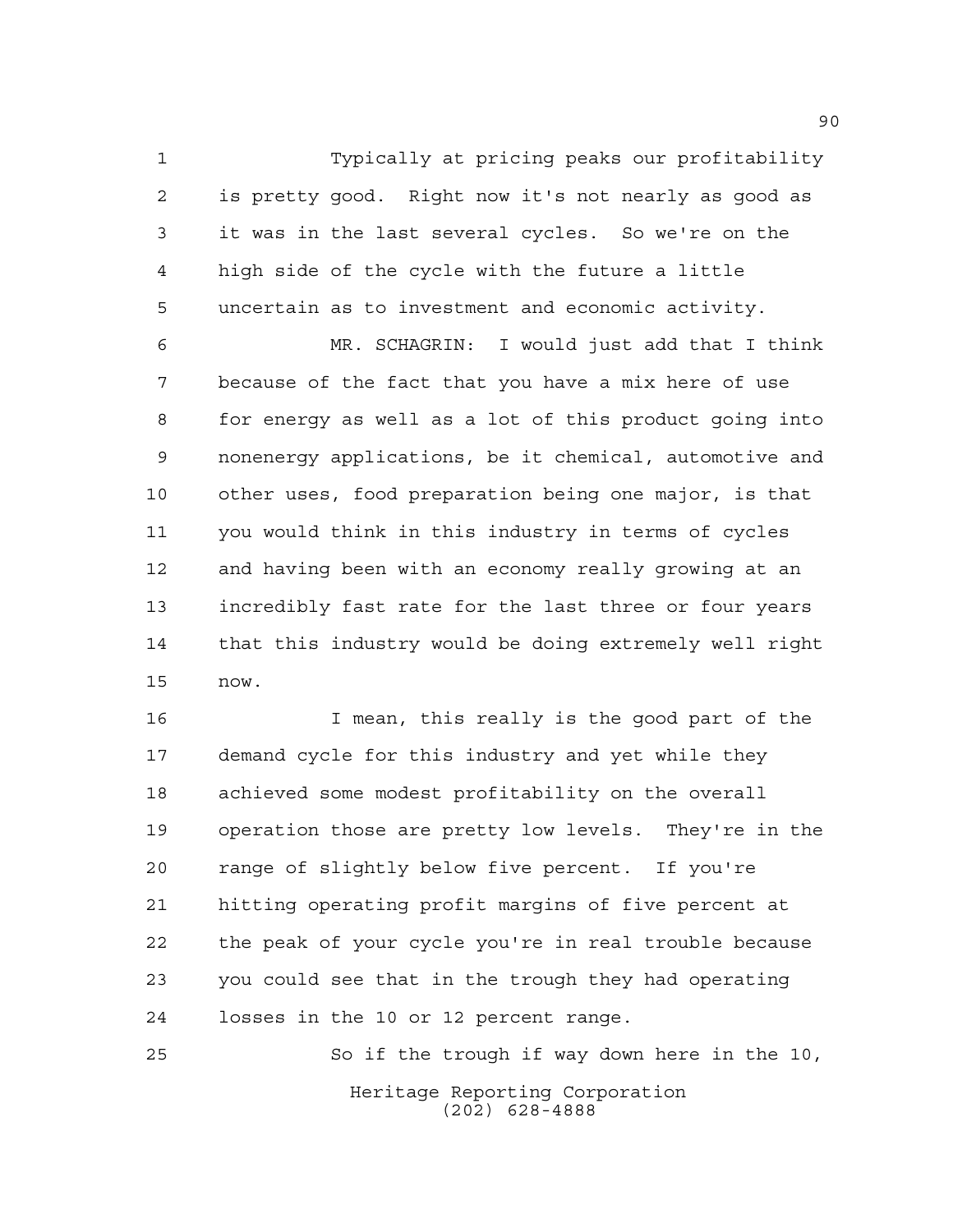Typically at pricing peaks our profitability is pretty good. Right now it's not nearly as good as it was in the last several cycles. So we're on the high side of the cycle with the future a little uncertain as to investment and economic activity.

MR. SCHAGRIN: I would just add that I think because of the fact that you have a mix here of use for energy as well as a lot of this product going into nonenergy applications, be it chemical, automotive and other uses, food preparation being one major, is that you would think in this industry in terms of cycles and having been with an economy really growing at an incredibly fast rate for the last three or four years that this industry would be doing extremely well right now.

I mean, this really is the good part of the demand cycle for this industry and yet while they achieved some modest profitability on the overall operation those are pretty low levels. They're in the range of slightly below five percent. If you're hitting operating profit margins of five percent at the peak of your cycle you're in real trouble because you could see that in the trough they had operating losses in the 10 or 12 percent range.

So if the trough if way down here in the 10,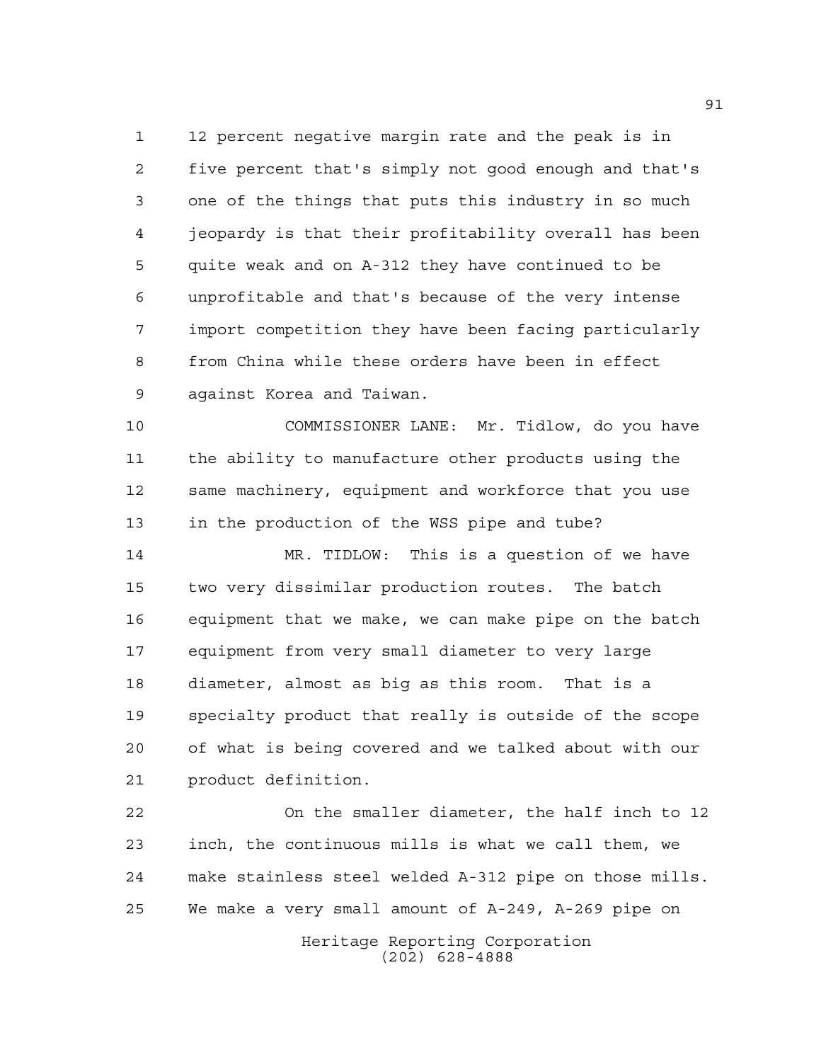12 percent negative margin rate and the peak is in five percent that's simply not good enough and that's one of the things that puts this industry in so much jeopardy is that their profitability overall has been quite weak and on A-312 they have continued to be unprofitable and that's because of the very intense import competition they have been facing particularly from China while these orders have been in effect against Korea and Taiwan.

COMMISSIONER LANE: Mr. Tidlow, do you have the ability to manufacture other products using the same machinery, equipment and workforce that you use in the production of the WSS pipe and tube?

MR. TIDLOW: This is a question of we have two very dissimilar production routes. The batch equipment that we make, we can make pipe on the batch equipment from very small diameter to very large diameter, almost as big as this room. That is a specialty product that really is outside of the scope of what is being covered and we talked about with our product definition.

On the smaller diameter, the half inch to 12 inch, the continuous mills is what we call them, we make stainless steel welded A-312 pipe on those mills. We make a very small amount of A-249, A-269 pipe on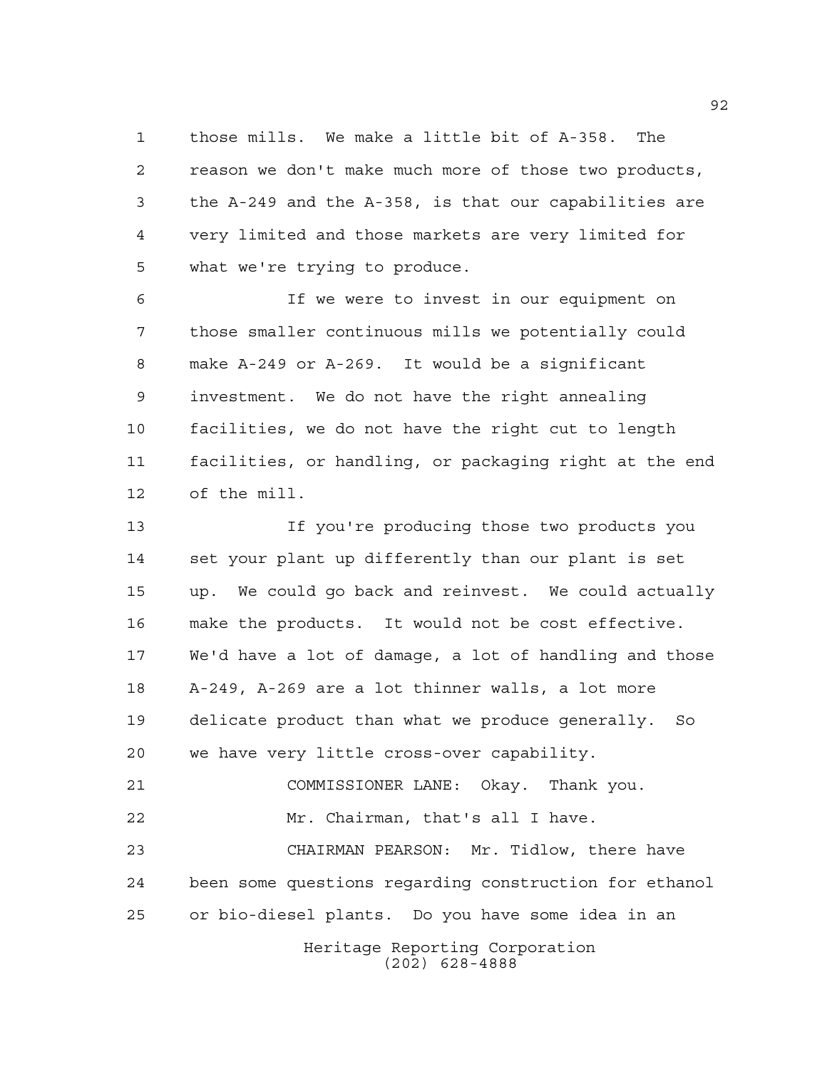those mills. We make a little bit of A-358. The reason we don't make much more of those two products, the A-249 and the A-358, is that our capabilities are very limited and those markets are very limited for what we're trying to produce.

If we were to invest in our equipment on those smaller continuous mills we potentially could make A-249 or A-269. It would be a significant investment. We do not have the right annealing facilities, we do not have the right cut to length facilities, or handling, or packaging right at the end of the mill.

If you're producing those two products you set your plant up differently than our plant is set up. We could go back and reinvest. We could actually make the products. It would not be cost effective. We'd have a lot of damage, a lot of handling and those A-249, A-269 are a lot thinner walls, a lot more delicate product than what we produce generally. So we have very little cross-over capability.

COMMISSIONER LANE: Okay. Thank you.

Mr. Chairman, that's all I have.

CHAIRMAN PEARSON: Mr. Tidlow, there have been some questions regarding construction for ethanol or bio-diesel plants. Do you have some idea in an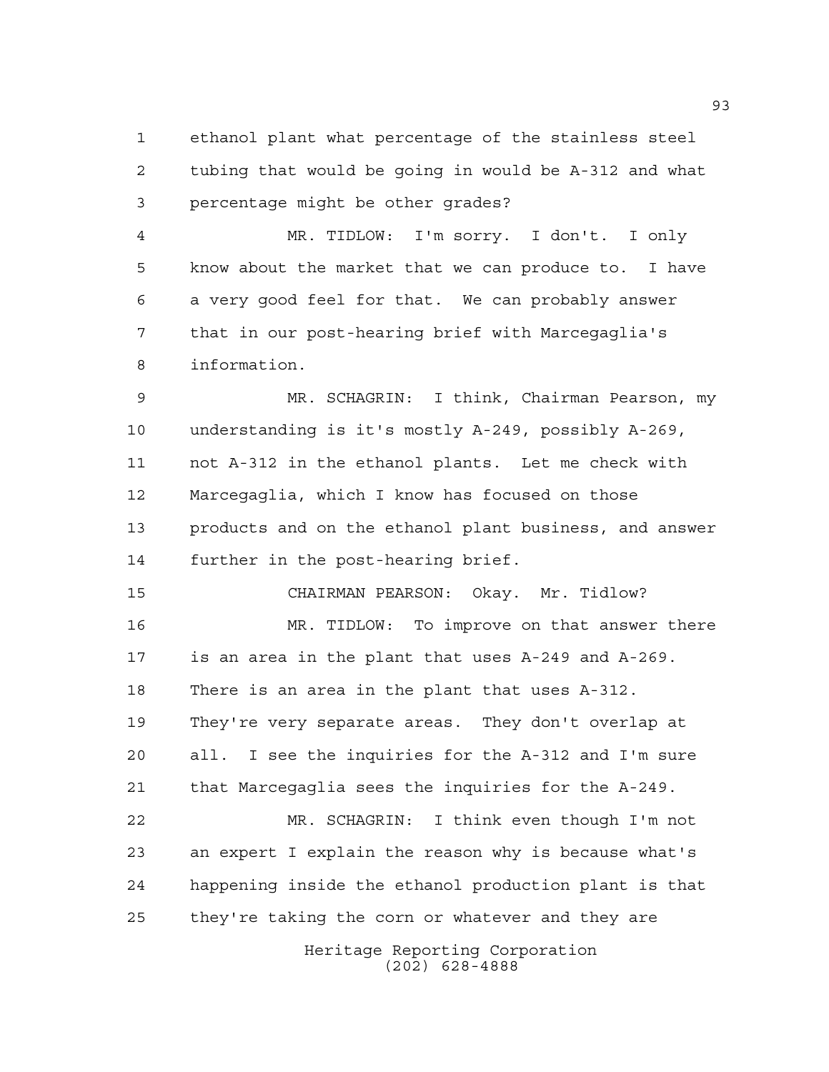ethanol plant what percentage of the stainless steel tubing that would be going in would be A-312 and what percentage might be other grades?

MR. TIDLOW: I'm sorry. I don't. I only know about the market that we can produce to. I have a very good feel for that. We can probably answer that in our post-hearing brief with Marcegaglia's information.

MR. SCHAGRIN: I think, Chairman Pearson, my understanding is it's mostly A-249, possibly A-269, not A-312 in the ethanol plants. Let me check with Marcegaglia, which I know has focused on those products and on the ethanol plant business, and answer further in the post-hearing brief.

CHAIRMAN PEARSON: Okay. Mr. Tidlow?

MR. TIDLOW: To improve on that answer there is an area in the plant that uses A-249 and A-269. There is an area in the plant that uses A-312. They're very separate areas. They don't overlap at all. I see the inquiries for the A-312 and I'm sure that Marcegaglia sees the inquiries for the A-249.

MR. SCHAGRIN: I think even though I'm not an expert I explain the reason why is because what's happening inside the ethanol production plant is that they're taking the corn or whatever and they are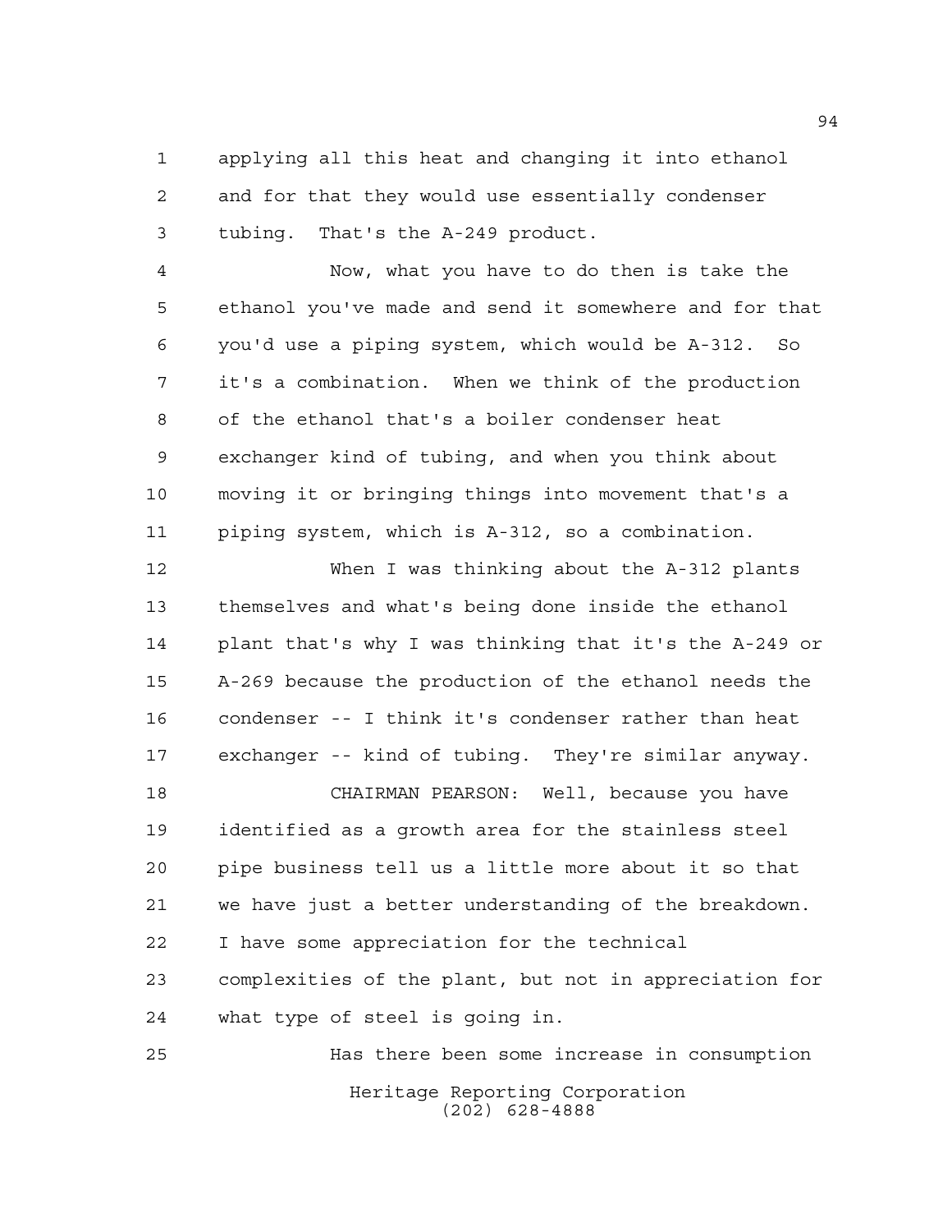applying all this heat and changing it into ethanol and for that they would use essentially condenser tubing. That's the A-249 product.

Now, what you have to do then is take the ethanol you've made and send it somewhere and for that you'd use a piping system, which would be A-312. So it's a combination. When we think of the production of the ethanol that's a boiler condenser heat exchanger kind of tubing, and when you think about moving it or bringing things into movement that's a piping system, which is A-312, so a combination.

When I was thinking about the A-312 plants themselves and what's being done inside the ethanol plant that's why I was thinking that it's the A-249 or A-269 because the production of the ethanol needs the condenser -- I think it's condenser rather than heat exchanger -- kind of tubing. They're similar anyway.

CHAIRMAN PEARSON: Well, because you have identified as a growth area for the stainless steel pipe business tell us a little more about it so that we have just a better understanding of the breakdown. I have some appreciation for the technical complexities of the plant, but not in appreciation for what type of steel is going in.

Has there been some increase in consumption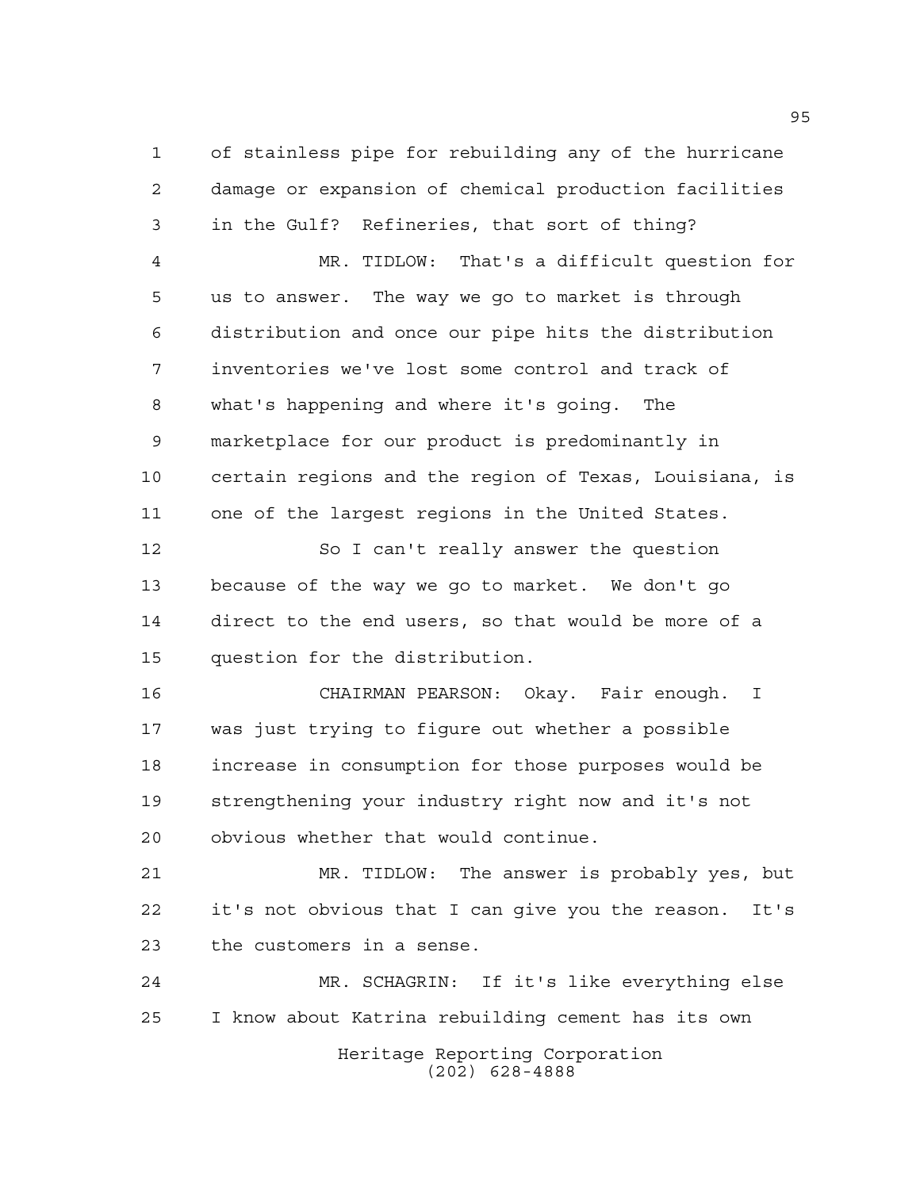of stainless pipe for rebuilding any of the hurricane damage or expansion of chemical production facilities in the Gulf? Refineries, that sort of thing?

MR. TIDLOW: That's a difficult question for us to answer. The way we go to market is through distribution and once our pipe hits the distribution inventories we've lost some control and track of what's happening and where it's going. The marketplace for our product is predominantly in certain regions and the region of Texas, Louisiana, is one of the largest regions in the United States.

So I can't really answer the question because of the way we go to market. We don't go direct to the end users, so that would be more of a question for the distribution.

CHAIRMAN PEARSON: Okay. Fair enough. I was just trying to figure out whether a possible increase in consumption for those purposes would be strengthening your industry right now and it's not obvious whether that would continue.

MR. TIDLOW: The answer is probably yes, but it's not obvious that I can give you the reason. It's the customers in a sense.

MR. SCHAGRIN: If it's like everything else I know about Katrina rebuilding cement has its own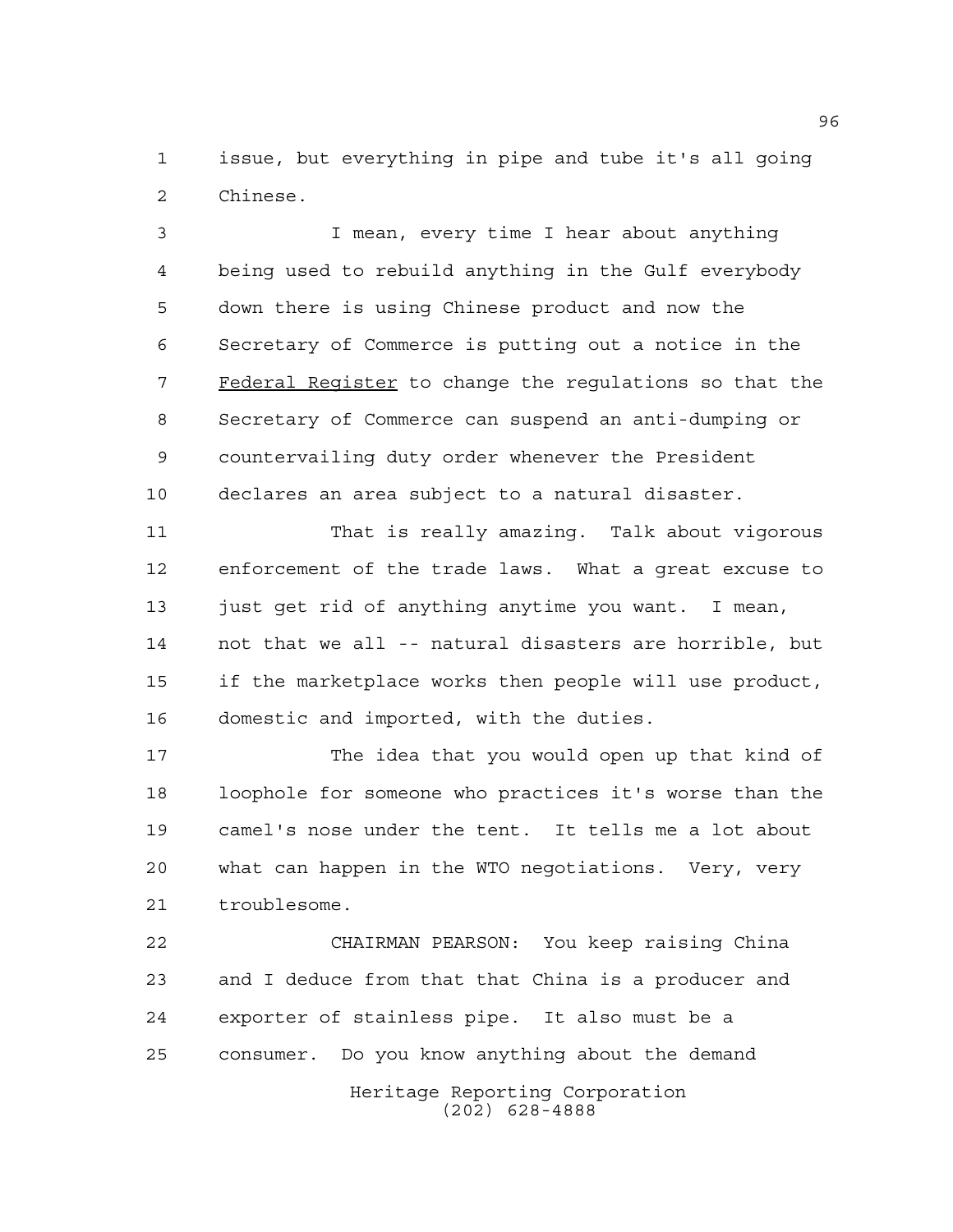issue, but everything in pipe and tube it's all going Chinese.

I mean, every time I hear about anything being used to rebuild anything in the Gulf everybody down there is using Chinese product and now the Secretary of Commerce is putting out a notice in the Federal Register to change the regulations so that the Secretary of Commerce can suspend an anti-dumping or countervailing duty order whenever the President declares an area subject to a natural disaster.

That is really amazing. Talk about vigorous enforcement of the trade laws. What a great excuse to just get rid of anything anytime you want. I mean, not that we all -- natural disasters are horrible, but if the marketplace works then people will use product, domestic and imported, with the duties.

The idea that you would open up that kind of loophole for someone who practices it's worse than the camel's nose under the tent. It tells me a lot about what can happen in the WTO negotiations. Very, very troublesome.

CHAIRMAN PEARSON: You keep raising China and I deduce from that that China is a producer and exporter of stainless pipe. It also must be a consumer. Do you know anything about the demand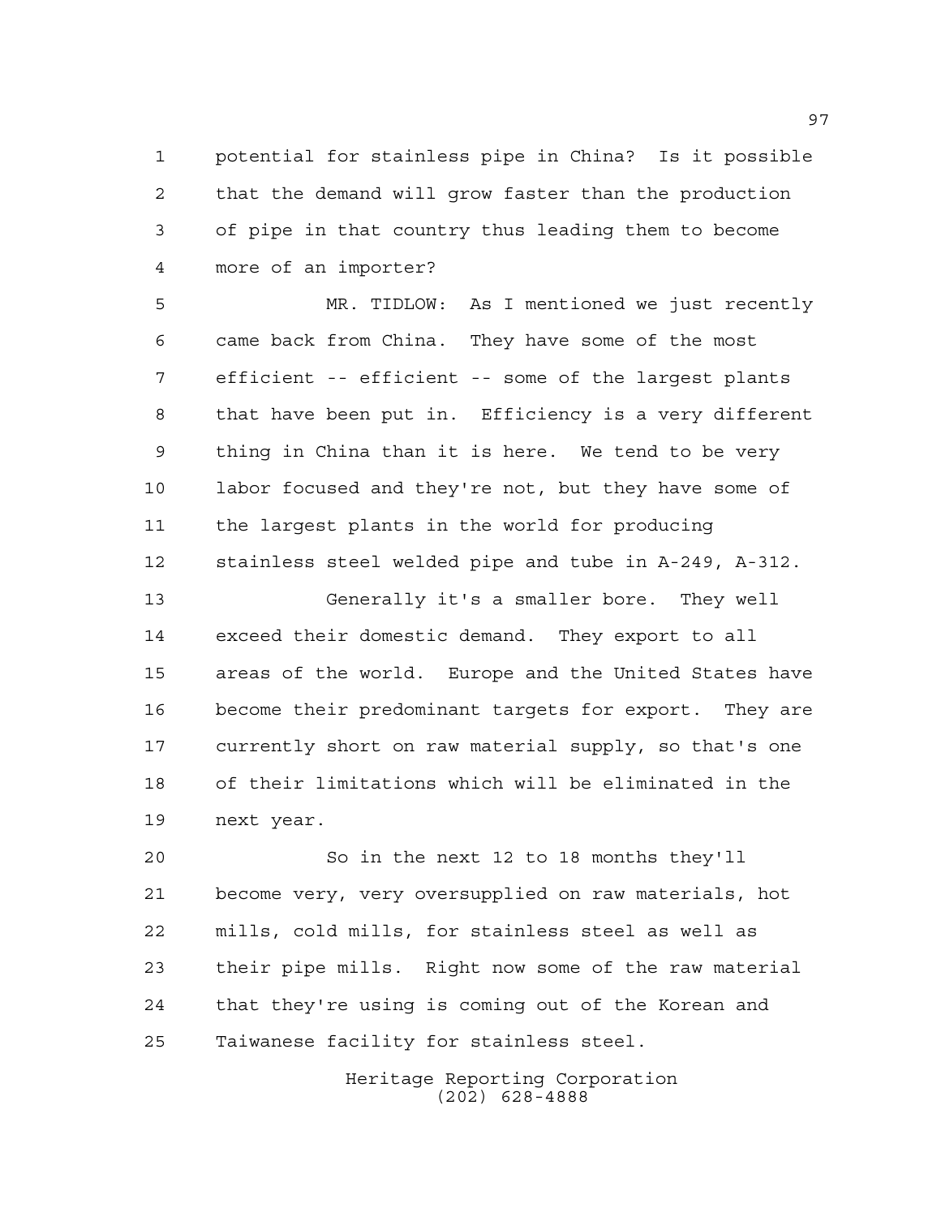potential for stainless pipe in China? Is it possible that the demand will grow faster than the production of pipe in that country thus leading them to become more of an importer?

MR. TIDLOW: As I mentioned we just recently came back from China. They have some of the most efficient -- efficient -- some of the largest plants that have been put in. Efficiency is a very different thing in China than it is here. We tend to be very labor focused and they're not, but they have some of the largest plants in the world for producing stainless steel welded pipe and tube in A-249, A-312.

Generally it's a smaller bore. They well exceed their domestic demand. They export to all areas of the world. Europe and the United States have become their predominant targets for export. They are currently short on raw material supply, so that's one of their limitations which will be eliminated in the next year.

So in the next 12 to 18 months they'll become very, very oversupplied on raw materials, hot mills, cold mills, for stainless steel as well as their pipe mills. Right now some of the raw material that they're using is coming out of the Korean and Taiwanese facility for stainless steel.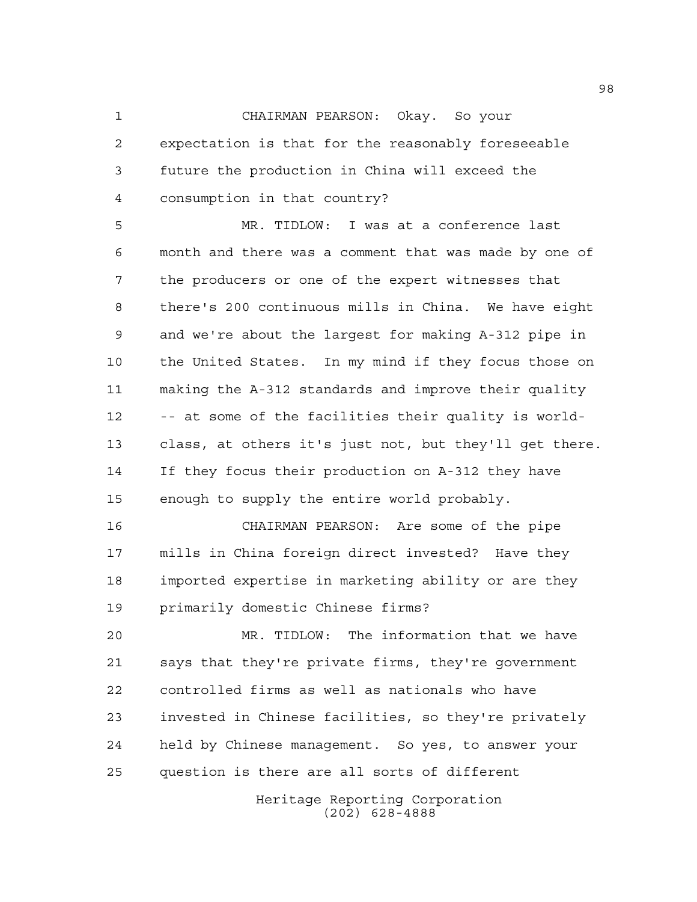CHAIRMAN PEARSON: Okay. So your expectation is that for the reasonably foreseeable future the production in China will exceed the consumption in that country?

MR. TIDLOW: I was at a conference last month and there was a comment that was made by one of the producers or one of the expert witnesses that there's 200 continuous mills in China. We have eight and we're about the largest for making A-312 pipe in the United States. In my mind if they focus those on making the A-312 standards and improve their quality -- at some of the facilities their quality is world-class, at others it's just not, but they'll get there. If they focus their production on A-312 they have enough to supply the entire world probably.

CHAIRMAN PEARSON: Are some of the pipe mills in China foreign direct invested? Have they imported expertise in marketing ability or are they primarily domestic Chinese firms?

MR. TIDLOW: The information that we have says that they're private firms, they're government controlled firms as well as nationals who have invested in Chinese facilities, so they're privately held by Chinese management. So yes, to answer your question is there are all sorts of different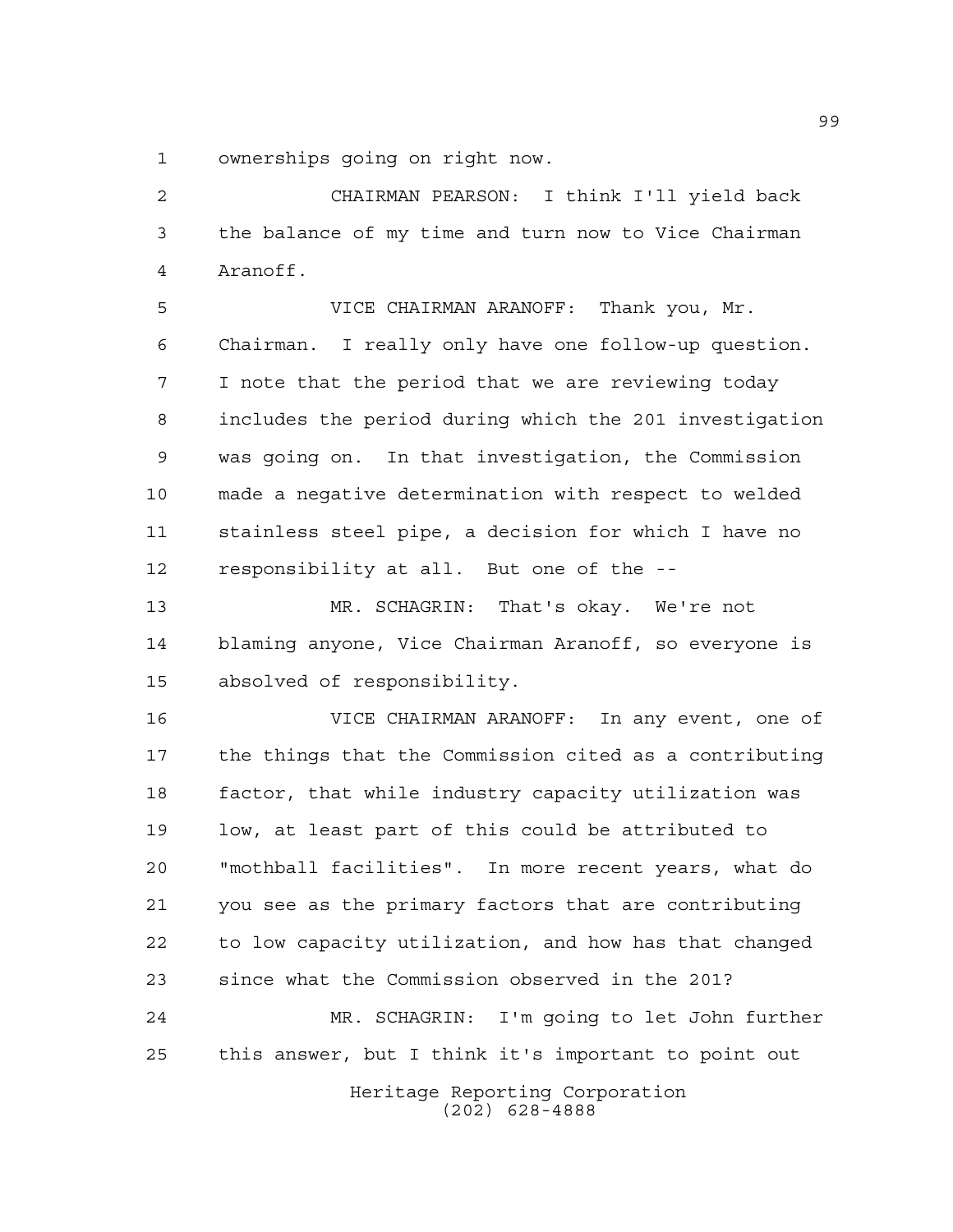ownerships going on right now.

CHAIRMAN PEARSON: I think I'll yield back the balance of my time and turn now to Vice Chairman Aranoff.

VICE CHAIRMAN ARANOFF: Thank you, Mr. Chairman. I really only have one follow-up question. I note that the period that we are reviewing today includes the period during which the 201 investigation was going on. In that investigation, the Commission made a negative determination with respect to welded stainless steel pipe, a decision for which I have no responsibility at all. But one of the --

MR. SCHAGRIN: That's okay. We're not blaming anyone, Vice Chairman Aranoff, so everyone is absolved of responsibility.

VICE CHAIRMAN ARANOFF: In any event, one of the things that the Commission cited as a contributing factor, that while industry capacity utilization was low, at least part of this could be attributed to "mothball facilities". In more recent years, what do you see as the primary factors that are contributing to low capacity utilization, and how has that changed since what the Commission observed in the 201?

MR. SCHAGRIN: I'm going to let John further this answer, but I think it's important to point out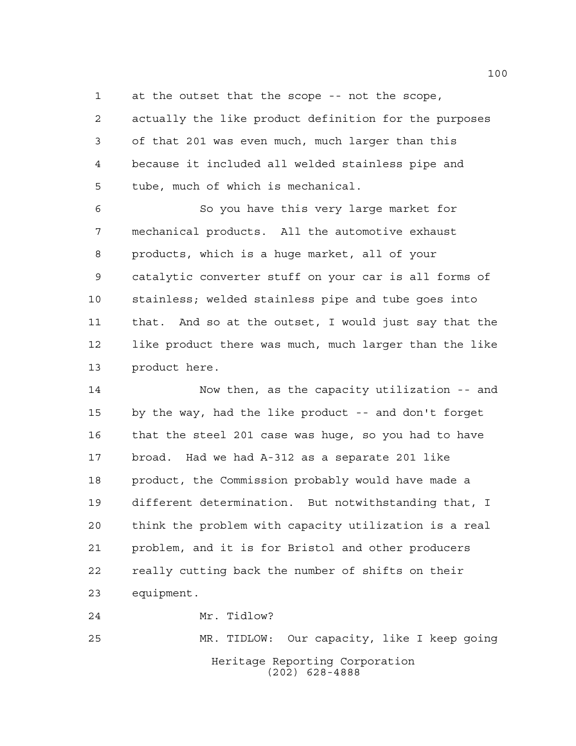at the outset that the scope -- not the scope, actually the like product definition for the purposes of that 201 was even much, much larger than this because it included all welded stainless pipe and tube, much of which is mechanical.

So you have this very large market for mechanical products. All the automotive exhaust products, which is a huge market, all of your catalytic converter stuff on your car is all forms of stainless; welded stainless pipe and tube goes into that. And so at the outset, I would just say that the like product there was much, much larger than the like product here.

Now then, as the capacity utilization -- and by the way, had the like product -- and don't forget that the steel 201 case was huge, so you had to have broad. Had we had A-312 as a separate 201 like product, the Commission probably would have made a different determination. But notwithstanding that, I think the problem with capacity utilization is a real problem, and it is for Bristol and other producers really cutting back the number of shifts on their equipment.

Mr. Tidlow?

MR. TIDLOW: Our capacity, like I keep going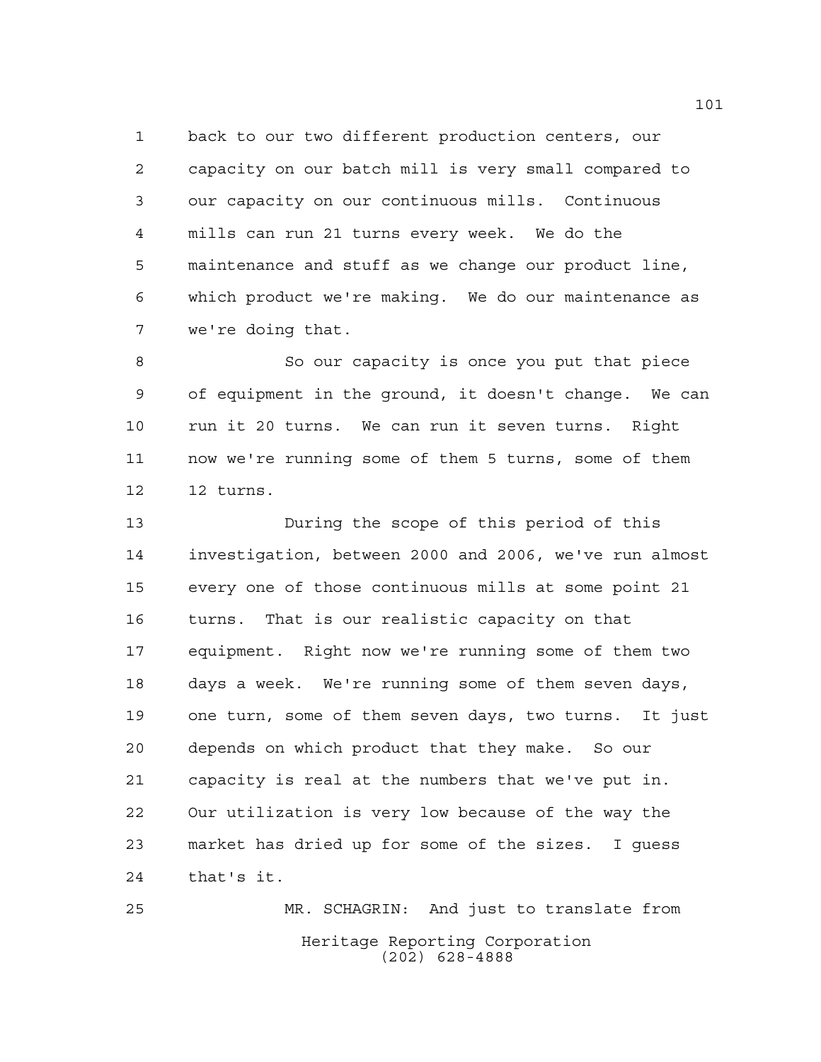back to our two different production centers, our capacity on our batch mill is very small compared to our capacity on our continuous mills. Continuous mills can run 21 turns every week. We do the maintenance and stuff as we change our product line, which product we're making. We do our maintenance as we're doing that.

So our capacity is once you put that piece of equipment in the ground, it doesn't change. We can run it 20 turns. We can run it seven turns. Right now we're running some of them 5 turns, some of them 12 turns.

During the scope of this period of this investigation, between 2000 and 2006, we've run almost every one of those continuous mills at some point 21 turns. That is our realistic capacity on that equipment. Right now we're running some of them two days a week. We're running some of them seven days, one turn, some of them seven days, two turns. It just depends on which product that they make. So our capacity is real at the numbers that we've put in. Our utilization is very low because of the way the market has dried up for some of the sizes. I guess that's it.

MR. SCHAGRIN: And just to translate from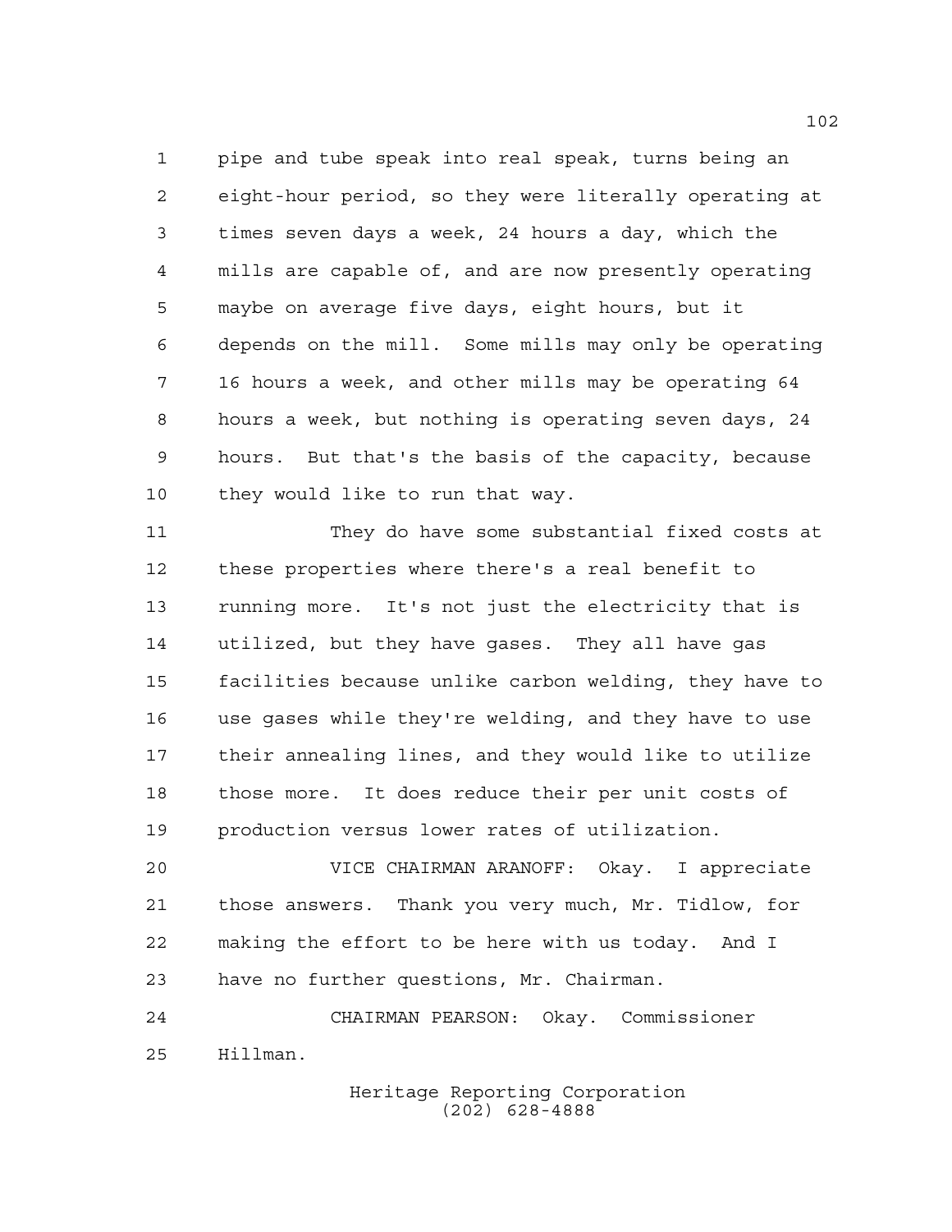pipe and tube speak into real speak, turns being an eight-hour period, so they were literally operating at times seven days a week, 24 hours a day, which the mills are capable of, and are now presently operating maybe on average five days, eight hours, but it depends on the mill. Some mills may only be operating 16 hours a week, and other mills may be operating 64 hours a week, but nothing is operating seven days, 24 hours. But that's the basis of the capacity, because they would like to run that way.

They do have some substantial fixed costs at these properties where there's a real benefit to running more. It's not just the electricity that is utilized, but they have gases. They all have gas facilities because unlike carbon welding, they have to use gases while they're welding, and they have to use their annealing lines, and they would like to utilize those more. It does reduce their per unit costs of production versus lower rates of utilization.

VICE CHAIRMAN ARANOFF: Okay. I appreciate those answers. Thank you very much, Mr. Tidlow, for making the effort to be here with us today. And I have no further questions, Mr. Chairman.

CHAIRMAN PEARSON: Okay. Commissioner Hillman.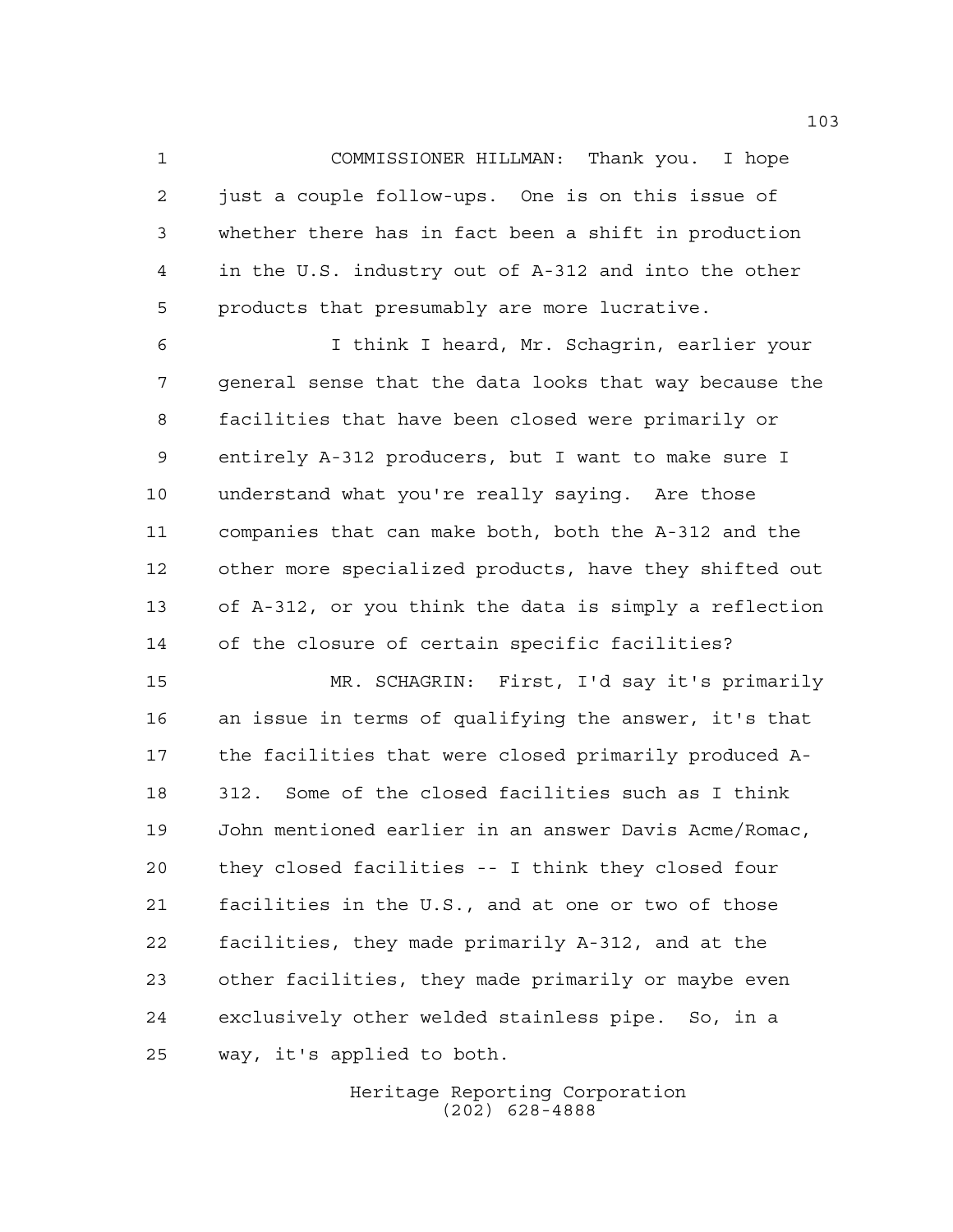COMMISSIONER HILLMAN: Thank you. I hope just a couple follow-ups. One is on this issue of whether there has in fact been a shift in production in the U.S. industry out of A-312 and into the other products that presumably are more lucrative.

I think I heard, Mr. Schagrin, earlier your general sense that the data looks that way because the facilities that have been closed were primarily or entirely A-312 producers, but I want to make sure I understand what you're really saying. Are those companies that can make both, both the A-312 and the other more specialized products, have they shifted out of A-312, or you think the data is simply a reflection of the closure of certain specific facilities?

MR. SCHAGRIN: First, I'd say it's primarily an issue in terms of qualifying the answer, it's that the facilities that were closed primarily produced A-312. Some of the closed facilities such as I think John mentioned earlier in an answer Davis Acme/Romac, they closed facilities -- I think they closed four facilities in the U.S., and at one or two of those facilities, they made primarily A-312, and at the other facilities, they made primarily or maybe even exclusively other welded stainless pipe. So, in a way, it's applied to both.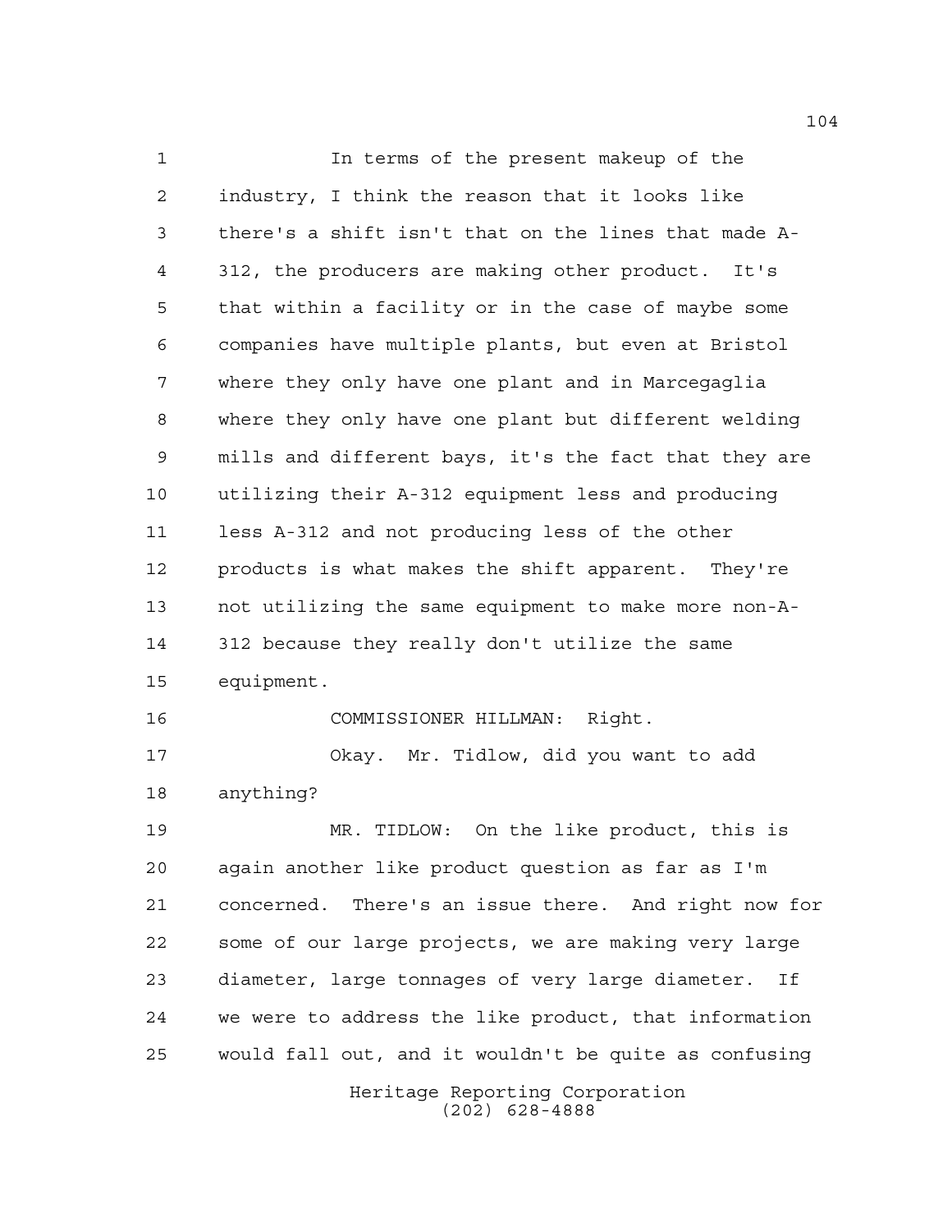In terms of the present makeup of the industry, I think the reason that it looks like there's a shift isn't that on the lines that made A-312, the producers are making other product. It's that within a facility or in the case of maybe some companies have multiple plants, but even at Bristol where they only have one plant and in Marcegaglia where they only have one plant but different welding mills and different bays, it's the fact that they are utilizing their A-312 equipment less and producing less A-312 and not producing less of the other products is what makes the shift apparent. They're not utilizing the same equipment to make more non-A-312 because they really don't utilize the same equipment.

COMMISSIONER HILLMAN: Right.

Okay. Mr. Tidlow, did you want to add anything?

MR. TIDLOW: On the like product, this is again another like product question as far as I'm concerned. There's an issue there. And right now for some of our large projects, we are making very large diameter, large tonnages of very large diameter. If we were to address the like product, that information would fall out, and it wouldn't be quite as confusing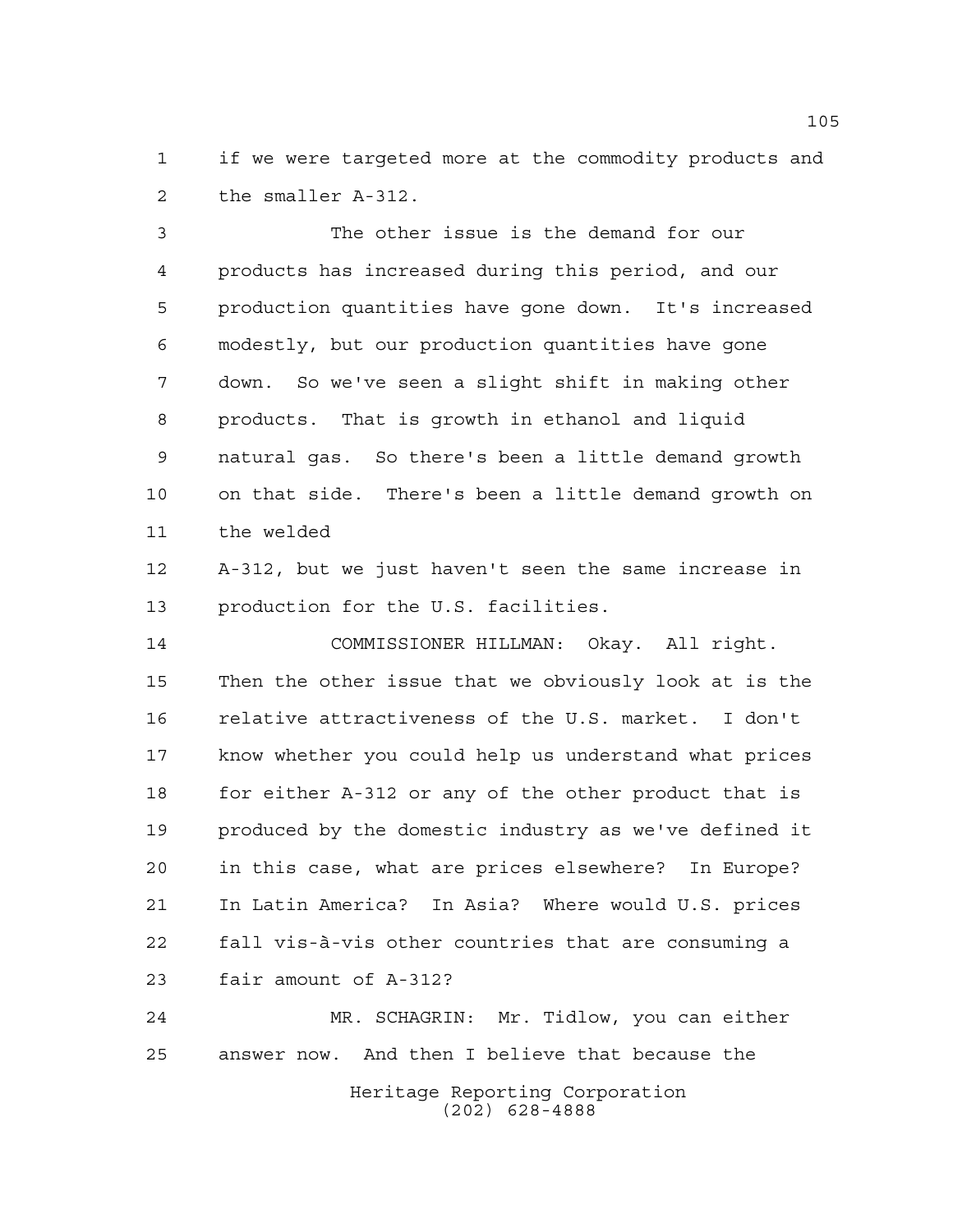if we were targeted more at the commodity products and the smaller A-312.

The other issue is the demand for our products has increased during this period, and our production quantities have gone down. It's increased modestly, but our production quantities have gone down. So we've seen a slight shift in making other products. That is growth in ethanol and liquid natural gas. So there's been a little demand growth on that side. There's been a little demand growth on the welded A-312, but we just haven't seen the same increase in production for the U.S. facilities.

COMMISSIONER HILLMAN: Okay. All right. Then the other issue that we obviously look at is the relative attractiveness of the U.S. market. I don't know whether you could help us understand what prices for either A-312 or any of the other product that is produced by the domestic industry as we've defined it in this case, what are prices elsewhere? In Europe? In Latin America? In Asia? Where would U.S. prices fall vis-à-vis other countries that are consuming a fair amount of A-312?

MR. SCHAGRIN: Mr. Tidlow, you can either answer now. And then I believe that because the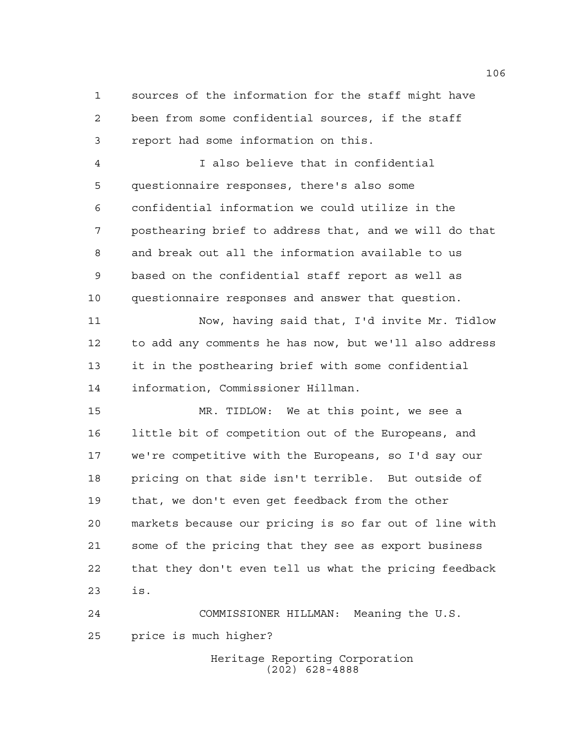sources of the information for the staff might have been from some confidential sources, if the staff report had some information on this.

I also believe that in confidential questionnaire responses, there's also some confidential information we could utilize in the posthearing brief to address that, and we will do that and break out all the information available to us based on the confidential staff report as well as questionnaire responses and answer that question.

Now, having said that, I'd invite Mr. Tidlow to add any comments he has now, but we'll also address it in the posthearing brief with some confidential information, Commissioner Hillman.

MR. TIDLOW: We at this point, we see a little bit of competition out of the Europeans, and we're competitive with the Europeans, so I'd say our pricing on that side isn't terrible. But outside of that, we don't even get feedback from the other markets because our pricing is so far out of line with some of the pricing that they see as export business that they don't even tell us what the pricing feedback is.

COMMISSIONER HILLMAN: Meaning the U.S. price is much higher?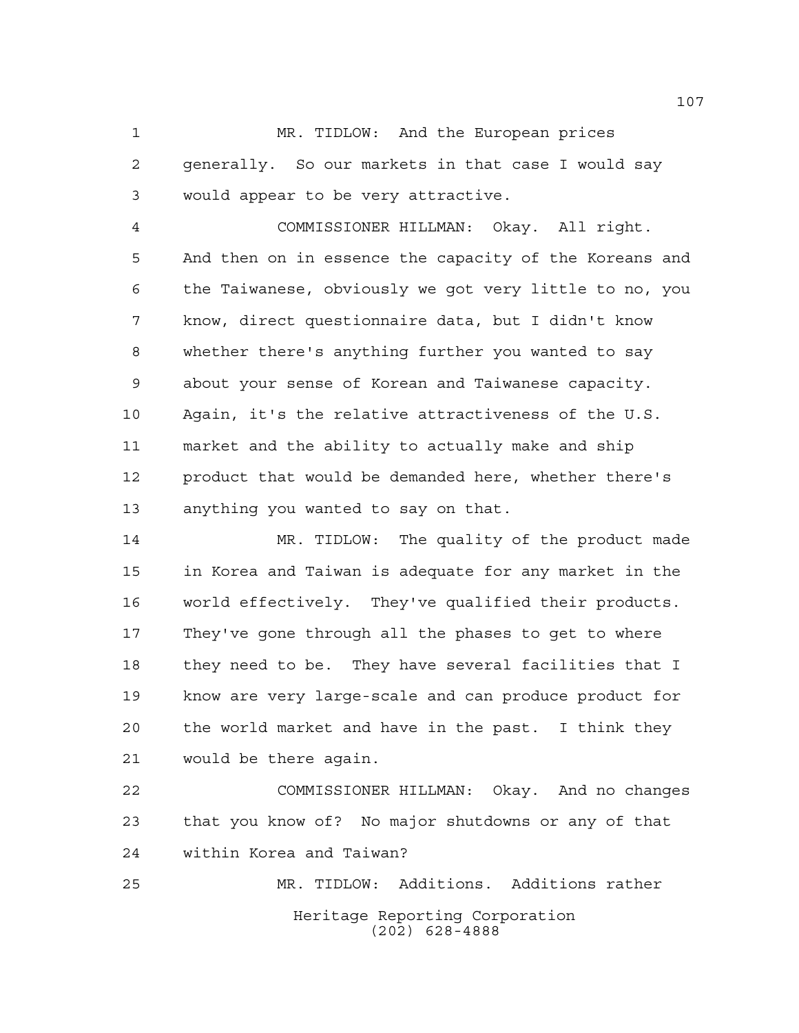MR. TIDLOW: And the European prices generally. So our markets in that case I would say would appear to be very attractive.

COMMISSIONER HILLMAN: Okay. All right. And then on in essence the capacity of the Koreans and the Taiwanese, obviously we got very little to no, you know, direct questionnaire data, but I didn't know whether there's anything further you wanted to say about your sense of Korean and Taiwanese capacity. Again, it's the relative attractiveness of the U.S. market and the ability to actually make and ship product that would be demanded here, whether there's anything you wanted to say on that.

MR. TIDLOW: The quality of the product made in Korea and Taiwan is adequate for any market in the world effectively. They've qualified their products. They've gone through all the phases to get to where they need to be. They have several facilities that I know are very large-scale and can produce product for the world market and have in the past. I think they would be there again.

COMMISSIONER HILLMAN: Okay. And no changes that you know of? No major shutdowns or any of that within Korea and Taiwan?

MR. TIDLOW: Additions. Additions rather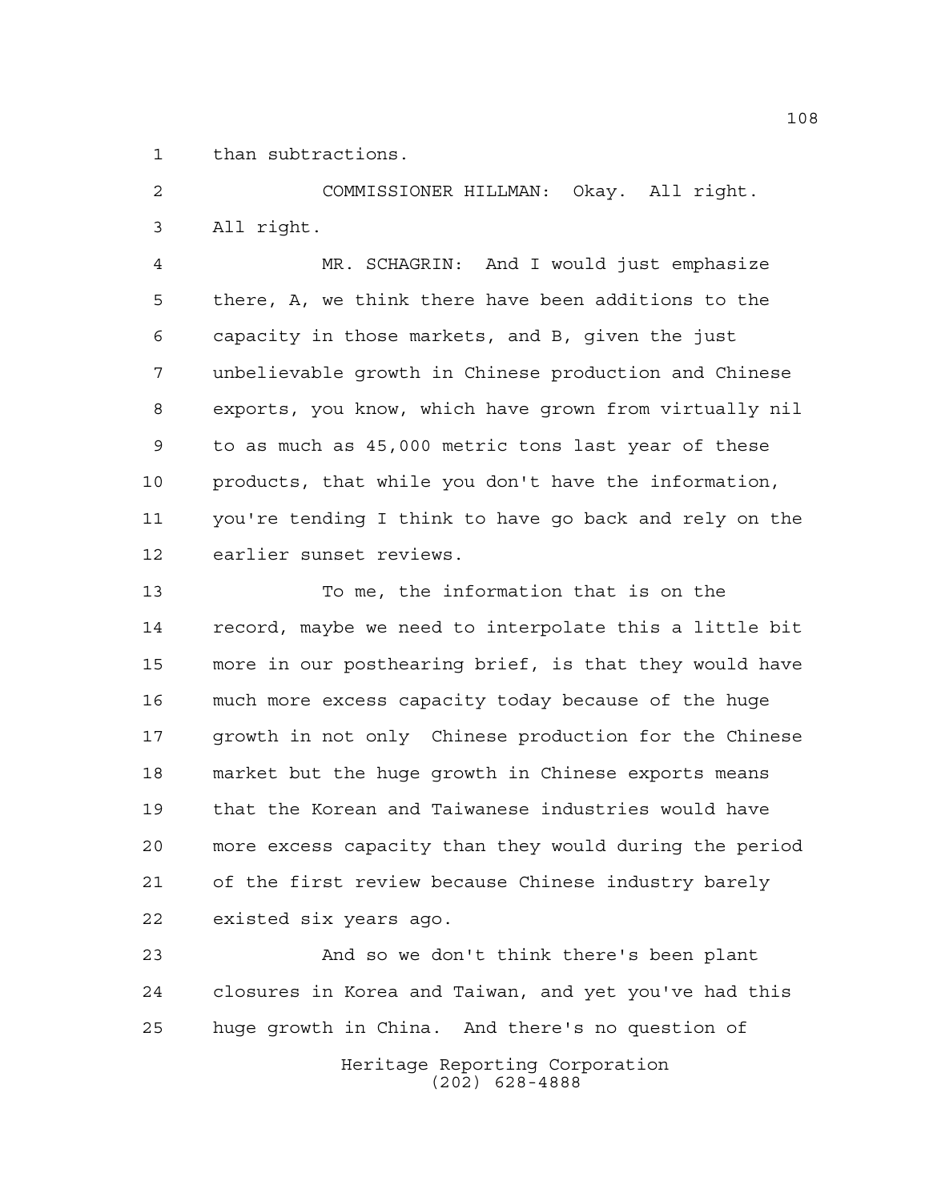than subtractions.

COMMISSIONER HILLMAN: Okay. All right. All right.

MR. SCHAGRIN: And I would just emphasize there, A, we think there have been additions to the capacity in those markets, and B, given the just unbelievable growth in Chinese production and Chinese exports, you know, which have grown from virtually nil to as much as 45,000 metric tons last year of these products, that while you don't have the information, you're tending I think to have go back and rely on the earlier sunset reviews.

To me, the information that is on the record, maybe we need to interpolate this a little bit more in our posthearing brief, is that they would have much more excess capacity today because of the huge growth in not only Chinese production for the Chinese market but the huge growth in Chinese exports means that the Korean and Taiwanese industries would have more excess capacity than they would during the period of the first review because Chinese industry barely existed six years ago.

And so we don't think there's been plant closures in Korea and Taiwan, and yet you've had this huge growth in China. And there's no question of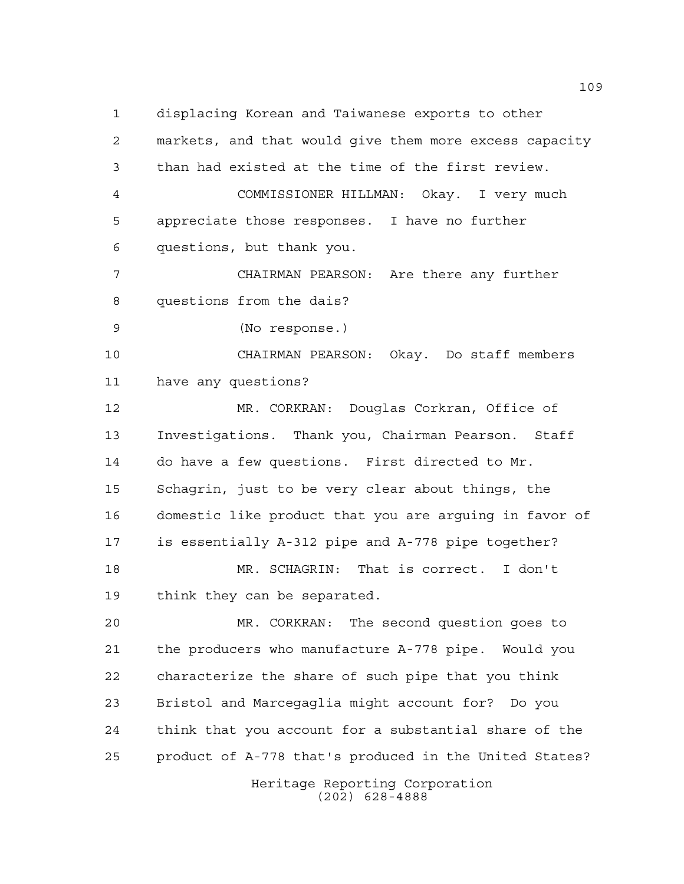displacing Korean and Taiwanese exports to other markets, and that would give them more excess capacity than had existed at the time of the first review.

COMMISSIONER HILLMAN: Okay. I very much appreciate those responses. I have no further questions, but thank you.

CHAIRMAN PEARSON: Are there any further questions from the dais?

(No response.)

CHAIRMAN PEARSON: Okay. Do staff members have any questions?

MR. CORKRAN: Douglas Corkran, Office of Investigations. Thank you, Chairman Pearson. Staff do have a few questions. First directed to Mr. Schagrin, just to be very clear about things, the domestic like product that you are arguing in favor of is essentially A-312 pipe and A-778 pipe together?

MR. SCHAGRIN: That is correct. I don't think they can be separated.

MR. CORKRAN: The second question goes to the producers who manufacture A-778 pipe. Would you characterize the share of such pipe that you think Bristol and Marcegaglia might account for? Do you think that you account for a substantial share of the product of A-778 that's produced in the United States?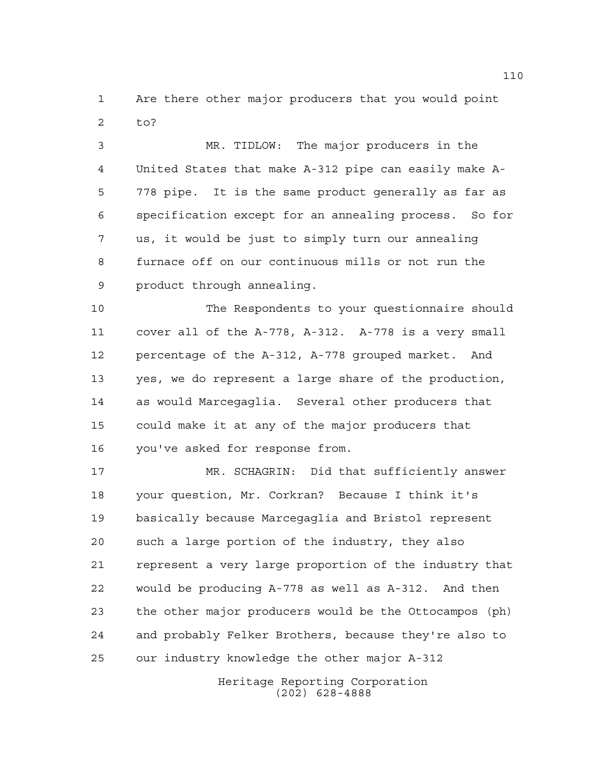Are there other major producers that you would point to?

MR. TIDLOW: The major producers in the United States that make A-312 pipe can easily make A-778 pipe. It is the same product generally as far as specification except for an annealing process. So for us, it would be just to simply turn our annealing furnace off on our continuous mills or not run the product through annealing.

The Respondents to your questionnaire should cover all of the A-778, A-312. A-778 is a very small percentage of the A-312, A-778 grouped market. And yes, we do represent a large share of the production, as would Marcegaglia. Several other producers that could make it at any of the major producers that you've asked for response from.

MR. SCHAGRIN: Did that sufficiently answer your question, Mr. Corkran? Because I think it's basically because Marcegaglia and Bristol represent such a large portion of the industry, they also represent a very large proportion of the industry that would be producing A-778 as well as A-312. And then the other major producers would be the Ottocampos (ph) and probably Felker Brothers, because they're also to our industry knowledge the other major A-312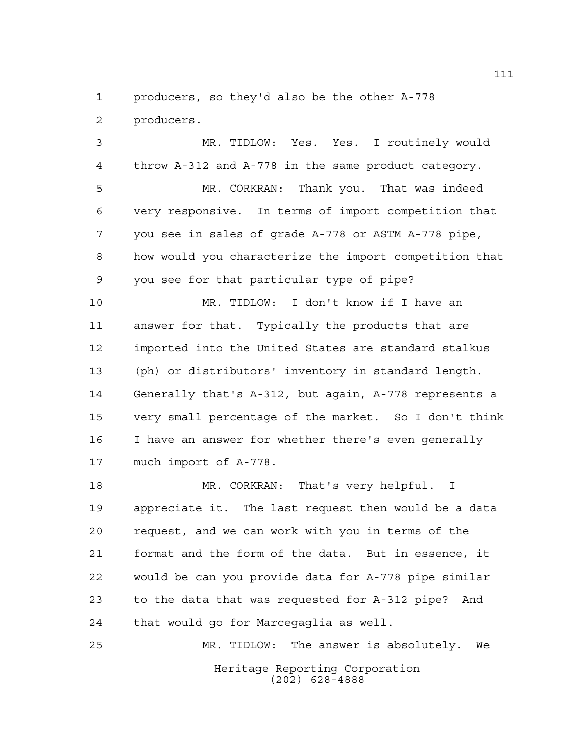producers, so they'd also be the other A-778 producers.

MR. TIDLOW: Yes. Yes. I routinely would throw A-312 and A-778 in the same product category.

MR. CORKRAN: Thank you. That was indeed very responsive. In terms of import competition that you see in sales of grade A-778 or ASTM A-778 pipe, how would you characterize the import competition that you see for that particular type of pipe?

MR. TIDLOW: I don't know if I have an answer for that. Typically the products that are imported into the United States are standard stalkus (ph) or distributors' inventory in standard length. Generally that's A-312, but again, A-778 represents a very small percentage of the market. So I don't think I have an answer for whether there's even generally much import of A-778.

MR. CORKRAN: That's very helpful. I appreciate it. The last request then would be a data request, and we can work with you in terms of the format and the form of the data. But in essence, it would be can you provide data for A-778 pipe similar to the data that was requested for A-312 pipe? And that would go for Marcegaglia as well.

MR. TIDLOW: The answer is absolutely. We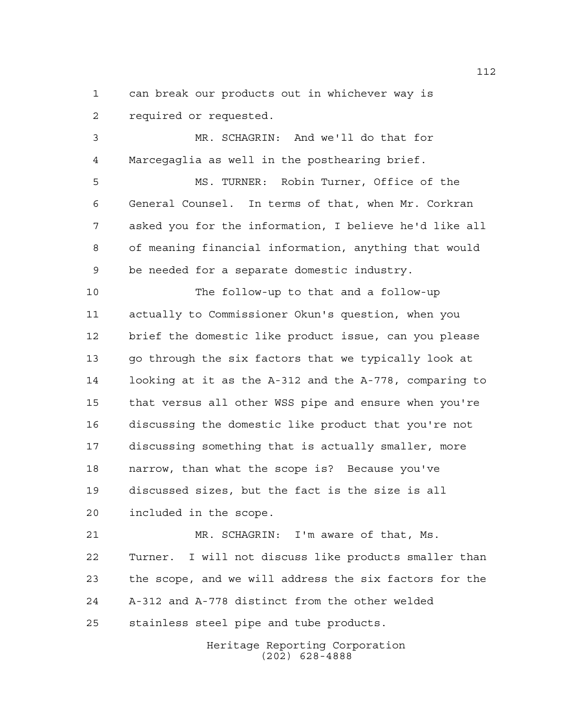can break our products out in whichever way is required or requested.

MR. SCHAGRIN: And we'll do that for Marcegaglia as well in the posthearing brief.

MS. TURNER: Robin Turner, Office of the General Counsel. In terms of that, when Mr. Corkran asked you for the information, I believe he'd like all of meaning financial information, anything that would be needed for a separate domestic industry.

The follow-up to that and a follow-up actually to Commissioner Okun's question, when you brief the domestic like product issue, can you please go through the six factors that we typically look at looking at it as the A-312 and the A-778, comparing to that versus all other WSS pipe and ensure when you're discussing the domestic like product that you're not discussing something that is actually smaller, more narrow, than what the scope is? Because you've discussed sizes, but the fact is the size is all included in the scope.

MR. SCHAGRIN: I'm aware of that, Ms. Turner. I will not discuss like products smaller than the scope, and we will address the six factors for the A-312 and A-778 distinct from the other welded stainless steel pipe and tube products.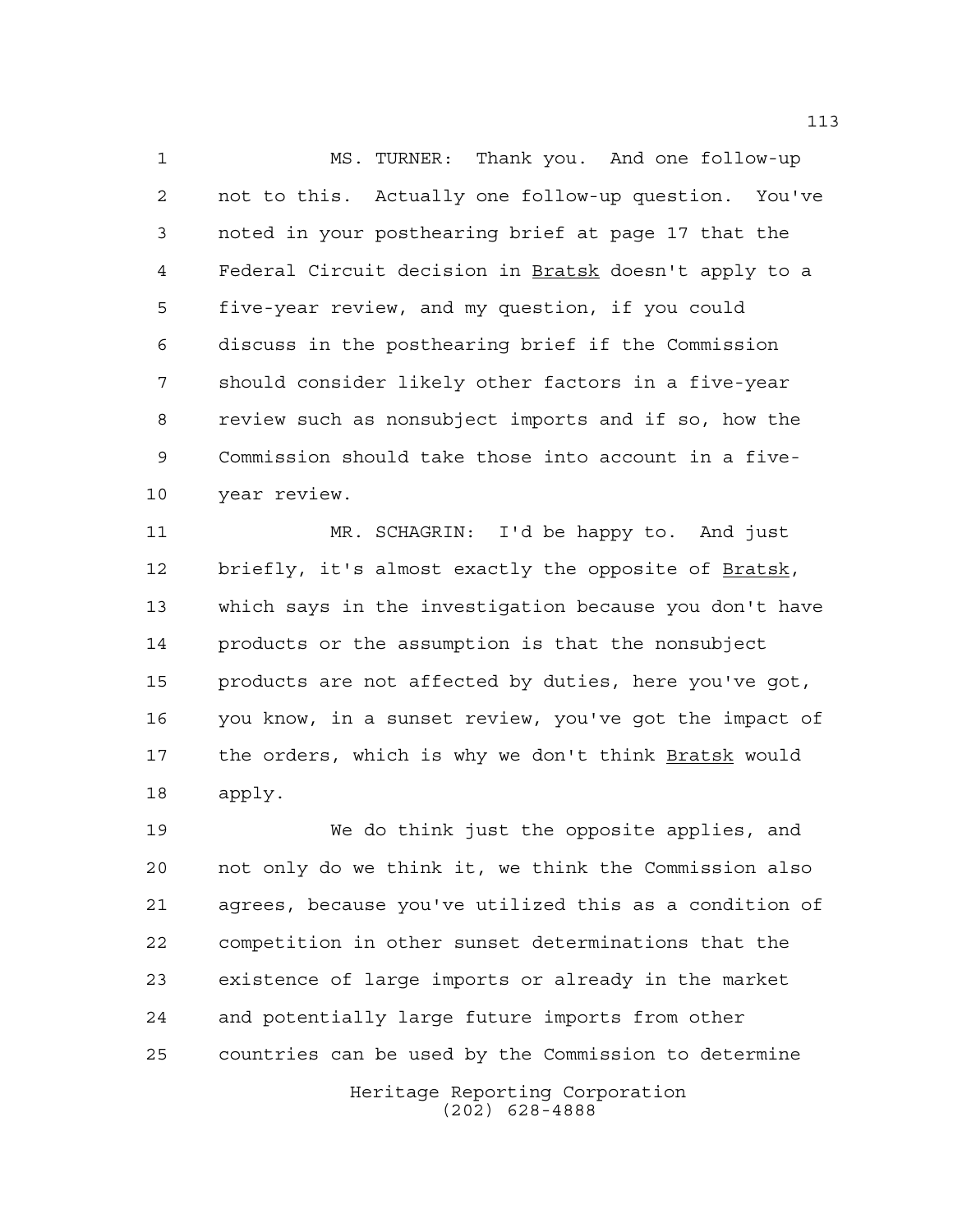MS. TURNER: Thank you. And one follow-up not to this. Actually one follow-up question. You've noted in your posthearing brief at page 17 that the Federal Circuit decision in Bratsk doesn't apply to a five-year review, and my question, if you could discuss in the posthearing brief if the Commission should consider likely other factors in a five-year review such as nonsubject imports and if so, how the Commission should take those into account in a five-year review.

MR. SCHAGRIN: I'd be happy to. And just briefly, it's almost exactly the opposite of Bratsk, which says in the investigation because you don't have products or the assumption is that the nonsubject products are not affected by duties, here you've got, you know, in a sunset review, you've got the impact of the orders, which is why we don't think Bratsk would apply.

We do think just the opposite applies, and not only do we think it, we think the Commission also agrees, because you've utilized this as a condition of competition in other sunset determinations that the existence of large imports or already in the market and potentially large future imports from other countries can be used by the Commission to determine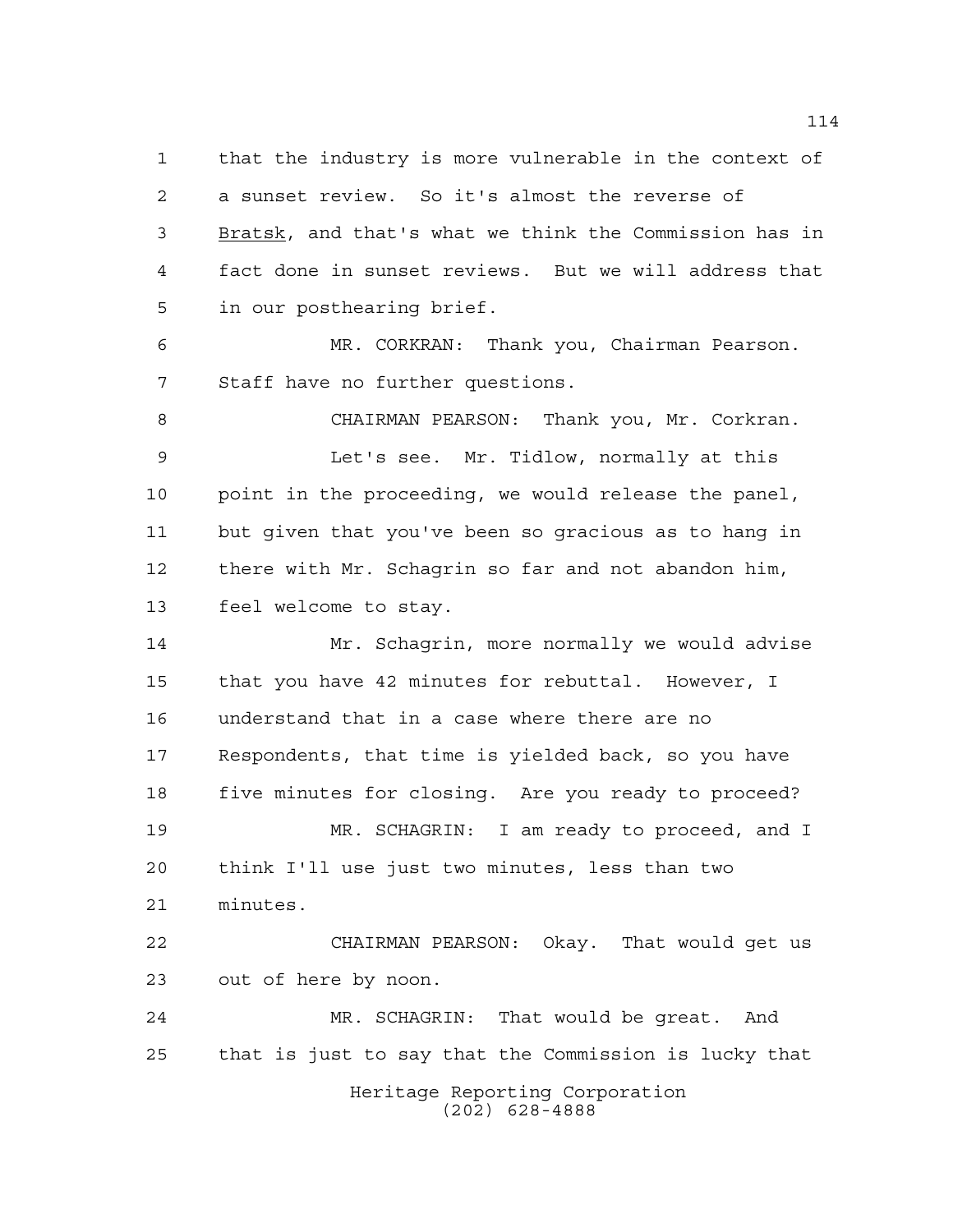that the industry is more vulnerable in the context of a sunset review. So it's almost the reverse of *Bratsk*, and that's what we think the Commission has in fact done in sunset reviews. But we will address that in our posthearing brief.

MR. CORKRAN: Thank you, Chairman Pearson. Staff have no further questions.

CHAIRMAN PEARSON: Thank you, Mr. Corkran.

Let's see. Mr. Tidlow, normally at this point in the proceeding, we would release the panel, but given that you've been so gracious as to hang in there with Mr. Schagrin so far and not abandon him, feel welcome to stay.

Mr. Schagrin, more normally we would advise that you have 42 minutes for rebuttal. However, I understand that in a case where there are no Respondents, that time is yielded back, so you have five minutes for closing. Are you ready to proceed?

MR. SCHAGRIN: I am ready to proceed, and I think I'll use just two minutes, less than two minutes.

CHAIRMAN PEARSON: Okay. That would get us out of here by noon.

MR. SCHAGRIN: That would be great. And that is just to say that the Commission is lucky that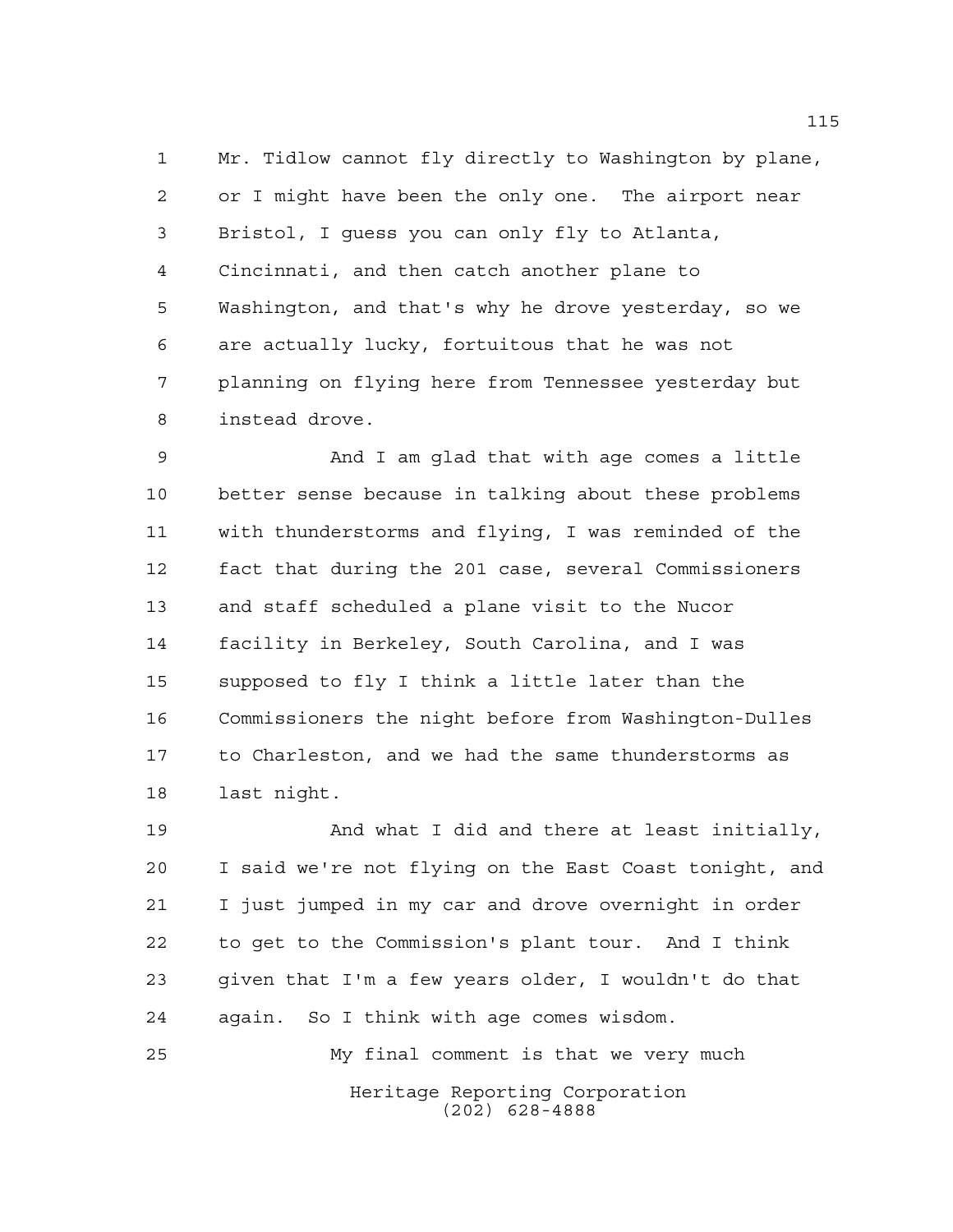Mr. Tidlow cannot fly directly to Washington by plane, or I might have been the only one. The airport near Bristol, I guess you can only fly to Atlanta, Cincinnati, and then catch another plane to Washington, and that's why he drove yesterday, so we are actually lucky, fortuitous that he was not planning on flying here from Tennessee yesterday but instead drove.

And I am glad that with age comes a little better sense because in talking about these problems with thunderstorms and flying, I was reminded of the fact that during the 201 case, several Commissioners and staff scheduled a plane visit to the Nucor facility in Berkeley, South Carolina, and I was supposed to fly I think a little later than the Commissioners the night before from Washington-Dulles to Charleston, and we had the same thunderstorms as last night.

And what I did and there at least initially, I said we're not flying on the East Coast tonight, and I just jumped in my car and drove overnight in order to get to the Commission's plant tour. And I think given that I'm a few years older, I wouldn't do that again. So I think with age comes wisdom.

My final comment is that we very much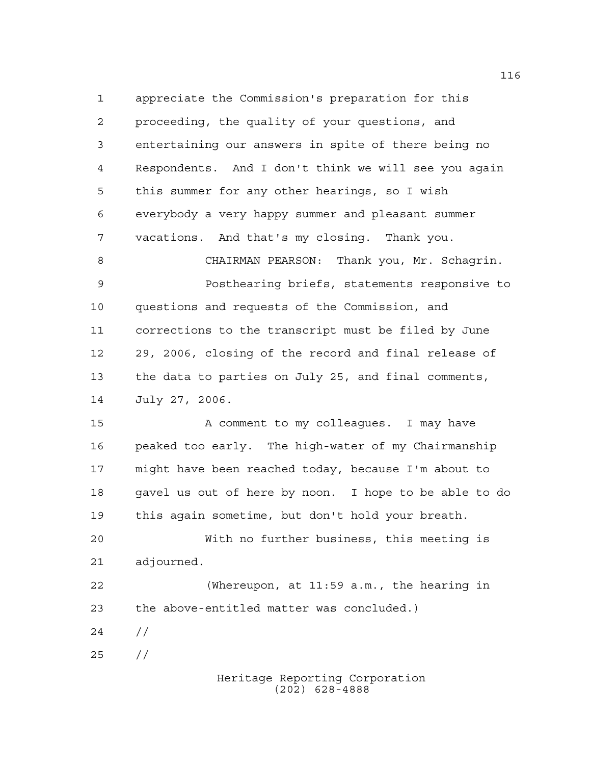appreciate the Commission's preparation for this proceeding, the quality of your questions, and entertaining our answers in spite of there being no Respondents. And I don't think we will see you again this summer for any other hearings, so I wish everybody a very happy summer and pleasant summer vacations. And that's my closing. Thank you.

CHAIRMAN PEARSON: Thank you, Mr. Schagrin.

Posthearing briefs, statements responsive to questions and requests of the Commission, and corrections to the transcript must be filed by June 29, 2006, closing of the record and final release of the data to parties on July 25, and final comments, July 27, 2006.

A comment to my colleagues. I may have peaked too early. The high-water of my Chairmanship might have been reached today, because I'm about to gavel us out of here by noon. I hope to be able to do this again sometime, but don't hold your breath.

With no further business, this meeting is adjourned.

(Whereupon, at 11:59 a.m., the hearing in the above-entitled matter was concluded.)

//

//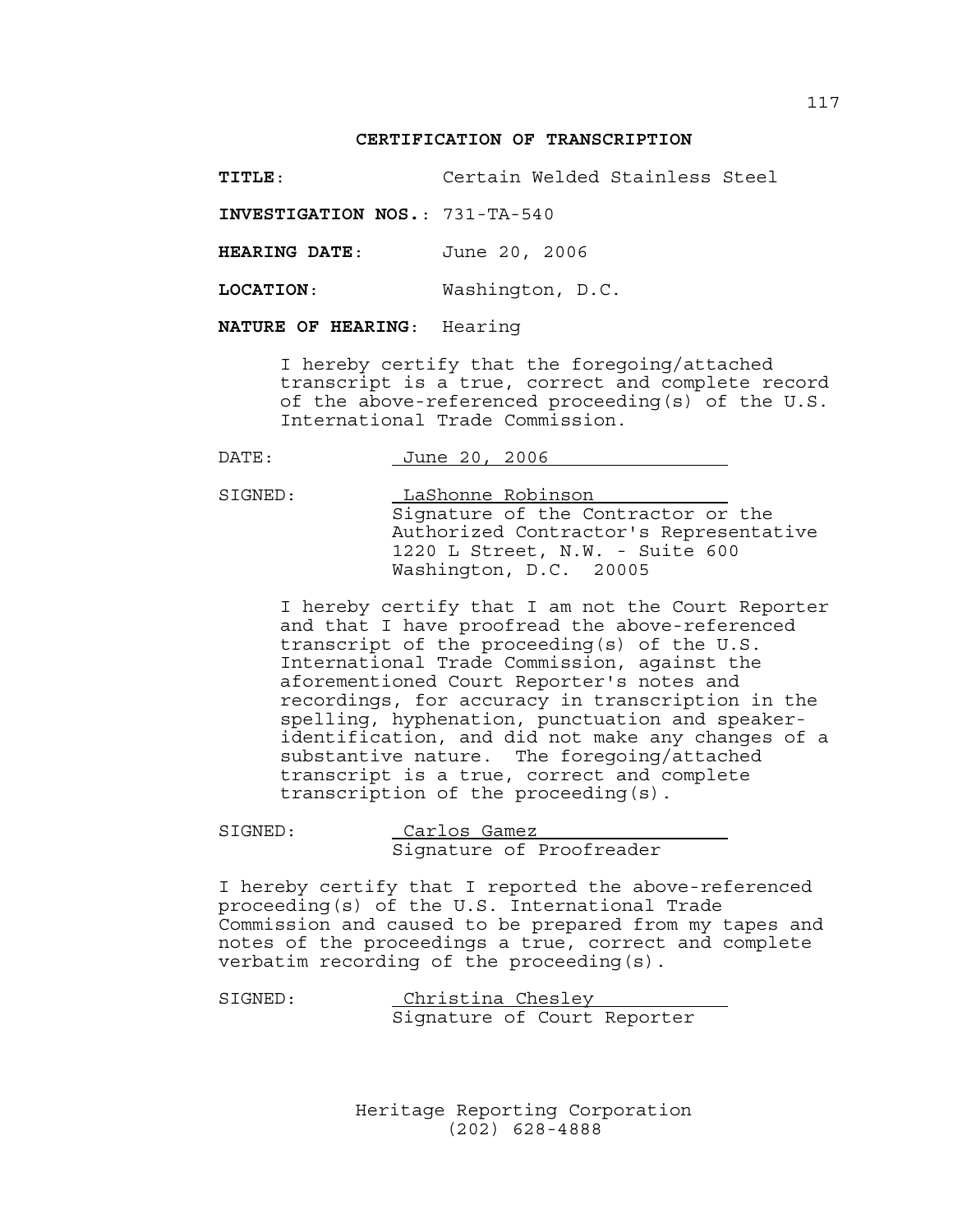## CERTIFICATION OF TRANSCRIPTION

**TITLE**: Certain Welded Stainless Steel

**INVESTIGATION NOS.**: 731-TA-540

**HEARING DATE**: June 20, 2006

**LOCATION**: Washington, D.C.

**NATURE OF HEARING**: Hearing

I hereby certify that the foregoing/attached transcript is a true, correct and complete record of the above-referenced proceeding(s) of the U.S. International Trade Commission.

DATE: June 20, 2006

SIGNED: LaShonne Robinson
Signature of the Contractor or the Authorized Contractor's Representative
1220 L Street, N.W. - Suite 600
Washington, D.C. 20005

I hereby certify that I am not the Court Reporter and that I have proofread the above-referenced transcript of the proceeding(s) of the U.S. International Trade Commission, against the aforementioned Court Reporter's notes and recordings, for accuracy in transcription in the spelling, hyphenation, punctuation and speaker-identification, and did not make any changes of a substantive nature. The foregoing/attached transcript is a true, correct and complete transcription of the proceeding(s).

SIGNED: Carlos Gamez
Signature of Proofreader

I hereby certify that I reported the above-referenced proceeding(s) of the U.S. International Trade Commission and caused to be prepared from my tapes and notes of the proceedings a true, correct and complete verbatim recording of the proceeding(s).

SIGNED: Christina Chesley
Signature of Court Reporter